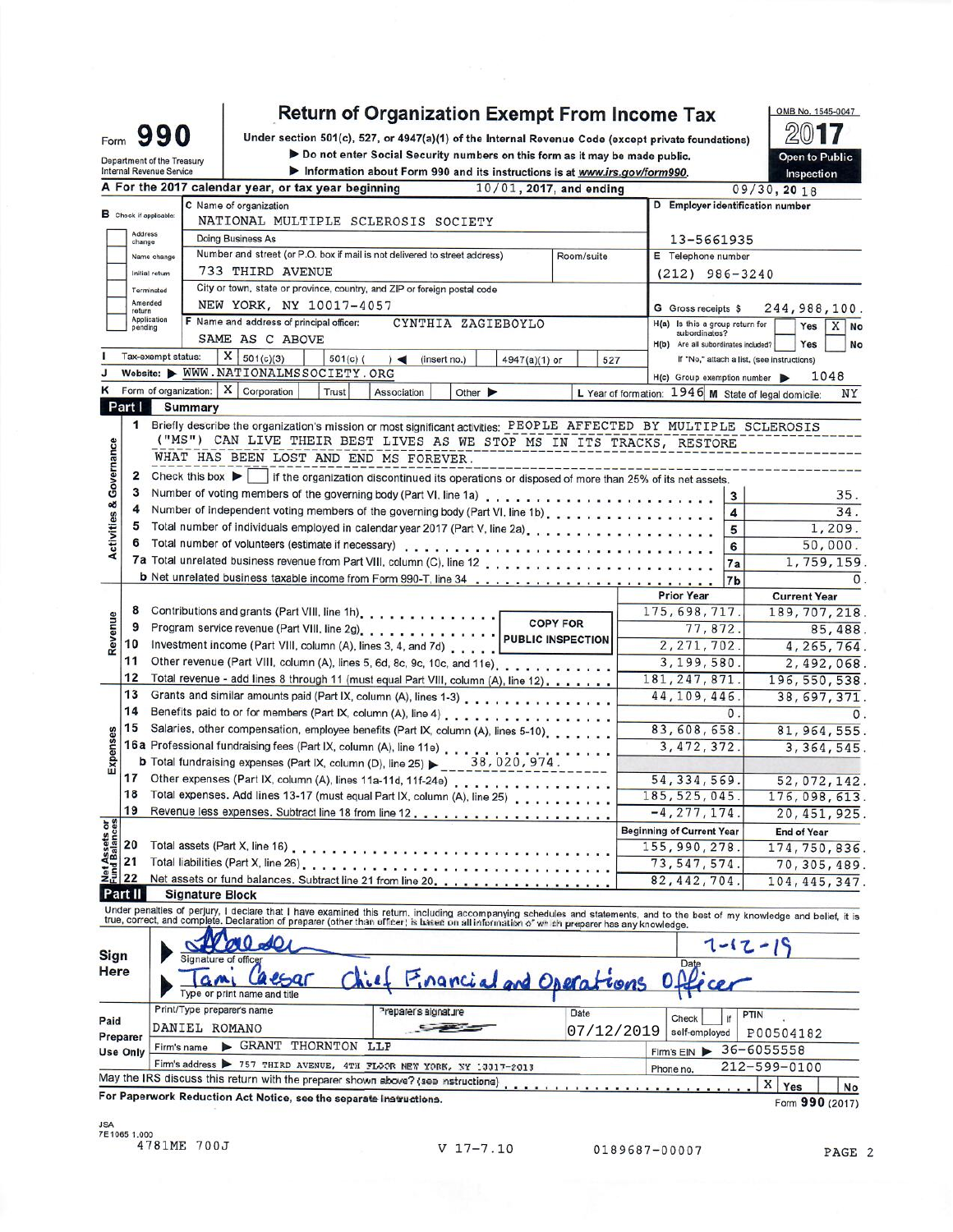# Form 990

**Return of Organization Exempt From Income Tax**

Under section 501(c), 527, or 4947(a)(1) of the Internal Revenue Code (except private foundations)

▶ Do not enter Social Security numbers on this form as it may be made public.

▶ Information about Form 990 and its instructions is at www.irs.gov/form990.

OMB No. 1545-0047

2017

Open to Public Inspection

Department of the Treasury
Internal Revenue Service

**A** For the 2017 calendar year, or tax year beginning 10/01, 2017, and ending 09/30, 2018

**B** Check if applicable: Address change / Name change / Initial return / Terminated / Amended return / Application pending

**C** Name of organization: NATIONAL MULTIPLE SCLEROSIS SOCIETY

Doing Business As

Number and street (or P.O. box if mail is not delivered to street address): 733 THIRD AVENUE  Room/suite

City or town, state or province, country, and ZIP or foreign postal code: NEW YORK, NY 10017-4057

**D** Employer identification number: 13-5661935

**E** Telephone number: (212) 986-3240

**G** Gross receipts $ 244,988,100.

**F** Name and address of principal officer: CYNTHIA ZAGIEBOYLO
SAME AS C ABOVE

**H(a)** Is this a group return for subordinates? Yes [ ] No [X]

**H(b)** Are all subordinates included? Yes [ ] No [ ]
If "No," attach a list. (see instructions)

**I** Tax-exempt status: [X] 501(c)(3) [ ] 501(c) ( ) ◀ (insert no.) [ ] 4947(a)(1) or [ ] 527

**J** Website: ▶ WWW.NATIONALMSSOCIETY.ORG

**H(c)** Group exemption number ▶ 1048

**K** Form of organization: [X] Corporation [ ] Trust [ ] Association [ ] Other ▶

**L** Year of formation: 1946 **M** State of legal domicile: NY

## Part I Summary

**Activities & Governance**

1. Briefly describe the organization's mission or most significant activities: PEOPLE AFFECTED BY MULTIPLE SCLEROSIS ("MS") CAN LIVE THEIR BEST LIVES AS WE STOP MS IN ITS TRACKS, RESTORE WHAT HAS BEEN LOST AND END MS FOREVER.
2. Check this box ▶ [ ] if the organization discontinued its operations or disposed of more than 25% of its net assets.

| Line | Description | No. | Value |
|---|---|---|---|
| 3 | Number of voting members of the governing body (Part VI, line 1a) | 3 | 35. |
| 4 | Number of independent voting members of the governing body (Part VI, line 1b) | 4 | 34. |
| 5 | Total number of individuals employed in calendar year 2017 (Part V, line 2a) | 5 | 1,209. |
| 6 | Total number of volunteers (estimate if necessary) | 6 | 50,000. |
| 7a | Total unrelated business revenue from Part VIII, column (C), line 12 | 7a | 1,759,159. |
| b | Net unrelated business taxable income from Form 990-T, line 34 | 7b | 0. |

COPY FOR PUBLIC INSPECTION

| | Line | Description | Prior Year | Current Year |
|---|---|---|---|---|
| Revenue | 8 | Contributions and grants (Part VIII, line 1h) | 175,698,717. | 189,707,218. |
| | 9 | Program service revenue (Part VIII, line 2g) | 77,872. | 85,488. |
| | 10 | Investment income (Part VIII, column (A), lines 3, 4, and 7d) | 2,271,702. | 4,265,764. |
| | 11 | Other revenue (Part VIII, column (A), lines 5, 6d, 8c, 9c, 10c, and 11e) | 3,199,580. | 2,492,068. |
| | 12 | Total revenue - add lines 8 through 11 (must equal Part VIII, column (A), line 12) | 181,247,871. | 196,550,538. |
| Expenses | 13 | Grants and similar amounts paid (Part IX, column (A), lines 1-3) | 44,109,446. | 38,697,371. |
| | 14 | Benefits paid to or for members (Part IX, column (A), line 4) | 0. | 0. |
| | 15 | Salaries, other compensation, employee benefits (Part IX, column (A), lines 5-10) | 83,608,658. | 81,964,555. |
| | 16a | Professional fundraising fees (Part IX, column (A), line 11e) | 3,472,372. | 3,364,545. |
| | b | Total fundraising expenses (Part IX, column (D), line 25) ▶ 38,020,974. | | |
| | 17 | Other expenses (Part IX, column (A), lines 11a-11d, 11f-24e) | 54,334,569. | 52,072,142. |
| | 18 | Total expenses. Add lines 13-17 (must equal Part IX, column (A), line 25) | 185,525,045. | 176,098,613. |
| | 19 | Revenue less expenses. Subtract line 18 from line 12 | -4,277,174. | 20,451,925. |
| | | | **Beginning of Current Year** | **End of Year** |
| Net Assets or Fund Balances | 20 | Total assets (Part X, line 16) | 155,990,278. | 174,750,836. |
| | 21 | Total liabilities (Part X, line 26) | 73,547,574. | 70,305,489. |
| | 22 | Net assets or fund balances. Subtract line 21 from line 20 | 82,442,704. | 104,445,347. |

## Part II Signature Block

Under penalties of perjury, I declare that I have examined this return, including accompanying schedules and statements, and to the best of my knowledge and belief, it is true, correct, and complete. Declaration of preparer (other than officer) is based on all information of which preparer has any knowledge.

**Sign Here**

Signature of officer: [signature] Date: 7-12-19

Tami Caesar Chief Financial and Operations Officer
Type or print name and title

**Paid Preparer Use Only**

| Print/Type preparer's name | Preparer's signature | Date | Check if self-employed | PTIN |
|---|---|---|---|---|
| DANIEL ROMANO | [signature] | 07/12/2019 | [ ] | P00504182 |

Firm's name ▶ GRANT THORNTON LLP — Firm's EIN ▶ 36-6055558

Firm's address ▶ 757 THIRD AVENUE, 4TH FLOOR NEW YORK, NY 10017-2013 — Phone no. 212-599-0100

May the IRS discuss this return with the preparer shown above? (see instructions) [X] Yes [ ] No

For Paperwork Reduction Act Notice, see the separate instructions. Form **990** (2017)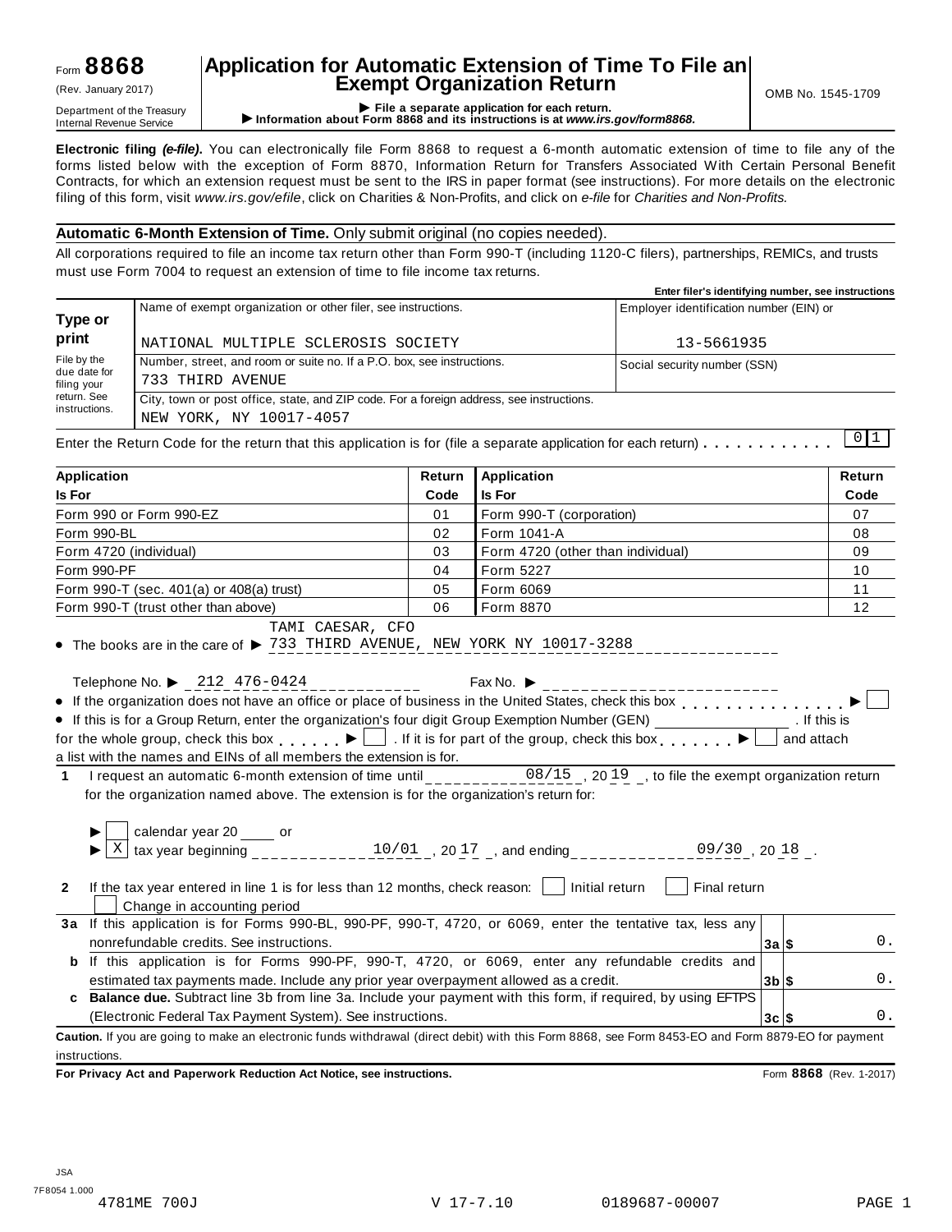Form **8868** (Rev. January 2017) Department of the Treasury Internal Revenue Service

# Application for Automatic Extension of Time To File an Exempt Organization Return

▶ **File a separate application for each return.**
▶ **Information about Form 8868 and its instructions is at** ***www.irs.gov/form8868.***

OMB No. 1545-1709

**Electronic filing *(e-file)*.** You can electronically file Form 8868 to request a 6-month automatic extension of time to file any of the forms listed below with the exception of Form 8870, Information Return for Transfers Associated With Certain Personal Benefit Contracts, for which an extension request must be sent to the IRS in paper format (see instructions). For more details on the electronic filing of this form, visit *www.irs.gov/efile*, click on Charities & Non-Profits, and click on *e-file* for *Charities and Non-Profits.*

**Automatic 6-Month Extension of Time.** Only submit original (no copies needed).

All corporations required to file an income tax return other than Form 990-T (including 1120-C filers), partnerships, REMICs, and trusts must use Form 7004 to request an extension of time to file income tax returns.

**Enter filer's identifying number, see instructions**

| **Type or print** | Name of exempt organization or other filer, see instructions. NATIONAL MULTIPLE SCLEROSIS SOCIETY | Employer identification number (EIN) or 13-5661935 |
|---|---|---|
| File by the due date for filing your return. See instructions. | Number, street, and room or suite no. If a P.O. box, see instructions. 733 THIRD AVENUE | Social security number (SSN) |
| | City, town or post office, state, and ZIP code. For a foreign address, see instructions. NEW YORK, NY 10017-4057 | |

Enter the Return Code for the return that this application is for (file a separate application for each return) . . . . . . . . . . . 01

| **Application Is For** | **Return Code** | **Application Is For** | **Return Code** |
|---|---|---|---|
| Form 990 or Form 990-EZ | 01 | Form 990-T (corporation) | 07 |
| Form 990-BL | 02 | Form 1041-A | 08 |
| Form 4720 (individual) | 03 | Form 4720 (other than individual) | 09 |
| Form 990-PF | 04 | Form 5227 | 10 |
| Form 990-T (sec. 401(a) or 408(a) trust) | 05 | Form 6069 | 11 |
| Form 990-T (trust other than above) | 06 | Form 8870 | 12 |

- The books are in the care of ▶ TAMI CAESAR, CFO 733 THIRD AVENUE, NEW YORK NY 10017-3288

  Telephone No. ▶ 212 476-0424 Fax No. ▶
- If the organization does not have an office or place of business in the United States, check this box . . . . . . . . . . . . . . . ▶ ☐
- If this is for a Group Return, enter the organization's four digit Group Exemption Number (GEN) ________ . If this is for the whole group, check this box . . . . . . ▶ ☐ . If it is for part of the group, check this box . . . . . . . ▶ ☐ and attach a list with the names and EINs of all members the extension is for.

**1** I request an automatic 6-month extension of time until 08/15 , 20 19 , to file the exempt organization return for the organization named above. The extension is for the organization's return for:

▶ ☐ calendar year 20 ____ or
▶ ☒ tax year beginning 10/01 , 20 17 , and ending 09/30 , 20 18 .

**2** If the tax year entered in line 1 is for less than 12 months, check reason: ☐ Initial return ☐ Final return ☐ Change in accounting period

| | | | |
|---|---|---|---|
| **3a** | If this application is for Forms 990-BL, 990-PF, 990-T, 4720, or 6069, enter the tentative tax, less any nonrefundable credits. See instructions. | **3a** $ | 0. |
| **b** | If this application is for Forms 990-PF, 990-T, 4720, or 6069, enter any refundable credits and estimated tax payments made. Include any prior year overpayment allowed as a credit. | **3b** $ | 0. |
| **c** | **Balance due.** Subtract line 3b from line 3a. Include your payment with this form, if required, by using EFTPS (Electronic Federal Tax Payment System). See instructions. | **3c** $ | 0. |

**Caution.** If you are going to make an electronic funds withdrawal (direct debit) with this Form 8868, see Form 8453-EO and Form 8879-EO for payment instructions.

**For Privacy Act and Paperwork Reduction Act Notice, see instructions.** Form **8868** (Rev. 1-2017)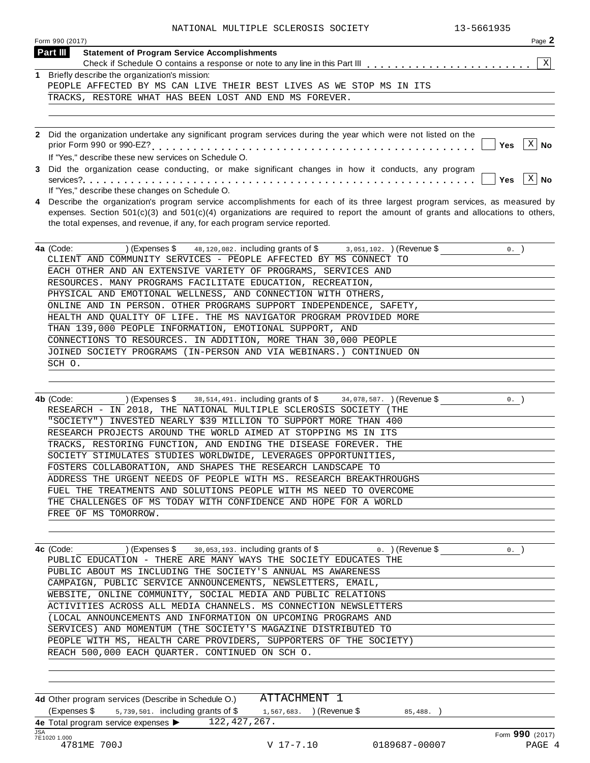NATIONAL MULTIPLE SCLEROSIS SOCIETY 13-5661935

Form 990 (2017) Page **2**

## Part III Statement of Program Service Accomplishments

Check if Schedule O contains a response or note to any line in this Part III . . . . . . . . . . . . . . . . . . . . . . . [X]

**1** Briefly describe the organization's mission:

PEOPLE AFFECTED BY MS CAN LIVE THEIR BEST LIVES AS WE STOP MS IN ITS TRACKS, RESTORE WHAT HAS BEEN LOST AND END MS FOREVER.

**2** Did the organization undertake any significant program services during the year which were not listed on the prior Form 990 or 990-EZ? . . . . . . . . . . . . . . . . . . . . . . . . . . . . . . . [ ] Yes [X] No

If "Yes," describe these new services on Schedule O.

**3** Did the organization cease conducting, or make significant changes in how it conducts, any program services? . . . . . . . . . . . . . . . . . . . . . . . . . . . . . . . . . . . . . . . . [ ] Yes [X] No

If "Yes," describe these changes on Schedule O.

**4** Describe the organization's program service accomplishments for each of its three largest program services, as measured by expenses. Section 501(c)(3) and 501(c)(4) organizations are required to report the amount of grants and allocations to others, the total expenses, and revenue, if any, for each program service reported.

**4a** (Code: ) (Expenses $ 48,120,082. including grants of $ 3,051,102. ) (Revenue $ 0. )

CLIENT AND COMMUNITY SERVICES - PEOPLE AFFECTED BY MS CONNECT TO EACH OTHER AND AN EXTENSIVE VARIETY OF PROGRAMS, SERVICES AND RESOURCES. MANY PROGRAMS FACILITATE EDUCATION, RECREATION, PHYSICAL AND EMOTIONAL WELLNESS, AND CONNECTION WITH OTHERS, ONLINE AND IN PERSON. OTHER PROGRAMS SUPPORT INDEPENDENCE, SAFETY, HEALTH AND QUALITY OF LIFE. THE MS NAVIGATOR PROGRAM PROVIDED MORE THAN 139,000 PEOPLE INFORMATION, EMOTIONAL SUPPORT, AND CONNECTIONS TO RESOURCES. IN ADDITION, MORE THAN 30,000 PEOPLE JOINED SOCIETY PROGRAMS (IN-PERSON AND VIA WEBINARS.) CONTINUED ON SCH O.

**4b** (Code: ) (Expenses $ 38,514,491. including grants of $ 34,078,587. ) (Revenue $ 0. )

RESEARCH - IN 2018, THE NATIONAL MULTIPLE SCLEROSIS SOCIETY (THE "SOCIETY") INVESTED NEARLY $39 MILLION TO SUPPORT MORE THAN 400 RESEARCH PROJECTS AROUND THE WORLD AIMED AT STOPPING MS IN ITS TRACKS, RESTORING FUNCTION, AND ENDING THE DISEASE FOREVER. THE SOCIETY STIMULATES STUDIES WORLDWIDE, LEVERAGES OPPORTUNITIES, FOSTERS COLLABORATION, AND SHAPES THE RESEARCH LANDSCAPE TO ADDRESS THE URGENT NEEDS OF PEOPLE WITH MS. RESEARCH BREAKTHROUGHS FUEL THE TREATMENTS AND SOLUTIONS PEOPLE WITH MS NEED TO OVERCOME THE CHALLENGES OF MS TODAY WITH CONFIDENCE AND HOPE FOR A WORLD FREE OF MS TOMORROW.

**4c** (Code: ) (Expenses $ 30,053,193. including grants of $ 0. ) (Revenue $ 0. )

PUBLIC EDUCATION - THERE ARE MANY WAYS THE SOCIETY EDUCATES THE PUBLIC ABOUT MS INCLUDING THE SOCIETY'S ANNUAL MS AWARENESS CAMPAIGN, PUBLIC SERVICE ANNOUNCEMENTS, NEWSLETTERS, EMAIL, WEBSITE, ONLINE COMMUNITY, SOCIAL MEDIA AND PUBLIC RELATIONS ACTIVITIES ACROSS ALL MEDIA CHANNELS. MS CONNECTION NEWSLETTERS (LOCAL ANNOUNCEMENTS AND INFORMATION ON UPCOMING PROGRAMS AND SERVICES) AND MOMENTUM (THE SOCIETY'S MAGAZINE DISTRIBUTED TO PEOPLE WITH MS, HEALTH CARE PROVIDERS, SUPPORTERS OF THE SOCIETY) REACH 500,000 EACH QUARTER. CONTINUED ON SCH O.

**4d** Other program services (Describe in Schedule O.) ATTACHMENT 1

(Expenses $ 5,739,501. including grants of $ 1,567,683. ) (Revenue $ 85,488. )

**4e** Total program service expenses ▶ 122,427,267.

Form **990** (2017)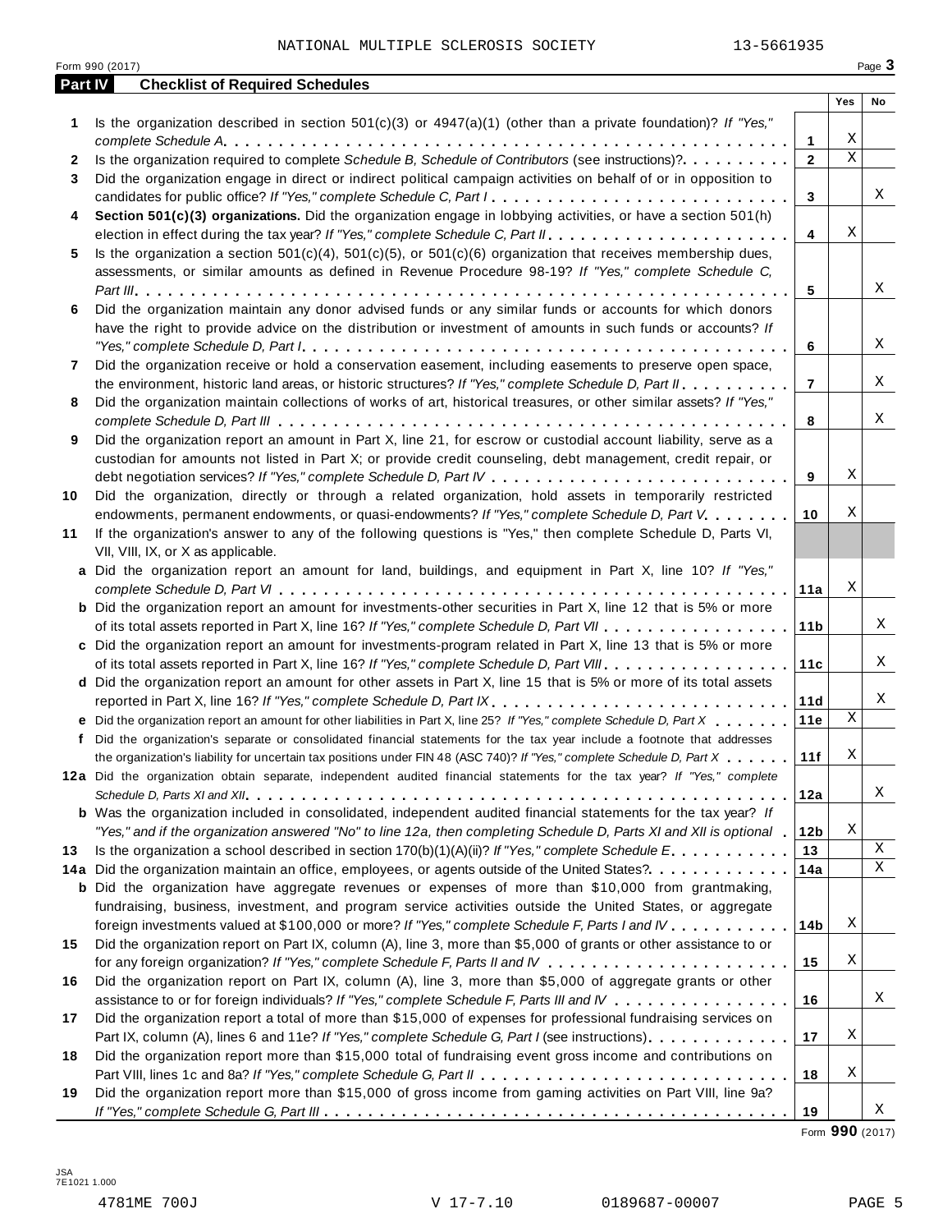NATIONAL MULTIPLE SCLEROSIS SOCIETY 13-5661935

Form 990 (2017) Page 3

## Part IV Checklist of Required Schedules

| | | | Yes | No |
|---|---|---|---|---|
| 1 | Is the organization described in section 501(c)(3) or 4947(a)(1) (other than a private foundation)? *If "Yes," complete Schedule A* | 1 | X | |
| 2 | Is the organization required to complete *Schedule B, Schedule of Contributors* (see instructions)? | 2 | X | |
| 3 | Did the organization engage in direct or indirect political campaign activities on behalf of or in opposition to candidates for public office? *If "Yes," complete Schedule C, Part I* | 3 | | X |
| 4 | **Section 501(c)(3) organizations.** Did the organization engage in lobbying activities, or have a section 501(h) election in effect during the tax year? *If "Yes," complete Schedule C, Part II* | 4 | X | |
| 5 | Is the organization a section 501(c)(4), 501(c)(5), or 501(c)(6) organization that receives membership dues, assessments, or similar amounts as defined in Revenue Procedure 98-19? *If "Yes," complete Schedule C, Part III* | 5 | | X |
| 6 | Did the organization maintain any donor advised funds or any similar funds or accounts for which donors have the right to provide advice on the distribution or investment of amounts in such funds or accounts? *If "Yes," complete Schedule D, Part I* | 6 | | X |
| 7 | Did the organization receive or hold a conservation easement, including easements to preserve open space, the environment, historic land areas, or historic structures? *If "Yes," complete Schedule D, Part II* | 7 | | X |
| 8 | Did the organization maintain collections of works of art, historical treasures, or other similar assets? *If "Yes," complete Schedule D, Part III* | 8 | | X |
| 9 | Did the organization report an amount in Part X, line 21, for escrow or custodial account liability, serve as a custodian for amounts not listed in Part X; or provide credit counseling, debt management, credit repair, or debt negotiation services? *If "Yes," complete Schedule D, Part IV* | 9 | X | |
| 10 | Did the organization, directly or through a related organization, hold assets in temporarily restricted endowments, permanent endowments, or quasi-endowments? *If "Yes," complete Schedule D, Part V* | 10 | X | |
| 11 | If the organization's answer to any of the following questions is "Yes," then complete Schedule D, Parts VI, VII, VIII, IX, or X as applicable. | | | |
| a | Did the organization report an amount for land, buildings, and equipment in Part X, line 10? *If "Yes," complete Schedule D, Part VI* | 11a | X | |
| b | Did the organization report an amount for investments-other securities in Part X, line 12 that is 5% or more of its total assets reported in Part X, line 16? *If "Yes," complete Schedule D, Part VII* | 11b | | X |
| c | Did the organization report an amount for investments-program related in Part X, line 13 that is 5% or more of its total assets reported in Part X, line 16? *If "Yes," complete Schedule D, Part VIII* | 11c | | X |
| d | Did the organization report an amount for other assets in Part X, line 15 that is 5% or more of its total assets reported in Part X, line 16? *If "Yes," complete Schedule D, Part IX* | 11d | | X |
| e | Did the organization report an amount for other liabilities in Part X, line 25? *If "Yes," complete Schedule D, Part X* | 11e | X | |
| f | Did the organization's separate or consolidated financial statements for the tax year include a footnote that addresses the organization's liability for uncertain tax positions under FIN 48 (ASC 740)? *If "Yes," complete Schedule D, Part X* | 11f | X | |
| 12a | Did the organization obtain separate, independent audited financial statements for the tax year? *If "Yes," complete Schedule D, Parts XI and XII* | 12a | | X |
| b | Was the organization included in consolidated, independent audited financial statements for the tax year? *If "Yes," and if the organization answered "No" to line 12a, then completing Schedule D, Parts XI and XII is optional* | 12b | X | |
| 13 | Is the organization a school described in section 170(b)(1)(A)(ii)? *If "Yes," complete Schedule E* | 13 | | X |
| 14a | Did the organization maintain an office, employees, or agents outside of the United States? | 14a | | X |
| b | Did the organization have aggregate revenues or expenses of more than $10,000 from grantmaking, fundraising, business, investment, and program service activities outside the United States, or aggregate foreign investments valued at $100,000 or more? *If "Yes," complete Schedule F, Parts I and IV* | 14b | X | |
| 15 | Did the organization report on Part IX, column (A), line 3, more than $5,000 of grants or other assistance to or for any foreign organization? *If "Yes," complete Schedule F, Parts II and IV* | 15 | X | |
| 16 | Did the organization report on Part IX, column (A), line 3, more than $5,000 of aggregate grants or other assistance to or for foreign individuals? *If "Yes," complete Schedule F, Parts III and IV* | 16 | | X |
| 17 | Did the organization report a total of more than $15,000 of expenses for professional fundraising services on Part IX, column (A), lines 6 and 11e? *If "Yes," complete Schedule G, Part I* (see instructions) | 17 | X | |
| 18 | Did the organization report more than $15,000 total of fundraising event gross income and contributions on Part VIII, lines 1c and 8a? *If "Yes," complete Schedule G, Part II* | 18 | X | |
| 19 | Did the organization report more than $15,000 of gross income from gaming activities on Part VIII, line 9a? *If "Yes," complete Schedule G, Part III* | 19 | | X |

Form **990** (2017)

JSA 7E1021 1.000

4781ME 700J V 17-7.10 0189687-00007 PAGE 5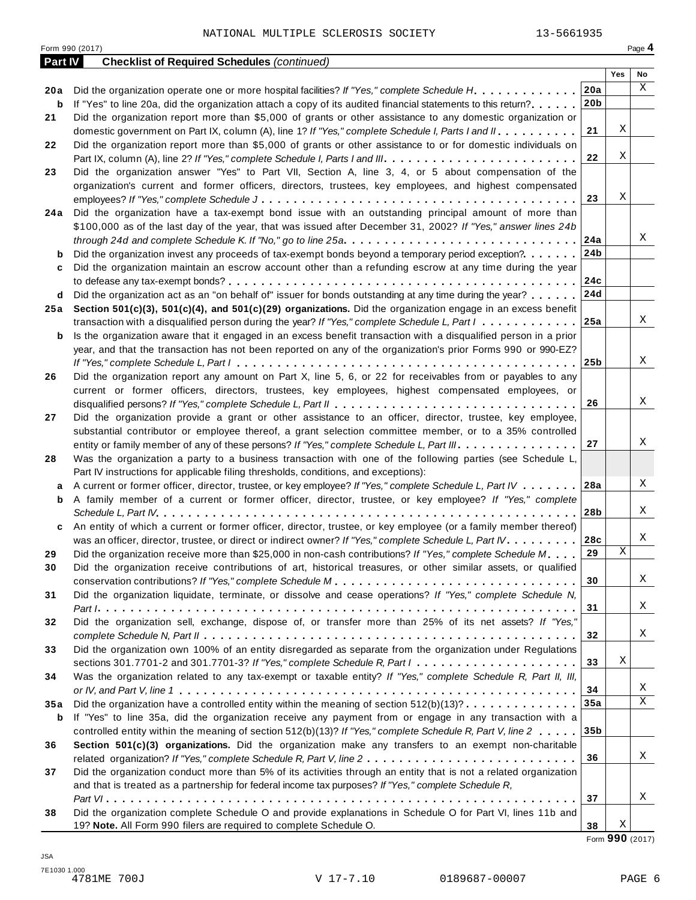NATIONAL MULTIPLE SCLEROSIS SOCIETY 13-5661935

Form 990 (2017) Page **4**

**Part IV Checklist of Required Schedules** *(continued)*

| | | | Yes | No |
|---|---|---|---|---|
| **20a** | Did the organization operate one or more hospital facilities? *If "Yes," complete Schedule H* | **20a** | | X |
| **b** | If "Yes" to line 20a, did the organization attach a copy of its audited financial statements to this return? | **20b** | | |
| **21** | Did the organization report more than $5,000 of grants or other assistance to any domestic organization or domestic government on Part IX, column (A), line 1? *If "Yes," complete Schedule I, Parts I and II* | **21** | X | |
| **22** | Did the organization report more than $5,000 of grants or other assistance to or for domestic individuals on Part IX, column (A), line 2? *If "Yes," complete Schedule I, Parts I and III* | **22** | X | |
| **23** | Did the organization answer "Yes" to Part VII, Section A, line 3, 4, or 5 about compensation of the organization's current and former officers, directors, trustees, key employees, and highest compensated employees? *If "Yes," complete Schedule J* | **23** | X | |
| **24a** | Did the organization have a tax-exempt bond issue with an outstanding principal amount of more than $100,000 as of the last day of the year, that was issued after December 31, 2002? *If "Yes," answer lines 24b through 24d and complete Schedule K. If "No," go to line 25a* | **24a** | | X |
| **b** | Did the organization invest any proceeds of tax-exempt bonds beyond a temporary period exception? | **24b** | | |
| **c** | Did the organization maintain an escrow account other than a refunding escrow at any time during the year to defease any tax-exempt bonds? | **24c** | | |
| **d** | Did the organization act as an "on behalf of" issuer for bonds outstanding at any time during the year? | **24d** | | |
| **25a** | **Section 501(c)(3), 501(c)(4), and 501(c)(29) organizations.** Did the organization engage in an excess benefit transaction with a disqualified person during the year? *If "Yes," complete Schedule L, Part I* | **25a** | | X |
| **b** | Is the organization aware that it engaged in an excess benefit transaction with a disqualified person in a prior year, and that the transaction has not been reported on any of the organization's prior Forms 990 or 990-EZ? *If "Yes," complete Schedule L, Part I* | **25b** | | X |
| **26** | Did the organization report any amount on Part X, line 5, 6, or 22 for receivables from or payables to any current or former officers, directors, trustees, key employees, highest compensated employees, or disqualified persons? *If "Yes," complete Schedule L, Part II* | **26** | | X |
| **27** | Did the organization provide a grant or other assistance to an officer, director, trustee, key employee, substantial contributor or employee thereof, a grant selection committee member, or to a 35% controlled entity or family member of any of these persons? *If "Yes," complete Schedule L, Part III* | **27** | | X |
| **28** | Was the organization a party to a business transaction with one of the following parties (see Schedule L, Part IV instructions for applicable filing thresholds, conditions, and exceptions): | | | |
| **a** | A current or former officer, director, trustee, or key employee? *If "Yes," complete Schedule L, Part IV* | **28a** | | X |
| **b** | A family member of a current or former officer, director, trustee, or key employee? *If "Yes," complete Schedule L, Part IV* | **28b** | | X |
| **c** | An entity of which a current or former officer, director, trustee, or key employee (or a family member thereof) was an officer, director, trustee, or direct or indirect owner? *If "Yes," complete Schedule L, Part IV* | **28c** | | X |
| **29** | Did the organization receive more than $25,000 in non-cash contributions? *If "Yes," complete Schedule M* | **29** | X | |
| **30** | Did the organization receive contributions of art, historical treasures, or other similar assets, or qualified conservation contributions? *If "Yes," complete Schedule M* | **30** | | X |
| **31** | Did the organization liquidate, terminate, or dissolve and cease operations? *If "Yes," complete Schedule N, Part I* | **31** | | X |
| **32** | Did the organization sell, exchange, dispose of, or transfer more than 25% of its net assets? *If "Yes," complete Schedule N, Part II* | **32** | | X |
| **33** | Did the organization own 100% of an entity disregarded as separate from the organization under Regulations sections 301.7701-2 and 301.7701-3? *If "Yes," complete Schedule R, Part I* | **33** | X | |
| **34** | Was the organization related to any tax-exempt or taxable entity? *If "Yes," complete Schedule R, Part II, III, or IV, and Part V, line 1* | **34** | | X |
| **35a** | Did the organization have a controlled entity within the meaning of section 512(b)(13)? | **35a** | | X |
| **b** | If "Yes" to line 35a, did the organization receive any payment from or engage in any transaction with a controlled entity within the meaning of section 512(b)(13)? *If "Yes," complete Schedule R, Part V, line 2* | **35b** | | |
| **36** | **Section 501(c)(3) organizations.** Did the organization make any transfers to an exempt non-charitable related organization? *If "Yes," complete Schedule R, Part V, line 2* | **36** | | X |
| **37** | Did the organization conduct more than 5% of its activities through an entity that is not a related organization and that is treated as a partnership for federal income tax purposes? *If "Yes," complete Schedule R, Part VI* | **37** | | X |
| **38** | Did the organization complete Schedule O and provide explanations in Schedule O for Part VI, lines 11b and 19? **Note.** All Form 990 filers are required to complete Schedule O. | **38** | X | |

Form **990** (2017)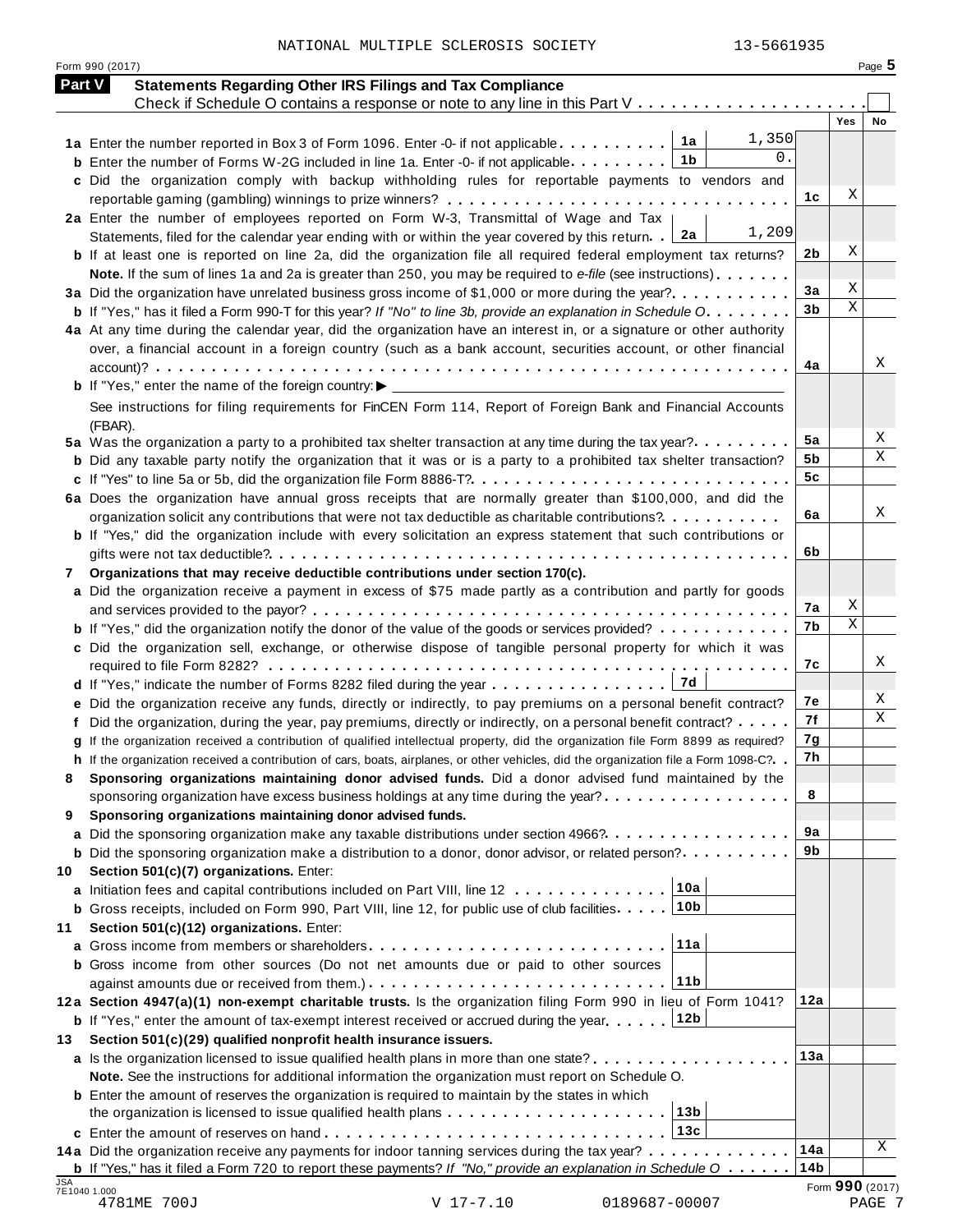NATIONAL MULTIPLE SCLEROSIS SOCIETY 13-5661935

Form 990 (2017) Page **5**

## Part V Statements Regarding Other IRS Filings and Tax Compliance

Check if Schedule O contains a response or note to any line in this Part V . . . . . . . . . . . . . . . . . . . . . ☐

| | | | | Yes | No |
|---|---|---|---|---|---|
| **1a** Enter the number reported in Box 3 of Form 1096. Enter -0- if not applicable | 1a | 1,350 | | | |
| **b** Enter the number of Forms W-2G included in line 1a. Enter -0- if not applicable | 1b | 0. | | | |
| **c** Did the organization comply with backup withholding rules for reportable payments to vendors and reportable gaming (gambling) winnings to prize winners? | | | 1c | X | |
| **2a** Enter the number of employees reported on Form W-3, Transmittal of Wage and Tax Statements, filed for the calendar year ending with or within the year covered by this return | 2a | 1,209 | | | |
| **b** If at least one is reported on line 2a, did the organization file all required federal employment tax returns? | | | 2b | X | |
| **Note.** If the sum of lines 1a and 2a is greater than 250, you may be required to *e-file* (see instructions) | | | | | |
| **3a** Did the organization have unrelated business gross income of $1,000 or more during the year? | | | 3a | X | |
| **b** If "Yes," has it filed a Form 990-T for this year? *If "No" to line 3b, provide an explanation in Schedule O* | | | 3b | X | |
| **4a** At any time during the calendar year, did the organization have an interest in, or a signature or other authority over, a financial account in a foreign country (such as a bank account, securities account, or other financial account)? | | | 4a | | X |
| **b** If "Yes," enter the name of the foreign country: ▶ | | | | | |
| See instructions for filing requirements for FinCEN Form 114, Report of Foreign Bank and Financial Accounts (FBAR). | | | | | |
| **5a** Was the organization a party to a prohibited tax shelter transaction at any time during the tax year? | | | 5a | | X |
| **b** Did any taxable party notify the organization that it was or is a party to a prohibited tax shelter transaction? | | | 5b | | X |
| **c** If "Yes" to line 5a or 5b, did the organization file Form 8886-T? | | | 5c | | |
| **6a** Does the organization have annual gross receipts that are normally greater than $100,000, and did the organization solicit any contributions that were not tax deductible as charitable contributions? | | | 6a | | X |
| **b** If "Yes," did the organization include with every solicitation an express statement that such contributions or gifts were not tax deductible? | | | 6b | | |
| **7 Organizations that may receive deductible contributions under section 170(c).** | | | | | |
| **a** Did the organization receive a payment in excess of $75 made partly as a contribution and partly for goods and services provided to the payor? | | | 7a | X | |
| **b** If "Yes," did the organization notify the donor of the value of the goods or services provided? | | | 7b | X | |
| **c** Did the organization sell, exchange, or otherwise dispose of tangible personal property for which it was required to file Form 8282? | | | 7c | | X |
| **d** If "Yes," indicate the number of Forms 8282 filed during the year | 7d | | | | |
| **e** Did the organization receive any funds, directly or indirectly, to pay premiums on a personal benefit contract? | | | 7e | | X |
| **f** Did the organization, during the year, pay premiums, directly or indirectly, on a personal benefit contract? | | | 7f | | X |
| **g** If the organization received a contribution of qualified intellectual property, did the organization file Form 8899 as required? | | | 7g | | |
| **h** If the organization received a contribution of cars, boats, airplanes, or other vehicles, did the organization file a Form 1098-C? | | | 7h | | |
| **8 Sponsoring organizations maintaining donor advised funds.** Did a donor advised fund maintained by the sponsoring organization have excess business holdings at any time during the year? | | | 8 | | |
| **9 Sponsoring organizations maintaining donor advised funds.** | | | | | |
| **a** Did the sponsoring organization make any taxable distributions under section 4966? | | | 9a | | |
| **b** Did the sponsoring organization make a distribution to a donor, donor advisor, or related person? | | | 9b | | |
| **10 Section 501(c)(7) organizations.** Enter: | | | | | |
| **a** Initiation fees and capital contributions included on Part VIII, line 12 | 10a | | | | |
| **b** Gross receipts, included on Form 990, Part VIII, line 12, for public use of club facilities | 10b | | | | |
| **11 Section 501(c)(12) organizations.** Enter: | | | | | |
| **a** Gross income from members or shareholders | 11a | | | | |
| **b** Gross income from other sources (Do not net amounts due or paid to other sources against amounts due or received from them.) | 11b | | | | |
| **12a Section 4947(a)(1) non-exempt charitable trusts.** Is the organization filing Form 990 in lieu of Form 1041? | | | 12a | | |
| **b** If "Yes," enter the amount of tax-exempt interest received or accrued during the year | 12b | | | | |
| **13 Section 501(c)(29) qualified nonprofit health insurance issuers.** | | | | | |
| **a** Is the organization licensed to issue qualified health plans in more than one state? | | | 13a | | |
| **Note.** See the instructions for additional information the organization must report on Schedule O. | | | | | |
| **b** Enter the amount of reserves the organization is required to maintain by the states in which the organization is licensed to issue qualified health plans | 13b | | | | |
| **c** Enter the amount of reserves on hand | 13c | | | | |
| **14a** Did the organization receive any payments for indoor tanning services during the tax year? | | | 14a | | X |
| **b** If "Yes," has it filed a Form 720 to report these payments? *If "No," provide an explanation in Schedule O* | | | 14b | | |

JSA 7E1040 1.000

4781ME 700J V 17-7.10 0189687-00007

Form **990** (2017)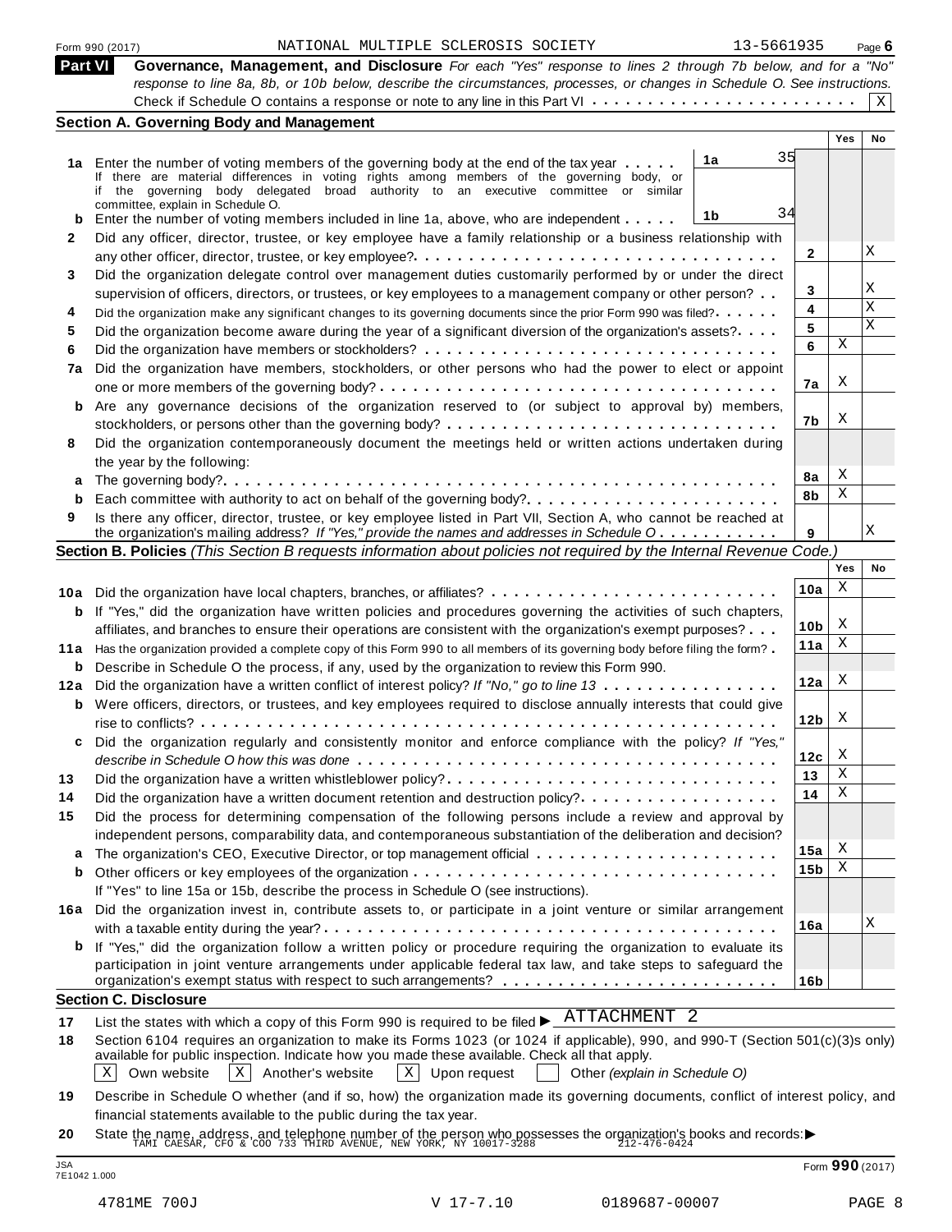Form 990 (2017) NATIONAL MULTIPLE SCLEROSIS SOCIETY 13-5661935 Page 6

## Part VI Governance, Management, and Disclosure

*For each "Yes" response to lines 2 through 7b below, and for a "No" response to line 8a, 8b, or 10b below, describe the circumstances, processes, or changes in Schedule O. See instructions.*

Check if Schedule O contains a response or note to any line in this Part VI . . . . . . . . . . . . . . . . . . . . . . . [X]

### Section A. Governing Body and Management

| | | | | Yes | No |
|---|---|---|---|---|---|
| 1a | Enter the number of voting members of the governing body at the end of the tax year . . . . . If there are material differences in voting rights among members of the governing body, or if the governing body delegated broad authority to an executive committee or similar committee, explain in Schedule O. | 1a 35 | | | |
| b | Enter the number of voting members included in line 1a, above, who are independent . . . . . | 1b 34 | | | |
| 2 | Did any officer, director, trustee, or key employee have a family relationship or a business relationship with any other officer, director, trustee, or key employee? | | 2 | | X |
| 3 | Did the organization delegate control over management duties customarily performed by or under the direct supervision of officers, directors, or trustees, or key employees to a management company or other person? | | 3 | | X |
| 4 | Did the organization make any significant changes to its governing documents since the prior Form 990 was filed? | | 4 | | X |
| 5 | Did the organization become aware during the year of a significant diversion of the organization's assets? | | 5 | | X |
| 6 | Did the organization have members or stockholders? | | 6 | X | |
| 7a | Did the organization have members, stockholders, or other persons who had the power to elect or appoint one or more members of the governing body? | | 7a | X | |
| b | Are any governance decisions of the organization reserved to (or subject to approval by) members, stockholders, or persons other than the governing body? | | 7b | X | |
| 8 | Did the organization contemporaneously document the meetings held or written actions undertaken during the year by the following: | | | | |
| a | The governing body? | | 8a | X | |
| b | Each committee with authority to act on behalf of the governing body? | | 8b | X | |
| 9 | Is there any officer, director, trustee, or key employee listed in Part VII, Section A, who cannot be reached at the organization's mailing address? *If "Yes," provide the names and addresses in Schedule O* | | 9 | | X |

### Section B. Policies *(This Section B requests information about policies not required by the Internal Revenue Code.)*

| | | | Yes | No |
|---|---|---|---|---|
| 10a | Did the organization have local chapters, branches, or affiliates? | 10a | X | |
| b | If "Yes," did the organization have written policies and procedures governing the activities of such chapters, affiliates, and branches to ensure their operations are consistent with the organization's exempt purposes? | 10b | X | |
| 11a | Has the organization provided a complete copy of this Form 990 to all members of its governing body before filing the form? | 11a | X | |
| b | Describe in Schedule O the process, if any, used by the organization to review this Form 990. | | | |
| 12a | Did the organization have a written conflict of interest policy? *If "No," go to line 13* | 12a | X | |
| b | Were officers, directors, or trustees, and key employees required to disclose annually interests that could give rise to conflicts? | 12b | X | |
| c | Did the organization regularly and consistently monitor and enforce compliance with the policy? *If "Yes," describe in Schedule O how this was done* | 12c | X | |
| 13 | Did the organization have a written whistleblower policy? | 13 | X | |
| 14 | Did the organization have a written document retention and destruction policy? | 14 | X | |
| 15 | Did the process for determining compensation of the following persons include a review and approval by independent persons, comparability data, and contemporaneous substantiation of the deliberation and decision? | | | |
| a | The organization's CEO, Executive Director, or top management official | 15a | X | |
| b | Other officers or key employees of the organization | 15b | X | |
| | If "Yes" to line 15a or 15b, describe the process in Schedule O (see instructions). | | | |
| 16a | Did the organization invest in, contribute assets to, or participate in a joint venture or similar arrangement with a taxable entity during the year? | 16a | | X |
| b | If "Yes," did the organization follow a written policy or procedure requiring the organization to evaluate its participation in joint venture arrangements under applicable federal tax law, and take steps to safeguard the organization's exempt status with respect to such arrangements? | 16b | | |

### Section C. Disclosure

17 List the states with which a copy of this Form 990 is required to be filed ▶ ATTACHMENT 2

18 Section 6104 requires an organization to make its Forms 1023 (or 1024 if applicable), 990, and 990-T (Section 501(c)(3)s only) available for public inspection. Indicate how you made these available. Check all that apply.

[X] Own website [X] Another's website [X] Upon request [ ] Other *(explain in Schedule O)*

19 Describe in Schedule O whether (and if so, how) the organization made its governing documents, conflict of interest policy, and financial statements available to the public during the tax year.

20 State the name, address, and telephone number of the person who possesses the organization's books and records:▶ TAMI CAESAR, CFO & COO 733 THIRD AVENUE, NEW YORK, NY 10017-3288 212-476-0424

JSA 7E1042 1.000 Form 990 (2017)

4781ME 700J V 17-7.10 0189687-00007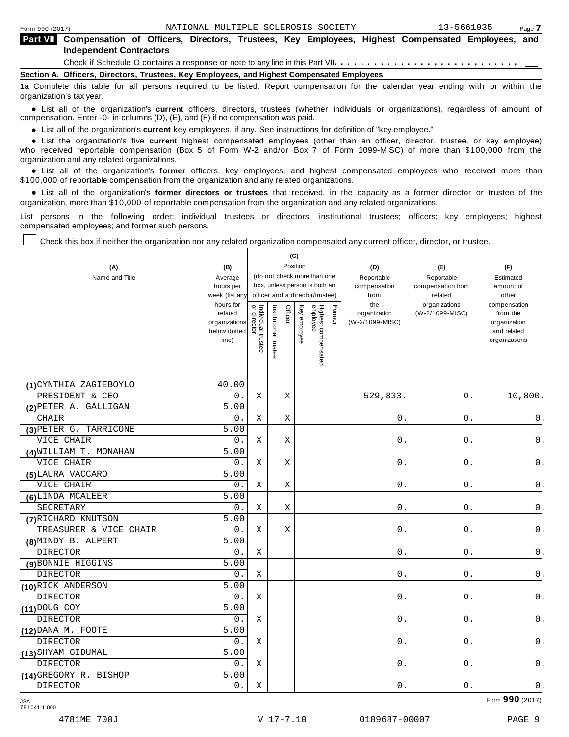**Part VII Compensation of Officers, Directors, Trustees, Key Employees, Highest Compensated Employees, and Independent Contractors**

Check if Schedule O contains a response or note to any line in this Part VII . . . . . . . . . . . . . . . . . . . . . . . . . . ☐

**Section A. Officers, Directors, Trustees, Key Employees, and Highest Compensated Employees**

**1a** Complete this table for all persons required to be listed. Report compensation for the calendar year ending with or within the organization's tax year.

- List all of the organization's **current** officers, directors, trustees (whether individuals or organizations), regardless of amount of compensation. Enter -0- in columns (D), (E), and (F) if no compensation was paid.
- List all of the organization's **current** key employees, if any. See instructions for definition of "key employee."
- List the organization's five **current** highest compensated employees (other than an officer, director, trustee, or key employee) who received reportable compensation (Box 5 of Form W-2 and/or Box 7 of Form 1099-MISC) of more than $100,000 from the organization and any related organizations.
- List all of the organization's **former** officers, key employees, and highest compensated employees who received more than $100,000 of reportable compensation from the organization and any related organizations.
- List all of the organization's **former directors or trustees** that received, in the capacity as a former director or trustee of the organization, more than $10,000 of reportable compensation from the organization and any related organizations.

List persons in the following order: individual trustees or directors; institutional trustees; officers; key employees; highest compensated employees; and former such persons.

☐ Check this box if neither the organization nor any related organization compensated any current officer, director, or trustee.

| (A) Name and Title | (B) Average hours per week (list any hours for related organizations below dotted line) | (C) Position: Individual trustee or director | Institutional trustee | Officer | Key employee | Highest compensated employee | Former | (D) Reportable compensation from the organization (W-2/1099-MISC) | (E) Reportable compensation from related organizations (W-2/1099-MISC) | (F) Estimated amount of other compensation from the organization and related organizations |
|---|---|---|---|---|---|---|---|---|---|---|
| (1) CYNTHIA ZAGIEBOYLO<br>PRESIDENT & CEO | 40.00<br>0. | X | | X | | | | 529,833. | 0. | 10,800. |
| (2) PETER A. GALLIGAN<br>CHAIR | 5.00<br>0. | X | | X | | | | 0. | 0. | 0. |
| (3) PETER G. TARRICONE<br>VICE CHAIR | 5.00<br>0. | X | | X | | | | 0. | 0. | 0. |
| (4) WILLIAM T. MONAHAN<br>VICE CHAIR | 5.00<br>0. | X | | X | | | | 0. | 0. | 0. |
| (5) LAURA VACCARO<br>VICE CHAIR | 5.00<br>0. | X | | X | | | | 0. | 0. | 0. |
| (6) LINDA MCALEER<br>SECRETARY | 5.00<br>0. | X | | X | | | | 0. | 0. | 0. |
| (7) RICHARD KNUTSON<br>TREASURER & VICE CHAIR | 5.00<br>0. | X | | X | | | | 0. | 0. | 0. |
| (8) MINDY B. ALPERT<br>DIRECTOR | 5.00<br>0. | X | | | | | | 0. | 0. | 0. |
| (9) BONNIE HIGGINS<br>DIRECTOR | 5.00<br>0. | X | | | | | | 0. | 0. | 0. |
| (10) RICK ANDERSON<br>DIRECTOR | 5.00<br>0. | X | | | | | | 0. | 0. | 0. |
| (11) DOUG COY<br>DIRECTOR | 5.00<br>0. | X | | | | | | 0. | 0. | 0. |
| (12) DANA M. FOOTE<br>DIRECTOR | 5.00<br>0. | X | | | | | | 0. | 0. | 0. |
| (13) SHYAM GIDUMAL<br>DIRECTOR | 5.00<br>0. | X | | | | | | 0. | 0. | 0. |
| (14) GREGORY R. BISHOP<br>DIRECTOR | 5.00<br>0. | X | | | | | | 0. | 0. | 0. |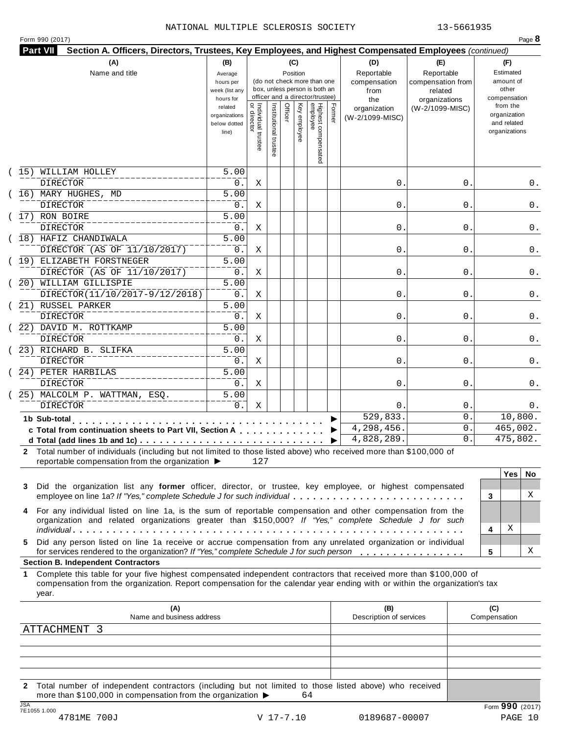NATIONAL MULTIPLE SCLEROSIS SOCIETY 13-5661935

Form 990 (2017)

## Part VII Section A. Officers, Directors, Trustees, Key Employees, and Highest Compensated Employees *(continued)*

| (A) Name and title | (B) Average hours per week (list any hours for related organizations below dotted line) | (C) Position: Individual trustee or director | Institutional trustee | Officer | Key employee | Highest compensated employee | Former | (D) Reportable compensation from the organization (W-2/1099-MISC) | (E) Reportable compensation from related organizations (W-2/1099-MISC) | (F) Estimated amount of other compensation from the organization and related organizations |
|---|---|---|---|---|---|---|---|---|---|---|
| (15) WILLIAM HOLLEY<br>DIRECTOR | 5.00<br>0. | X | | | | | | 0. | 0. | 0. |
| (16) MARY HUGHES, MD<br>DIRECTOR | 5.00<br>0. | X | | | | | | 0. | 0. | 0. |
| (17) RON BOIRE<br>DIRECTOR | 5.00<br>0. | X | | | | | | 0. | 0. | 0. |
| (18) HAFIZ CHANDIWALA<br>DIRECTOR (AS OF 11/10/2017) | 5.00<br>0. | X | | | | | | 0. | 0. | 0. |
| (19) ELIZABETH FORSTNEGER<br>DIRECTOR (AS OF 11/10/2017) | 5.00<br>0. | X | | | | | | 0. | 0. | 0. |
| (20) WILLIAM GILLISPIE<br>DIRECTOR(11/10/2017-9/12/2018) | 5.00<br>0. | X | | | | | | 0. | 0. | 0. |
| (21) RUSSEL PARKER<br>DIRECTOR | 5.00<br>0. | X | | | | | | 0. | 0. | 0. |
| (22) DAVID M. ROTTKAMP<br>DIRECTOR | 5.00<br>0. | X | | | | | | 0. | 0. | 0. |
| (23) RICHARD B. SLIFKA<br>DIRECTOR | 5.00<br>0. | X | | | | | | 0. | 0. | 0. |
| (24) PETER HARBILAS<br>DIRECTOR | 5.00<br>0. | X | | | | | | 0. | 0. | 0. |
| (25) MALCOLM P. WATTMAN, ESQ.<br>DIRECTOR | 5.00<br>0. | X | | | | | | 0. | 0. | 0. |
| **1b Sub-total** | | | | | | | | 529,833. | 0. | 10,800. |
| **c Total from continuation sheets to Part VII, Section A** | | | | | | | | 4,298,456. | 0. | 465,002. |
| **d Total (add lines 1b and 1c)** | | | | | | | | 4,828,289. | 0. | 475,802. |

**2** Total number of individuals (including but not limited to those listed above) who received more than $100,000 of reportable compensation from the organization ▶ 127

| | | Yes | No |
|---|---|---|---|
| **3** Did the organization list any **former** officer, director, or trustee, key employee, or highest compensated employee on line 1a? *If "Yes," complete Schedule J for such individual* | 3 | | X |
| **4** For any individual listed on line 1a, is the sum of reportable compensation and other compensation from the organization and related organizations greater than $150,000? *If "Yes," complete Schedule J for such individual* | 4 | X | |
| **5** Did any person listed on line 1a receive or accrue compensation from any unrelated organization or individual for services rendered to the organization? *If "Yes," complete Schedule J for such person* | 5 | | X |

### Section B. Independent Contractors

**1** Complete this table for your five highest compensated independent contractors that received more than $100,000 of compensation from the organization. Report compensation for the calendar year ending with or within the organization's tax year.

| (A) Name and business address | (B) Description of services | (C) Compensation |
|---|---|---|
| ATTACHMENT 3 | | |
| | | |
| | | |
| | | |
| | | |

**2** Total number of independent contractors (including but not limited to those listed above) who received more than $100,000 in compensation from the organization ▶ 64

JSA 7E1055 1.000

4781ME 700J V 17-7.10 0189687-00007

Form **990** (2017)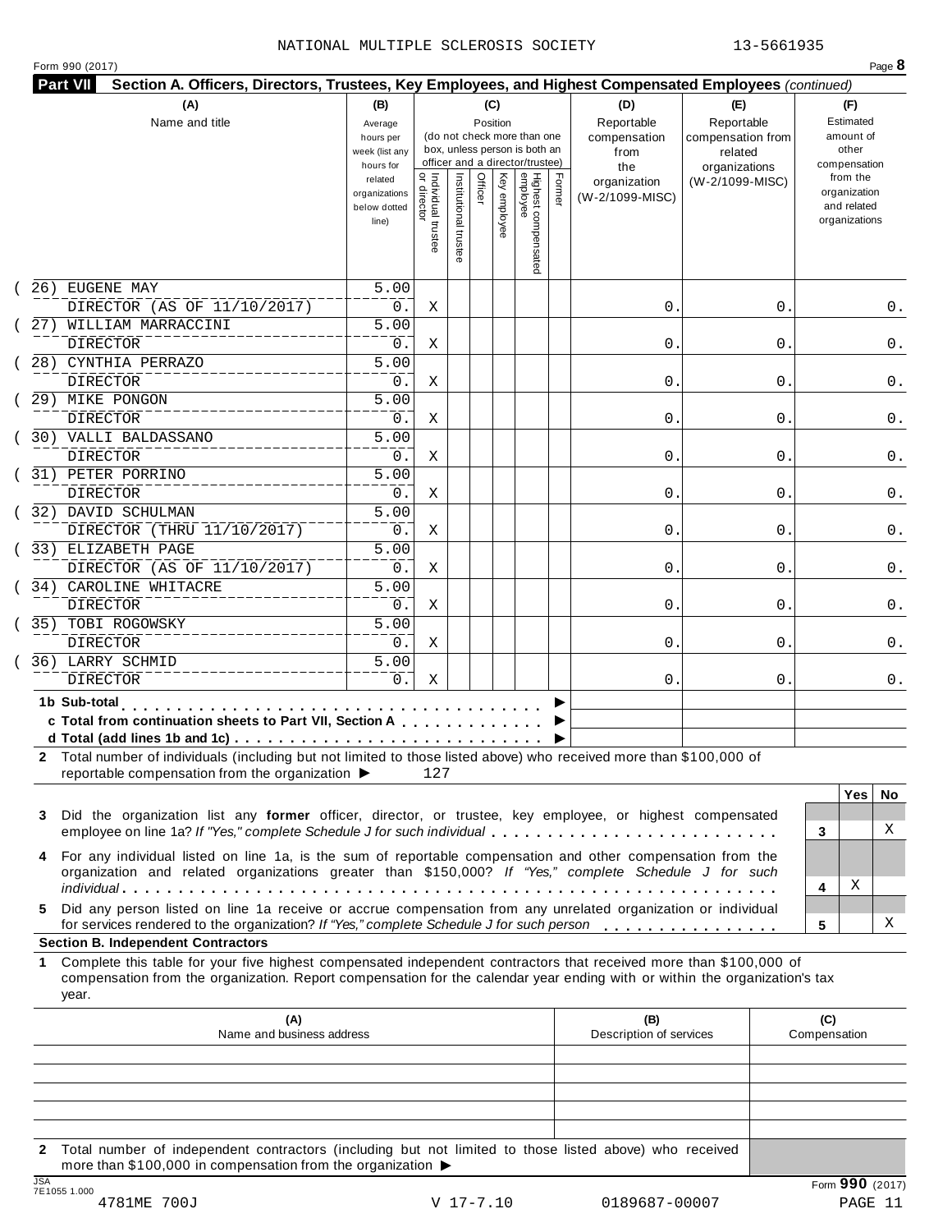NATIONAL MULTIPLE SCLEROSIS SOCIETY 13-5661935

Form 990 (2017)

**Part VII Section A. Officers, Directors, Trustees, Key Employees, and Highest Compensated Employees** *(continued)*

| (A) Name and title | (B) Average hours per week (list any hours for related organizations below dotted line) | (C) Position: Individual trustee or director | Institutional trustee | Officer | Key employee | Highest compensated employee | Former | (D) Reportable compensation from the organization (W-2/1099-MISC) | (E) Reportable compensation from related organizations (W-2/1099-MISC) | (F) Estimated amount of other compensation from the organization and related organizations |
|---|---|---|---|---|---|---|---|---|---|---|
| (26) EUGENE MAY<br>DIRECTOR (AS OF 11/10/2017) | 5.00<br>0. | X | | | | | | 0. | 0. | 0. |
| (27) WILLIAM MARRACCINI<br>DIRECTOR | 5.00<br>0. | X | | | | | | 0. | 0. | 0. |
| (28) CYNTHIA PERRAZO<br>DIRECTOR | 5.00<br>0. | X | | | | | | 0. | 0. | 0. |
| (29) MIKE PONGON<br>DIRECTOR | 5.00<br>0. | X | | | | | | 0. | 0. | 0. |
| (30) VALLI BALDASSANO<br>DIRECTOR | 5.00<br>0. | X | | | | | | 0. | 0. | 0. |
| (31) PETER PORRINO<br>DIRECTOR | 5.00<br>0. | X | | | | | | 0. | 0. | 0. |
| (32) DAVID SCHULMAN<br>DIRECTOR (THRU 11/10/2017) | 5.00<br>0. | X | | | | | | 0. | 0. | 0. |
| (33) ELIZABETH PAGE<br>DIRECTOR (AS OF 11/10/2017) | 5.00<br>0. | X | | | | | | 0. | 0. | 0. |
| (34) CAROLINE WHITACRE<br>DIRECTOR | 5.00<br>0. | X | | | | | | 0. | 0. | 0. |
| (35) TOBI ROGOWSKY<br>DIRECTOR | 5.00<br>0. | X | | | | | | 0. | 0. | 0. |
| (36) LARRY SCHMID<br>DIRECTOR | 5.00<br>0. | X | | | | | | 0. | 0. | 0. |

| | (D) | (E) | (F) |
|---|---|---|---|
| **1b Sub-total** ▶ | | | |
| **c Total from continuation sheets to Part VII, Section A** ▶ | | | |
| **d Total (add lines 1b and 1c)** ▶ | | | |

**2** Total number of individuals (including but not limited to those listed above) who received more than $100,000 of reportable compensation from the organization ▶ 127

| | | Yes | No |
|---|---|---|---|
| **3** Did the organization list any **former** officer, director, or trustee, key employee, or highest compensated employee on line 1a? *If "Yes," complete Schedule J for such individual* | 3 | | X |
| **4** For any individual listed on line 1a, is the sum of reportable compensation and other compensation from the organization and related organizations greater than $150,000? *If "Yes," complete Schedule J for such individual* | 4 | X | |
| **5** Did any person listed on line 1a receive or accrue compensation from any unrelated organization or individual for services rendered to the organization? *If "Yes," complete Schedule J for such person* | 5 | | X |

**Section B. Independent Contractors**

**1** Complete this table for your five highest compensated independent contractors that received more than $100,000 of compensation from the organization. Report compensation for the calendar year ending with or within the organization's tax year.

| (A) Name and business address | (B) Description of services | (C) Compensation |
|---|---|---|
| | | |
| | | |
| | | |
| | | |
| | | |

**2** Total number of independent contractors (including but not limited to those listed above) who received more than $100,000 in compensation from the organization ▶

Form **990** (2017)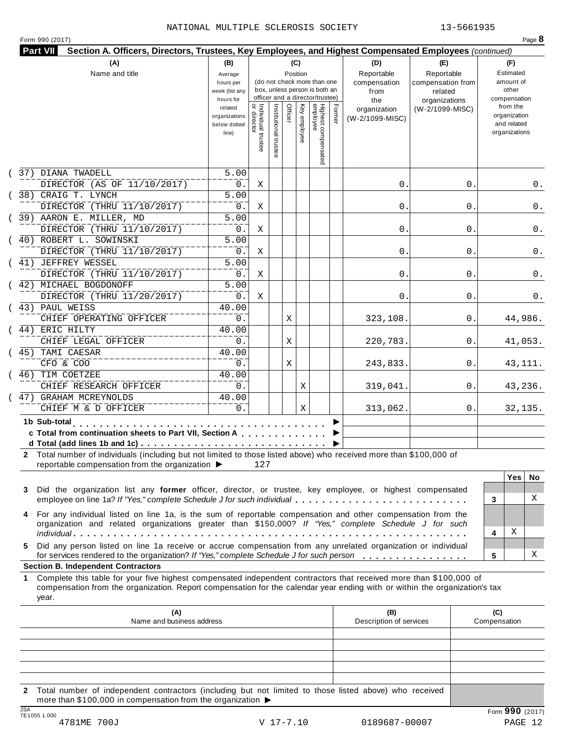NATIONAL MULTIPLE SCLEROSIS SOCIETY 13-5661935

Form 990 (2017) Page **8**

**Part VII Section A. Officers, Directors, Trustees, Key Employees, and Highest Compensated Employees** *(continued)*

| (A) Name and title | (B) Average hours per week (list any hours for related organizations below dotted line) | (C) Position: Individual trustee or director | Institutional trustee | Officer | Key employee | Highest compensated employee | Former | (D) Reportable compensation from the organization (W-2/1099-MISC) | (E) Reportable compensation from related organizations (W-2/1099-MISC) | (F) Estimated amount of other compensation from the organization and related organizations |
|---|---|---|---|---|---|---|---|---|---|---|
| (37) DIANA TWADELL<br>DIRECTOR (AS OF 11/10/2017) | 5.00<br>0. | X | | | | | | 0. | 0. | 0. |
| (38) CRAIG T. LYNCH<br>DIRECTOR (THRU 11/10/2017) | 5.00<br>0. | X | | | | | | 0. | 0. | 0. |
| (39) AARON E. MILLER, MD<br>DIRECTOR (THRU 11/10/2017) | 5.00<br>0. | X | | | | | | 0. | 0. | 0. |
| (40) ROBERT L. SOWINSKI<br>DIRECTOR (THRU 11/10/2017) | 5.00<br>0. | X | | | | | | 0. | 0. | 0. |
| (41) JEFFREY WESSEL<br>DIRECTOR (THRU 11/10/2017) | 5.00<br>0. | X | | | | | | 0. | 0. | 0. |
| (42) MICHAEL BOGDONOFF<br>DIRECTOR (THRU 11/20/2017) | 5.00<br>0. | X | | | | | | 0. | 0. | 0. |
| (43) PAUL WEISS<br>CHIEF OPERATING OFFICER | 40.00<br>0. | | | X | | | | 323,108. | 0. | 44,986. |
| (44) ERIC HILTY<br>CHIEF LEGAL OFFICER | 40.00<br>0. | | | X | | | | 220,783. | 0. | 41,053. |
| (45) TAMI CAESAR<br>CFO & COO | 40.00<br>0. | | | X | | | | 243,833. | 0. | 43,111. |
| (46) TIM COETZEE<br>CHIEF RESEARCH OFFICER | 40.00<br>0. | | | | X | | | 319,041. | 0. | 43,236. |
| (47) GRAHAM MCREYNOLDS<br>CHIEF M & D OFFICER | 40.00<br>0. | | | | X | | | 313,062. | 0. | 32,135. |
| **1b Sub-total** ▶ | | | | | | | | | | |
| **c Total from continuation sheets to Part VII, Section A** ▶ | | | | | | | | | | |
| **d Total (add lines 1b and 1c)** ▶ | | | | | | | | | | |

**2** Total number of individuals (including but not limited to those listed above) who received more than $100,000 of reportable compensation from the organization ▶ 127

| | | Yes | No |
|---|---|---|---|
| **3** Did the organization list any **former** officer, director, or trustee, key employee, or highest compensated employee on line 1a? *If "Yes," complete Schedule J for such individual* | 3 | | X |
| **4** For any individual listed on line 1a, is the sum of reportable compensation and other compensation from the organization and related organizations greater than $150,000? *If "Yes," complete Schedule J for such individual* | 4 | X | |
| **5** Did any person listed on line 1a receive or accrue compensation from any unrelated organization or individual for services rendered to the organization? *If "Yes," complete Schedule J for such person* | 5 | | X |

**Section B. Independent Contractors**

**1** Complete this table for your five highest compensated independent contractors that received more than $100,000 of compensation from the organization. Report compensation for the calendar year ending with or within the organization's tax year.

| (A) Name and business address | (B) Description of services | (C) Compensation |
|---|---|---|
| | | |
| | | |
| | | |
| | | |
| | | |

**2** Total number of independent contractors (including but not limited to those listed above) who received more than $100,000 in compensation from the organization ▶

Form **990** (2017)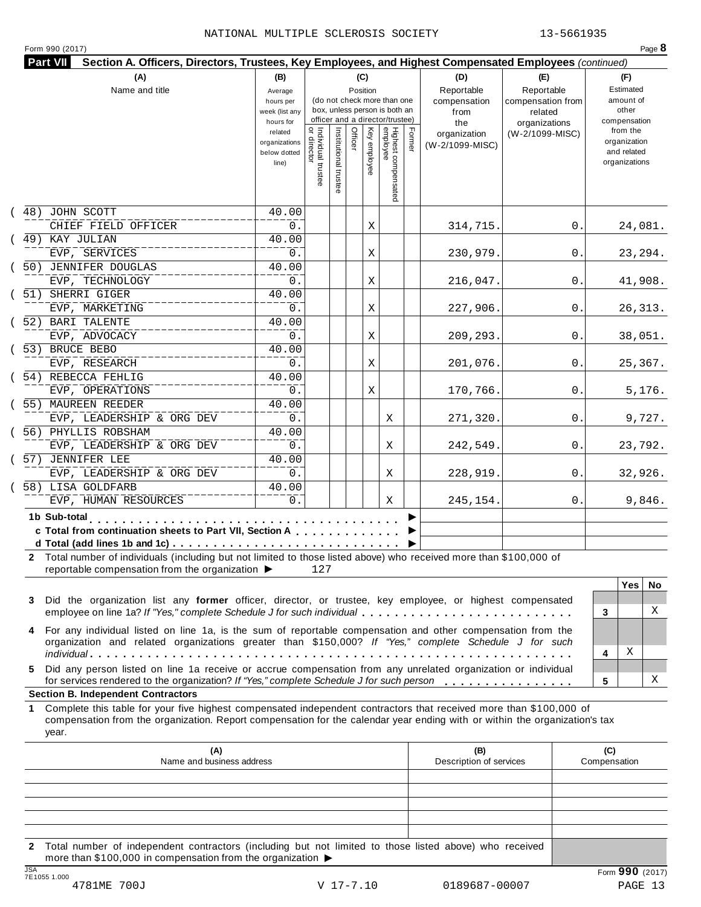NATIONAL MULTIPLE SCLEROSIS SOCIETY 13-5661935

Form 990 (2017)

**Part VII** **Section A. Officers, Directors, Trustees, Key Employees, and Highest Compensated Employees** *(continued)*

| (A) Name and title | (B) Average hours per week (list any hours for related organizations below dotted line) | (C) Position: Individual trustee or director | Institutional trustee | Officer | Key employee | Highest compensated employee | Former | (D) Reportable compensation from the organization (W-2/1099-MISC) | (E) Reportable compensation from related organizations (W-2/1099-MISC) | (F) Estimated amount of other compensation from the organization and related organizations |
|---|---|---|---|---|---|---|---|---|---|---|
| (48) JOHN SCOTT<br>CHIEF FIELD OFFICER | 40.00<br>0. | | | | X | | | 314,715. | 0. | 24,081. |
| (49) KAY JULIAN<br>EVP, SERVICES | 40.00<br>0. | | | | X | | | 230,979. | 0. | 23,294. |
| (50) JENNIFER DOUGLAS<br>EVP, TECHNOLOGY | 40.00<br>0. | | | | X | | | 216,047. | 0. | 41,908. |
| (51) SHERRI GIGER<br>EVP, MARKETING | 40.00<br>0. | | | | X | | | 227,906. | 0. | 26,313. |
| (52) BARI TALENTE<br>EVP, ADVOCACY | 40.00<br>0. | | | | X | | | 209,293. | 0. | 38,051. |
| (53) BRUCE BEBO<br>EVP, RESEARCH | 40.00<br>0. | | | | X | | | 201,076. | 0. | 25,367. |
| (54) REBECCA FEHLIG<br>EVP, OPERATIONS | 40.00<br>0. | | | | X | | | 170,766. | 0. | 5,176. |
| (55) MAUREEN REEDER<br>EVP, LEADERSHIP & ORG DEV | 40.00<br>0. | | | | | X | | 271,320. | 0. | 9,727. |
| (56) PHYLLIS ROBSHAM<br>EVP, LEADERSHIP & ORG DEV | 40.00<br>0. | | | | | X | | 242,549. | 0. | 23,792. |
| (57) JENNIFER LEE<br>EVP, LEADERSHIP & ORG DEV | 40.00<br>0. | | | | | X | | 228,919. | 0. | 32,926. |
| (58) LISA GOLDFARB<br>EVP, HUMAN RESOURCES | 40.00<br>0. | | | | | X | | 245,154. | 0. | 9,846. |
| **1b Sub-total** ▶ | | | | | | | | | | |
| **c Total from continuation sheets to Part VII, Section A** ▶ | | | | | | | | | | |
| **d Total (add lines 1b and 1c)** ▶ | | | | | | | | | | |

**2** Total number of individuals (including but not limited to those listed above) who received more than $100,000 of reportable compensation from the organization ▶ 127

| | | Yes | No |
|---|---|---|---|
| **3** Did the organization list any **former** officer, director, or trustee, key employee, or highest compensated employee on line 1a? *If "Yes," complete Schedule J for such individual* | 3 | | X |
| **4** For any individual listed on line 1a, is the sum of reportable compensation and other compensation from the organization and related organizations greater than $150,000? *If "Yes," complete Schedule J for such individual* | 4 | X | |
| **5** Did any person listed on line 1a receive or accrue compensation from any unrelated organization or individual for services rendered to the organization? *If "Yes," complete Schedule J for such person* | 5 | | X |

**Section B. Independent Contractors**

**1** Complete this table for your five highest compensated independent contractors that received more than $100,000 of compensation from the organization. Report compensation for the calendar year ending with or within the organization's tax year.

| (A) Name and business address | (B) Description of services | (C) Compensation |
|---|---|---|
| | | |
| | | |
| | | |
| | | |
| | | |

**2** Total number of independent contractors (including but not limited to those listed above) who received more than $100,000 in compensation from the organization ▶

Form **990** (2017)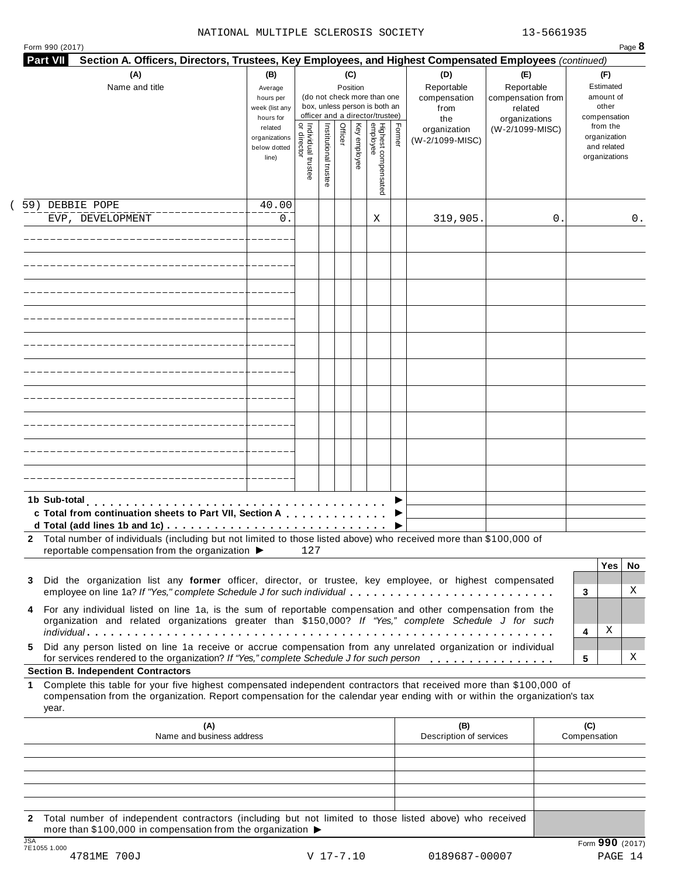NATIONAL MULTIPLE SCLEROSIS SOCIETY 13-5661935

Form 990 (2017) Page **8**

**Part VII Section A. Officers, Directors, Trustees, Key Employees, and Highest Compensated Employees** *(continued)*

| (A) Name and title | (B) Average hours per week (list any hours for related organizations below dotted line) | (C) Position: Individual trustee or director | Institutional trustee | Officer | Key employee | Highest compensated employee | Former | (D) Reportable compensation from the organization (W-2/1099-MISC) | (E) Reportable compensation from related organizations (W-2/1099-MISC) | (F) Estimated amount of other compensation from the organization and related organizations |
|---|---|---|---|---|---|---|---|---|---|---|
| (59) DEBBIE POPE<br>EVP, DEVELOPMENT | 40.00<br>0. | | | | | X | | 319,905. | 0. | 0. |
| | | | | | | | | | | |
| | | | | | | | | | | |
| | | | | | | | | | | |
| | | | | | | | | | | |
| | | | | | | | | | | |
| | | | | | | | | | | |
| | | | | | | | | | | |
| | | | | | | | | | | |
| | | | | | | | | | | |
| | | | | | | | | | | |

| | (D) | (E) | (F) |
|---|---|---|---|
| **1b Sub-total** ▶ | | | |
| **c Total from continuation sheets to Part VII, Section A** ▶ | | | |
| **d Total (add lines 1b and 1c)** ▶ | | | |

**2** Total number of individuals (including but not limited to those listed above) who received more than $100,000 of reportable compensation from the organization ▶ 127

| | | Yes | No |
|---|---|---|---|
| **3** Did the organization list any **former** officer, director, or trustee, key employee, or highest compensated employee on line 1a? *If "Yes," complete Schedule J for such individual* | 3 | | X |
| **4** For any individual listed on line 1a, is the sum of reportable compensation and other compensation from the organization and related organizations greater than $150,000? *If "Yes," complete Schedule J for such individual* | 4 | X | |
| **5** Did any person listed on line 1a receive or accrue compensation from any unrelated organization or individual for services rendered to the organization? *If "Yes," complete Schedule J for such person* | 5 | | X |

**Section B. Independent Contractors**

**1** Complete this table for your five highest compensated independent contractors that received more than $100,000 of compensation from the organization. Report compensation for the calendar year ending with or within the organization's tax year.

| (A) Name and business address | (B) Description of services | (C) Compensation |
|---|---|---|
| | | |
| | | |
| | | |
| | | |
| | | |

**2** Total number of independent contractors (including but not limited to those listed above) who received more than $100,000 in compensation from the organization ▶

Form **990** (2017)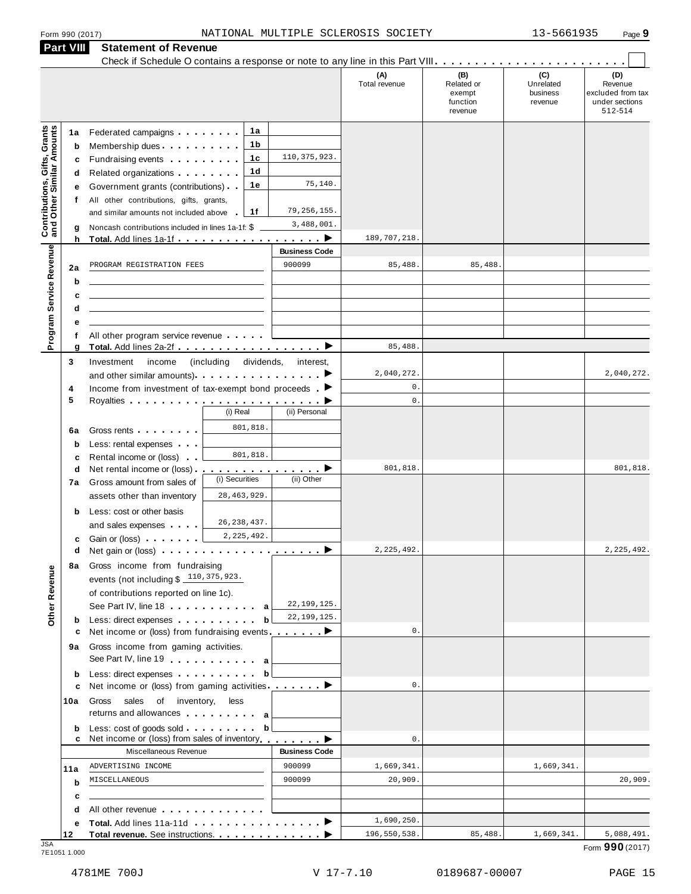Form 990 (2017) NATIONAL MULTIPLE SCLEROSIS SOCIETY 13-5661935 Page 9

## Part VIII Statement of Revenue

Check if Schedule O contains a response or note to any line in this Part VIII . . . . . . . . . . . . . . . . . . . . . . . .

| | | | | (A) Total revenue | (B) Related or exempt function revenue | (C) Unrelated business revenue | (D) Revenue excluded from tax under sections 512-514 |
|---|---|---|---|---|---|---|---|
| **Contributions, Gifts, Grants and Other Similar Amounts** | 1a | Federated campaigns . . . . . . . . 1a | | | | | |
| | b | Membership dues . . . . . . . . . . 1b | | | | | |
| | c | Fundraising events . . . . . . . . . 1c | 110,375,923. | | | | |
| | d | Related organizations . . . . . . . . 1d | | | | | |
| | e | Government grants (contributions) . . 1e | 75,140. | | | | |
| | f | All other contributions, gifts, grants, and similar amounts not included above . 1f | 79,256,155. | | | | |
| | g | Noncash contributions included in lines 1a-1f: $ | 3,488,001. | | | | |
| | h | **Total.** Add lines 1a-1f . . . . . . . . . . . . . . . . . . ▶ | | 189,707,218. | | | |
| **Program Service Revenue** | | | **Business Code** | | | | |
| | 2a | PROGRAM REGISTRATION FEES | 900099 | 85,488. | 85,488. | | |
| | b | | | | | | |
| | c | | | | | | |
| | d | | | | | | |
| | e | | | | | | |
| | f | All other program service revenue . . . . . | | | | | |
| | g | **Total.** Add lines 2a-2f . . . . . . . . . . . . . . . . . . ▶ | | 85,488. | | | |
| **Other Revenue** | 3 | Investment income (including dividends, interest, and other similar amounts) . . . . . . . . . . . . . . . ▶ | | 2,040,272. | | | 2,040,272. |
| | 4 | Income from investment of tax-exempt bond proceeds . ▶ | | 0. | | | |
| | 5 | Royalties . . . . . . . . . . . . . . . . . . . . . . . ▶ | | 0. | | | |
| | | | (i) Real / (ii) Personal | | | | |
| | 6a | Gross rents . . . . . . . . | (i) 801,818. | | | | |
| | b | Less: rental expenses . . . | | | | | |
| | c | Rental income or (loss) . . | (i) 801,818. | | | | |
| | d | Net rental income or (loss) . . . . . . . . . . . . . . . . ▶ | | 801,818. | | | 801,818. |
| | 7a | Gross amount from sales of assets other than inventory | (i) Securities: 28,463,929. / (ii) Other: | | | | |
| | b | Less: cost or other basis and sales expenses . . . . | (i) 26,238,437. | | | | |
| | c | Gain or (loss) . . . . . . . | (i) 2,225,492. | | | | |
| | d | Net gain or (loss) . . . . . . . . . . . . . . . . . . . . ▶ | | 2,225,492. | | | 2,225,492. |
| | 8a | Gross income from fundraising events (not including $ 110,375,923. of contributions reported on line 1c). See Part IV, line 18 . . . . . . . . . . . a | 22,199,125. | | | | |
| | b | Less: direct expenses . . . . . . . . . . b | 22,199,125. | | | | |
| | c | Net income or (loss) from fundraising events . . . . . . . ▶ | | 0. | | | |
| | 9a | Gross income from gaming activities. See Part IV, line 19 . . . . . . . . . . . a | | | | | |
| | b | Less: direct expenses . . . . . . . . . . b | | | | | |
| | c | Net income or (loss) from gaming activities . . . . . . . ▶ | | 0. | | | |
| | 10a | Gross sales of inventory, less returns and allowances . . . . . . . . . a | | | | | |
| | b | Less: cost of goods sold . . . . . . . . . b | | | | | |
| | c | Net income or (loss) from sales of inventory . . . . . . . ▶ | | 0. | | | |
| | | Miscellaneous Revenue | **Business Code** | | | | |
| | 11a | ADVERTISING INCOME | 900099 | 1,669,341. | | 1,669,341. | |
| | b | MISCELLANEOUS | 900099 | 20,909. | | | 20,909. |
| | c | | | | | | |
| | d | All other revenue . . . . . . . . . . . . . | | | | | |
| | e | **Total.** Add lines 11a-11d . . . . . . . . . . . . . . . ▶ | | 1,690,250. | | | |
| | 12 | **Total revenue.** See instructions. . . . . . . . . . . . . . ▶ | | 196,550,538. | 85,488. | 1,669,341. | 5,088,491. |

Form **990** (2017)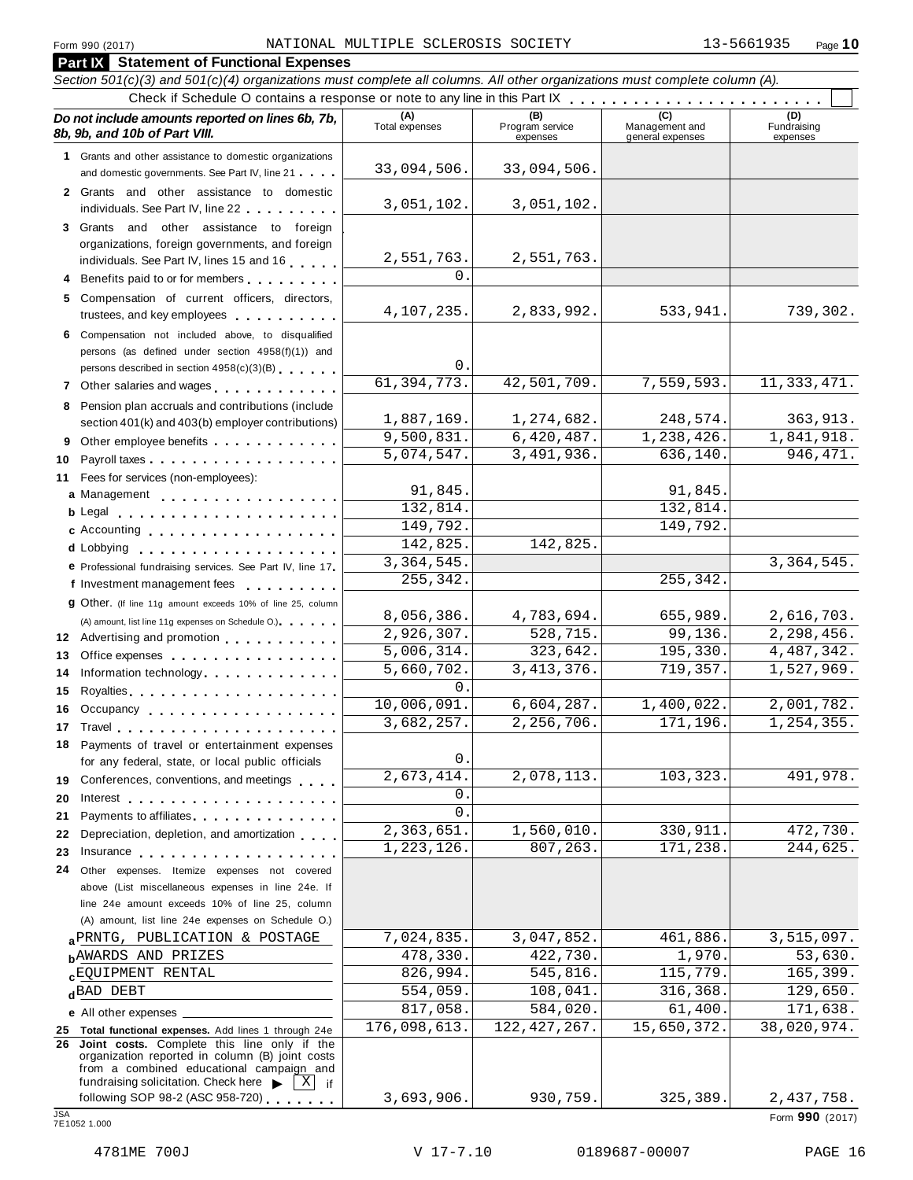Form 990 (2017) NATIONAL MULTIPLE SCLEROSIS SOCIETY 13-5661935 Page **10**

## Part IX Statement of Functional Expenses

*Section 501(c)(3) and 501(c)(4) organizations must complete all columns. All other organizations must complete column (A).*

Check if Schedule O contains a response or note to any line in this Part IX . . . . . . . . . . . . . . . . . . . . . . . . ☐

| *Do not include amounts reported on lines 6b, 7b, 8b, 9b, and 10b of Part VIII.* | (A) Total expenses | (B) Program service expenses | (C) Management and general expenses | (D) Fundraising expenses |
|---|---|---|---|---|
| **1** Grants and other assistance to domestic organizations and domestic governments. See Part IV, line 21 | 33,094,506. | 33,094,506. | | |
| **2** Grants and other assistance to domestic individuals. See Part IV, line 22 | 3,051,102. | 3,051,102. | | |
| **3** Grants and other assistance to foreign organizations, foreign governments, and foreign individuals. See Part IV, lines 15 and 16 | 2,551,763. | 2,551,763. | | |
| **4** Benefits paid to or for members | 0. | | | |
| **5** Compensation of current officers, directors, trustees, and key employees | 4,107,235. | 2,833,992. | 533,941. | 739,302. |
| **6** Compensation not included above, to disqualified persons (as defined under section 4958(f)(1)) and persons described in section 4958(c)(3)(B) | 0. | | | |
| **7** Other salaries and wages | 61,394,773. | 42,501,709. | 7,559,593. | 11,333,471. |
| **8** Pension plan accruals and contributions (include section 401(k) and 403(b) employer contributions) | 1,887,169. | 1,274,682. | 248,574. | 363,913. |
| **9** Other employee benefits | 9,500,831. | 6,420,487. | 1,238,426. | 1,841,918. |
| **10** Payroll taxes | 5,074,547. | 3,491,936. | 636,140. | 946,471. |
| **11** Fees for services (non-employees): | | | | |
| **a** Management | 91,845. | | 91,845. | |
| **b** Legal | 132,814. | | 132,814. | |
| **c** Accounting | 149,792. | | 149,792. | |
| **d** Lobbying | 142,825. | 142,825. | | |
| **e** Professional fundraising services. See Part IV, line 17 | 3,364,545. | | | 3,364,545. |
| **f** Investment management fees | 255,342. | | 255,342. | |
| **g** Other. (If line 11g amount exceeds 10% of line 25, column (A) amount, list line 11g expenses on Schedule O.) | 8,056,386. | 4,783,694. | 655,989. | 2,616,703. |
| **12** Advertising and promotion | 2,926,307. | 528,715. | 99,136. | 2,298,456. |
| **13** Office expenses | 5,006,314. | 323,642. | 195,330. | 4,487,342. |
| **14** Information technology | 5,660,702. | 3,413,376. | 719,357. | 1,527,969. |
| **15** Royalties | 0. | | | |
| **16** Occupancy | 10,006,091. | 6,604,287. | 1,400,022. | 2,001,782. |
| **17** Travel | 3,682,257. | 2,256,706. | 171,196. | 1,254,355. |
| **18** Payments of travel or entertainment expenses for any federal, state, or local public officials | 0. | | | |
| **19** Conferences, conventions, and meetings | 2,673,414. | 2,078,113. | 103,323. | 491,978. |
| **20** Interest | 0. | | | |
| **21** Payments to affiliates | 0. | | | |
| **22** Depreciation, depletion, and amortization | 2,363,651. | 1,560,010. | 330,911. | 472,730. |
| **23** Insurance | 1,223,126. | 807,263. | 171,238. | 244,625. |
| **24** Other expenses. Itemize expenses not covered above (List miscellaneous expenses in line 24e. If line 24e amount exceeds 10% of line 25, column (A) amount, list line 24e expenses on Schedule O.) | | | | |
| **a** PRNTG, PUBLICATION & POSTAGE | 7,024,835. | 3,047,852. | 461,886. | 3,515,097. |
| **b** AWARDS AND PRIZES | 478,330. | 422,730. | 1,970. | 53,630. |
| **c** EQUIPMENT RENTAL | 826,994. | 545,816. | 115,779. | 165,399. |
| **d** BAD DEBT | 554,059. | 108,041. | 316,368. | 129,650. |
| **e** All other expenses | 817,058. | 584,020. | 61,400. | 171,638. |
| **25 Total functional expenses.** Add lines 1 through 24e | 176,098,613. | 122,427,267. | 15,650,372. | 38,020,974. |
| **26 Joint costs.** Complete this line only if the organization reported in column (B) joint costs from a combined educational campaign and fundraising solicitation. Check here ▶ [X] if following SOP 98-2 (ASC 958-720) | 3,693,906. | 930,759. | 325,389. | 2,437,758. |

JSA 7E1052 1.000 Form **990** (2017)

4781ME 700J V 17-7.10 0189687-00007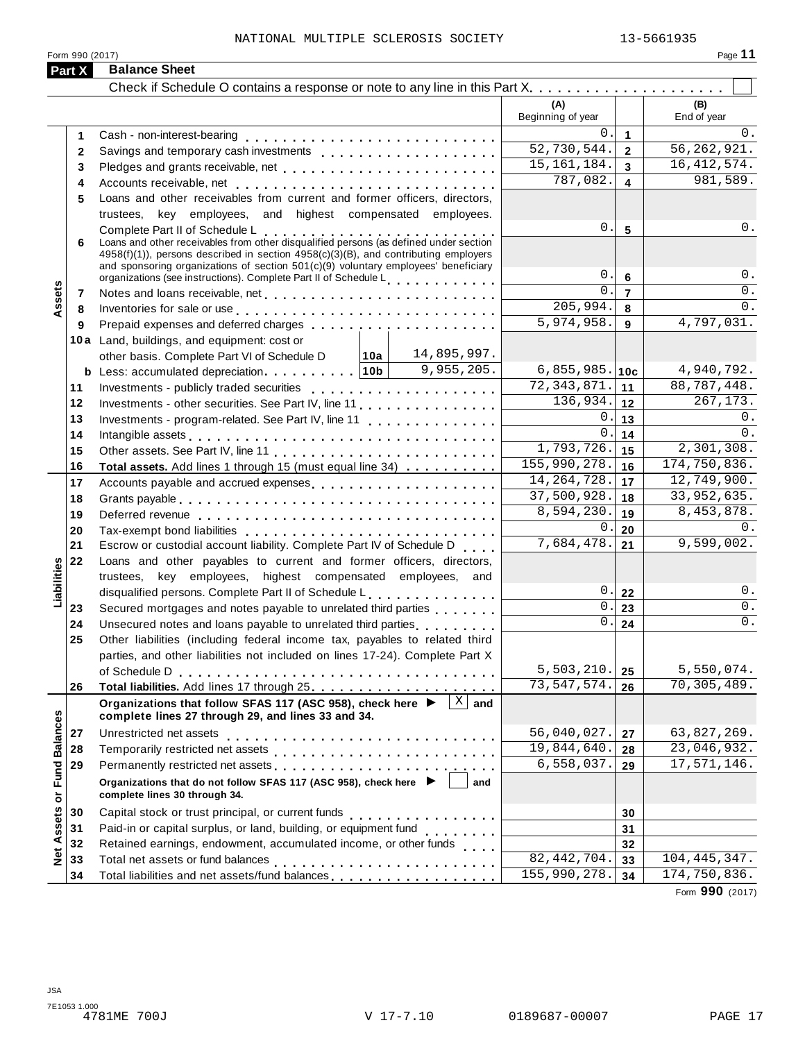NATIONAL MULTIPLE SCLEROSIS SOCIETY 13-5661935

Form 990 (2017)

## Part X Balance Sheet

Check if Schedule O contains a response or note to any line in this Part X . . . . . . . . . . . . . . . . . . . . ☐

| | | | (A) Beginning of year | | (B) End of year |
|---|---|---|---|---|---|
| **Assets** | 1 | Cash - non-interest-bearing | 0. | 1 | 0. |
| | 2 | Savings and temporary cash investments | 52,730,544. | 2 | 56,262,921. |
| | 3 | Pledges and grants receivable, net | 15,161,184. | 3 | 16,412,574. |
| | 4 | Accounts receivable, net | 787,082. | 4 | 981,589. |
| | 5 | Loans and other receivables from current and former officers, directors, trustees, key employees, and highest compensated employees. Complete Part II of Schedule L | 0. | 5 | 0. |
| | 6 | Loans and other receivables from other disqualified persons (as defined under section 4958(f)(1)), persons described in section 4958(c)(3)(B), and contributing employers and sponsoring organizations of section 501(c)(9) voluntary employees' beneficiary organizations (see instructions). Complete Part II of Schedule L | 0. | 6 | 0. |
| | 7 | Notes and loans receivable, net | 0. | 7 | 0. |
| | 8 | Inventories for sale or use | 205,994. | 8 | 0. |
| | 9 | Prepaid expenses and deferred charges | 5,974,958. | 9 | 4,797,031. |
| | 10a | Land, buildings, and equipment: cost or other basis. Complete Part VI of Schedule D — 10a: 14,895,997. | | | |
| | b | Less: accumulated depreciation — 10b: 9,955,205. | 6,855,985. | 10c | 4,940,792. |
| | 11 | Investments - publicly traded securities | 72,343,871. | 11 | 88,787,448. |
| | 12 | Investments - other securities. See Part IV, line 11 | 136,934. | 12 | 267,173. |
| | 13 | Investments - program-related. See Part IV, line 11 | 0. | 13 | 0. |
| | 14 | Intangible assets | 0. | 14 | 0. |
| | 15 | Other assets. See Part IV, line 11 | 1,793,726. | 15 | 2,301,308. |
| | 16 | **Total assets.** Add lines 1 through 15 (must equal line 34) | 155,990,278. | 16 | 174,750,836. |
| **Liabilities** | 17 | Accounts payable and accrued expenses | 14,264,728. | 17 | 12,749,900. |
| | 18 | Grants payable | 37,500,928. | 18 | 33,952,635. |
| | 19 | Deferred revenue | 8,594,230. | 19 | 8,453,878. |
| | 20 | Tax-exempt bond liabilities | 0. | 20 | 0. |
| | 21 | Escrow or custodial account liability. Complete Part IV of Schedule D | 7,684,478. | 21 | 9,599,002. |
| | 22 | Loans and other payables to current and former officers, directors, trustees, key employees, highest compensated employees, and disqualified persons. Complete Part II of Schedule L | 0. | 22 | 0. |
| | 23 | Secured mortgages and notes payable to unrelated third parties | 0. | 23 | 0. |
| | 24 | Unsecured notes and loans payable to unrelated third parties | 0. | 24 | 0. |
| | 25 | Other liabilities (including federal income tax, payables to related third parties, and other liabilities not included on lines 17-24). Complete Part X of Schedule D | 5,503,210. | 25 | 5,550,074. |
| | 26 | **Total liabilities.** Add lines 17 through 25 | 73,547,574. | 26 | 70,305,489. |
| **Net Assets or Fund Balances** | | **Organizations that follow SFAS 117 (ASC 958), check here ▶ [X] and complete lines 27 through 29, and lines 33 and 34.** | | | |
| | 27 | Unrestricted net assets | 56,040,027. | 27 | 63,827,269. |
| | 28 | Temporarily restricted net assets | 19,844,640. | 28 | 23,046,932. |
| | 29 | Permanently restricted net assets | 6,558,037. | 29 | 17,571,146. |
| | | **Organizations that do not follow SFAS 117 (ASC 958), check here ▶ [ ] and complete lines 30 through 34.** | | | |
| | 30 | Capital stock or trust principal, or current funds | | 30 | |
| | 31 | Paid-in or capital surplus, or land, building, or equipment fund | | 31 | |
| | 32 | Retained earnings, endowment, accumulated income, or other funds | | 32 | |
| | 33 | Total net assets or fund balances | 82,442,704. | 33 | 104,445,347. |
| | 34 | Total liabilities and net assets/fund balances | 155,990,278. | 34 | 174,750,836. |

Form **990** (2017)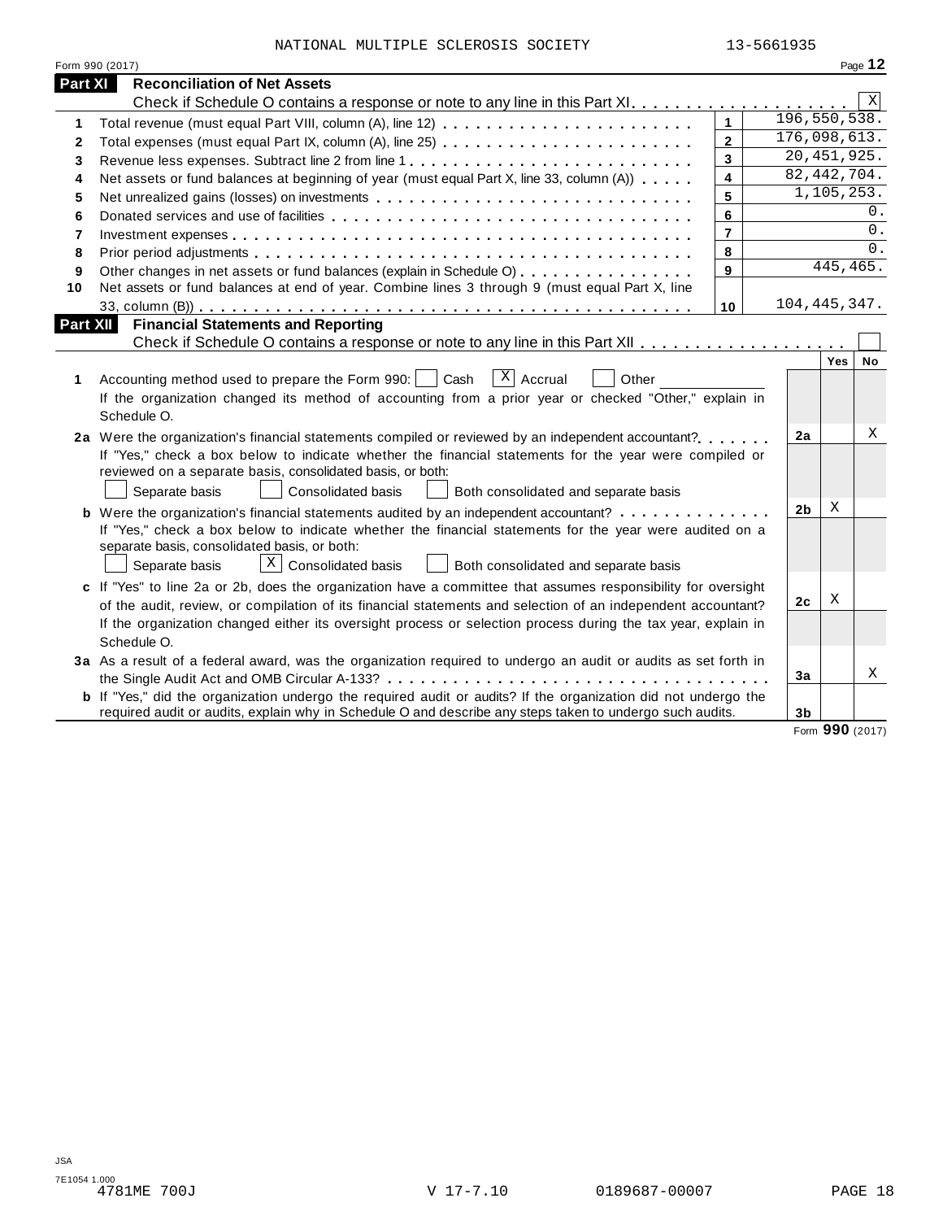NATIONAL MULTIPLE SCLEROSIS SOCIETY 13-5661935

Form 990 (2017) Page **12**

## Part XI Reconciliation of Net Assets

Check if Schedule O contains a response or note to any line in this Part XI . . . . . . . . . . . . . . . . . . . . [X]

| | | | |
|---|---|---|---|
| 1 | Total revenue (must equal Part VIII, column (A), line 12) | 1 | 196,550,538. |
| 2 | Total expenses (must equal Part IX, column (A), line 25) | 2 | 176,098,613. |
| 3 | Revenue less expenses. Subtract line 2 from line 1 | 3 | 20,451,925. |
| 4 | Net assets or fund balances at beginning of year (must equal Part X, line 33, column (A)) | 4 | 82,442,704. |
| 5 | Net unrealized gains (losses) on investments | 5 | 1,105,253. |
| 6 | Donated services and use of facilities | 6 | 0. |
| 7 | Investment expenses | 7 | 0. |
| 8 | Prior period adjustments | 8 | 0. |
| 9 | Other changes in net assets or fund balances (explain in Schedule O) | 9 | 445,465. |
| 10 | Net assets or fund balances at end of year. Combine lines 3 through 9 (must equal Part X, line 33, column (B)) | 10 | 104,445,347. |

## Part XII Financial Statements and Reporting

Check if Schedule O contains a response or note to any line in this Part XII . . . . . . . . . . . . . . . . . . [ ]

| | | | Yes | No |
|---|---|---|---|---|
| 1 | Accounting method used to prepare the Form 990: [ ] Cash [X] Accrual [ ] Other ____________<br>If the organization changed its method of accounting from a prior year or checked "Other," explain in Schedule O. | | | |
| 2a | Were the organization's financial statements compiled or reviewed by an independent accountant?<br>If "Yes," check a box below to indicate whether the financial statements for the year were compiled or reviewed on a separate basis, consolidated basis, or both:<br>[ ] Separate basis [ ] Consolidated basis [ ] Both consolidated and separate basis | 2a | | X |
| b | Were the organization's financial statements audited by an independent accountant?<br>If "Yes," check a box below to indicate whether the financial statements for the year were audited on a separate basis, consolidated basis, or both:<br>[ ] Separate basis [X] Consolidated basis [ ] Both consolidated and separate basis | 2b | X | |
| c | If "Yes" to line 2a or 2b, does the organization have a committee that assumes responsibility for oversight of the audit, review, or compilation of its financial statements and selection of an independent accountant?<br>If the organization changed either its oversight process or selection process during the tax year, explain in Schedule O. | 2c | X | |
| 3a | As a result of a federal award, was the organization required to undergo an audit or audits as set forth in the Single Audit Act and OMB Circular A-133? | 3a | | X |
| b | If "Yes," did the organization undergo the required audit or audits? If the organization did not undergo the required audit or audits, explain why in Schedule O and describe any steps taken to undergo such audits. | 3b | | |

Form **990** (2017)

JSA
7E1054 1.000
4781ME 700J V 17-7.10 0189687-00007 PAGE 18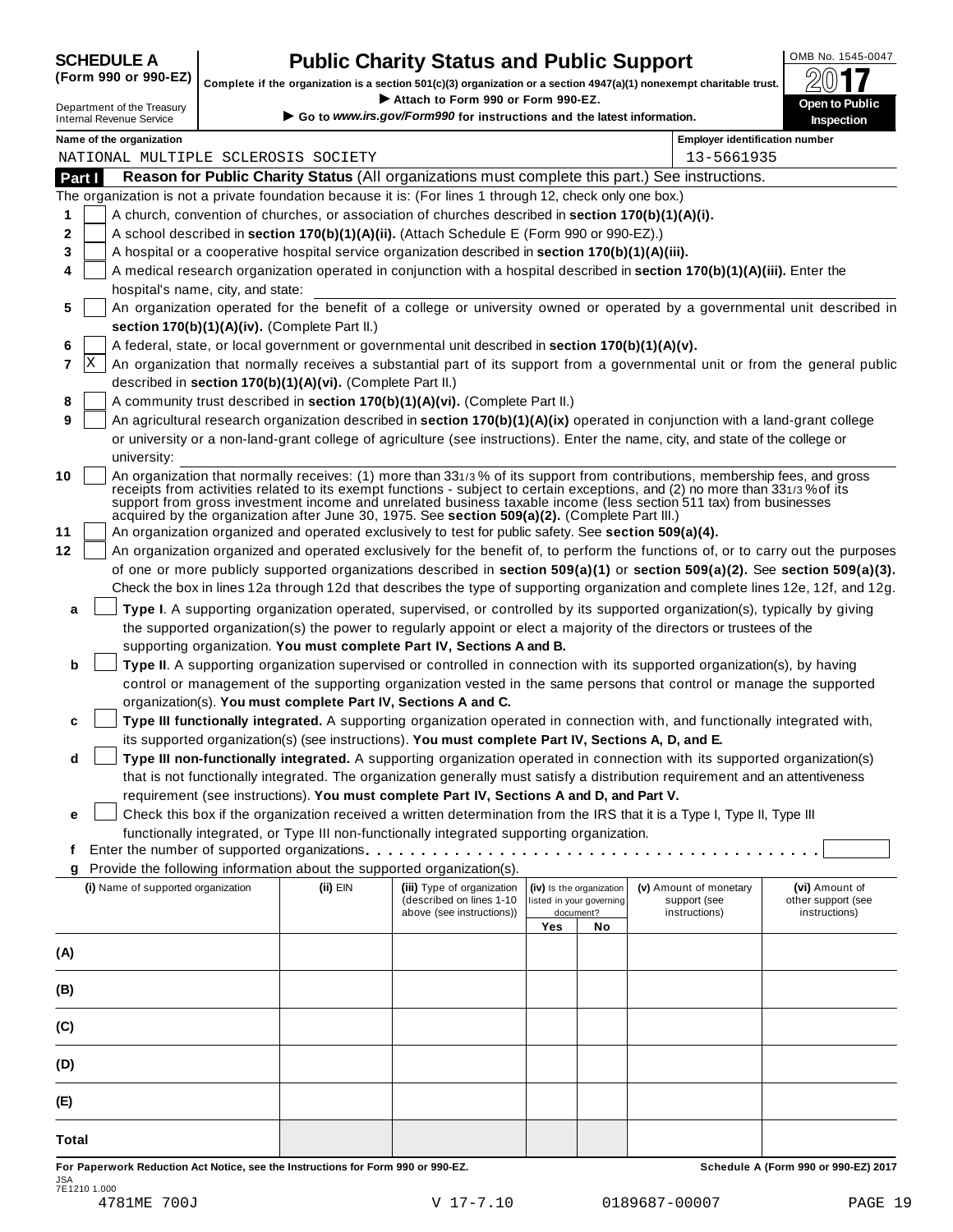**SCHEDULE A**
**(Form 990 or 990-EZ)**

Department of the Treasury
Internal Revenue Service

# Public Charity Status and Public Support

**Complete if the organization is a section 501(c)(3) organization or a section 4947(a)(1) nonexempt charitable trust.**
▶ **Attach to Form 990 or Form 990-EZ.**
▶ **Go to** ***www.irs.gov/Form990*** **for instructions and the latest information.**

OMB No. 1545-0047
**2017**
**Open to Public Inspection**

**Name of the organization**
NATIONAL MULTIPLE SCLEROSIS SOCIETY

**Employer identification number**
13-5661935

## Part I Reason for Public Charity Status (All organizations must complete this part.) See instructions.

The organization is not a private foundation because it is: (For lines 1 through 12, check only one box.)

1 [ ] A church, convention of churches, or association of churches described in **section 170(b)(1)(A)(i).**

2 [ ] A school described in **section 170(b)(1)(A)(ii).** (Attach Schedule E (Form 990 or 990-EZ).)

3 [ ] A hospital or a cooperative hospital service organization described in **section 170(b)(1)(A)(iii).**

4 [ ] A medical research organization operated in conjunction with a hospital described in **section 170(b)(1)(A)(iii).** Enter the hospital's name, city, and state:

5 [ ] An organization operated for the benefit of a college or university owned or operated by a governmental unit described in **section 170(b)(1)(A)(iv).** (Complete Part II.)

6 [ ] A federal, state, or local government or governmental unit described in **section 170(b)(1)(A)(v).**

7 [X] An organization that normally receives a substantial part of its support from a governmental unit or from the general public described in **section 170(b)(1)(A)(vi).** (Complete Part II.)

8 [ ] A community trust described in **section 170(b)(1)(A)(vi).** (Complete Part II.)

9 [ ] An agricultural research organization described in **section 170(b)(1)(A)(ix)** operated in conjunction with a land-grant college or university or a non-land-grant college of agriculture (see instructions). Enter the name, city, and state of the college or university:

10 [ ] An organization that normally receives: (1) more than 33 1/3 % of its support from contributions, membership fees, and gross receipts from activities related to its exempt functions - subject to certain exceptions, and (2) no more than 33 1/3 % of its support from gross investment income and unrelated business taxable income (less section 511 tax) from businesses acquired by the organization after June 30, 1975. See **section 509(a)(2).** (Complete Part III.)

11 [ ] An organization organized and operated exclusively to test for public safety. See **section 509(a)(4).**

12 [ ] An organization organized and operated exclusively for the benefit of, to perform the functions of, or to carry out the purposes of one or more publicly supported organizations described in **section 509(a)(1)** or **section 509(a)(2).** See **section 509(a)(3).** Check the box in lines 12a through 12d that describes the type of supporting organization and complete lines 12e, 12f, and 12g.

**a** [ ] **Type I**. A supporting organization operated, supervised, or controlled by its supported organization(s), typically by giving the supported organization(s) the power to regularly appoint or elect a majority of the directors or trustees of the supporting organization. **You must complete Part IV, Sections A and B.**

**b** [ ] **Type II**. A supporting organization supervised or controlled in connection with its supported organization(s), by having control or management of the supporting organization vested in the same persons that control or manage the supported organization(s). **You must complete Part IV, Sections A and C.**

**c** [ ] **Type III functionally integrated.** A supporting organization operated in connection with, and functionally integrated with, its supported organization(s) (see instructions). **You must complete Part IV, Sections A, D, and E.**

**d** [ ] **Type III non-functionally integrated.** A supporting organization operated in connection with its supported organization(s) that is not functionally integrated. The organization generally must satisfy a distribution requirement and an attentiveness requirement (see instructions). **You must complete Part IV, Sections A and D, and Part V.**

**e** [ ] Check this box if the organization received a written determination from the IRS that it is a Type I, Type II, Type III functionally integrated, or Type III non-functionally integrated supporting organization.

**f** Enter the number of supported organizations . . . . . . . . . . . . . . . . . . . . . . . . . . . . . . . . . . . . . . [ ]

**g** Provide the following information about the supported organization(s).

| (i) Name of supported organization | (ii) EIN | (iii) Type of organization (described on lines 1-10 above (see instructions)) | (iv) Is the organization listed in your governing document? Yes | No | (v) Amount of monetary support (see instructions) | (vi) Amount of other support (see instructions) |
|---|---|---|---|---|---|---|
| (A) | | | | | | |
| (B) | | | | | | |
| (C) | | | | | | |
| (D) | | | | | | |
| (E) | | | | | | |
| Total | | | | | | |

**For Paperwork Reduction Act Notice, see the Instructions for Form 990 or 990-EZ.** **Schedule A (Form 990 or 990-EZ) 2017**

JSA
7E1210 1.000
4781ME 700J V 17-7.10 0189687-00007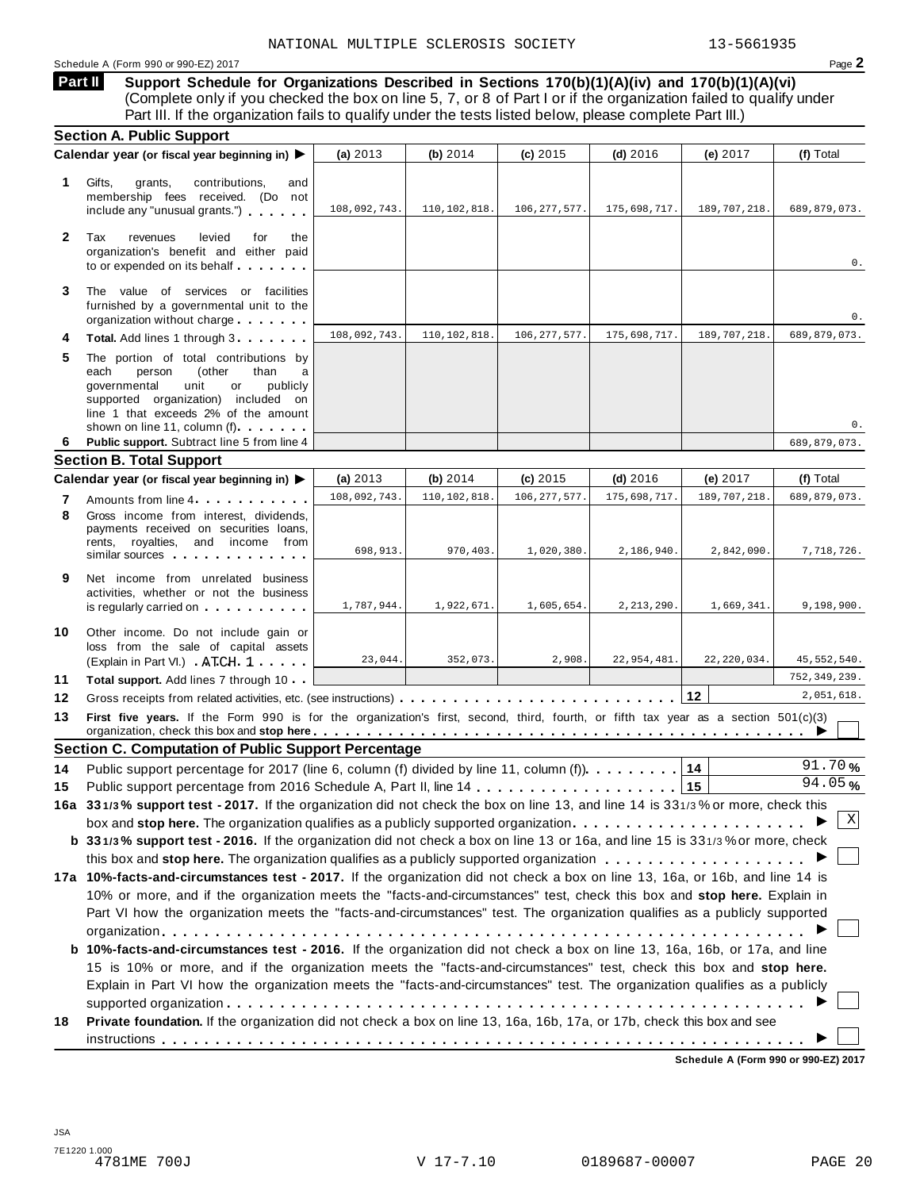NATIONAL MULTIPLE SCLEROSIS SOCIETY 13-5661935

Schedule A (Form 990 or 990-EZ) 2017

## Part II Support Schedule for Organizations Described in Sections 170(b)(1)(A)(iv) and 170(b)(1)(A)(vi)

(Complete only if you checked the box on line 5, 7, or 8 of Part I or if the organization failed to qualify under Part III. If the organization fails to qualify under the tests listed below, please complete Part III.)

### Section A. Public Support

| Calendar year (or fiscal year beginning in) ▶ | (a) 2013 | (b) 2014 | (c) 2015 | (d) 2016 | (e) 2017 | (f) Total |
|---|---|---|---|---|---|---|
| **1** Gifts, grants, contributions, and membership fees received. (Do not include any "unusual grants.") | 108,092,743. | 110,102,818. | 106,277,577. | 175,698,717. | 189,707,218. | 689,879,073. |
| **2** Tax revenues levied for the organization's benefit and either paid to or expended on its behalf | | | | | | 0. |
| **3** The value of services or facilities furnished by a governmental unit to the organization without charge | | | | | | 0. |
| **4** **Total.** Add lines 1 through 3 | 108,092,743. | 110,102,818. | 106,277,577. | 175,698,717. | 189,707,218. | 689,879,073. |
| **5** The portion of total contributions by each person (other than a governmental unit or publicly supported organization) included on line 1 that exceeds 2% of the amount shown on line 11, column (f) | | | | | | 0. |
| **6** **Public support.** Subtract line 5 from line 4 | | | | | | 689,879,073. |

### Section B. Total Support

| Calendar year (or fiscal year beginning in) ▶ | (a) 2013 | (b) 2014 | (c) 2015 | (d) 2016 | (e) 2017 | (f) Total |
|---|---|---|---|---|---|---|
| **7** Amounts from line 4 | 108,092,743. | 110,102,818. | 106,277,577. | 175,698,717. | 189,707,218. | 689,879,073. |
| **8** Gross income from interest, dividends, payments received on securities loans, rents, royalties, and income from similar sources | 698,913. | 970,403. | 1,020,380. | 2,186,940. | 2,842,090. | 7,718,726. |
| **9** Net income from unrelated business activities, whether or not the business is regularly carried on | 1,787,944. | 1,922,671. | 1,605,654. | 2,213,290. | 1,669,341. | 9,198,900. |
| **10** Other income. Do not include gain or loss from the sale of capital assets (Explain in Part VI.) ATCH 1 | 23,044. | 352,073. | 2,908. | 22,954,481. | 22,220,034. | 45,552,540. |
| **11** **Total support.** Add lines 7 through 10 | | | | | | 752,349,239. |
| **12** Gross receipts from related activities, etc. (see instructions) | | | | | 12 | 2,051,618. |

**13** **First five years.** If the Form 990 is for the organization's first, second, third, fourth, or fifth tax year as a section 501(c)(3) organization, check this box and **stop here** ▶ ☐

### Section C. Computation of Public Support Percentage

**14** Public support percentage for 2017 (line 6, column (f) divided by line 11, column (f)) **14** 91.70 %

**15** Public support percentage from 2016 Schedule A, Part II, line 14 **15** 94.05 %

**16a** **33 1/3 % support test - 2017.** If the organization did not check the box on line 13, and line 14 is 33 1/3 % or more, check this box and **stop here.** The organization qualifies as a publicly supported organization ▶ ☒

**b** **33 1/3 % support test - 2016.** If the organization did not check a box on line 13 or 16a, and line 15 is 33 1/3 % or more, check this box and **stop here.** The organization qualifies as a publicly supported organization ▶ ☐

**17a** **10%-facts-and-circumstances test - 2017.** If the organization did not check a box on line 13, 16a, or 16b, and line 14 is 10% or more, and if the organization meets the "facts-and-circumstances" test, check this box and **stop here.** Explain in Part VI how the organization meets the "facts-and-circumstances" test. The organization qualifies as a publicly supported organization ▶ ☐

**b** **10%-facts-and-circumstances test - 2016.** If the organization did not check a box on line 13, 16a, 16b, or 17a, and line 15 is 10% or more, and if the organization meets the "facts-and-circumstances" test, check this box and **stop here.** Explain in Part VI how the organization meets the "facts-and-circumstances" test. The organization qualifies as a publicly supported organization ▶ ☐

**18** **Private foundation.** If the organization did not check a box on line 13, 16a, 16b, 17a, or 17b, check this box and see instructions ▶ ☐

**Schedule A (Form 990 or 990-EZ) 2017**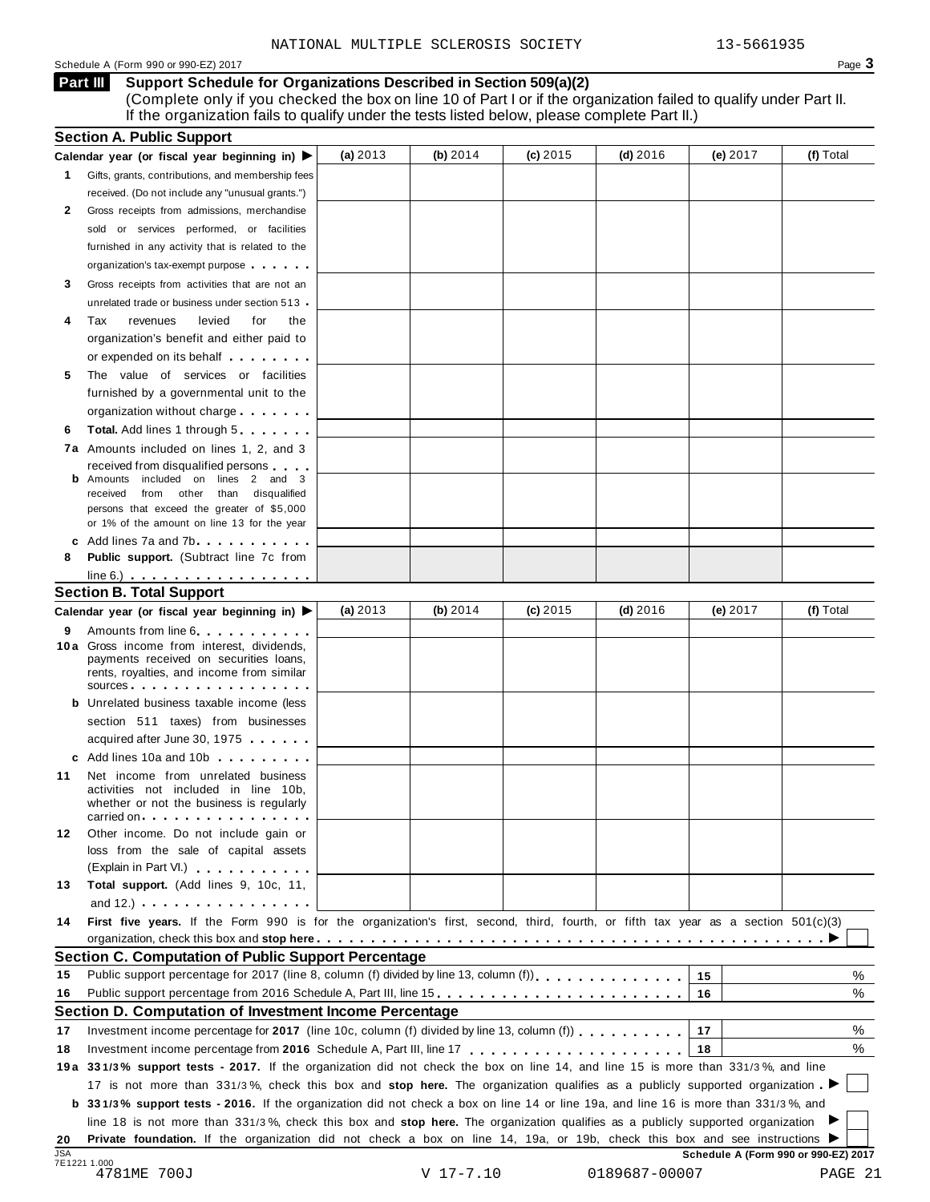NATIONAL MULTIPLE SCLEROSIS SOCIETY 13-5661935

Schedule A (Form 990 or 990-EZ) 2017

## Part III Support Schedule for Organizations Described in Section 509(a)(2)

(Complete only if you checked the box on line 10 of Part I or if the organization failed to qualify under Part II. If the organization fails to qualify under the tests listed below, please complete Part II.)

### Section A. Public Support

| Calendar year (or fiscal year beginning in) ▶ | (a) 2013 | (b) 2014 | (c) 2015 | (d) 2016 | (e) 2017 | (f) Total |
|---|---|---|---|---|---|---|
| **1** Gifts, grants, contributions, and membership fees received. (Do not include any "unusual grants.") | | | | | | |
| **2** Gross receipts from admissions, merchandise sold or services performed, or facilities furnished in any activity that is related to the organization's tax-exempt purpose | | | | | | |
| **3** Gross receipts from activities that are not an unrelated trade or business under section 513 | | | | | | |
| **4** Tax revenues levied for the organization's benefit and either paid to or expended on its behalf | | | | | | |
| **5** The value of services or facilities furnished by a governmental unit to the organization without charge | | | | | | |
| **6** **Total.** Add lines 1 through 5 | | | | | | |
| **7a** Amounts included on lines 1, 2, and 3 received from disqualified persons | | | | | | |
| **b** Amounts included on lines 2 and 3 received from other than disqualified persons that exceed the greater of $5,000 or 1% of the amount on line 13 for the year | | | | | | |
| **c** Add lines 7a and 7b | | | | | | |
| **8** **Public support.** (Subtract line 7c from line 6.) | | | | | | |

### Section B. Total Support

| Calendar year (or fiscal year beginning in) ▶ | (a) 2013 | (b) 2014 | (c) 2015 | (d) 2016 | (e) 2017 | (f) Total |
|---|---|---|---|---|---|---|
| **9** Amounts from line 6 | | | | | | |
| **10a** Gross income from interest, dividends, payments received on securities loans, rents, royalties, and income from similar sources | | | | | | |
| **b** Unrelated business taxable income (less section 511 taxes) from businesses acquired after June 30, 1975 | | | | | | |
| **c** Add lines 10a and 10b | | | | | | |
| **11** Net income from unrelated business activities not included in line 10b, whether or not the business is regularly carried on | | | | | | |
| **12** Other income. Do not include gain or loss from the sale of capital assets (Explain in Part VI.) | | | | | | |
| **13** **Total support.** (Add lines 9, 10c, 11, and 12.) | | | | | | |

**14** **First five years.** If the Form 990 is for the organization's first, second, third, fourth, or fifth tax year as a section 501(c)(3) organization, check this box and **stop here** ▶ ☐

### Section C. Computation of Public Support Percentage

| | | | |
|---|---|---|---|
| **15** | Public support percentage for 2017 (line 8, column (f) divided by line 13, column (f)) | 15 | % |
| **16** | Public support percentage from 2016 Schedule A, Part III, line 15 | 16 | % |

### Section D. Computation of Investment Income Percentage

| | | | |
|---|---|---|---|
| **17** | Investment income percentage for **2017** (line 10c, column (f) divided by line 13, column (f)) | 17 | % |
| **18** | Investment income percentage from **2016** Schedule A, Part III, line 17 | 18 | % |

**19a** **33 1/3% support tests - 2017.** If the organization did not check the box on line 14, and line 15 is more than 33 1/3%, and line 17 is not more than 33 1/3%, check this box and **stop here.** The organization qualifies as a publicly supported organization ▶ ☐

**b** **33 1/3% support tests - 2016.** If the organization did not check a box on line 14 or line 19a, and line 16 is more than 33 1/3%, and line 18 is not more than 33 1/3%, check this box and **stop here.** The organization qualifies as a publicly supported organization ▶ ☐

**20** **Private foundation.** If the organization did not check a box on line 14, 19a, or 19b, check this box and see instructions ▶ ☐

JSA 7E1221 1.000 Schedule A (Form 990 or 990-EZ) 2017

4781ME 700J V 17-7.10 0189687-00007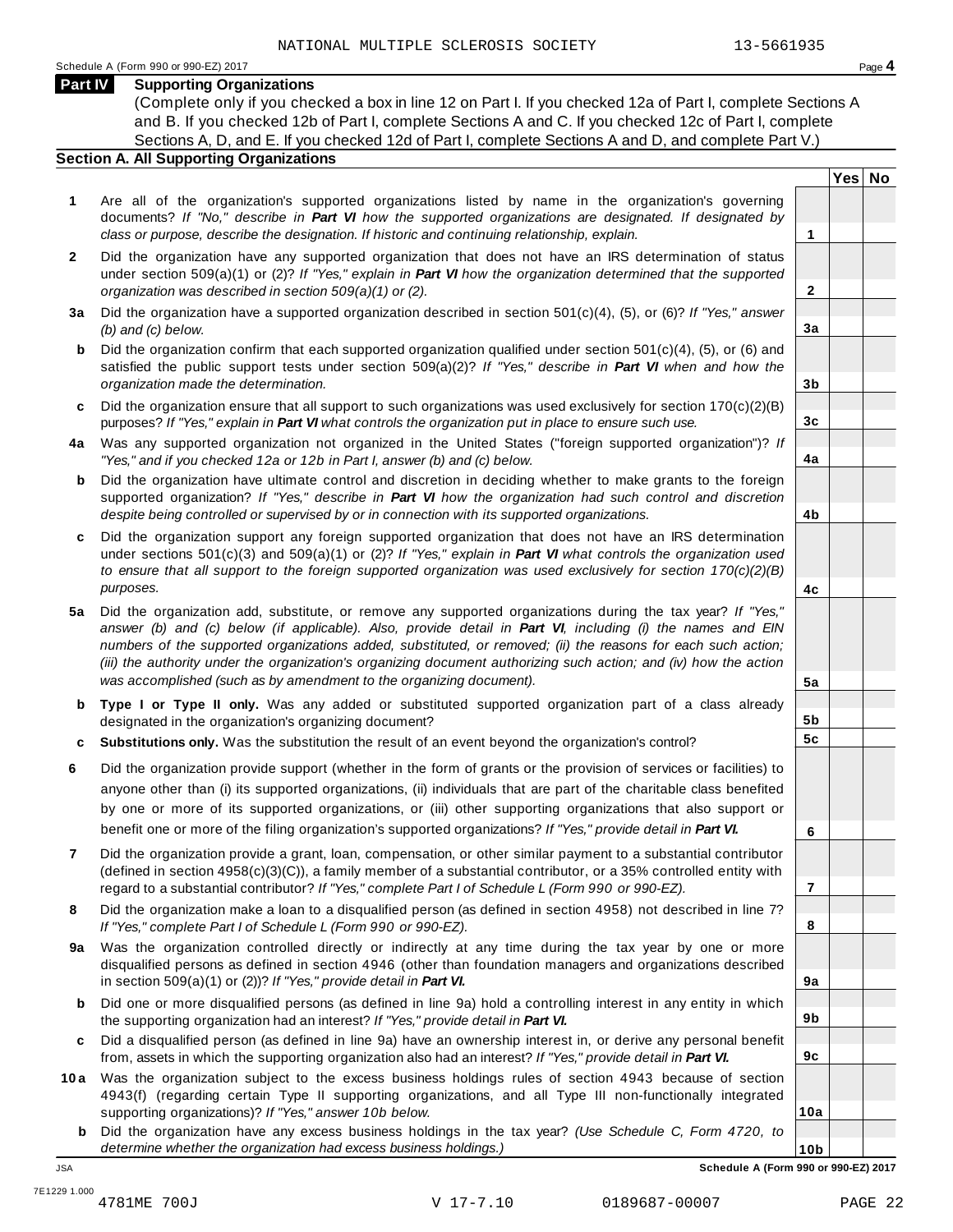NATIONAL MULTIPLE SCLEROSIS SOCIETY 13-5661935

Schedule A (Form 990 or 990-EZ) 2017

## Part IV Supporting Organizations

(Complete only if you checked a box in line 12 on Part I. If you checked 12a of Part I, complete Sections A and B. If you checked 12b of Part I, complete Sections A and C. If you checked 12c of Part I, complete Sections A, D, and E. If you checked 12d of Part I, complete Sections A and D, and complete Part V.)

### Section A. All Supporting Organizations

| | | | Yes | No |
|---|---|---|---|---|
| **1** | Are all of the organization's supported organizations listed by name in the organization's governing documents? *If "No," describe in **Part VI** how the supported organizations are designated. If designated by class or purpose, describe the designation. If historic and continuing relationship, explain.* | **1** | | |
| **2** | Did the organization have any supported organization that does not have an IRS determination of status under section 509(a)(1) or (2)? *If "Yes," explain in **Part VI** how the organization determined that the supported organization was described in section 509(a)(1) or (2).* | **2** | | |
| **3a** | Did the organization have a supported organization described in section 501(c)(4), (5), or (6)? *If "Yes," answer (b) and (c) below.* | **3a** | | |
| **b** | Did the organization confirm that each supported organization qualified under section 501(c)(4), (5), or (6) and satisfied the public support tests under section 509(a)(2)? *If "Yes," describe in **Part VI** when and how the organization made the determination.* | **3b** | | |
| **c** | Did the organization ensure that all support to such organizations was used exclusively for section 170(c)(2)(B) purposes? *If "Yes," explain in **Part VI** what controls the organization put in place to ensure such use.* | **3c** | | |
| **4a** | Was any supported organization not organized in the United States ("foreign supported organization")? *If "Yes," and if you checked 12a or 12b in Part I, answer (b) and (c) below.* | **4a** | | |
| **b** | Did the organization have ultimate control and discretion in deciding whether to make grants to the foreign supported organization? *If "Yes," describe in **Part VI** how the organization had such control and discretion despite being controlled or supervised by or in connection with its supported organizations.* | **4b** | | |
| **c** | Did the organization support any foreign supported organization that does not have an IRS determination under sections 501(c)(3) and 509(a)(1) or (2)? *If "Yes," explain in **Part VI** what controls the organization used to ensure that all support to the foreign supported organization was used exclusively for section 170(c)(2)(B) purposes.* | **4c** | | |
| **5a** | Did the organization add, substitute, or remove any supported organizations during the tax year? *If "Yes," answer (b) and (c) below (if applicable). Also, provide detail in **Part VI**, including (i) the names and EIN numbers of the supported organizations added, substituted, or removed; (ii) the reasons for each such action; (iii) the authority under the organization's organizing document authorizing such action; and (iv) how the action was accomplished (such as by amendment to the organizing document).* | **5a** | | |
| **b** | **Type I or Type II only.** Was any added or substituted supported organization part of a class already designated in the organization's organizing document? | **5b** | | |
| **c** | **Substitutions only.** Was the substitution the result of an event beyond the organization's control? | **5c** | | |
| **6** | Did the organization provide support (whether in the form of grants or the provision of services or facilities) to anyone other than (i) its supported organizations, (ii) individuals that are part of the charitable class benefited by one or more of its supported organizations, or (iii) other supporting organizations that also support or benefit one or more of the filing organization's supported organizations? *If "Yes," provide detail in **Part VI.*** | **6** | | |
| **7** | Did the organization provide a grant, loan, compensation, or other similar payment to a substantial contributor (defined in section 4958(c)(3)(C)), a family member of a substantial contributor, or a 35% controlled entity with regard to a substantial contributor? *If "Yes," complete Part I of Schedule L (Form 990 or 990-EZ).* | **7** | | |
| **8** | Did the organization make a loan to a disqualified person (as defined in section 4958) not described in line 7? *If "Yes," complete Part I of Schedule L (Form 990 or 990-EZ).* | **8** | | |
| **9a** | Was the organization controlled directly or indirectly at any time during the tax year by one or more disqualified persons as defined in section 4946 (other than foundation managers and organizations described in section 509(a)(1) or (2))? *If "Yes," provide detail in **Part VI.*** | **9a** | | |
| **b** | Did one or more disqualified persons (as defined in line 9a) hold a controlling interest in any entity in which the supporting organization had an interest? *If "Yes," provide detail in **Part VI.*** | **9b** | | |
| **c** | Did a disqualified person (as defined in line 9a) have an ownership interest in, or derive any personal benefit from, assets in which the supporting organization also had an interest? *If "Yes," provide detail in **Part VI.*** | **9c** | | |
| **10a** | Was the organization subject to the excess business holdings rules of section 4943 because of section 4943(f) (regarding certain Type II supporting organizations, and all Type III non-functionally integrated supporting organizations)? *If "Yes," answer 10b below.* | **10a** | | |
| **b** | Did the organization have any excess business holdings in the tax year? *(Use Schedule C, Form 4720, to determine whether the organization had excess business holdings.)* | **10b** | | |

JSA **Schedule A (Form 990 or 990-EZ) 2017**

7E1229 1.000

4781ME 700J V 17-7.10 0189687-00007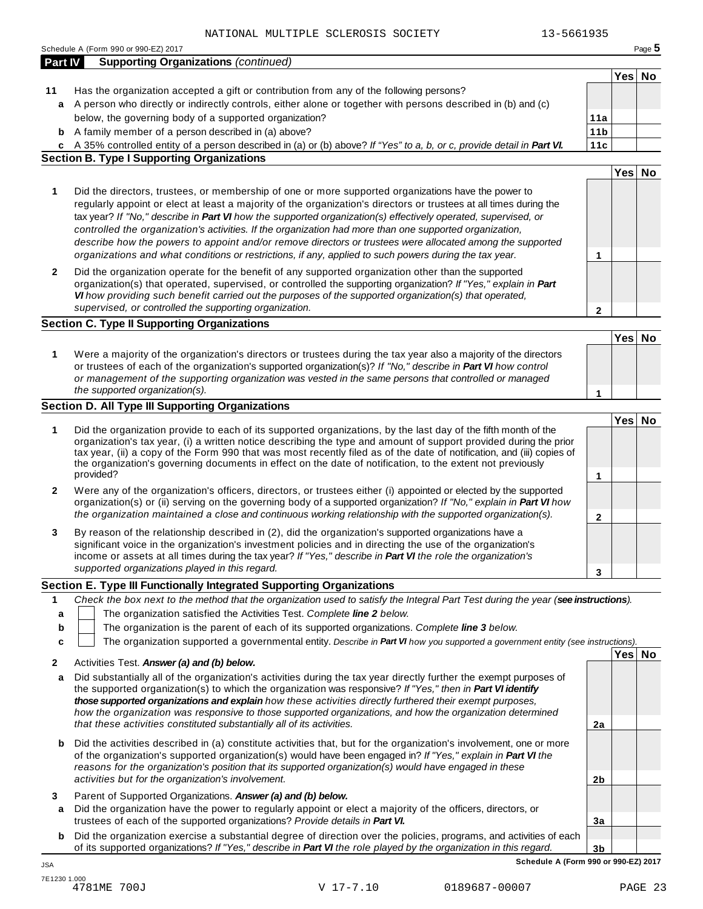NATIONAL MULTIPLE SCLEROSIS SOCIETY 13-5661935

Schedule A (Form 990 or 990-EZ) 2017

## Part IV Supporting Organizations *(continued)*

| | | | Yes | No |
|---|---|---|---|---|
| **11** | Has the organization accepted a gift or contribution from any of the following persons? | | | |
| **a** | A person who directly or indirectly controls, either alone or together with persons described in (b) and (c) below, the governing body of a supported organization? | 11a | | |
| **b** | A family member of a person described in (a) above? | 11b | | |
| **c** | A 35% controlled entity of a person described in (a) or (b) above? *If "Yes" to a, b, or c, provide detail in **Part VI**.* | 11c | | |

### Section B. Type I Supporting Organizations

| | | | Yes | No |
|---|---|---|---|---|
| **1** | Did the directors, trustees, or membership of one or more supported organizations have the power to regularly appoint or elect at least a majority of the organization's directors or trustees at all times during the tax year? *If "No," describe in **Part VI** how the supported organization(s) effectively operated, supervised, or controlled the organization's activities. If the organization had more than one supported organization, describe how the powers to appoint and/or remove directors or trustees were allocated among the supported organizations and what conditions or restrictions, if any, applied to such powers during the tax year.* | 1 | | |
| **2** | Did the organization operate for the benefit of any supported organization other than the supported organization(s) that operated, supervised, or controlled the supporting organization? *If "Yes," explain in **Part VI** how providing such benefit carried out the purposes of the supported organization(s) that operated, supervised, or controlled the supporting organization.* | 2 | | |

### Section C. Type II Supporting Organizations

| | | | Yes | No |
|---|---|---|---|---|
| **1** | Were a majority of the organization's directors or trustees during the tax year also a majority of the directors or trustees of each of the organization's supported organization(s)? *If "No," describe in **Part VI** how control or management of the supporting organization was vested in the same persons that controlled or managed the supported organization(s).* | 1 | | |

### Section D. All Type III Supporting Organizations

| | | | Yes | No |
|---|---|---|---|---|
| **1** | Did the organization provide to each of its supported organizations, by the last day of the fifth month of the organization's tax year, (i) a written notice describing the type and amount of support provided during the prior tax year, (ii) a copy of the Form 990 that was most recently filed as of the date of notification, and (iii) copies of the organization's governing documents in effect on the date of notification, to the extent not previously provided? | 1 | | |
| **2** | Were any of the organization's officers, directors, or trustees either (i) appointed or elected by the supported organization(s) or (ii) serving on the governing body of a supported organization? *If "No," explain in **Part VI** how the organization maintained a close and continuous working relationship with the supported organization(s).* | 2 | | |
| **3** | By reason of the relationship described in (2), did the organization's supported organizations have a significant voice in the organization's investment policies and in directing the use of the organization's income or assets at all times during the tax year? *If "Yes," describe in **Part VI** the role the organization's supported organizations played in this regard.* | 3 | | |

### Section E. Type III Functionally Integrated Supporting Organizations

**1** *Check the box next to the method that the organization used to satisfy the Integral Part Test during the year (**see instructions**).*

- **a** ☐ The organization satisfied the Activities Test. *Complete **line 2** below.*
- **b** ☐ The organization is the parent of each of its supported organizations. *Complete **line 3** below.*
- **c** ☐ The organization supported a governmental entity. *Describe in **Part VI** how you supported a government entity (see instructions).*

| | | | Yes | No |
|---|---|---|---|---|
| **2** | Activities Test. ***Answer (a) and (b) below.*** | | | |
| **a** | Did substantially all of the organization's activities during the tax year directly further the exempt purposes of the supported organization(s) to which the organization was responsive? *If "Yes," then in **Part VI identify those supported organizations and explain** how these activities directly furthered their exempt purposes, how the organization was responsive to those supported organizations, and how the organization determined that these activities constituted substantially all of its activities.* | 2a | | |
| **b** | Did the activities described in (a) constitute activities that, but for the organization's involvement, one or more of the organization's supported organization(s) would have been engaged in? *If "Yes," explain in **Part VI** the reasons for the organization's position that its supported organization(s) would have engaged in these activities but for the organization's involvement.* | 2b | | |
| **3** | Parent of Supported Organizations. ***Answer (a) and (b) below.*** | | | |
| **a** | Did the organization have the power to regularly appoint or elect a majority of the officers, directors, or trustees of each of the supported organizations? *Provide details in **Part VI**.* | 3a | | |
| **b** | Did the organization exercise a substantial degree of direction over the policies, programs, and activities of each of its supported organizations? *If "Yes," describe in **Part VI** the role played by the organization in this regard.* | 3b | | |

**Schedule A (Form 990 or 990-EZ) 2017**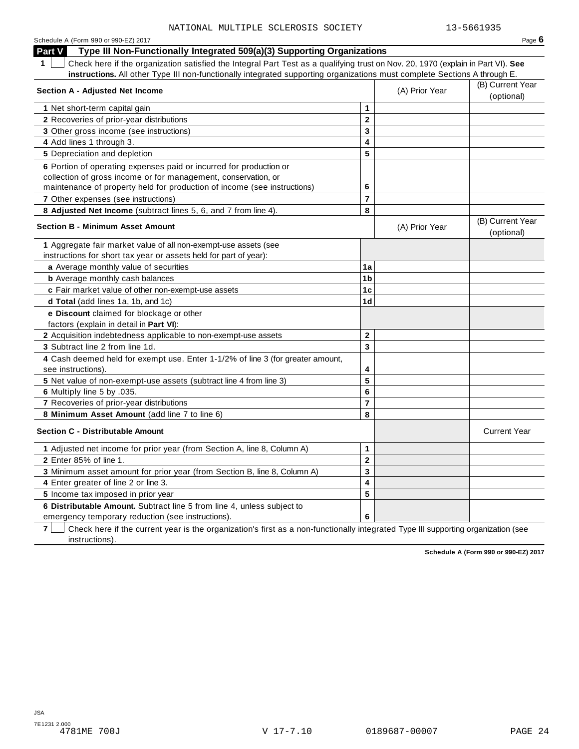NATIONAL MULTIPLE SCLEROSIS SOCIETY 13-5661935

Schedule A (Form 990 or 990-EZ) 2017

## Part V Type III Non-Functionally Integrated 509(a)(3) Supporting Organizations

**1** ☐ Check here if the organization satisfied the Integral Part Test as a qualifying trust on Nov. 20, 1970 (explain in Part VI). **See instructions.** All other Type III non-functionally integrated supporting organizations must complete Sections A through E.

| **Section A - Adjusted Net Income** | | (A) Prior Year | (B) Current Year (optional) |
|---|---|---|---|
| **1** Net short-term capital gain | **1** | | |
| **2** Recoveries of prior-year distributions | **2** | | |
| **3** Other gross income (see instructions) | **3** | | |
| **4** Add lines 1 through 3. | **4** | | |
| **5** Depreciation and depletion | **5** | | |
| **6** Portion of operating expenses paid or incurred for production or collection of gross income or for management, conservation, or maintenance of property held for production of income (see instructions) | **6** | | |
| **7** Other expenses (see instructions) | **7** | | |
| **8 Adjusted Net Income** (subtract lines 5, 6, and 7 from line 4). | **8** | | |

| **Section B - Minimum Asset Amount** | | (A) Prior Year | (B) Current Year (optional) |
|---|---|---|---|
| **1** Aggregate fair market value of all non-exempt-use assets (see instructions for short tax year or assets held for part of year): | | | |
| **a** Average monthly value of securities | **1a** | | |
| **b** Average monthly cash balances | **1b** | | |
| **c** Fair market value of other non-exempt-use assets | **1c** | | |
| **d Total** (add lines 1a, 1b, and 1c) | **1d** | | |
| **e Discount** claimed for blockage or other factors (explain in detail in **Part VI**): | | | |
| **2** Acquisition indebtedness applicable to non-exempt-use assets | **2** | | |
| **3** Subtract line 2 from line 1d. | **3** | | |
| **4** Cash deemed held for exempt use. Enter 1-1/2% of line 3 (for greater amount, see instructions). | **4** | | |
| **5** Net value of non-exempt-use assets (subtract line 4 from line 3) | **5** | | |
| **6** Multiply line 5 by .035. | **6** | | |
| **7** Recoveries of prior-year distributions | **7** | | |
| **8 Minimum Asset Amount** (add line 7 to line 6) | **8** | | |

| **Section C - Distributable Amount** | | | Current Year |
|---|---|---|---|
| **1** Adjusted net income for prior year (from Section A, line 8, Column A) | **1** | | |
| **2** Enter 85% of line 1. | **2** | | |
| **3** Minimum asset amount for prior year (from Section B, line 8, Column A) | **3** | | |
| **4** Enter greater of line 2 or line 3. | **4** | | |
| **5** Income tax imposed in prior year | **5** | | |
| **6 Distributable Amount.** Subtract line 5 from line 4, unless subject to emergency temporary reduction (see instructions). | **6** | | |

**7** ☐ Check here if the current year is the organization's first as a non-functionally integrated Type III supporting organization (see instructions).

**Schedule A (Form 990 or 990-EZ) 2017**

JSA
7E1231 2.000
4781ME 700J V 17-7.10 0189687-00007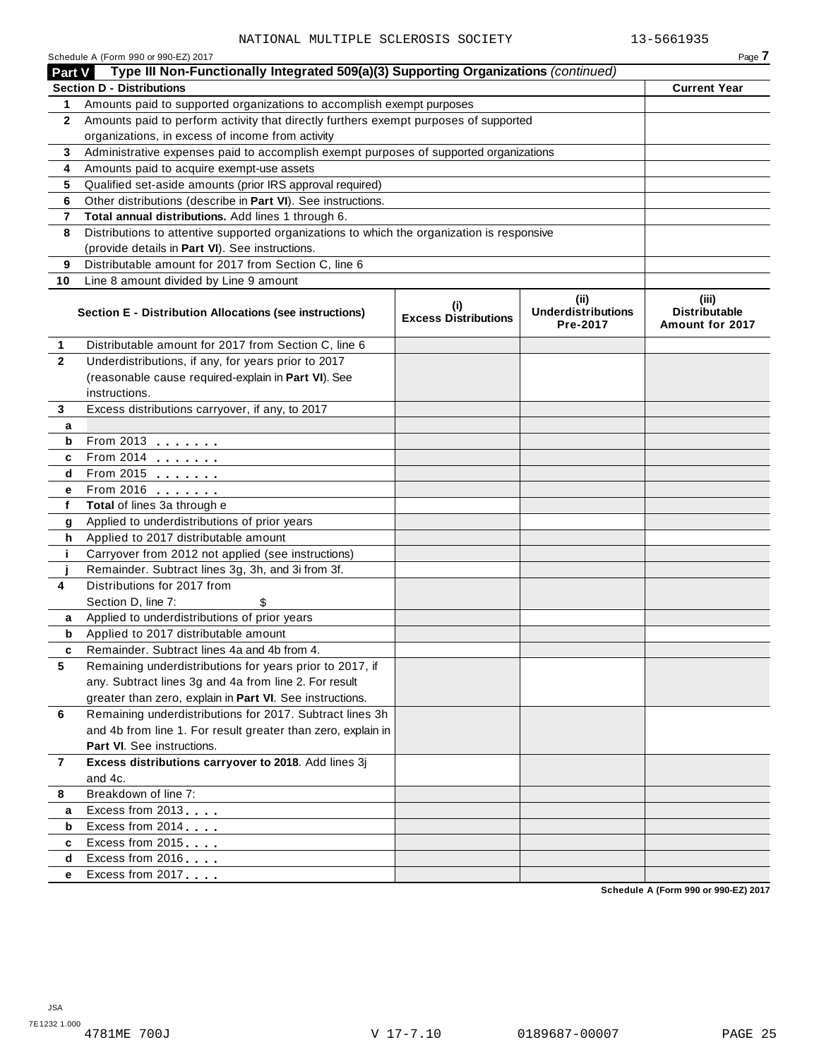NATIONAL MULTIPLE SCLEROSIS SOCIETY 13-5661935

Schedule A (Form 990 or 990-EZ) 2017

## Part V Type III Non-Functionally Integrated 509(a)(3) Supporting Organizations *(continued)*

| Section D - Distributions | | Current Year |
|---|---|---|
| 1 | Amounts paid to supported organizations to accomplish exempt purposes | |
| 2 | Amounts paid to perform activity that directly furthers exempt purposes of supported organizations, in excess of income from activity | |
| 3 | Administrative expenses paid to accomplish exempt purposes of supported organizations | |
| 4 | Amounts paid to acquire exempt-use assets | |
| 5 | Qualified set-aside amounts (prior IRS approval required) | |
| 6 | Other distributions (describe in **Part VI**). See instructions. | |
| 7 | **Total annual distributions.** Add lines 1 through 6. | |
| 8 | Distributions to attentive supported organizations to which the organization is responsive (provide details in **Part VI**). See instructions. | |
| 9 | Distributable amount for 2017 from Section C, line 6 | |
| 10 | Line 8 amount divided by Line 9 amount | |

| Section E - Distribution Allocations (see instructions) | | (i) Excess Distributions | (ii) Underdistributions Pre-2017 | (iii) Distributable Amount for 2017 |
|---|---|---|---|---|
| 1 | Distributable amount for 2017 from Section C, line 6 | | | |
| 2 | Underdistributions, if any, for years prior to 2017 (reasonable cause required-explain in **Part VI**). See instructions. | | | |
| 3 | Excess distributions carryover, if any, to 2017 | | | |
| a | | | | |
| b | From 2013 | | | |
| c | From 2014 | | | |
| d | From 2015 | | | |
| e | From 2016 | | | |
| f | **Total** of lines 3a through e | | | |
| g | Applied to underdistributions of prior years | | | |
| h | Applied to 2017 distributable amount | | | |
| i | Carryover from 2012 not applied (see instructions) | | | |
| j | Remainder. Subtract lines 3g, 3h, and 3i from 3f. | | | |
| 4 | Distributions for 2017 from Section D, line 7: $ | | | |
| a | Applied to underdistributions of prior years | | | |
| b | Applied to 2017 distributable amount | | | |
| c | Remainder. Subtract lines 4a and 4b from 4. | | | |
| 5 | Remaining underdistributions for years prior to 2017, if any. Subtract lines 3g and 4a from line 2. For result greater than zero, explain in **Part VI**. See instructions. | | | |
| 6 | Remaining underdistributions for 2017. Subtract lines 3h and 4b from line 1. For result greater than zero, explain in **Part VI**. See instructions. | | | |
| 7 | **Excess distributions carryover to 2018**. Add lines 3j and 4c. | | | |
| 8 | Breakdown of line 7: | | | |
| a | Excess from 2013 | | | |
| b | Excess from 2014 | | | |
| c | Excess from 2015 | | | |
| d | Excess from 2016 | | | |
| e | Excess from 2017 | | | |

Schedule A (Form 990 or 990-EZ) 2017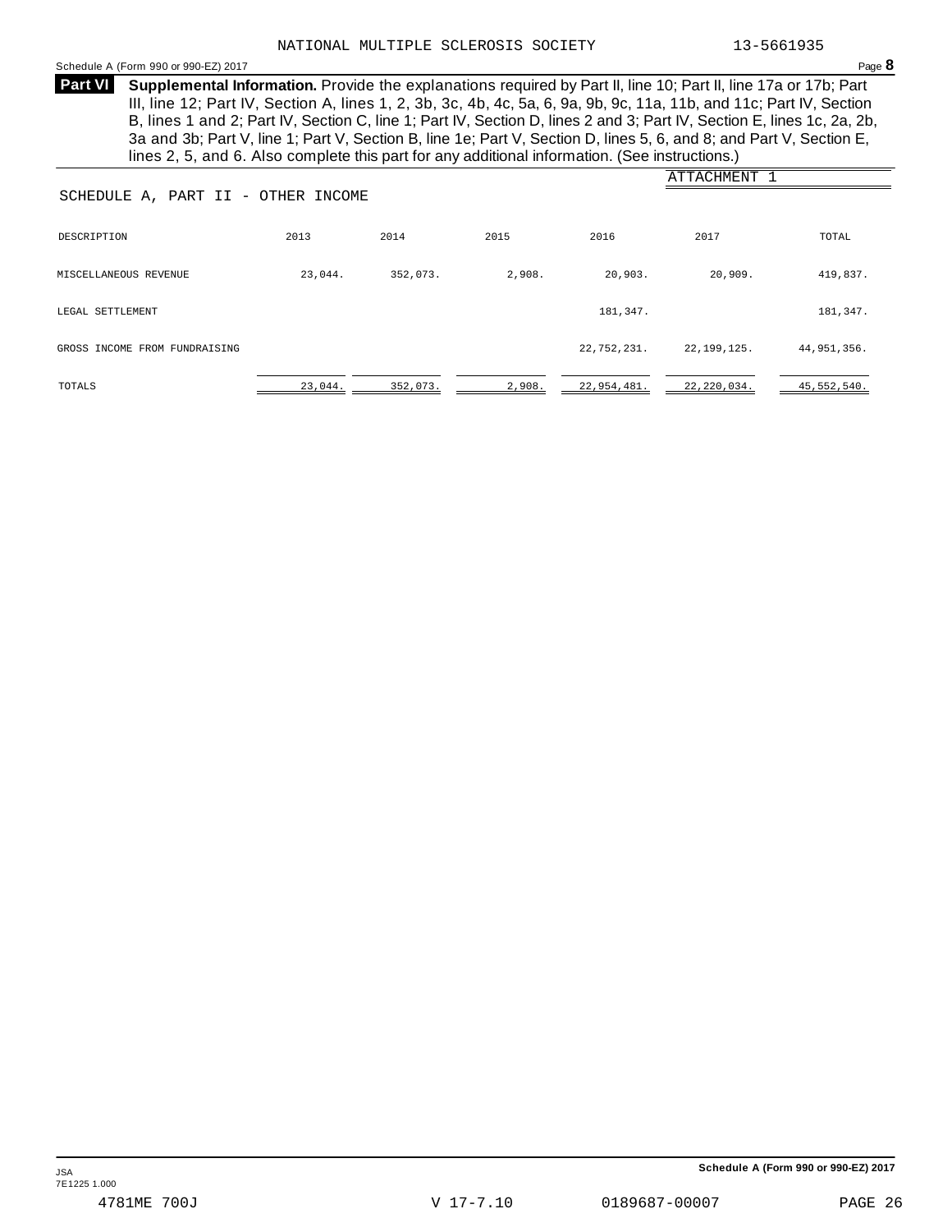NATIONAL MULTIPLE SCLEROSIS SOCIETY 13-5661935

**Part VI** **Supplemental Information.** Provide the explanations required by Part II, line 10; Part II, line 17a or 17b; Part III, line 12; Part IV, Section A, lines 1, 2, 3b, 3c, 4b, 4c, 5a, 6, 9a, 9b, 9c, 11a, 11b, and 11c; Part IV, Section B, lines 1 and 2; Part IV, Section C, line 1; Part IV, Section D, lines 2 and 3; Part IV, Section E, lines 1c, 2a, 2b, 3a and 3b; Part V, line 1; Part V, Section B, line 1e; Part V, Section D, lines 5, 6, and 8; and Part V, Section E, lines 2, 5, and 6. Also complete this part for any additional information. (See instructions.)

ATTACHMENT 1

SCHEDULE A, PART II - OTHER INCOME

| DESCRIPTION | 2013 | 2014 | 2015 | 2016 | 2017 | TOTAL |
|---|---|---|---|---|---|---|
| MISCELLANEOUS REVENUE | 23,044. | 352,073. | 2,908. | 20,903. | 20,909. | 419,837. |
| LEGAL SETTLEMENT | | | | 181,347. | | 181,347. |
| GROSS INCOME FROM FUNDRAISING | | | | 22,752,231. | 22,199,125. | 44,951,356. |
| TOTALS | 23,044. | 352,073. | 2,908. | 22,954,481. | 22,220,034. | 45,552,540. |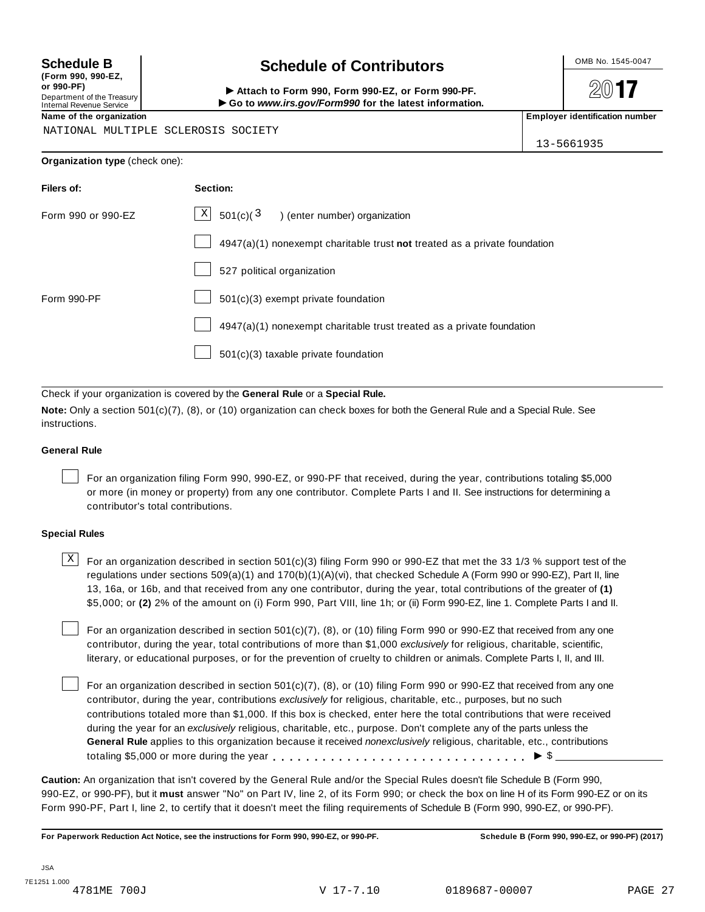**Schedule B** (Form 990, 990-EZ, or 990-PF)

Department of the Treasury
Internal Revenue Service

# Schedule of Contributors

► Attach to Form 990, Form 990-EZ, or Form 990-PF.
► Go to *www.irs.gov/Form990* for the latest information.

OMB No. 1545-0047

2017

**Name of the organization**

NATIONAL MULTIPLE SCLEROSIS SOCIETY

**Employer identification number**

13-5661935

**Organization type** (check one):

| **Filers of:** | **Section:** |
|---|---|
| Form 990 or 990-EZ | [X] 501(c)( 3 ) (enter number) organization |
| | [ ] 4947(a)(1) nonexempt charitable trust **not** treated as a private foundation |
| | [ ] 527 political organization |
| Form 990-PF | [ ] 501(c)(3) exempt private foundation |
| | [ ] 4947(a)(1) nonexempt charitable trust treated as a private foundation |
| | [ ] 501(c)(3) taxable private foundation |

Check if your organization is covered by the **General Rule** or a **Special Rule.**

**Note:** Only a section 501(c)(7), (8), or (10) organization can check boxes for both the General Rule and a Special Rule. See instructions.

**General Rule**

[ ] For an organization filing Form 990, 990-EZ, or 990-PF that received, during the year, contributions totaling $5,000 or more (in money or property) from any one contributor. Complete Parts I and II. See instructions for determining a contributor's total contributions.

**Special Rules**

[X] For an organization described in section 501(c)(3) filing Form 990 or 990-EZ that met the 33 1/3 % support test of the regulations under sections 509(a)(1) and 170(b)(1)(A)(vi), that checked Schedule A (Form 990 or 990-EZ), Part II, line 13, 16a, or 16b, and that received from any one contributor, during the year, total contributions of the greater of **(1)** $5,000; or **(2)** 2% of the amount on (i) Form 990, Part VIII, line 1h; or (ii) Form 990-EZ, line 1. Complete Parts I and II.

[ ] For an organization described in section 501(c)(7), (8), or (10) filing Form 990 or 990-EZ that received from any one contributor, during the year, total contributions of more than $1,000 *exclusively* for religious, charitable, scientific, literary, or educational purposes, or for the prevention of cruelty to children or animals. Complete Parts I, II, and III.

[ ] For an organization described in section 501(c)(7), (8), or (10) filing Form 990 or 990-EZ that received from any one contributor, during the year, contributions *exclusively* for religious, charitable, etc., purposes, but no such contributions totaled more than $1,000. If this box is checked, enter here the total contributions that were received during the year for an *exclusively* religious, charitable, etc., purpose. Don't complete any of the parts unless the **General Rule** applies to this organization because it received *nonexclusively* religious, charitable, etc., contributions totaling $5,000 or more during the year . . . . . . . . . . . . . . . . . . . . . . . . . . . . . ► $ ____________

**Caution:** An organization that isn't covered by the General Rule and/or the Special Rules doesn't file Schedule B (Form 990, 990-EZ, or 990-PF), but it **must** answer "No" on Part IV, line 2, of its Form 990; or check the box on line H of its Form 990-EZ or on its Form 990-PF, Part I, line 2, to certify that it doesn't meet the filing requirements of Schedule B (Form 990, 990-EZ, or 990-PF).

**For Paperwork Reduction Act Notice, see the instructions for Form 990, 990-EZ, or 990-PF.** **Schedule B (Form 990, 990-EZ, or 990-PF) (2017)**

JSA
7E1251 1.000
4781ME 700J V 17-7.10 0189687-00007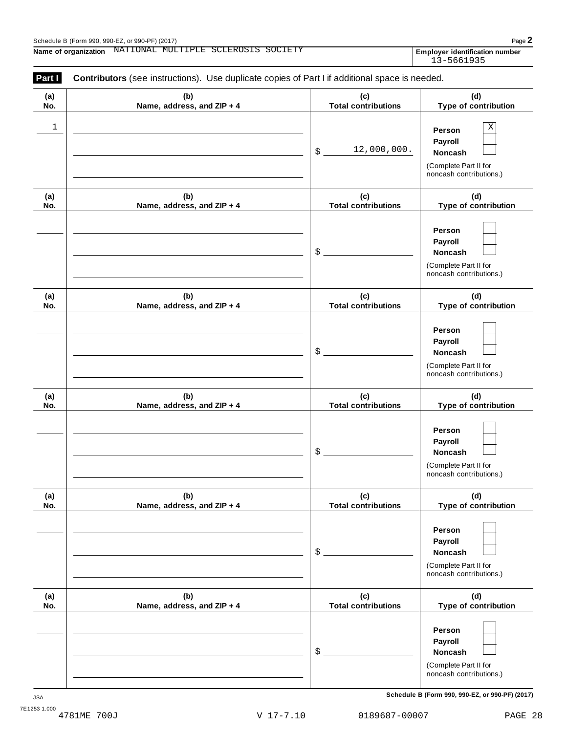Schedule B (Form 990, 990-EZ, or 990-PF) (2017)

**Name of organization** NATIONAL MULTIPLE SCLEROSIS SOCIETY

**Employer identification number** 13-5661935

**Part I** **Contributors** (see instructions). Use duplicate copies of Part I if additional space is needed.

| (a) No. | (b) Name, address, and ZIP + 4 | (c) Total contributions | (d) Type of contribution |
|---|---|---|---|
| 1 | | $ 12,000,000. | Person [X] Payroll [ ] Noncash [ ] (Complete Part II for noncash contributions.) |
| | | $ | Person [ ] Payroll [ ] Noncash [ ] (Complete Part II for noncash contributions.) |
| | | $ | Person [ ] Payroll [ ] Noncash [ ] (Complete Part II for noncash contributions.) |
| | | $ | Person [ ] Payroll [ ] Noncash [ ] (Complete Part II for noncash contributions.) |
| | | $ | Person [ ] Payroll [ ] Noncash [ ] (Complete Part II for noncash contributions.) |
| | | $ | Person [ ] Payroll [ ] Noncash [ ] (Complete Part II for noncash contributions.) |

**Schedule B (Form 990, 990-EZ, or 990-PF) (2017)**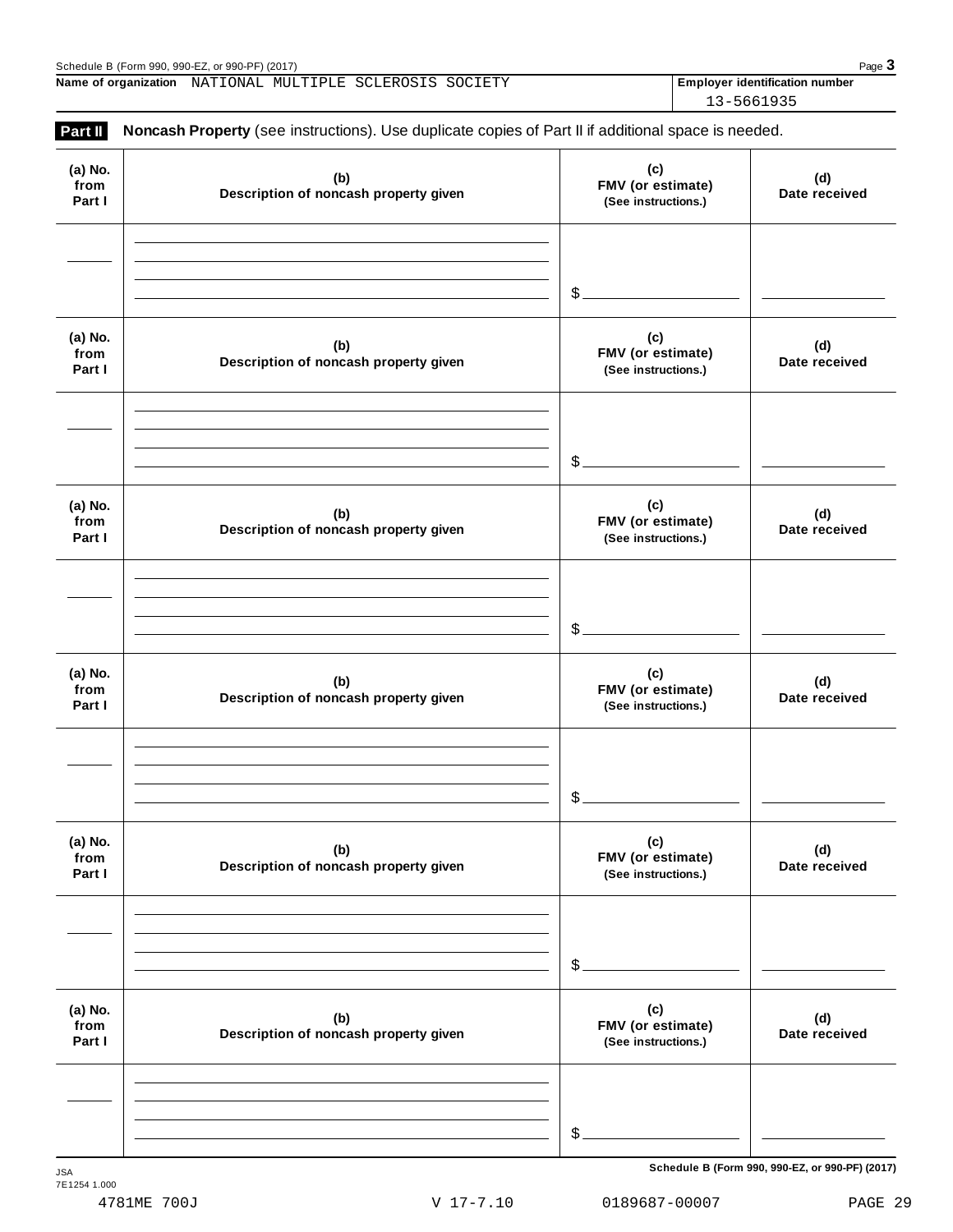Name of organization NATIONAL MULTIPLE SCLEROSIS SOCIETY

Employer identification number 13-5661935

**Part II** **Noncash Property** (see instructions). Use duplicate copies of Part II if additional space is needed.

| (a) No. from Part I | (b) Description of noncash property given | (c) FMV (or estimate) (See instructions.) | (d) Date received |
|---|---|---|---|
| | | $ | |

| (a) No. from Part I | (b) Description of noncash property given | (c) FMV (or estimate) (See instructions.) | (d) Date received |
|---|---|---|---|
| | | $ | |

| (a) No. from Part I | (b) Description of noncash property given | (c) FMV (or estimate) (See instructions.) | (d) Date received |
|---|---|---|---|
| | | $ | |

| (a) No. from Part I | (b) Description of noncash property given | (c) FMV (or estimate) (See instructions.) | (d) Date received |
|---|---|---|---|
| | | $ | |

| (a) No. from Part I | (b) Description of noncash property given | (c) FMV (or estimate) (See instructions.) | (d) Date received |
|---|---|---|---|
| | | $ | |

| (a) No. from Part I | (b) Description of noncash property given | (c) FMV (or estimate) (See instructions.) | (d) Date received |
|---|---|---|---|
| | | $ | |

4781ME 700J V 17-7.10 0189687-00007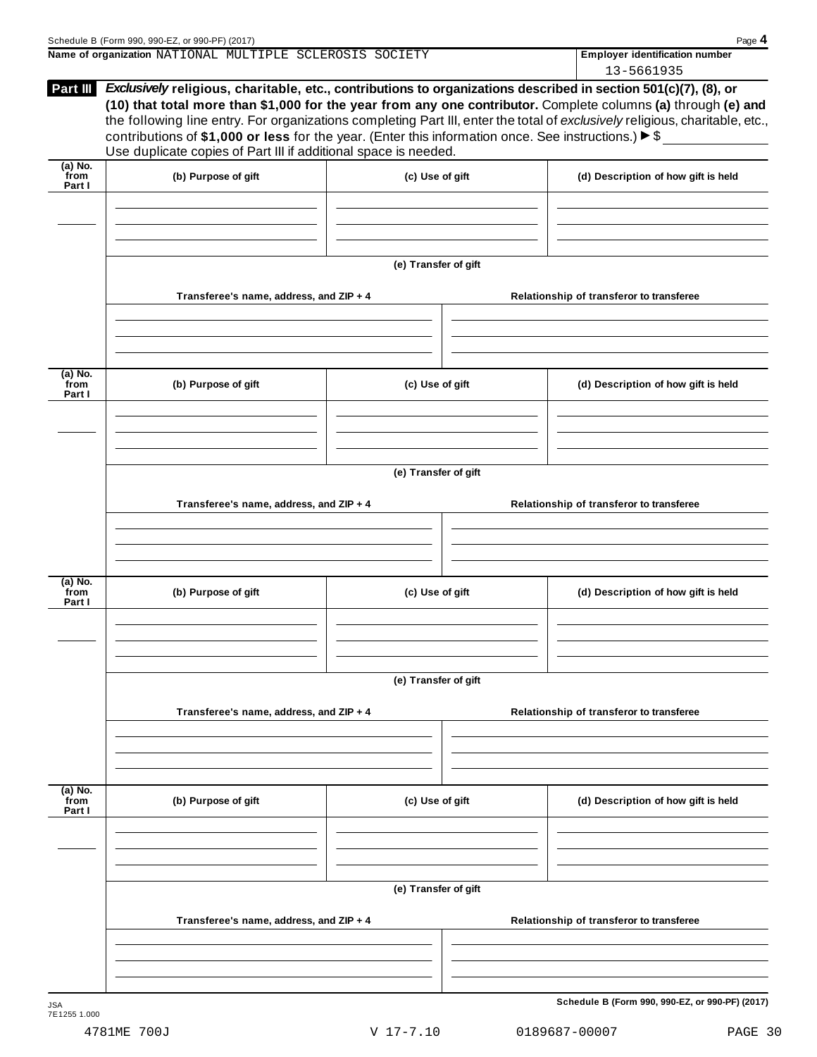**Name of organization** NATIONAL MULTIPLE SCLEROSIS SOCIETY

**Employer identification number** 13-5661935

**Part III** ***Exclusively*** **religious, charitable, etc., contributions to organizations described in section 501(c)(7), (8), or (10) that total more than $1,000 for the year from any one contributor.** Complete columns **(a)** through **(e) and** the following line entry. For organizations completing Part III, enter the total of *exclusively* religious, charitable, etc., contributions of **$1,000 or less** for the year. (Enter this information once. See instructions.) ▶ $

Use duplicate copies of Part III if additional space is needed.

| (a) No. from Part I | (b) Purpose of gift | (c) Use of gift | (d) Description of how gift is held |
|---|---|---|---|
| | | | |

**(e) Transfer of gift**

| Transferee's name, address, and ZIP + 4 | Relationship of transferor to transferee |
|---|---|
| | |

| (a) No. from Part I | (b) Purpose of gift | (c) Use of gift | (d) Description of how gift is held |
|---|---|---|---|
| | | | |

**(e) Transfer of gift**

| Transferee's name, address, and ZIP + 4 | Relationship of transferor to transferee |
|---|---|
| | |

| (a) No. from Part I | (b) Purpose of gift | (c) Use of gift | (d) Description of how gift is held |
|---|---|---|---|
| | | | |

**(e) Transfer of gift**

| Transferee's name, address, and ZIP + 4 | Relationship of transferor to transferee |
|---|---|
| | |

| (a) No. from Part I | (b) Purpose of gift | (c) Use of gift | (d) Description of how gift is held |
|---|---|---|---|
| | | | |

**(e) Transfer of gift**

| Transferee's name, address, and ZIP + 4 | Relationship of transferor to transferee |
|---|---|
| | |

**Schedule B (Form 990, 990-EZ, or 990-PF) (2017)**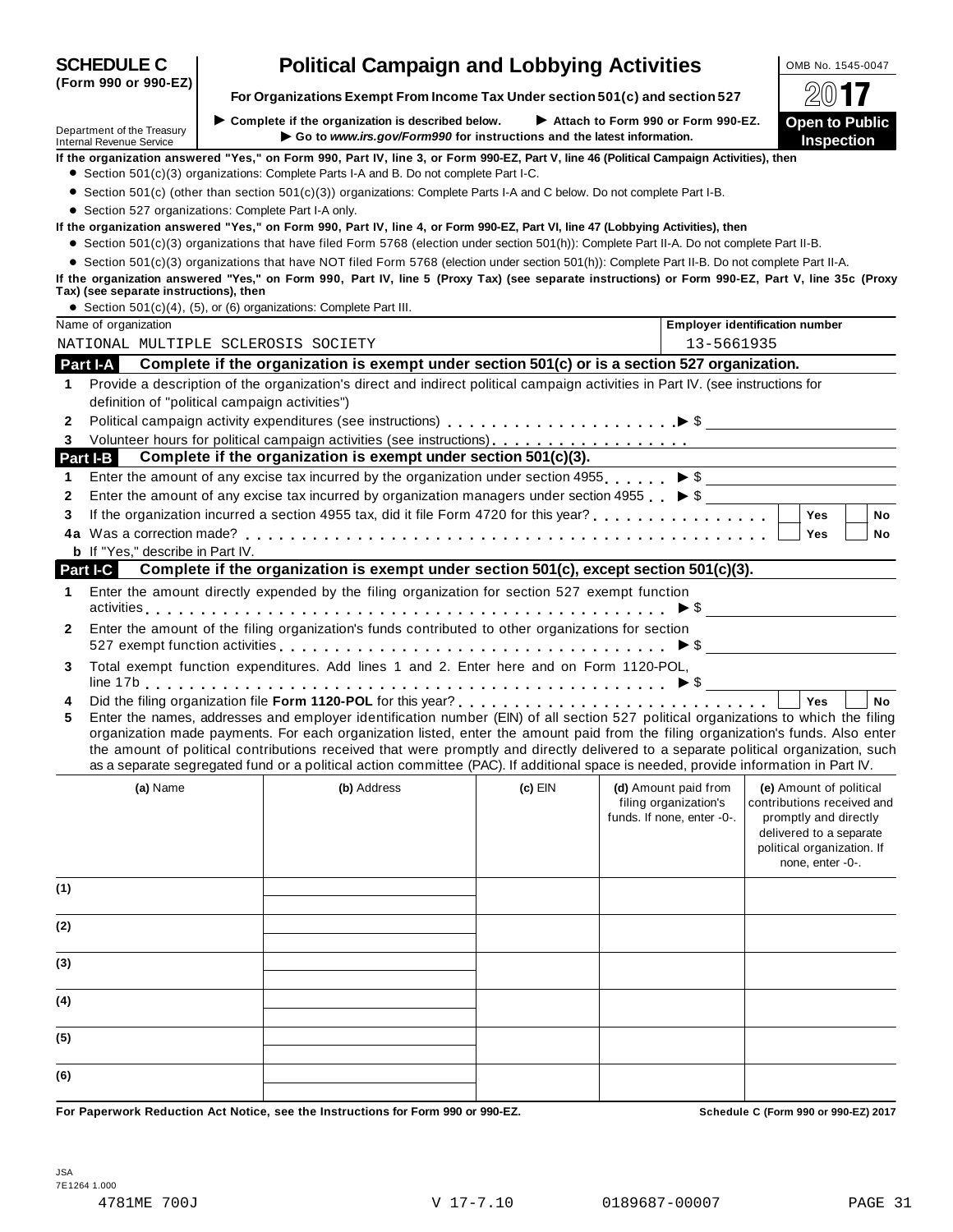**SCHEDULE C (Form 990 or 990-EZ)**

# Political Campaign and Lobbying Activities

**For Organizations Exempt From Income Tax Under section 501(c) and section 527**

► Complete if the organization is described below. ► Attach to Form 990 or Form 990-EZ.
► Go to *www.irs.gov/Form990* for instructions and the latest information.

Department of the Treasury
Internal Revenue Service

OMB No. 1545-0047

**2017**

**Open to Public Inspection**

**If the organization answered "Yes," on Form 990, Part IV, line 3, or Form 990-EZ, Part V, line 46 (Political Campaign Activities), then**

- Section 501(c)(3) organizations: Complete Parts I-A and B. Do not complete Part I-C.
- Section 501(c) (other than section 501(c)(3)) organizations: Complete Parts I-A and C below. Do not complete Part I-B.
- Section 527 organizations: Complete Part I-A only.

**If the organization answered "Yes," on Form 990, Part IV, line 4, or Form 990-EZ, Part VI, line 47 (Lobbying Activities), then**

- Section 501(c)(3) organizations that have filed Form 5768 (election under section 501(h)): Complete Part II-A. Do not complete Part II-B.
- Section 501(c)(3) organizations that have NOT filed Form 5768 (election under section 501(h)): Complete Part II-B. Do not complete Part II-A.

**If the organization answered "Yes," on Form 990, Part IV, line 5 (Proxy Tax) (see separate instructions) or Form 990-EZ, Part V, line 35c (Proxy Tax) (see separate instructions), then**

- Section 501(c)(4), (5), or (6) organizations: Complete Part III.

| Name of organization | Employer identification number |
|---|---|
| NATIONAL MULTIPLE SCLEROSIS SOCIETY | 13-5661935 |

## Part I-A Complete if the organization is exempt under section 501(c) or is a section 527 organization.

1. Provide a description of the organization's direct and indirect political campaign activities in Part IV. (see instructions for definition of "political campaign activities")
2. Political campaign activity expenditures (see instructions) ► $
3. Volunteer hours for political campaign activities (see instructions)

## Part I-B Complete if the organization is exempt under section 501(c)(3).

1. Enter the amount of any excise tax incurred by the organization under section 4955 ► $
2. Enter the amount of any excise tax incurred by organization managers under section 4955 ► $
3. If the organization incurred a section 4955 tax, did it file Form 4720 for this year? ☐ Yes ☐ No

4a Was a correction made? ☐ Yes ☐ No

**b** If "Yes," describe in Part IV.

## Part I-C Complete if the organization is exempt under section 501(c), except section 501(c)(3).

1. Enter the amount directly expended by the filing organization for section 527 exempt function activities ► $
2. Enter the amount of the filing organization's funds contributed to other organizations for section 527 exempt function activities ► $
3. Total exempt function expenditures. Add lines 1 and 2. Enter here and on Form 1120-POL, line 17b ► $
4. Did the filing organization file **Form 1120-POL** for this year? ☐ Yes ☐ No
5. Enter the names, addresses and employer identification number (EIN) of all section 527 political organizations to which the filing organization made payments. For each organization listed, enter the amount paid from the filing organization's funds. Also enter the amount of political contributions received that were promptly and directly delivered to a separate political organization, such as a separate segregated fund or a political action committee (PAC). If additional space is needed, provide information in Part IV.

| | (a) Name | (b) Address | (c) EIN | (d) Amount paid from filing organization's funds. If none, enter -0-. | (e) Amount of political contributions received and promptly and directly delivered to a separate political organization. If none, enter -0-. |
|---|---|---|---|---|---|
| (1) | | | | | |
| (2) | | | | | |
| (3) | | | | | |
| (4) | | | | | |
| (5) | | | | | |
| (6) | | | | | |

**For Paperwork Reduction Act Notice, see the Instructions for Form 990 or 990-EZ.** **Schedule C (Form 990 or 990-EZ) 2017**

JSA
7E1264 1.000
4781ME 700J V 17-7.10 0189687-00007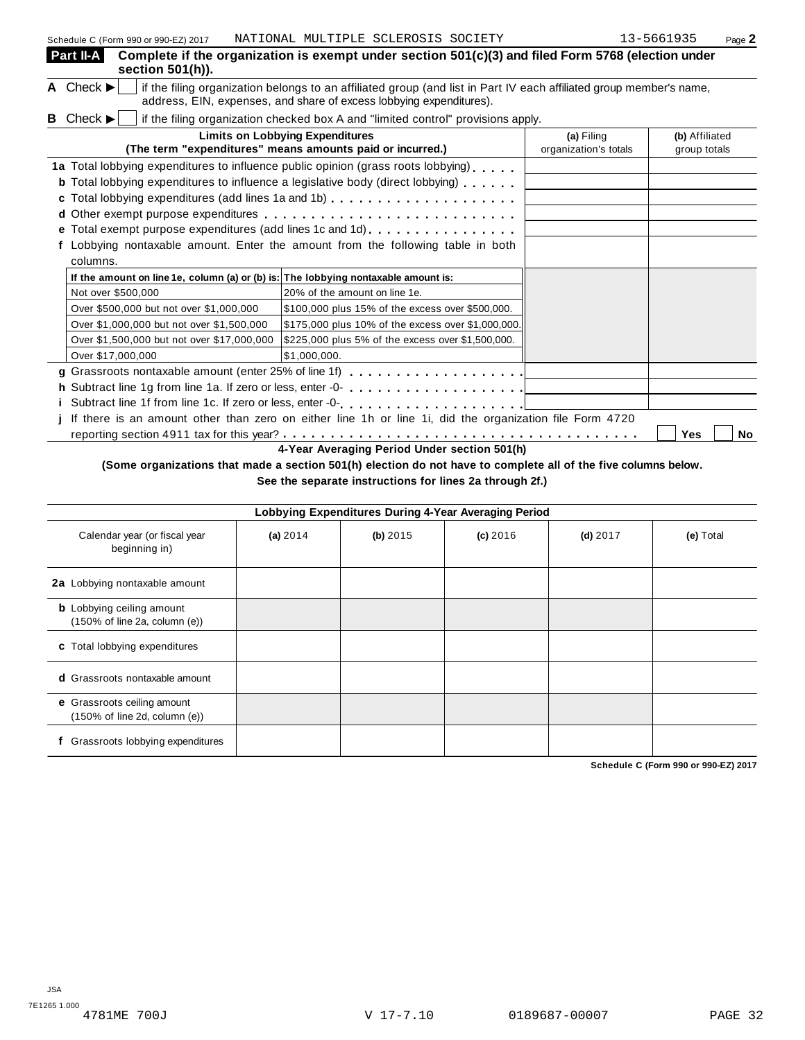Schedule C (Form 990 or 990-EZ) 2017 NATIONAL MULTIPLE SCLEROSIS SOCIETY 13-5661935 Page **2**

## Part II-A Complete if the organization is exempt under section 501(c)(3) and filed Form 5768 (election under section 501(h)).

**A** Check ▶ ☐ if the filing organization belongs to an affiliated group (and list in Part IV each affiliated group member's name, address, EIN, expenses, and share of excess lobbying expenditures).

**B** Check ▶ ☐ if the filing organization checked box A and "limited control" provisions apply.

| Limits on Lobbying Expenditures (The term "expenditures" means amounts paid or incurred.) | (a) Filing organization's totals | (b) Affiliated group totals |
|---|---|---|
| **1a** Total lobbying expenditures to influence public opinion (grass roots lobbying) | | |
| **b** Total lobbying expenditures to influence a legislative body (direct lobbying) | | |
| **c** Total lobbying expenditures (add lines 1a and 1b) | | |
| **d** Other exempt purpose expenditures | | |
| **e** Total exempt purpose expenditures (add lines 1c and 1d) | | |
| **f** Lobbying nontaxable amount. Enter the amount from the following table in both columns. | | |

| If the amount on line 1e, column (a) or (b) is: | The lobbying nontaxable amount is: |
|---|---|
| Not over $500,000 | 20% of the amount on line 1e. |
| Over $500,000 but not over $1,000,000 | $100,000 plus 15% of the excess over $500,000. |
| Over $1,000,000 but not over $1,500,000 | $175,000 plus 10% of the excess over $1,000,000. |
| Over $1,500,000 but not over $17,000,000 | $225,000 plus 5% of the excess over $1,500,000. |
| Over $17,000,000 | $1,000,000. |

| | (a) Filing organization's totals | (b) Affiliated group totals |
|---|---|---|
| **g** Grassroots nontaxable amount (enter 25% of line 1f) | | |
| **h** Subtract line 1g from line 1a. If zero or less, enter -0- | | |
| **i** Subtract line 1f from line 1c. If zero or less, enter -0- | | |

**j** If there is an amount other than zero on either line 1h or line 1i, did the organization file Form 4720 reporting section 4911 tax for this year? ☐ Yes ☐ No

### 4-Year Averaging Period Under section 501(h)

**(Some organizations that made a section 501(h) election do not have to complete all of the five columns below. See the separate instructions for lines 2a through 2f.)**

| Lobbying Expenditures During 4-Year Averaging Period | | | | | |
|---|---|---|---|---|---|
| Calendar year (or fiscal year beginning in) | (a) 2014 | (b) 2015 | (c) 2016 | (d) 2017 | (e) Total |
| **2a** Lobbying nontaxable amount | | | | | |
| **b** Lobbying ceiling amount (150% of line 2a, column (e)) | | | | | |
| **c** Total lobbying expenditures | | | | | |
| **d** Grassroots nontaxable amount | | | | | |
| **e** Grassroots ceiling amount (150% of line 2d, column (e)) | | | | | |
| **f** Grassroots lobbying expenditures | | | | | |

**Schedule C (Form 990 or 990-EZ) 2017**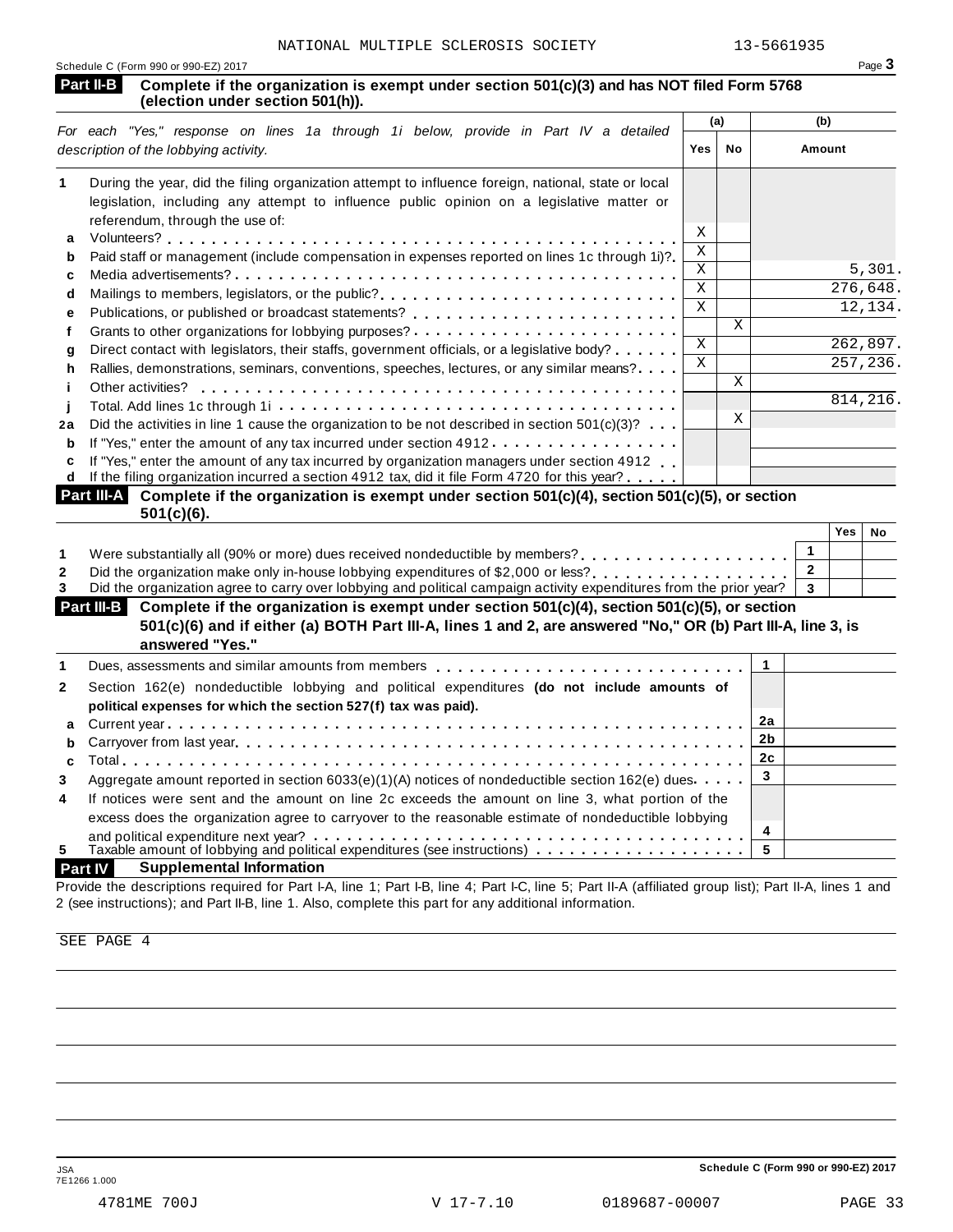NATIONAL MULTIPLE SCLEROSIS SOCIETY 13-5661935

Schedule C (Form 990 or 990-EZ) 2017

## Part II-B Complete if the organization is exempt under section 501(c)(3) and has NOT filed Form 5768 (election under section 501(h)).

| | *For each "Yes," response on lines 1a through 1i below, provide in Part IV a detailed description of the lobbying activity.* | (a) Yes | (a) No | (b) Amount |
|---|---|---|---|---|
| **1** | During the year, did the filing organization attempt to influence foreign, national, state or local legislation, including any attempt to influence public opinion on a legislative matter or referendum, through the use of: | | | |
| **a** | Volunteers? | X | | |
| **b** | Paid staff or management (include compensation in expenses reported on lines 1c through 1i)? | X | | |
| **c** | Media advertisements? | X | | 5,301. |
| **d** | Mailings to members, legislators, or the public? | X | | 276,648. |
| **e** | Publications, or published or broadcast statements? | X | | 12,134. |
| **f** | Grants to other organizations for lobbying purposes? | | X | |
| **g** | Direct contact with legislators, their staffs, government officials, or a legislative body? | X | | 262,897. |
| **h** | Rallies, demonstrations, seminars, conventions, speeches, lectures, or any similar means? | X | | 257,236. |
| **i** | Other activities? | | X | |
| **j** | Total. Add lines 1c through 1i | | | 814,216. |
| **2a** | Did the activities in line 1 cause the organization to be not described in section 501(c)(3)? | | X | |
| **b** | If "Yes," enter the amount of any tax incurred under section 4912 | | | |
| **c** | If "Yes," enter the amount of any tax incurred by organization managers under section 4912 | | | |
| **d** | If the filing organization incurred a section 4912 tax, did it file Form 4720 for this year? | | | |

## Part III-A Complete if the organization is exempt under section 501(c)(4), section 501(c)(5), or section 501(c)(6).

| | | | Yes | No |
|---|---|---|---|---|
| **1** | Were substantially all (90% or more) dues received nondeductible by members? | 1 | | |
| **2** | Did the organization make only in-house lobbying expenditures of $2,000 or less? | 2 | | |
| **3** | Did the organization agree to carry over lobbying and political campaign activity expenditures from the prior year? | 3 | | |

## Part III-B Complete if the organization is exempt under section 501(c)(4), section 501(c)(5), or section 501(c)(6) and if either (a) BOTH Part III-A, lines 1 and 2, are answered "No," OR (b) Part III-A, line 3, is answered "Yes."

| | | | |
|---|---|---|---|
| **1** | Dues, assessments and similar amounts from members | 1 | |
| **2** | Section 162(e) nondeductible lobbying and political expenditures **(do not include amounts of political expenses for which the section 527(f) tax was paid).** | | |
| **a** | Current year | 2a | |
| **b** | Carryover from last year | 2b | |
| **c** | Total | 2c | |
| **3** | Aggregate amount reported in section 6033(e)(1)(A) notices of nondeductible section 162(e) dues | 3 | |
| **4** | If notices were sent and the amount on line 2c exceeds the amount on line 3, what portion of the excess does the organization agree to carryover to the reasonable estimate of nondeductible lobbying and political expenditure next year? | 4 | |
| **5** | Taxable amount of lobbying and political expenditures (see instructions) | 5 | |

## Part IV Supplemental Information

Provide the descriptions required for Part I-A, line 1; Part I-B, line 4; Part I-C, line 5; Part II-A (affiliated group list); Part II-A, lines 1 and 2 (see instructions); and Part II-B, line 1. Also, complete this part for any additional information.

SEE PAGE 4

Schedule C (Form 990 or 990-EZ) 2017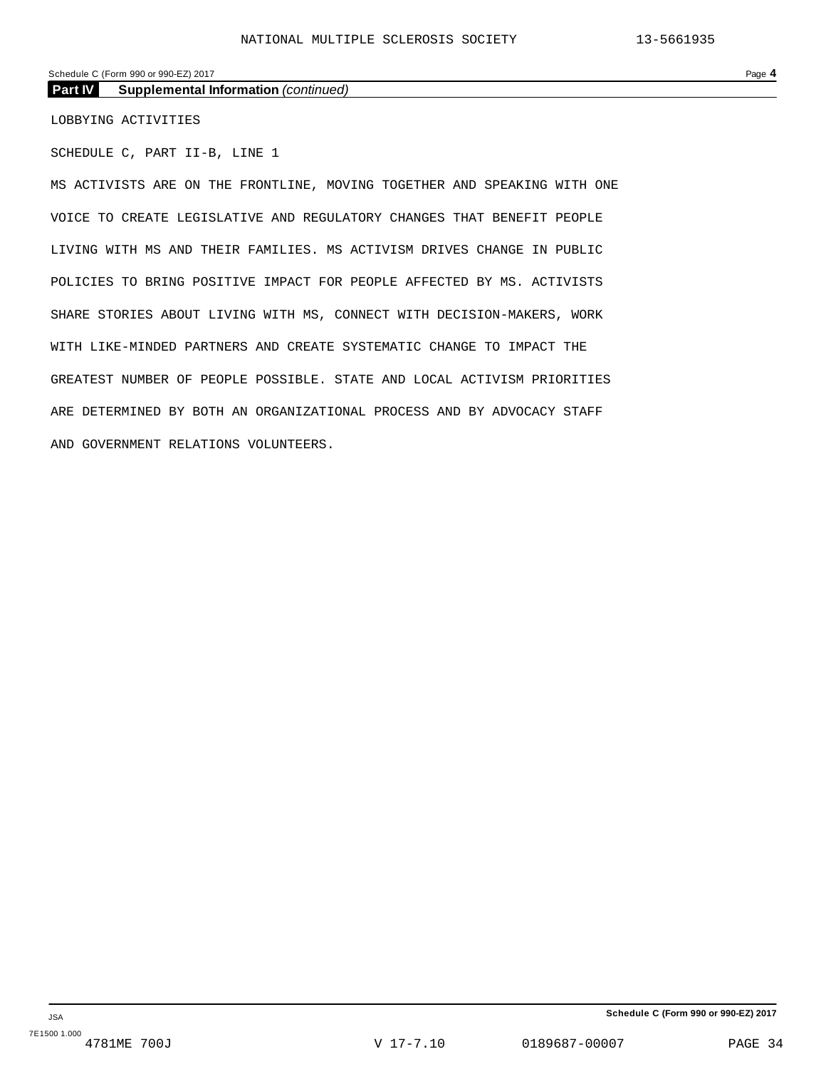**Part IV Supplemental Information** *(continued)*

LOBBYING ACTIVITIES

SCHEDULE C, PART II-B, LINE 1

MS ACTIVISTS ARE ON THE FRONTLINE, MOVING TOGETHER AND SPEAKING WITH ONE VOICE TO CREATE LEGISLATIVE AND REGULATORY CHANGES THAT BENEFIT PEOPLE LIVING WITH MS AND THEIR FAMILIES. MS ACTIVISM DRIVES CHANGE IN PUBLIC POLICIES TO BRING POSITIVE IMPACT FOR PEOPLE AFFECTED BY MS. ACTIVISTS SHARE STORIES ABOUT LIVING WITH MS, CONNECT WITH DECISION-MAKERS, WORK WITH LIKE-MINDED PARTNERS AND CREATE SYSTEMATIC CHANGE TO IMPACT THE GREATEST NUMBER OF PEOPLE POSSIBLE. STATE AND LOCAL ACTIVISM PRIORITIES ARE DETERMINED BY BOTH AN ORGANIZATIONAL PROCESS AND BY ADVOCACY STAFF AND GOVERNMENT RELATIONS VOLUNTEERS.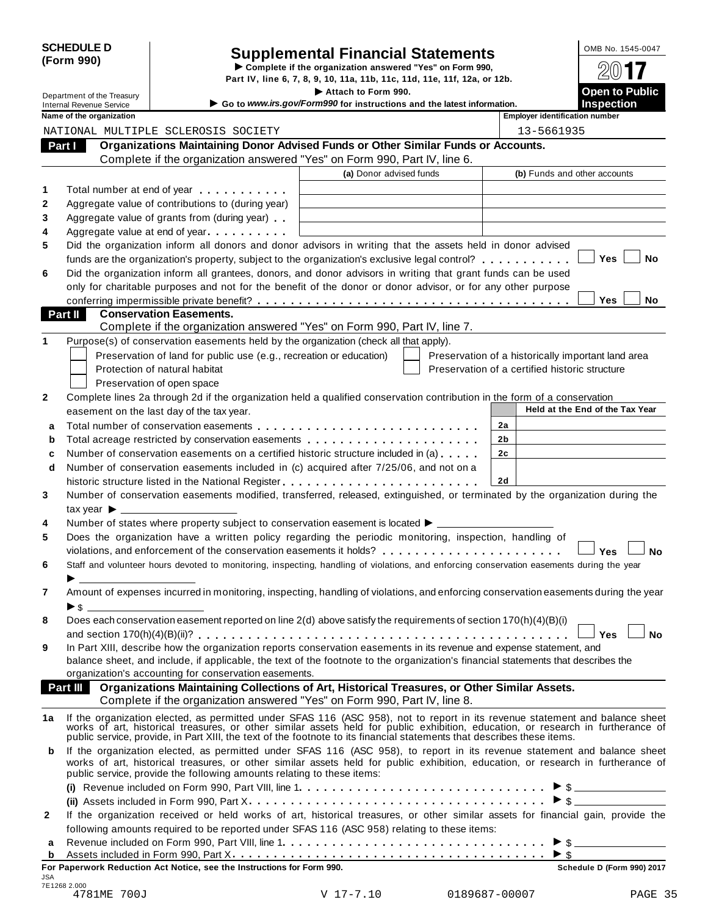**SCHEDULE D (Form 990)**

Department of the Treasury
Internal Revenue Service

# Supplemental Financial Statements

▶ Complete if the organization answered "Yes" on Form 990, Part IV, line 6, 7, 8, 9, 10, 11a, 11b, 11c, 11d, 11e, 11f, 12a, or 12b.

▶ Attach to Form 990.

▶ Go to *www.irs.gov/Form990* for instructions and the latest information.

OMB No. 1545-0047

**2017**

**Open to Public Inspection**

**Name of the organization:** NATIONAL MULTIPLE SCLEROSIS SOCIETY

**Employer identification number:** 13-5661935

## Part I Organizations Maintaining Donor Advised Funds or Other Similar Funds or Accounts.

Complete if the organization answered "Yes" on Form 990, Part IV, line 6.

| | | (a) Donor advised funds | (b) Funds and other accounts |
|---|---|---|---|
| 1 | Total number at end of year | | |
| 2 | Aggregate value of contributions to (during year) | | |
| 3 | Aggregate value of grants from (during year) | | |
| 4 | Aggregate value at end of year | | |

5 Did the organization inform all donors and donor advisors in writing that the assets held in donor advised funds are the organization's property, subject to the organization's exclusive legal control? ☐ Yes ☐ No

6 Did the organization inform all grantees, donors, and donor advisors in writing that grant funds can be used only for charitable purposes and not for the benefit of the donor or donor advisor, or for any other purpose conferring impermissible private benefit? ☐ Yes ☐ No

## Part II Conservation Easements.

Complete if the organization answered "Yes" on Form 990, Part IV, line 7.

1 Purpose(s) of conservation easements held by the organization (check all that apply).

- ☐ Preservation of land for public use (e.g., recreation or education)
- ☐ Protection of natural habitat
- ☐ Preservation of open space
- ☐ Preservation of a historically important land area
- ☐ Preservation of a certified historic structure

2 Complete lines 2a through 2d if the organization held a qualified conservation contribution in the form of a conservation easement on the last day of the tax year.

| | | | Held at the End of the Tax Year |
|---|---|---|---|
| a | Total number of conservation easements | 2a | |
| b | Total acreage restricted by conservation easements | 2b | |
| c | Number of conservation easements on a certified historic structure included in (a) | 2c | |
| d | Number of conservation easements included in (c) acquired after 7/25/06, and not on a historic structure listed in the National Register | 2d | |

3 Number of conservation easements modified, transferred, released, extinguished, or terminated by the organization during the tax year ▶ ______

4 Number of states where property subject to conservation easement is located ▶ ______

5 Does the organization have a written policy regarding the periodic monitoring, inspection, handling of violations, and enforcement of the conservation easements it holds? ☐ Yes ☐ No

6 Staff and volunteer hours devoted to monitoring, inspecting, handling of violations, and enforcing conservation easements during the year ▶ ______

7 Amount of expenses incurred in monitoring, inspecting, handling of violations, and enforcing conservation easements during the year ▶ $ ______

8 Does each conservation easement reported on line 2(d) above satisfy the requirements of section 170(h)(4)(B)(i) and section 170(h)(4)(B)(ii)? ☐ Yes ☐ No

9 In Part XIII, describe how the organization reports conservation easements in its revenue and expense statement, and balance sheet, and include, if applicable, the text of the footnote to the organization's financial statements that describes the organization's accounting for conservation easements.

## Part III Organizations Maintaining Collections of Art, Historical Treasures, or Other Similar Assets.

Complete if the organization answered "Yes" on Form 990, Part IV, line 8.

1a If the organization elected, as permitted under SFAS 116 (ASC 958), not to report in its revenue statement and balance sheet works of art, historical treasures, or other similar assets held for public exhibition, education, or research in furtherance of public service, provide, in Part XIII, the text of the footnote to its financial statements that describes these items.

b If the organization elected, as permitted under SFAS 116 (ASC 958), to report in its revenue statement and balance sheet works of art, historical treasures, or other similar assets held for public exhibition, education, or research in furtherance of public service, provide the following amounts relating to these items:

(i) Revenue included on Form 990, Part VIII, line 1 ▶ $ ______

(ii) Assets included in Form 990, Part X ▶ $ ______

2 If the organization received or held works of art, historical treasures, or other similar assets for financial gain, provide the following amounts required to be reported under SFAS 116 (ASC 958) relating to these items:

a Revenue included on Form 990, Part VIII, line 1 ▶ $ ______

b Assets included in Form 990, Part X ▶ $ ______

**For Paperwork Reduction Act Notice, see the Instructions for Form 990.** **Schedule D (Form 990) 2017**

JSA
7E1268 2.000
4781ME 700J V 17-7.10 0189687-00007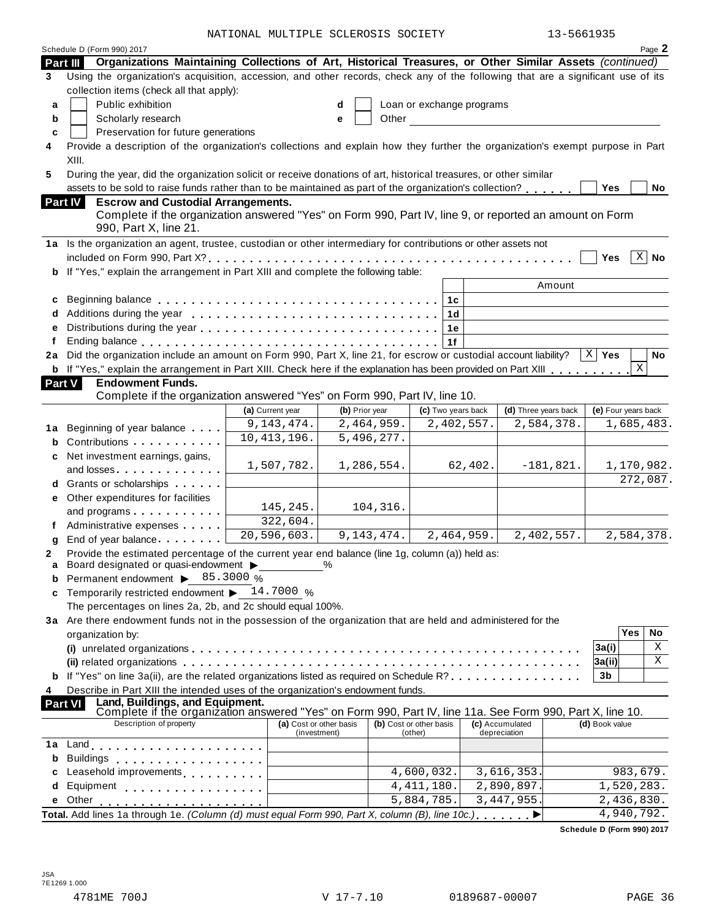NATIONAL MULTIPLE SCLEROSIS SOCIETY 13-5661935

Schedule D (Form 990) 2017 Page **2**

## Part III Organizations Maintaining Collections of Art, Historical Treasures, or Other Similar Assets *(continued)*

**3** Using the organization's acquisition, accession, and other records, check any of the following that are a significant use of its collection items (check all that apply):

- **a** ☐ Public exhibition
- **b** ☐ Scholarly research
- **c** ☐ Preservation for future generations
- **d** ☐ Loan or exchange programs
- **e** ☐ Other

**4** Provide a description of the organization's collections and explain how they further the organization's exempt purpose in Part XIII.

**5** During the year, did the organization solicit or receive donations of art, historical treasures, or other similar assets to be sold to raise funds rather than to be maintained as part of the organization's collection? ☐ Yes ☐ No

## Part IV Escrow and Custodial Arrangements.

Complete if the organization answered "Yes" on Form 990, Part IV, line 9, or reported an amount on Form 990, Part X, line 21.

**1a** Is the organization an agent, trustee, custodian or other intermediary for contributions or other assets not included on Form 990, Part X? ☐ Yes ☒ No

**b** If "Yes," explain the arrangement in Part XIII and complete the following table:

| | | | Amount |
|---|---|---|---|
| **c** | Beginning balance | 1c | |
| **d** | Additions during the year | 1d | |
| **e** | Distributions during the year | 1e | |
| **f** | Ending balance | 1f | |

**2a** Did the organization include an amount on Form 990, Part X, line 21, for escrow or custodial account liability? ☒ Yes ☐ No

**b** If "Yes," explain the arrangement in Part XIII. Check here if the explanation has been provided on Part XIII ☒

## Part V Endowment Funds.

Complete if the organization answered "Yes" on Form 990, Part IV, line 10.

| | | (a) Current year | (b) Prior year | (c) Two years back | (d) Three years back | (e) Four years back |
|---|---|---|---|---|---|---|
| **1a** | Beginning of year balance | 9,143,474. | 2,464,959. | 2,402,557. | 2,584,378. | 1,685,483. |
| **b** | Contributions | 10,413,196. | 5,496,277. | | | |
| **c** | Net investment earnings, gains, and losses | 1,507,782. | 1,286,554. | 62,402. | -181,821. | 1,170,982. |
| **d** | Grants or scholarships | | | | | 272,087. |
| **e** | Other expenditures for facilities and programs | 145,245. | 104,316. | | | |
| **f** | Administrative expenses | 322,604. | | | | |
| **g** | End of year balance | 20,596,603. | 9,143,474. | 2,464,959. | 2,402,557. | 2,584,378. |

**2** Provide the estimated percentage of the current year end balance (line 1g, column (a)) held as:

- **a** Board designated or quasi-endowment ▶ ______ %
- **b** Permanent endowment ▶ 85.3000 %
- **c** Temporarily restricted endowment ▶ 14.7000 %

The percentages on lines 2a, 2b, and 2c should equal 100%.

**3a** Are there endowment funds not in the possession of the organization that are held and administered for the organization by:

| | | | Yes | No |
|---|---|---|---|---|
| | **(i)** unrelated organizations | 3a(i) | | X |
| | **(ii)** related organizations | 3a(ii) | | X |
| **b** | If "Yes" on line 3a(ii), are the related organizations listed as required on Schedule R? | 3b | | |

**4** Describe in Part XIII the intended uses of the organization's endowment funds.

## Part VI Land, Buildings, and Equipment.

Complete if the organization answered "Yes" on Form 990, Part IV, line 11a. See Form 990, Part X, line 10.

| | Description of property | (a) Cost or other basis (investment) | (b) Cost or other basis (other) | (c) Accumulated depreciation | (d) Book value |
|---|---|---|---|---|---|
| **1a** | Land | | | | |
| **b** | Buildings | | | | |
| **c** | Leasehold improvements | | 4,600,032. | 3,616,353. | 983,679. |
| **d** | Equipment | | 4,411,180. | 2,890,897. | 1,520,283. |
| **e** | Other | | 5,884,785. | 3,447,955. | 2,436,830. |
| **Total.** | Add lines 1a through 1e. *(Column (d) must equal Form 990, Part X, column (B), line 10c.)* ▶ | | | | 4,940,792. |

**Schedule D (Form 990) 2017**

JSA 7E1269 1.000

4781ME 700J V 17-7.10 0189687-00007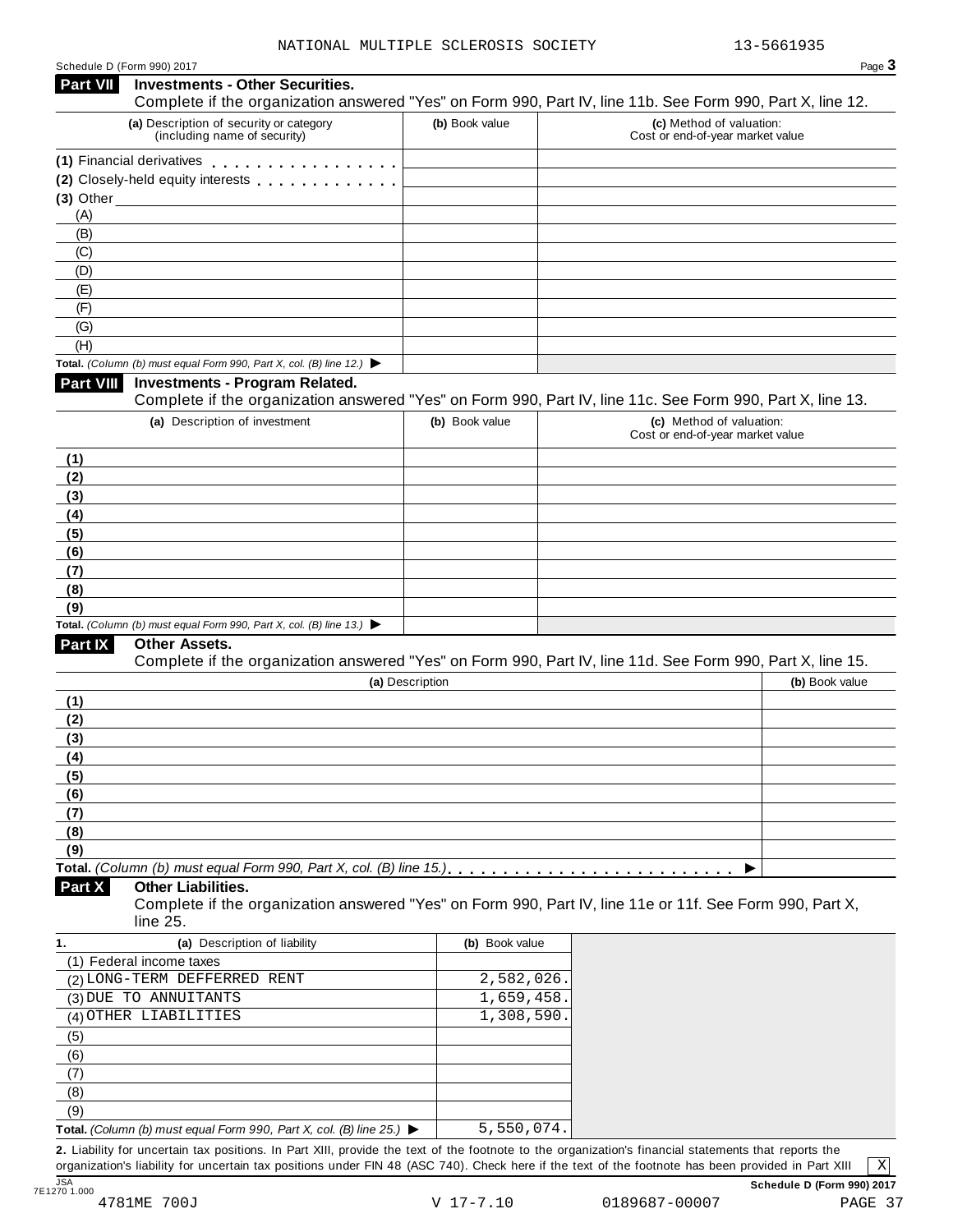NATIONAL MULTIPLE SCLEROSIS SOCIETY 13-5661935

Schedule D (Form 990) 2017

## Part VII Investments - Other Securities.

Complete if the organization answered "Yes" on Form 990, Part IV, line 11b. See Form 990, Part X, line 12.

| (a) Description of security or category (including name of security) | (b) Book value | (c) Method of valuation: Cost or end-of-year market value |
|---|---|---|
| (1) Financial derivatives | | |
| (2) Closely-held equity interests | | |
| (3) Other | | |
| (A) | | |
| (B) | | |
| (C) | | |
| (D) | | |
| (E) | | |
| (F) | | |
| (G) | | |
| (H) | | |
| **Total.** *(Column (b) must equal Form 990, Part X, col. (B) line 12.)* ▶ | | |

## Part VIII Investments - Program Related.

Complete if the organization answered "Yes" on Form 990, Part IV, line 11c. See Form 990, Part X, line 13.

| (a) Description of investment | (b) Book value | (c) Method of valuation: Cost or end-of-year market value |
|---|---|---|
| (1) | | |
| (2) | | |
| (3) | | |
| (4) | | |
| (5) | | |
| (6) | | |
| (7) | | |
| (8) | | |
| (9) | | |
| **Total.** *(Column (b) must equal Form 990, Part X, col. (B) line 13.)* ▶ | | |

## Part IX Other Assets.

Complete if the organization answered "Yes" on Form 990, Part IV, line 11d. See Form 990, Part X, line 15.

| (a) Description | (b) Book value |
|---|---|
| (1) | |
| (2) | |
| (3) | |
| (4) | |
| (5) | |
| (6) | |
| (7) | |
| (8) | |
| (9) | |
| **Total.** *(Column (b) must equal Form 990, Part X, col. (B) line 15.)* ▶ | |

## Part X Other Liabilities.

Complete if the organization answered "Yes" on Form 990, Part IV, line 11e or 11f. See Form 990, Part X, line 25.

| 1. (a) Description of liability | (b) Book value |
|---|---|
| (1) Federal income taxes | |
| (2) LONG-TERM DEFFERRED RENT | 2,582,026. |
| (3) DUE TO ANNUITANTS | 1,659,458. |
| (4) OTHER LIABILITIES | 1,308,590. |
| (5) | |
| (6) | |
| (7) | |
| (8) | |
| (9) | |
| **Total.** *(Column (b) must equal Form 990, Part X, col. (B) line 25.)* ▶ | 5,550,074. |

**2.** Liability for uncertain tax positions. In Part XIII, provide the text of the footnote to the organization's financial statements that reports the organization's liability for uncertain tax positions under FIN 48 (ASC 740). Check here if the text of the footnote has been provided in Part XIII [X]

Schedule D (Form 990) 2017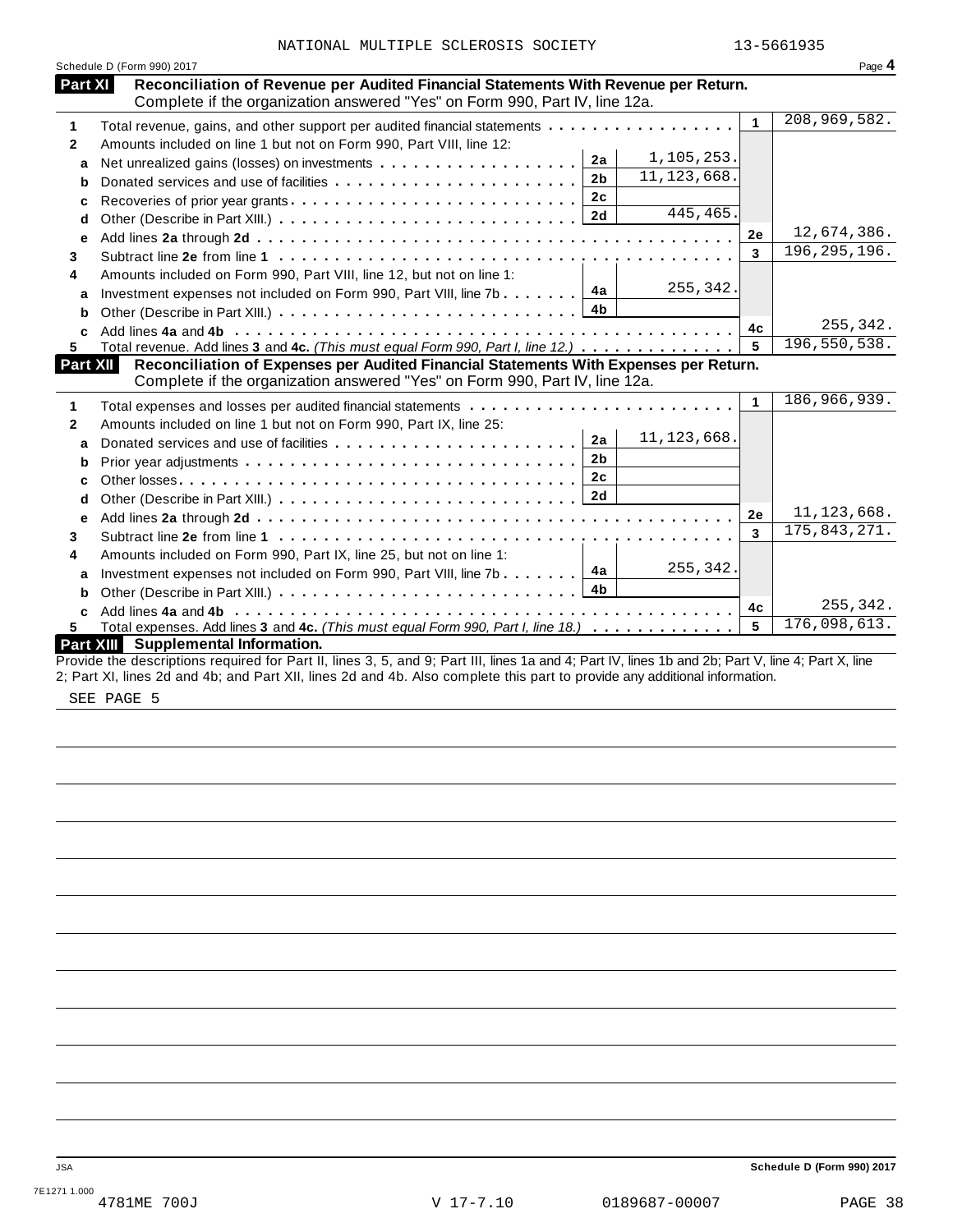NATIONAL MULTIPLE SCLEROSIS SOCIETY 13-5661935

Schedule D (Form 990) 2017

## Part XI Reconciliation of Revenue per Audited Financial Statements With Revenue per Return.

Complete if the organization answered "Yes" on Form 990, Part IV, line 12a.

| | | | | | |
|---|---|---|---|---|---|
| **1** | Total revenue, gains, and other support per audited financial statements | | | 1 | 208,969,582. |
| **2** | Amounts included on line 1 but not on Form 990, Part VIII, line 12: | | | | |
| **a** | Net unrealized gains (losses) on investments | 2a | 1,105,253. | | |
| **b** | Donated services and use of facilities | 2b | 11,123,668. | | |
| **c** | Recoveries of prior year grants | 2c | | | |
| **d** | Other (Describe in Part XIII.) | 2d | 445,465. | | |
| **e** | Add lines **2a** through **2d** | | | 2e | 12,674,386. |
| **3** | Subtract line **2e** from line **1** | | | 3 | 196,295,196. |
| **4** | Amounts included on Form 990, Part VIII, line 12, but not on line 1: | | | | |
| **a** | Investment expenses not included on Form 990, Part VIII, line 7b | 4a | 255,342. | | |
| **b** | Other (Describe in Part XIII.) | 4b | | | |
| **c** | Add lines **4a** and **4b** | | | 4c | 255,342. |
| **5** | Total revenue. Add lines **3** and **4c.** *(This must equal Form 990, Part I, line 12.)* | | | 5 | 196,550,538. |

## Part XII Reconciliation of Expenses per Audited Financial Statements With Expenses per Return.

Complete if the organization answered "Yes" on Form 990, Part IV, line 12a.

| | | | | | |
|---|---|---|---|---|---|
| **1** | Total expenses and losses per audited financial statements | | | 1 | 186,966,939. |
| **2** | Amounts included on line 1 but not on Form 990, Part IX, line 25: | | | | |
| **a** | Donated services and use of facilities | 2a | 11,123,668. | | |
| **b** | Prior year adjustments | 2b | | | |
| **c** | Other losses | 2c | | | |
| **d** | Other (Describe in Part XIII.) | 2d | | | |
| **e** | Add lines **2a** through **2d** | | | 2e | 11,123,668. |
| **3** | Subtract line **2e** from line **1** | | | 3 | 175,843,271. |
| **4** | Amounts included on Form 990, Part IX, line 25, but not on line 1: | | | | |
| **a** | Investment expenses not included on Form 990, Part VIII, line 7b | 4a | 255,342. | | |
| **b** | Other (Describe in Part XIII.) | 4b | | | |
| **c** | Add lines **4a** and **4b** | | | 4c | 255,342. |
| **5** | Total expenses. Add lines **3** and **4c.** *(This must equal Form 990, Part I, line 18.)* | | | 5 | 176,098,613. |

## Part XIII Supplemental Information.

Provide the descriptions required for Part II, lines 3, 5, and 9; Part III, lines 1a and 4; Part IV, lines 1b and 2b; Part V, line 4; Part X, line 2; Part XI, lines 2d and 4b; and Part XII, lines 2d and 4b. Also complete this part to provide any additional information.

SEE PAGE 5

Schedule D (Form 990) 2017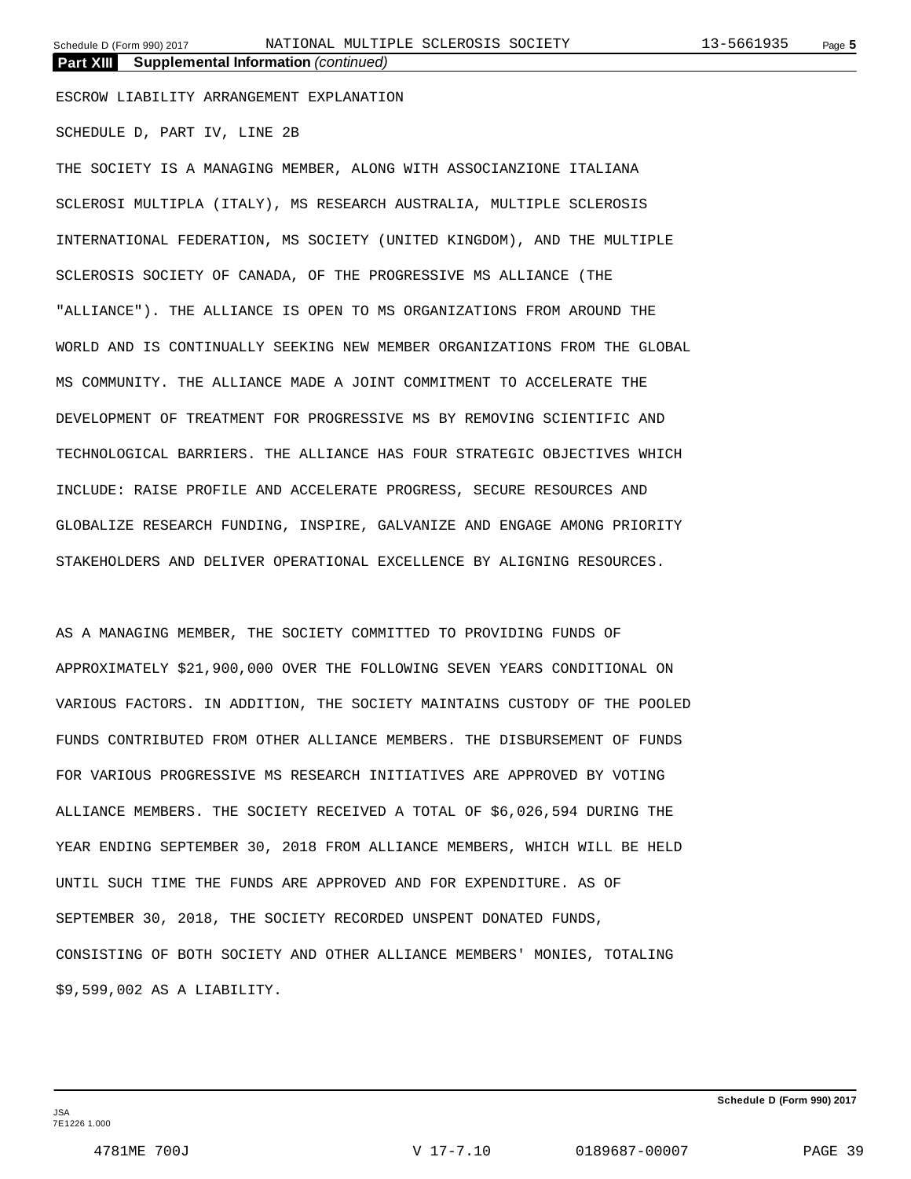**Part XIII Supplemental Information** *(continued)*

ESCROW LIABILITY ARRANGEMENT EXPLANATION

SCHEDULE D, PART IV, LINE 2B

THE SOCIETY IS A MANAGING MEMBER, ALONG WITH ASSOCIANZIONE ITALIANA SCLEROSI MULTIPLA (ITALY), MS RESEARCH AUSTRALIA, MULTIPLE SCLEROSIS INTERNATIONAL FEDERATION, MS SOCIETY (UNITED KINGDOM), AND THE MULTIPLE SCLEROSIS SOCIETY OF CANADA, OF THE PROGRESSIVE MS ALLIANCE (THE "ALLIANCE"). THE ALLIANCE IS OPEN TO MS ORGANIZATIONS FROM AROUND THE WORLD AND IS CONTINUALLY SEEKING NEW MEMBER ORGANIZATIONS FROM THE GLOBAL MS COMMUNITY. THE ALLIANCE MADE A JOINT COMMITMENT TO ACCELERATE THE DEVELOPMENT OF TREATMENT FOR PROGRESSIVE MS BY REMOVING SCIENTIFIC AND TECHNOLOGICAL BARRIERS. THE ALLIANCE HAS FOUR STRATEGIC OBJECTIVES WHICH INCLUDE: RAISE PROFILE AND ACCELERATE PROGRESS, SECURE RESOURCES AND GLOBALIZE RESEARCH FUNDING, INSPIRE, GALVANIZE AND ENGAGE AMONG PRIORITY STAKEHOLDERS AND DELIVER OPERATIONAL EXCELLENCE BY ALIGNING RESOURCES.

AS A MANAGING MEMBER, THE SOCIETY COMMITTED TO PROVIDING FUNDS OF APPROXIMATELY $21,900,000 OVER THE FOLLOWING SEVEN YEARS CONDITIONAL ON VARIOUS FACTORS. IN ADDITION, THE SOCIETY MAINTAINS CUSTODY OF THE POOLED FUNDS CONTRIBUTED FROM OTHER ALLIANCE MEMBERS. THE DISBURSEMENT OF FUNDS FOR VARIOUS PROGRESSIVE MS RESEARCH INITIATIVES ARE APPROVED BY VOTING ALLIANCE MEMBERS. THE SOCIETY RECEIVED A TOTAL OF $6,026,594 DURING THE YEAR ENDING SEPTEMBER 30, 2018 FROM ALLIANCE MEMBERS, WHICH WILL BE HELD UNTIL SUCH TIME THE FUNDS ARE APPROVED AND FOR EXPENDITURE. AS OF SEPTEMBER 30, 2018, THE SOCIETY RECORDED UNSPENT DONATED FUNDS, CONSISTING OF BOTH SOCIETY AND OTHER ALLIANCE MEMBERS' MONIES, TOTALING $9,599,002 AS A LIABILITY.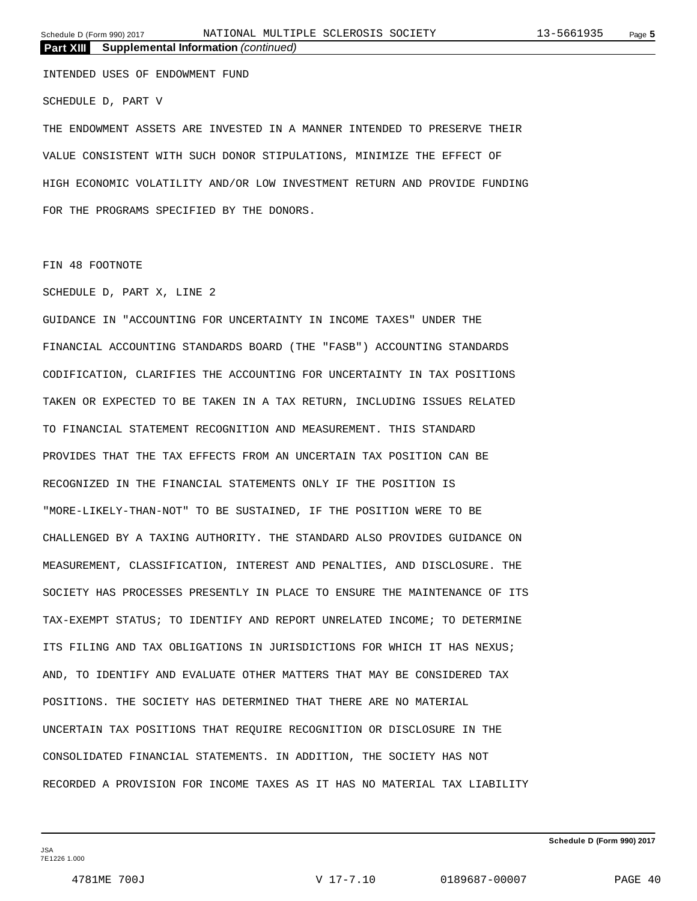## Part XIII Supplemental Information *(continued)*

INTENDED USES OF ENDOWMENT FUND

SCHEDULE D, PART V

THE ENDOWMENT ASSETS ARE INVESTED IN A MANNER INTENDED TO PRESERVE THEIR VALUE CONSISTENT WITH SUCH DONOR STIPULATIONS, MINIMIZE THE EFFECT OF HIGH ECONOMIC VOLATILITY AND/OR LOW INVESTMENT RETURN AND PROVIDE FUNDING FOR THE PROGRAMS SPECIFIED BY THE DONORS.

FIN 48 FOOTNOTE

SCHEDULE D, PART X, LINE 2

GUIDANCE IN "ACCOUNTING FOR UNCERTAINTY IN INCOME TAXES" UNDER THE FINANCIAL ACCOUNTING STANDARDS BOARD (THE "FASB") ACCOUNTING STANDARDS CODIFICATION, CLARIFIES THE ACCOUNTING FOR UNCERTAINTY IN TAX POSITIONS TAKEN OR EXPECTED TO BE TAKEN IN A TAX RETURN, INCLUDING ISSUES RELATED TO FINANCIAL STATEMENT RECOGNITION AND MEASUREMENT. THIS STANDARD PROVIDES THAT THE TAX EFFECTS FROM AN UNCERTAIN TAX POSITION CAN BE RECOGNIZED IN THE FINANCIAL STATEMENTS ONLY IF THE POSITION IS "MORE-LIKELY-THAN-NOT" TO BE SUSTAINED, IF THE POSITION WERE TO BE CHALLENGED BY A TAXING AUTHORITY. THE STANDARD ALSO PROVIDES GUIDANCE ON MEASUREMENT, CLASSIFICATION, INTEREST AND PENALTIES, AND DISCLOSURE. THE SOCIETY HAS PROCESSES PRESENTLY IN PLACE TO ENSURE THE MAINTENANCE OF ITS TAX-EXEMPT STATUS; TO IDENTIFY AND REPORT UNRELATED INCOME; TO DETERMINE ITS FILING AND TAX OBLIGATIONS IN JURISDICTIONS FOR WHICH IT HAS NEXUS; AND, TO IDENTIFY AND EVALUATE OTHER MATTERS THAT MAY BE CONSIDERED TAX POSITIONS. THE SOCIETY HAS DETERMINED THAT THERE ARE NO MATERIAL UNCERTAIN TAX POSITIONS THAT REQUIRE RECOGNITION OR DISCLOSURE IN THE CONSOLIDATED FINANCIAL STATEMENTS. IN ADDITION, THE SOCIETY HAS NOT RECORDED A PROVISION FOR INCOME TAXES AS IT HAS NO MATERIAL TAX LIABILITY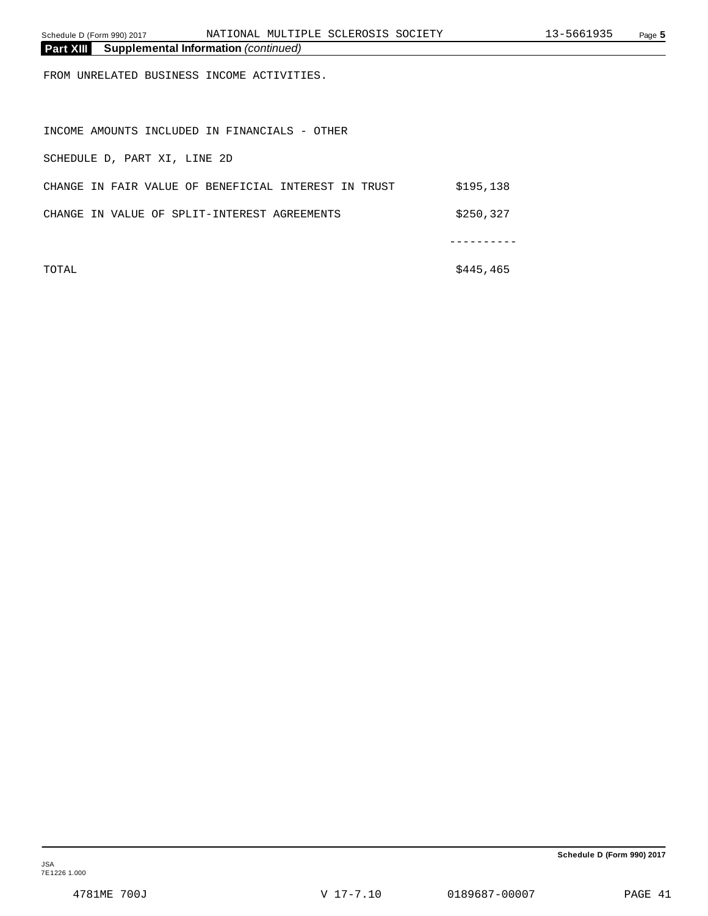**Part XIII Supplemental Information** *(continued)*

FROM UNRELATED BUSINESS INCOME ACTIVITIES.

INCOME AMOUNTS INCLUDED IN FINANCIALS - OTHER

SCHEDULE D, PART XI, LINE 2D

| | |
|---|---|
| CHANGE IN FAIR VALUE OF BENEFICIAL INTEREST IN TRUST | $195,138 |
| CHANGE IN VALUE OF SPLIT-INTEREST AGREEMENTS | $250,327 |
| | ---------- |
| TOTAL | $445,465 |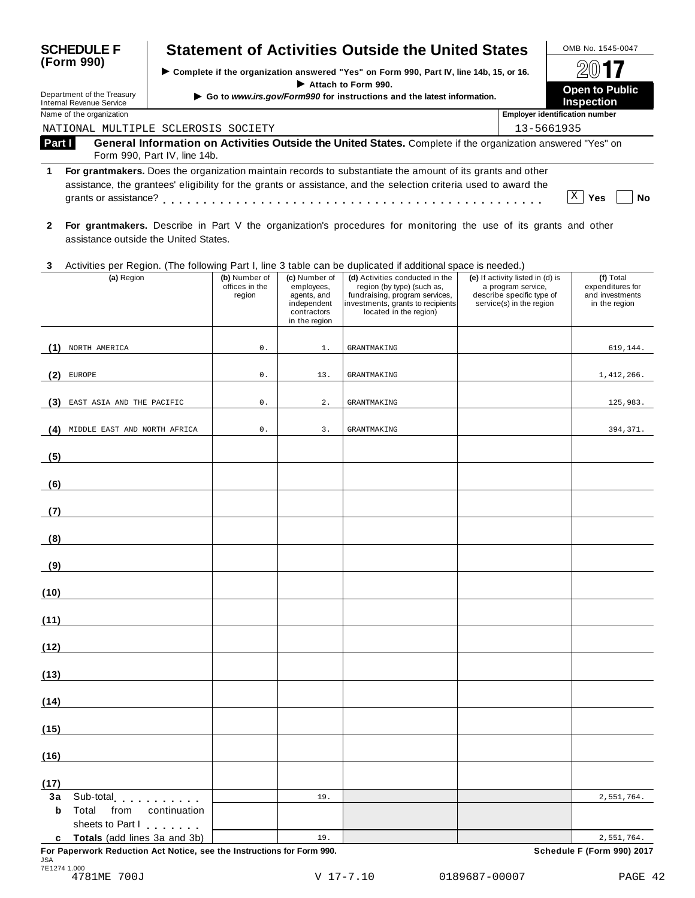**SCHEDULE F (Form 990)**

Department of the Treasury
Internal Revenue Service

# Statement of Activities Outside the United States

▶ Complete if the organization answered "Yes" on Form 990, Part IV, line 14b, 15, or 16.
▶ Attach to Form 990.
▶ Go to *www.irs.gov/Form990* for instructions and the latest information.

OMB No. 1545-0047

2017

**Open to Public Inspection**

Name of the organization: NATIONAL MULTIPLE SCLEROSIS SOCIETY

Employer identification number: 13-5661935

## Part I General Information on Activities Outside the United States. Complete if the organization answered "Yes" on Form 990, Part IV, line 14b.

**1** **For grantmakers.** Does the organization maintain records to substantiate the amount of its grants and other assistance, the grantees' eligibility for the grants or assistance, and the selection criteria used to award the grants or assistance? . . . . . . . . . . . . . . . . . . . . . . . . . . . . . . . . . . . . . . . . . . . . . [X] Yes [ ] No

**2** **For grantmakers.** Describe in Part V the organization's procedures for monitoring the use of its grants and other assistance outside the United States.

**3** Activities per Region. (The following Part I, line 3 table can be duplicated if additional space is needed.)

| | (a) Region | (b) Number of offices in the region | (c) Number of employees, agents, and independent contractors in the region | (d) Activities conducted in the region (by type) (such as, fundraising, program services, investments, grants to recipients located in the region) | (e) If activity listed in (d) is a program service, describe specific type of service(s) in the region | (f) Total expenditures for and investments in the region |
|---|---|---|---|---|---|---|
| (1) | NORTH AMERICA | 0. | 1. | GRANTMAKING | | 619,144. |
| (2) | EUROPE | 0. | 13. | GRANTMAKING | | 1,412,266. |
| (3) | EAST ASIA AND THE PACIFIC | 0. | 2. | GRANTMAKING | | 125,983. |
| (4) | MIDDLE EAST AND NORTH AFRICA | 0. | 3. | GRANTMAKING | | 394,371. |
| (5) | | | | | | |
| (6) | | | | | | |
| (7) | | | | | | |
| (8) | | | | | | |
| (9) | | | | | | |
| (10) | | | | | | |
| (11) | | | | | | |
| (12) | | | | | | |
| (13) | | | | | | |
| (14) | | | | | | |
| (15) | | | | | | |
| (16) | | | | | | |
| (17) | | | | | | |
| 3a | Sub-total . . . . . . . . . . | | 19. | | | 2,551,764. |
| b | Total from continuation sheets to Part I . . . . . . . | | | | | |
| c | **Totals** (add lines 3a and 3b) | | 19. | | | 2,551,764. |

**For Paperwork Reduction Act Notice, see the Instructions for Form 990.** **Schedule F (Form 990) 2017**

JSA
7E1274 1.000
4781ME 700J V 17-7.10 0189687-00007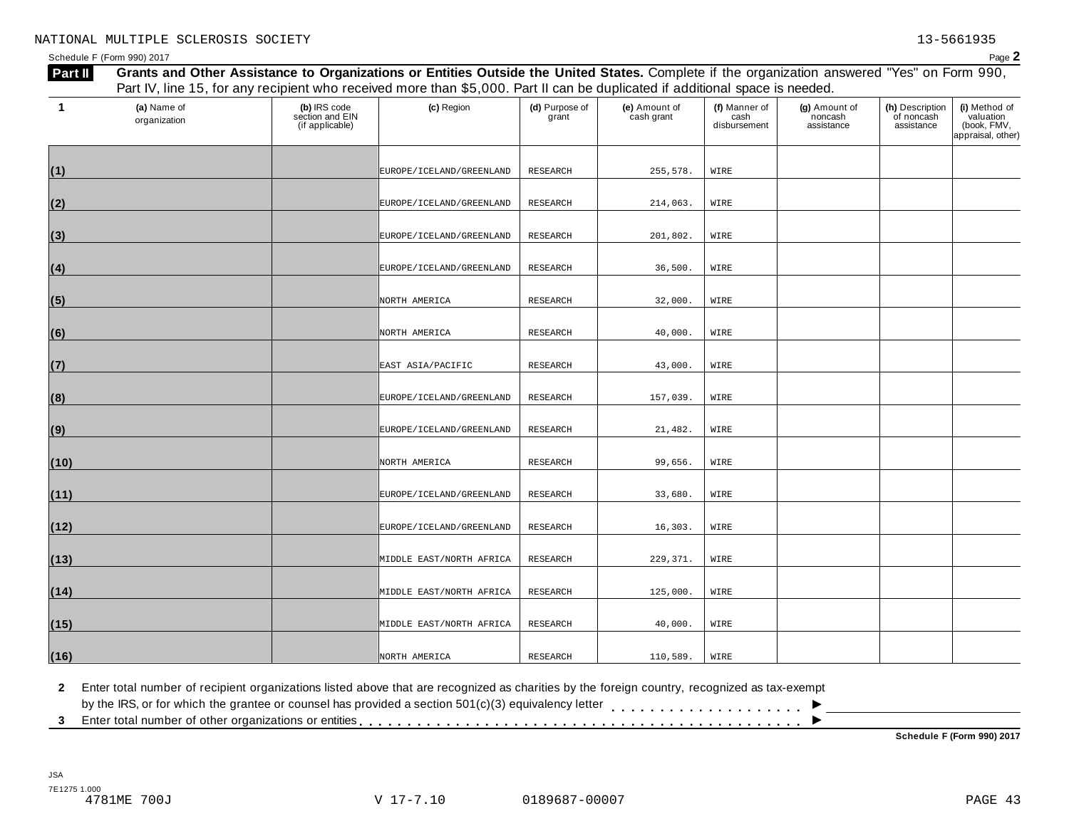NATIONAL MULTIPLE SCLEROSIS SOCIETY 13-5661935

Schedule F (Form 990) 2017

**Part II** **Grants and Other Assistance to Organizations or Entities Outside the United States.** Complete if the organization answered "Yes" on Form 990, Part IV, line 15, for any recipient who received more than $5,000. Part II can be duplicated if additional space is needed.

| 1 | (a) Name of organization | (b) IRS code section and EIN (if applicable) | (c) Region | (d) Purpose of grant | (e) Amount of cash grant | (f) Manner of cash disbursement | (g) Amount of noncash assistance | (h) Description of noncash assistance | (i) Method of valuation (book, FMV, appraisal, other) |
|---|---|---|---|---|---|---|---|---|---|
| (1) | | | EUROPE/ICELAND/GREENLAND | RESEARCH | 255,578. | WIRE | | | |
| (2) | | | EUROPE/ICELAND/GREENLAND | RESEARCH | 214,063. | WIRE | | | |
| (3) | | | EUROPE/ICELAND/GREENLAND | RESEARCH | 201,802. | WIRE | | | |
| (4) | | | EUROPE/ICELAND/GREENLAND | RESEARCH | 36,500. | WIRE | | | |
| (5) | | | NORTH AMERICA | RESEARCH | 32,000. | WIRE | | | |
| (6) | | | NORTH AMERICA | RESEARCH | 40,000. | WIRE | | | |
| (7) | | | EAST ASIA/PACIFIC | RESEARCH | 43,000. | WIRE | | | |
| (8) | | | EUROPE/ICELAND/GREENLAND | RESEARCH | 157,039. | WIRE | | | |
| (9) | | | EUROPE/ICELAND/GREENLAND | RESEARCH | 21,482. | WIRE | | | |
| (10) | | | NORTH AMERICA | RESEARCH | 99,656. | WIRE | | | |
| (11) | | | EUROPE/ICELAND/GREENLAND | RESEARCH | 33,680. | WIRE | | | |
| (12) | | | EUROPE/ICELAND/GREENLAND | RESEARCH | 16,303. | WIRE | | | |
| (13) | | | MIDDLE EAST/NORTH AFRICA | RESEARCH | 229,371. | WIRE | | | |
| (14) | | | MIDDLE EAST/NORTH AFRICA | RESEARCH | 125,000. | WIRE | | | |
| (15) | | | MIDDLE EAST/NORTH AFRICA | RESEARCH | 40,000. | WIRE | | | |
| (16) | | | NORTH AMERICA | RESEARCH | 110,589. | WIRE | | | |

**2** Enter total number of recipient organizations listed above that are recognized as charities by the foreign country, recognized as tax-exempt by the IRS, or for which the grantee or counsel has provided a section 501(c)(3) equivalency letter . . . . . . . . . . . . . . . . . . . . ►

**3** Enter total number of other organizations or entities . . . . . . . . . . . . . . . . . . . . . . . . . . . . . . . . . . . . . . . . . . . ►

**Schedule F (Form 990) 2017**

JSA
7E1275 1.000
4781ME 700J V 17-7.10 0189687-00007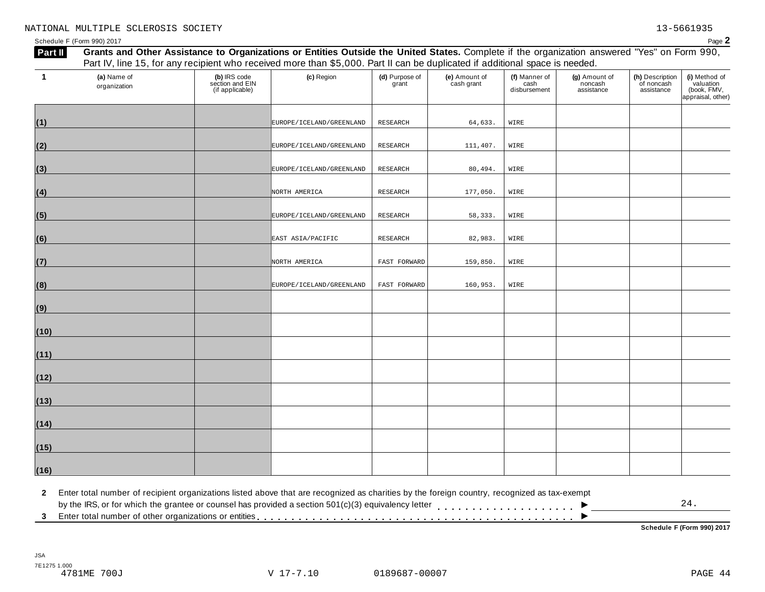NATIONAL MULTIPLE SCLEROSIS SOCIETY 13-5661935

Schedule F (Form 990) 2017 Page **2**

**Part II** **Grants and Other Assistance to Organizations or Entities Outside the United States.** Complete if the organization answered "Yes" on Form 990, Part IV, line 15, for any recipient who received more than $5,000. Part II can be duplicated if additional space is needed.

| 1 | (a) Name of organization | (b) IRS code section and EIN (if applicable) | (c) Region | (d) Purpose of grant | (e) Amount of cash grant | (f) Manner of cash disbursement | (g) Amount of noncash assistance | (h) Description of noncash assistance | (i) Method of valuation (book, FMV, appraisal, other) |
|---|---|---|---|---|---|---|---|---|---|
| (1) | | | EUROPE/ICELAND/GREENLAND | RESEARCH | 64,633. | WIRE | | | |
| (2) | | | EUROPE/ICELAND/GREENLAND | RESEARCH | 111,407. | WIRE | | | |
| (3) | | | EUROPE/ICELAND/GREENLAND | RESEARCH | 80,494. | WIRE | | | |
| (4) | | | NORTH AMERICA | RESEARCH | 177,050. | WIRE | | | |
| (5) | | | EUROPE/ICELAND/GREENLAND | RESEARCH | 58,333. | WIRE | | | |
| (6) | | | EAST ASIA/PACIFIC | RESEARCH | 82,983. | WIRE | | | |
| (7) | | | NORTH AMERICA | FAST FORWARD | 159,850. | WIRE | | | |
| (8) | | | EUROPE/ICELAND/GREENLAND | FAST FORWARD | 160,953. | WIRE | | | |
| (9) | | | | | | | | | |
| (10) | | | | | | | | | |
| (11) | | | | | | | | | |
| (12) | | | | | | | | | |
| (13) | | | | | | | | | |
| (14) | | | | | | | | | |
| (15) | | | | | | | | | |
| (16) | | | | | | | | | |

**2** Enter total number of recipient organizations listed above that are recognized as charities by the foreign country, recognized as tax-exempt by the IRS, or for which the grantee or counsel has provided a section 501(c)(3) equivalency letter . . . . . . . . . . . . . . . . . . . . ▶ 24.

**3** Enter total number of other organizations or entities . . . . . . . . . . . . . . . . . . . . . . . . . . . . . . . . . . . . . . . . . . . . ▶

**Schedule F (Form 990) 2017**

JSA
7E1275 1.000
4781ME 700J V 17-7.10 0189687-00007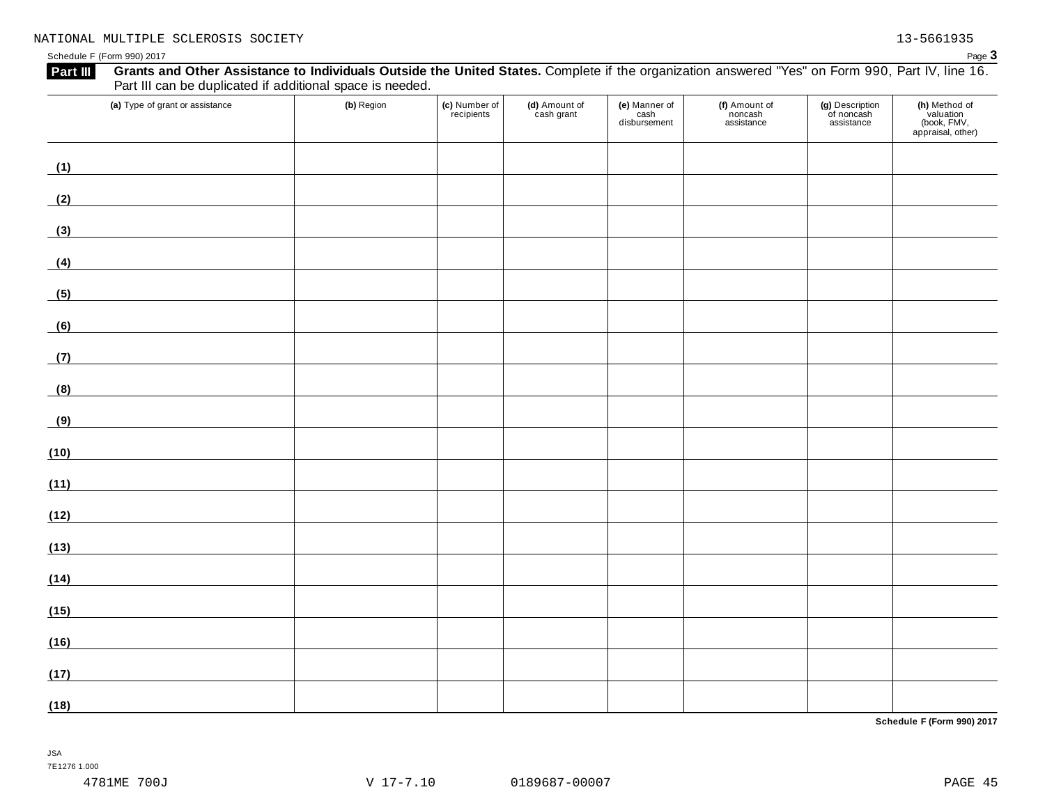NATIONAL MULTIPLE SCLEROSIS SOCIETY 13-5661935

Schedule F (Form 990) 2017

**Part III** **Grants and Other Assistance to Individuals Outside the United States.** Complete if the organization answered "Yes" on Form 990, Part IV, line 16. Part III can be duplicated if additional space is needed.

| (a) Type of grant or assistance | (b) Region | (c) Number of recipients | (d) Amount of cash grant | (e) Manner of cash disbursement | (f) Amount of noncash assistance | (g) Description of noncash assistance | (h) Method of valuation (book, FMV, appraisal, other) |
|---|---|---|---|---|---|---|---|
| (1) | | | | | | | |
| (2) | | | | | | | |
| (3) | | | | | | | |
| (4) | | | | | | | |
| (5) | | | | | | | |
| (6) | | | | | | | |
| (7) | | | | | | | |
| (8) | | | | | | | |
| (9) | | | | | | | |
| (10) | | | | | | | |
| (11) | | | | | | | |
| (12) | | | | | | | |
| (13) | | | | | | | |
| (14) | | | | | | | |
| (15) | | | | | | | |
| (16) | | | | | | | |
| (17) | | | | | | | |
| (18) | | | | | | | |

**Schedule F (Form 990) 2017**

JSA
7E1276 1.000
4781ME 700J V 17-7.10 0189687-00007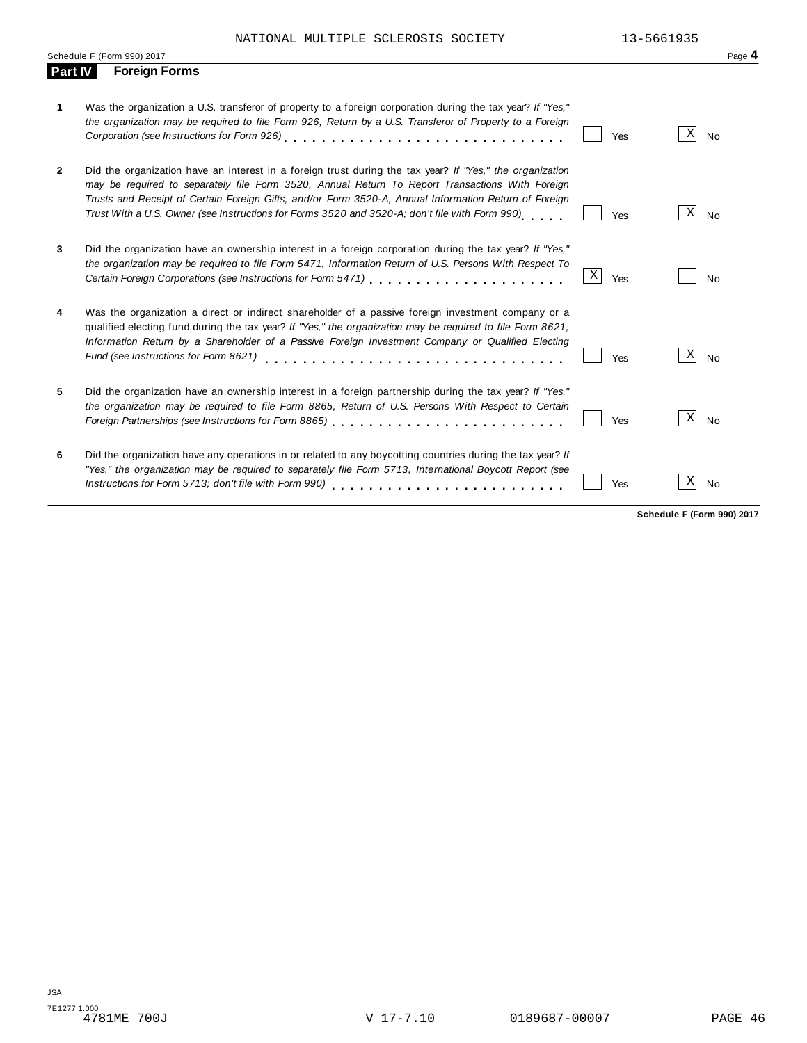NATIONAL MULTIPLE SCLEROSIS SOCIETY 13-5661935

Schedule F (Form 990) 2017

## Part IV Foreign Forms

| | | Yes | No |
|---|---|---|---|
| **1** | Was the organization a U.S. transferor of property to a foreign corporation during the tax year? *If "Yes," the organization may be required to file Form 926, Return by a U.S. Transferor of Property to a Foreign Corporation (see Instructions for Form 926)* | | X |
| **2** | Did the organization have an interest in a foreign trust during the tax year? *If "Yes," the organization may be required to separately file Form 3520, Annual Return To Report Transactions With Foreign Trusts and Receipt of Certain Foreign Gifts, and/or Form 3520-A, Annual Information Return of Foreign Trust With a U.S. Owner (see Instructions for Forms 3520 and 3520-A; don't file with Form 990)* | | X |
| **3** | Did the organization have an ownership interest in a foreign corporation during the tax year? *If "Yes," the organization may be required to file Form 5471, Information Return of U.S. Persons With Respect To Certain Foreign Corporations (see Instructions for Form 5471)* | X | |
| **4** | Was the organization a direct or indirect shareholder of a passive foreign investment company or a qualified electing fund during the tax year? *If "Yes," the organization may be required to file Form 8621, Information Return by a Shareholder of a Passive Foreign Investment Company or Qualified Electing Fund (see Instructions for Form 8621)* | | X |
| **5** | Did the organization have an ownership interest in a foreign partnership during the tax year? *If "Yes," the organization may be required to file Form 8865, Return of U.S. Persons With Respect to Certain Foreign Partnerships (see Instructions for Form 8865)* | | X |
| **6** | Did the organization have any operations in or related to any boycotting countries during the tax year? *If "Yes," the organization may be required to separately file Form 5713, International Boycott Report (see Instructions for Form 5713; don't file with Form 990)* | | X |

**Schedule F (Form 990) 2017**

JSA
7E1277 1.000
4781ME 700J V 17-7.10 0189687-00007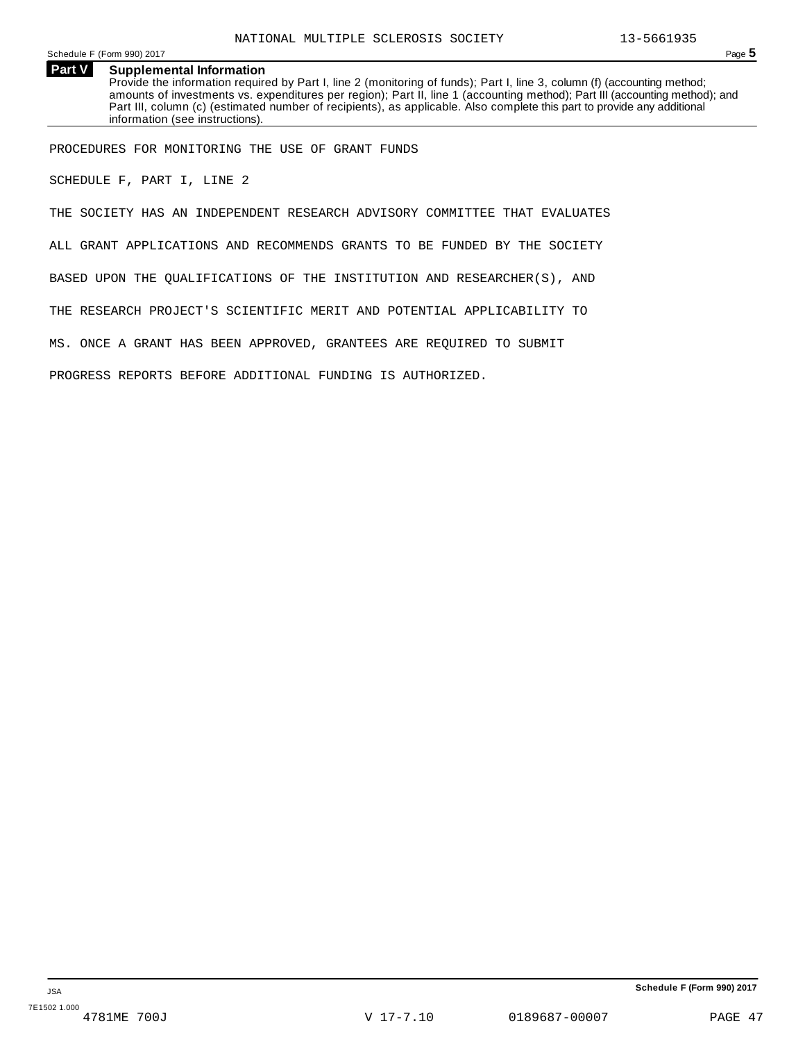## Part V Supplemental Information

Provide the information required by Part I, line 2 (monitoring of funds); Part I, line 3, column (f) (accounting method; amounts of investments vs. expenditures per region); Part II, line 1 (accounting method); Part III (accounting method); and Part III, column (c) (estimated number of recipients), as applicable. Also complete this part to provide any additional information (see instructions).

PROCEDURES FOR MONITORING THE USE OF GRANT FUNDS

SCHEDULE F, PART I, LINE 2

THE SOCIETY HAS AN INDEPENDENT RESEARCH ADVISORY COMMITTEE THAT EVALUATES ALL GRANT APPLICATIONS AND RECOMMENDS GRANTS TO BE FUNDED BY THE SOCIETY BASED UPON THE QUALIFICATIONS OF THE INSTITUTION AND RESEARCHER(S), AND THE RESEARCH PROJECT'S SCIENTIFIC MERIT AND POTENTIAL APPLICABILITY TO MS. ONCE A GRANT HAS BEEN APPROVED, GRANTEES ARE REQUIRED TO SUBMIT PROGRESS REPORTS BEFORE ADDITIONAL FUNDING IS AUTHORIZED.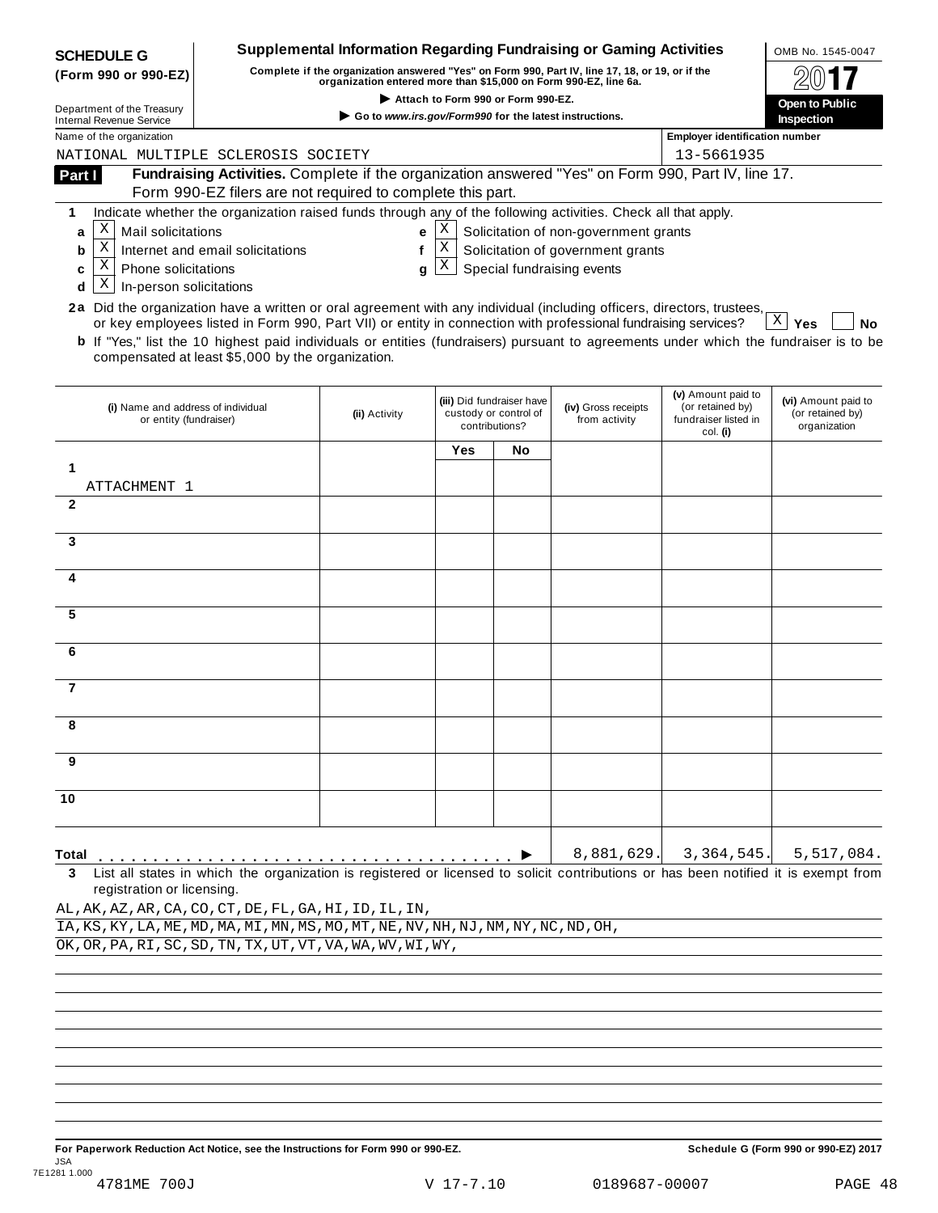**SCHEDULE G (Form 990 or 990-EZ)**

Department of the Treasury
Internal Revenue Service

# Supplemental Information Regarding Fundraising or Gaming Activities

**Complete if the organization answered "Yes" on Form 990, Part IV, line 17, 18, or 19, or if the organization entered more than $15,000 on Form 990-EZ, line 6a.**

▶ **Attach to Form 990 or Form 990-EZ.**

▶ **Go to www.irs.gov/Form990 for the latest instructions.**

OMB No. 1545-0047

**2017**

**Open to Public Inspection**

Name of the organization: NATIONAL MULTIPLE SCLEROSIS SOCIETY

Employer identification number: 13-5661935

## Part I — Fundraising Activities.

Complete if the organization answered "Yes" on Form 990, Part IV, line 17. Form 990-EZ filers are not required to complete this part.

**1** Indicate whether the organization raised funds through any of the following activities. Check all that apply.

- **a** [X] Mail solicitations
- **b** [X] Internet and email solicitations
- **c** [X] Phone solicitations
- **d** [X] In-person solicitations
- **e** [X] Solicitation of non-government grants
- **f** [X] Solicitation of government grants
- **g** [X] Special fundraising events

**2a** Did the organization have a written or oral agreement with any individual (including officers, directors, trustees, or key employees listed in Form 990, Part VII) or entity in connection with professional fundraising services? [X] **Yes** [ ] **No**

**b** If "Yes," list the 10 highest paid individuals or entities (fundraisers) pursuant to agreements under which the fundraiser is to be compensated at least $5,000 by the organization.

| | (i) Name and address of individual or entity (fundraiser) | (ii) Activity | (iii) Did fundraiser have custody or control of contributions? Yes | No | (iv) Gross receipts from activity | (v) Amount paid to (or retained by) fundraiser listed in col. (i) | (vi) Amount paid to (or retained by) organization |
|---|---|---|---|---|---|---|---|
| 1 | ATTACHMENT 1 | | | | | | |
| 2 | | | | | | | |
| 3 | | | | | | | |
| 4 | | | | | | | |
| 5 | | | | | | | |
| 6 | | | | | | | |
| 7 | | | | | | | |
| 8 | | | | | | | |
| 9 | | | | | | | |
| 10 | | | | | | | |
| **Total** ▶ | | | | | 8,881,629. | 3,364,545. | 5,517,084. |

**3** List all states in which the organization is registered or licensed to solicit contributions or has been notified it is exempt from registration or licensing.

AL,AK,AZ,AR,CA,CO,CT,DE,FL,GA,HI,ID,IL,IN,
IA,KS,KY,LA,ME,MD,MA,MI,MN,MS,MO,MT,NE,NV,NH,NJ,NM,NY,NC,ND,OH,
OK,OR,PA,RI,SC,SD,TN,TX,UT,VT,VA,WA,WV,WI,WY,

**For Paperwork Reduction Act Notice, see the Instructions for Form 990 or 990-EZ.** **Schedule G (Form 990 or 990-EZ) 2017**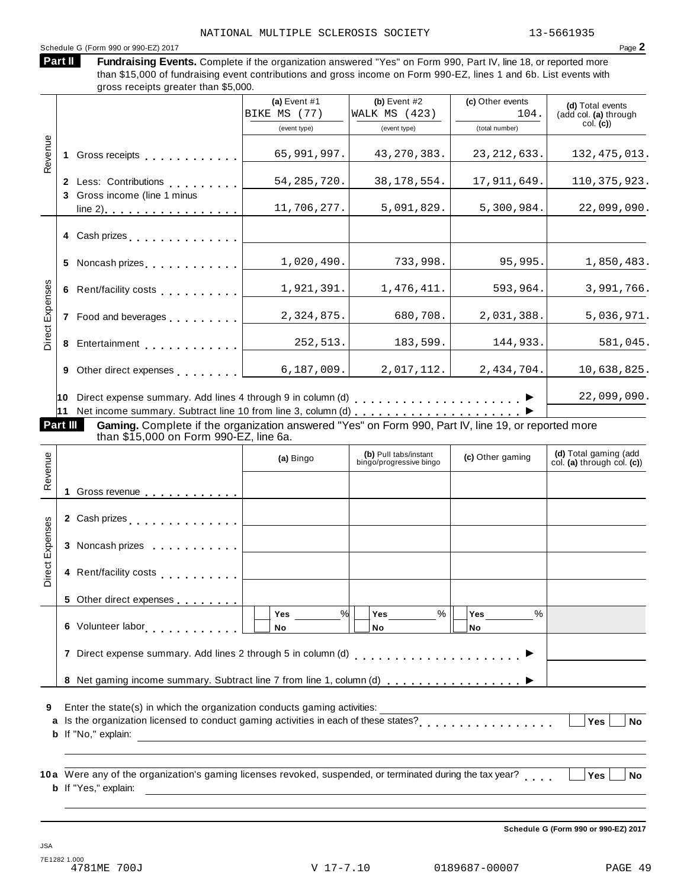NATIONAL MULTIPLE SCLEROSIS SOCIETY 13-5661935

Schedule G (Form 990 or 990-EZ) 2017

## Part II Fundraising Events.

Complete if the organization answered "Yes" on Form 990, Part IV, line 18, or reported more than $15,000 of fundraising event contributions and gross income on Form 990-EZ, lines 1 and 6b. List events with gross receipts greater than $5,000.

| | | (a) Event #1 BIKE MS (77) (event type) | (b) Event #2 WALK MS (423) (event type) | (c) Other events 104. (total number) | (d) Total events (add col. (a) through col. (c)) |
|---|---|---|---|---|---|
| Revenue | 1 Gross receipts | 65,991,997. | 43,270,383. | 23,212,633. | 132,475,013. |
| | 2 Less: Contributions | 54,285,720. | 38,178,554. | 17,911,649. | 110,375,923. |
| | 3 Gross income (line 1 minus line 2) | 11,706,277. | 5,091,829. | 5,300,984. | 22,099,090. |
| Direct Expenses | 4 Cash prizes | | | | |
| | 5 Noncash prizes | 1,020,490. | 733,998. | 95,995. | 1,850,483. |
| | 6 Rent/facility costs | 1,921,391. | 1,476,411. | 593,964. | 3,991,766. |
| | 7 Food and beverages | 2,324,875. | 680,708. | 2,031,388. | 5,036,971. |
| | 8 Entertainment | 252,513. | 183,599. | 144,933. | 581,045. |
| | 9 Other direct expenses | 6,187,009. | 2,017,112. | 2,434,704. | 10,638,825. |
| | 10 Direct expense summary. Add lines 4 through 9 in column (d) | | | | 22,099,090. |
| | 11 Net income summary. Subtract line 10 from line 3, column (d) | | | | |

## Part III Gaming.

Complete if the organization answered "Yes" on Form 990, Part IV, line 19, or reported more than $15,000 on Form 990-EZ, line 6a.

| | | (a) Bingo | (b) Pull tabs/instant bingo/progressive bingo | (c) Other gaming | (d) Total gaming (add col. (a) through col. (c)) |
|---|---|---|---|---|---|
| Revenue | 1 Gross revenue | | | | |
| Direct Expenses | 2 Cash prizes | | | | |
| | 3 Noncash prizes | | | | |
| | 4 Rent/facility costs | | | | |
| | 5 Other direct expenses | | | | |
| | 6 Volunteer labor | ☐ Yes ____ % ☐ No | ☐ Yes ____ % ☐ No | ☐ Yes ____ % ☐ No | |
| | 7 Direct expense summary. Add lines 2 through 5 in column (d) | | | | |
| | 8 Net gaming income summary. Subtract line 7 from line 1, column (d) | | | | |

9 Enter the state(s) in which the organization conducts gaming activities: ____________

a Is the organization licensed to conduct gaming activities in each of these states? ☐ Yes ☐ No

b If "No," explain: ____________

10a Were any of the organization's gaming licenses revoked, suspended, or terminated during the tax year? ☐ Yes ☐ No

b If "Yes," explain: ____________

Schedule G (Form 990 or 990-EZ) 2017

JSA
7E1282 1.000
4781ME 700J V 17-7.10 0189687-00007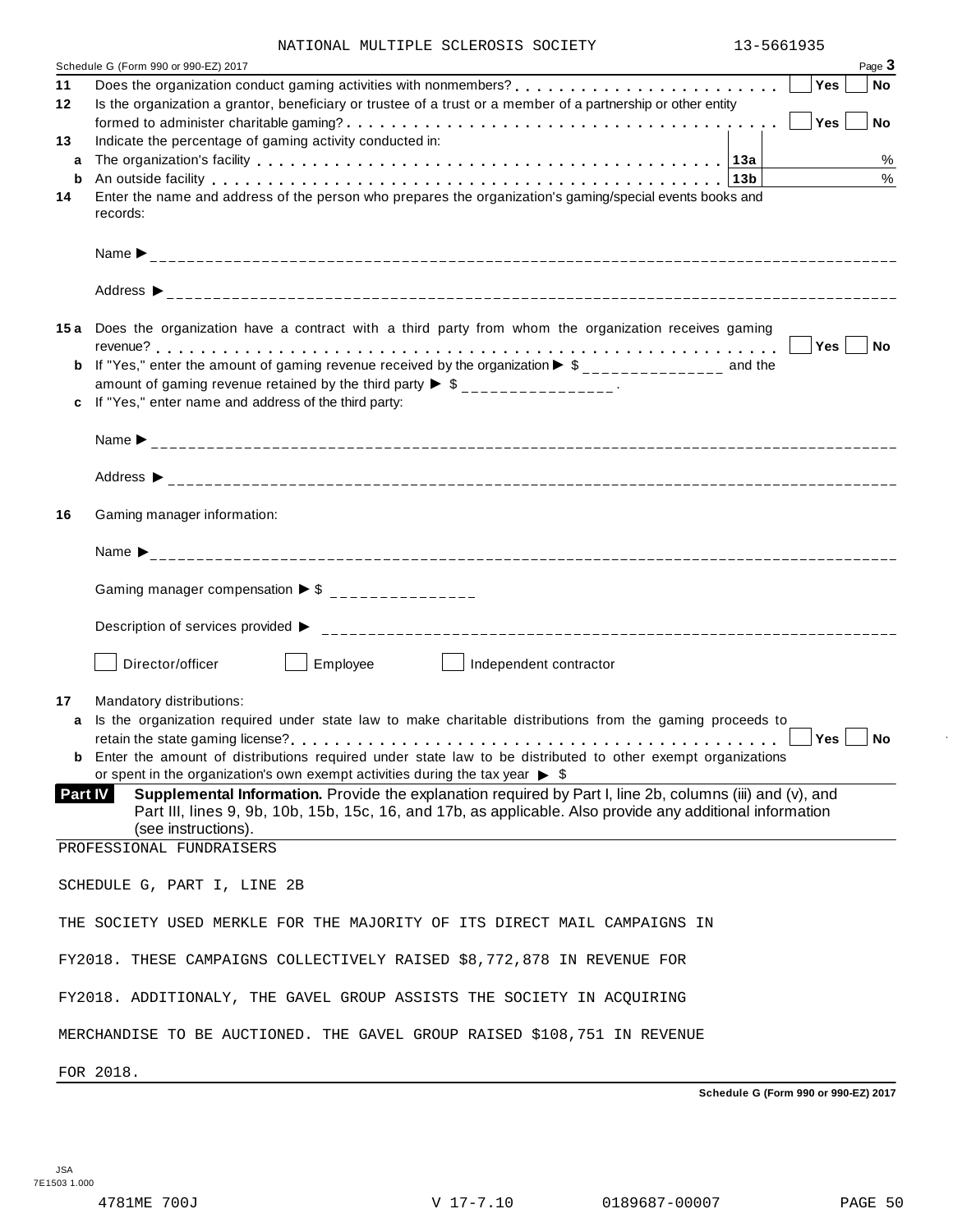NATIONAL MULTIPLE SCLEROSIS SOCIETY 13-5661935

Schedule G (Form 990 or 990-EZ) 2017

**11** Does the organization conduct gaming activities with nonmembers? . . . . . . . . . . . . . . . . . . . . . . . . Yes ☐ No ☐

**12** Is the organization a grantor, beneficiary or trustee of a trust or a member of a partnership or other entity formed to administer charitable gaming? . . . . . . . . . . . . . . . . . . . . . . . . . . . . . . . . . . . . . . Yes ☐ No ☐

**13** Indicate the percentage of gaming activity conducted in:

**a** The organization's facility . . . . . . . . . . . . . . . . . . . . . . . . . . . . . . . . . . . . . . . . . **13a** %

**b** An outside facility . . . . . . . . . . . . . . . . . . . . . . . . . . . . . . . . . . . . . . . . . . . . . . **13b** %

**14** Enter the name and address of the person who prepares the organization's gaming/special events books and records:

Name ▶ ____________________

Address ▶ ____________________

**15a** Does the organization have a contract with a third party from whom the organization receives gaming revenue? . . . . . . . . . . . . . . . . . . . . . . . . . . . . . . . . . . . . . . . . . . . . . . . . . . . . . . Yes ☐ No ☐

**b** If "Yes," enter the amount of gaming revenue received by the organization ▶ $ ______________ and the amount of gaming revenue retained by the third party ▶ $ ______________ .

**c** If "Yes," enter name and address of the third party:

Name ▶ ____________________

Address ▶ ____________________

**16** Gaming manager information:

Name ▶ ____________________

Gaming manager compensation ▶ $ ______________

Description of services provided ▶ ____________________

☐ Director/officer ☐ Employee ☐ Independent contractor

**17** Mandatory distributions:

**a** Is the organization required under state law to make charitable distributions from the gaming proceeds to retain the state gaming license? . . . . . . . . . . . . . . . . . . . . . . . . . . . . . . . . . . . . . . . . Yes ☐ No ☐

**b** Enter the amount of distributions required under state law to be distributed to other exempt organizations or spent in the organization's own exempt activities during the tax year ▶ $

**Part IV Supplemental Information.** Provide the explanation required by Part I, line 2b, columns (iii) and (v), and Part III, lines 9, 9b, 10b, 15b, 15c, 16, and 17b, as applicable. Also provide any additional information (see instructions).

PROFESSIONAL FUNDRAISERS

SCHEDULE G, PART I, LINE 2B

THE SOCIETY USED MERKLE FOR THE MAJORITY OF ITS DIRECT MAIL CAMPAIGNS IN FY2018. THESE CAMPAIGNS COLLECTIVELY RAISED $8,772,878 IN REVENUE FOR FY2018. ADDITIONALY, THE GAVEL GROUP ASSISTS THE SOCIETY IN ACQUIRING MERCHANDISE TO BE AUCTIONED. THE GAVEL GROUP RAISED $108,751 IN REVENUE FOR 2018.

Schedule G (Form 990 or 990-EZ) 2017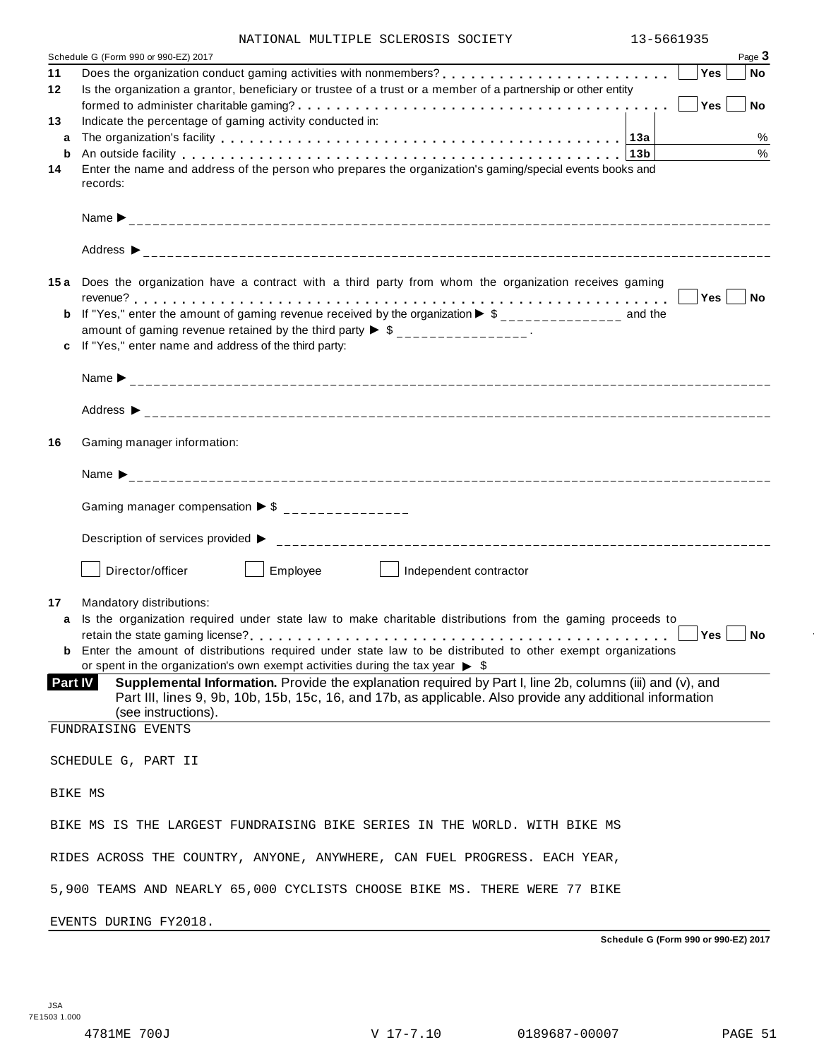NATIONAL MULTIPLE SCLEROSIS SOCIETY 13-5661935

Schedule G (Form 990 or 990-EZ) 2017 Page **3**

**11** Does the organization conduct gaming activities with nonmembers? . . . . . . . . . . . . . . . . . . . . . . . . . ☐ **Yes** ☐ **No**

**12** Is the organization a grantor, beneficiary or trustee of a trust or a member of a partnership or other entity formed to administer charitable gaming? . . . . . . . . . . . . . . . . . . . . . . . . . . . . . . . . . . . . . . . . ☐ **Yes** ☐ **No**

**13** Indicate the percentage of gaming activity conducted in:

**a** The organization's facility . . . . . . . . . . . . . . . . . . . . . . . . . . . . . . . . . . . **13a** ______ %

**b** An outside facility . . . . . . . . . . . . . . . . . . . . . . . . . . . . . . . . . . . . . . . . . **13b** ______ %

**14** Enter the name and address of the person who prepares the organization's gaming/special events books and records:

Name ► ____________________

Address ► ____________________

**15a** Does the organization have a contract with a third party from whom the organization receives gaming revenue? . . . . . . . . . . . . . . . . . . . . . . . . . . . . . . . . . . . . . . . . . . . . . . . . . . . . . . ☐ **Yes** ☐ **No**

**b** If "Yes," enter the amount of gaming revenue received by the organization ► $ ______________ and the amount of gaming revenue retained by the third party ► $ ______________ .

**c** If "Yes," enter name and address of the third party:

Name ► ____________________

Address ► ____________________

**16** Gaming manager information:

Name ► ____________________

Gaming manager compensation ► $ ______________

Description of services provided ► ____________________

☐ Director/officer ☐ Employee ☐ Independent contractor

**17** Mandatory distributions:

**a** Is the organization required under state law to make charitable distributions from the gaming proceeds to retain the state gaming license? . . . . . . . . . . . . . . . . . . . . . . . . . . . . . . . . . . . . . . . . . . ☐ **Yes** ☐ **No**

**b** Enter the amount of distributions required under state law to be distributed to other exempt organizations or spent in the organization's own exempt activities during the tax year ► $

**Part IV** **Supplemental Information.** Provide the explanation required by Part I, line 2b, columns (iii) and (v), and Part III, lines 9, 9b, 10b, 15b, 15c, 16, and 17b, as applicable. Also provide any additional information (see instructions).

FUNDRAISING EVENTS

SCHEDULE G, PART II

BIKE MS

BIKE MS IS THE LARGEST FUNDRAISING BIKE SERIES IN THE WORLD. WITH BIKE MS RIDES ACROSS THE COUNTRY, ANYONE, ANYWHERE, CAN FUEL PROGRESS. EACH YEAR, 5,900 TEAMS AND NEARLY 65,000 CYCLISTS CHOOSE BIKE MS. THERE WERE 77 BIKE EVENTS DURING FY2018.

**Schedule G (Form 990 or 990-EZ) 2017**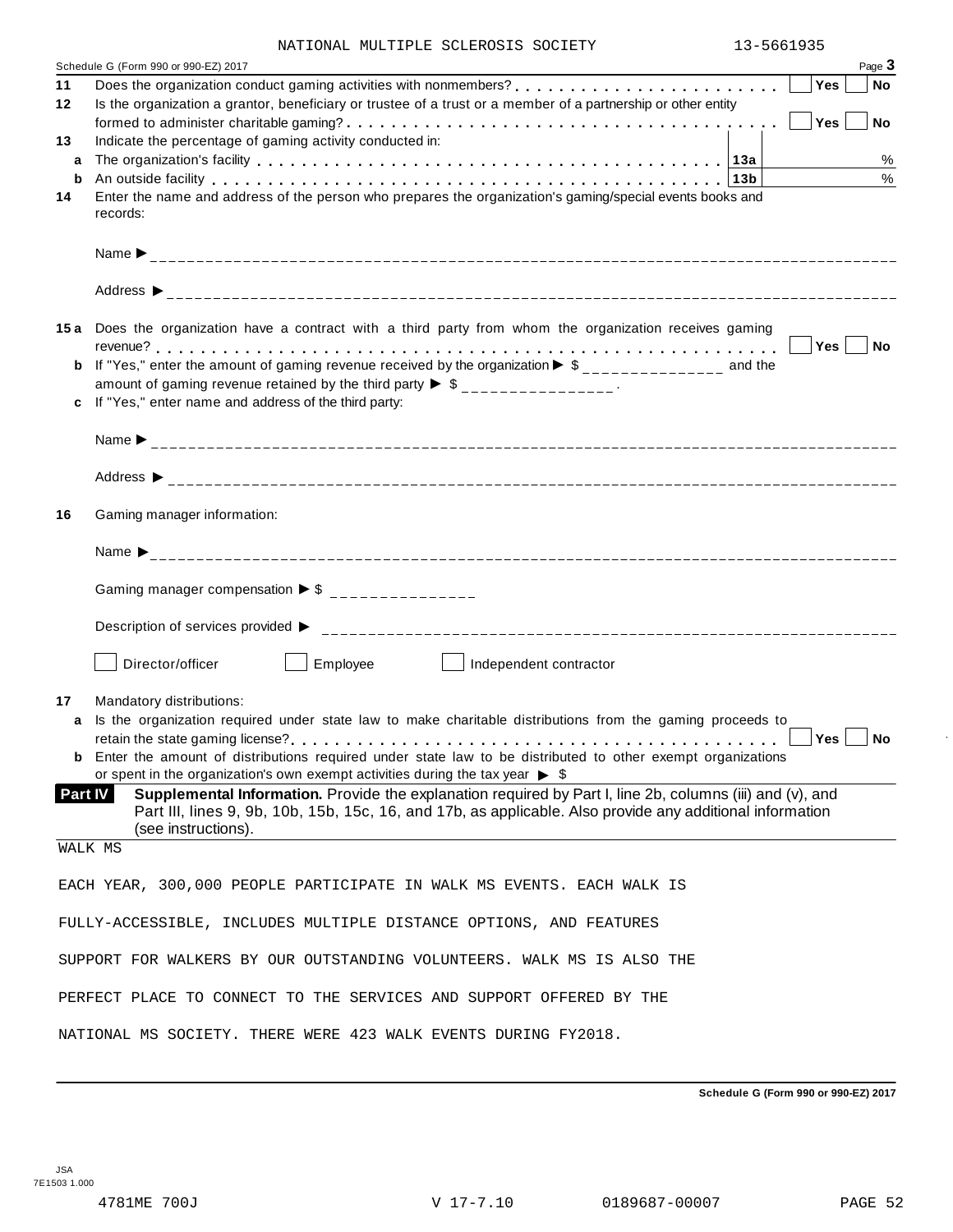NATIONAL MULTIPLE SCLEROSIS SOCIETY 13-5661935

Schedule G (Form 990 or 990-EZ) 2017 Page **3**

**11** Does the organization conduct gaming activities with nonmembers? . . . . . . . . . . . . . . . . . . . . . . . . Yes No

**12** Is the organization a grantor, beneficiary or trustee of a trust or a member of a partnership or other entity formed to administer charitable gaming? . . . . . . . . . . . . . . . . . . . . . . . . . . . . . . . . . . . . . . . . Yes No

**13** Indicate the percentage of gaming activity conducted in:

**a** The organization's facility . . . . . . . . . . . . . . . . . . . . . . . . . . . . . . . . . . . . . . . . **13a** %

**b** An outside facility . . . . . . . . . . . . . . . . . . . . . . . . . . . . . . . . . . . . . . . . . . . . **13b** %

**14** Enter the name and address of the person who prepares the organization's gaming/special events books and records:

Name ▶ ________________

Address ▶ ________________

**15a** Does the organization have a contract with a third party from whom the organization receives gaming revenue? . . . . . . . . . . . . . . . . . . . . . . . . . . . . . . . . . . . . . . . . . . . . . . . . . . . . . . . . Yes No

**b** If "Yes," enter the amount of gaming revenue received by the organization ▶ $ ________________ and the amount of gaming revenue retained by the third party ▶ $ ________________ .

**c** If "Yes," enter name and address of the third party:

Name ▶ ________________

Address ▶ ________________

**16** Gaming manager information:

Name ▶ ________________

Gaming manager compensation ▶ $ ________________

Description of services provided ▶ ________________

☐ Director/officer ☐ Employee ☐ Independent contractor

**17** Mandatory distributions:

**a** Is the organization required under state law to make charitable distributions from the gaming proceeds to retain the state gaming license? . . . . . . . . . . . . . . . . . . . . . . . . . . . . . . . . . . . . . . . . . . Yes No

**b** Enter the amount of distributions required under state law to be distributed to other exempt organizations or spent in the organization's own exempt activities during the tax year ▶ $

**Part IV** **Supplemental Information.** Provide the explanation required by Part I, line 2b, columns (iii) and (v), and Part III, lines 9, 9b, 10b, 15b, 15c, 16, and 17b, as applicable. Also provide any additional information (see instructions).

WALK MS

EACH YEAR, 300,000 PEOPLE PARTICIPATE IN WALK MS EVENTS. EACH WALK IS FULLY-ACCESSIBLE, INCLUDES MULTIPLE DISTANCE OPTIONS, AND FEATURES SUPPORT FOR WALKERS BY OUR OUTSTANDING VOLUNTEERS. WALK MS IS ALSO THE PERFECT PLACE TO CONNECT TO THE SERVICES AND SUPPORT OFFERED BY THE NATIONAL MS SOCIETY. THERE WERE 423 WALK EVENTS DURING FY2018.

**Schedule G (Form 990 or 990-EZ) 2017**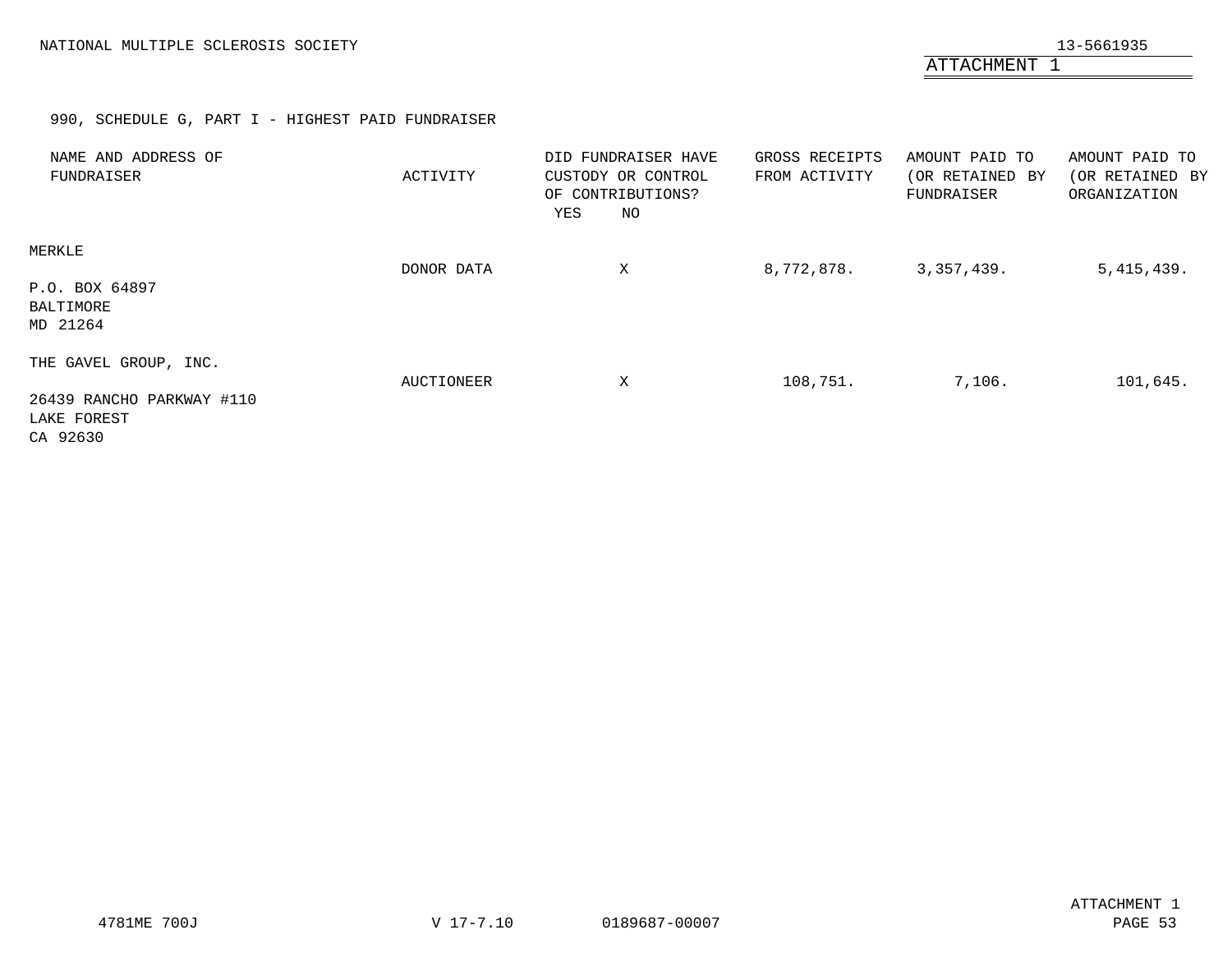NATIONAL MULTIPLE SCLEROSIS SOCIETY 13-5661935

ATTACHMENT 1

990, SCHEDULE G, PART I - HIGHEST PAID FUNDRAISER

| NAME AND ADDRESS OF FUNDRAISER | ACTIVITY | DID FUNDRAISER HAVE CUSTODY OR CONTROL OF CONTRIBUTIONS? YES | NO | GROSS RECEIPTS FROM ACTIVITY | AMOUNT PAID TO (OR RETAINED BY FUNDRAISER | AMOUNT PAID TO (OR RETAINED BY ORGANIZATION |
|---|---|---|---|---|---|---|
| MERKLE<br>P.O. BOX 64897<br>BALTIMORE<br>MD 21264 | DONOR DATA | | X | 8,772,878. | 3,357,439. | 5,415,439. |
| THE GAVEL GROUP, INC.<br>26439 RANCHO PARKWAY #110<br>LAKE FOREST<br>CA 92630 | AUCTIONEER | | X | 108,751. | 7,106. | 101,645. |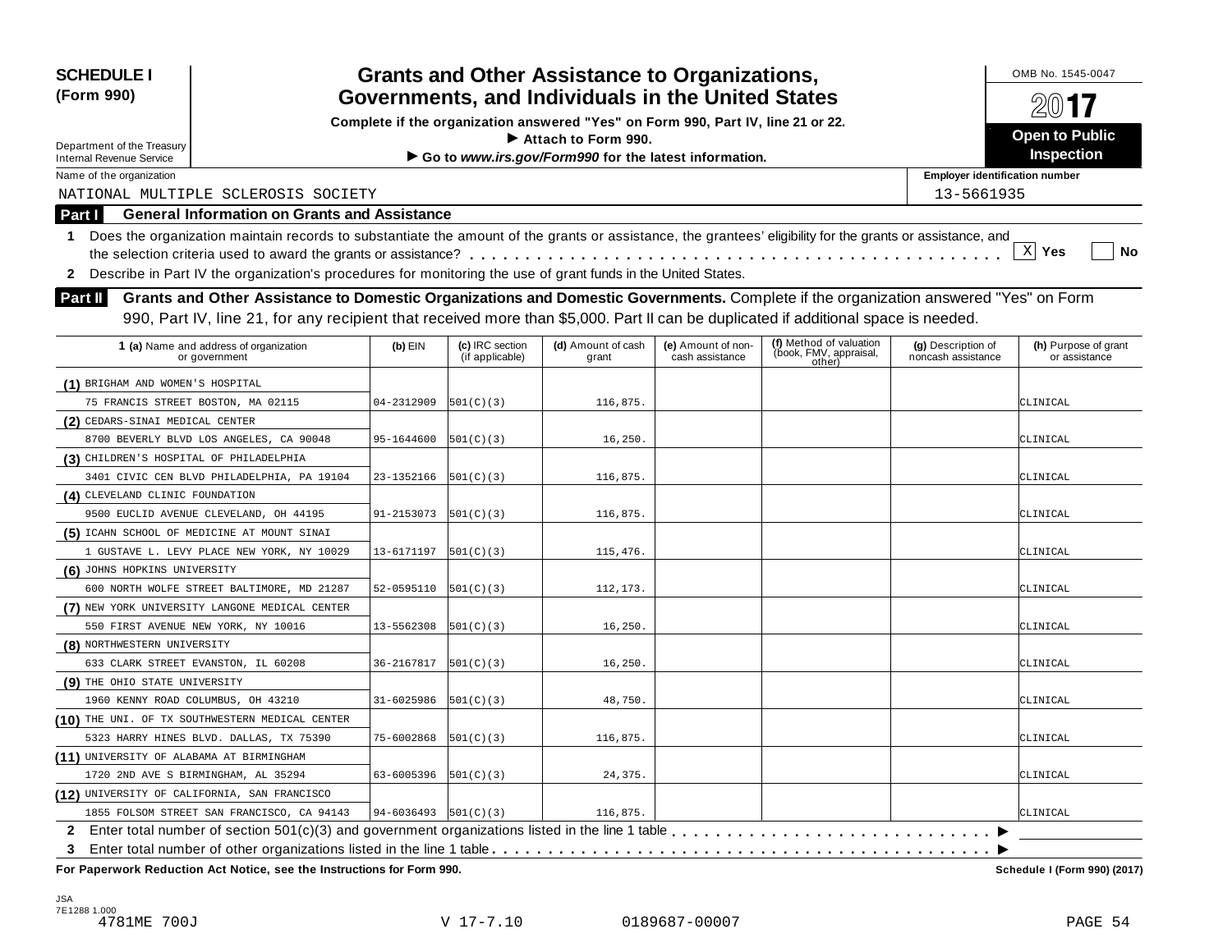**SCHEDULE I**
**(Form 990)**

Department of the Treasury
Internal Revenue Service

# Grants and Other Assistance to Organizations, Governments, and Individuals in the United States

**Complete if the organization answered "Yes" on Form 990, Part IV, line 21 or 22.**
**▶ Attach to Form 990.**
**▶ Go to *www.irs.gov/Form990* for the latest information.**

OMB No. 1545-0047

**2017**

**Open to Public Inspection**

Name of the organization: NATIONAL MULTIPLE SCLEROSIS SOCIETY

Employer identification number: 13-5661935

## Part I General Information on Grants and Assistance

**1** Does the organization maintain records to substantiate the amount of the grants or assistance, the grantees' eligibility for the grants or assistance, and the selection criteria used to award the grants or assistance? . . . . . . . . . . [X] **Yes** [ ] **No**

**2** Describe in Part IV the organization's procedures for monitoring the use of grant funds in the United States.

## Part II Grants and Other Assistance to Domestic Organizations and Domestic Governments.

Complete if the organization answered "Yes" on Form 990, Part IV, line 21, for any recipient that received more than $5,000. Part II can be duplicated if additional space is needed.

| 1 (a) Name and address of organization or government | (b) EIN | (c) IRC section (if applicable) | (d) Amount of cash grant | (e) Amount of non-cash assistance | (f) Method of valuation (book, FMV, appraisal, other) | (g) Description of noncash assistance | (h) Purpose of grant or assistance |
|---|---|---|---|---|---|---|---|
| (1) BRIGHAM AND WOMEN'S HOSPITAL 75 FRANCIS STREET BOSTON, MA 02115 | 04-2312909 | 501(C)(3) | 116,875. | | | | CLINICAL |
| (2) CEDARS-SINAI MEDICAL CENTER 8700 BEVERLY BLVD LOS ANGELES, CA 90048 | 95-1644600 | 501(C)(3) | 16,250. | | | | CLINICAL |
| (3) CHILDREN'S HOSPITAL OF PHILADELPHIA 3401 CIVIC CEN BLVD PHILADELPHIA, PA 19104 | 23-1352166 | 501(C)(3) | 116,875. | | | | CLINICAL |
| (4) CLEVELAND CLINIC FOUNDATION 9500 EUCLID AVENUE CLEVELAND, OH 44195 | 91-2153073 | 501(C)(3) | 116,875. | | | | CLINICAL |
| (5) ICAHN SCHOOL OF MEDICINE AT MOUNT SINAI 1 GUSTAVE L. LEVY PLACE NEW YORK, NY 10029 | 13-6171197 | 501(C)(3) | 115,476. | | | | CLINICAL |
| (6) JOHNS HOPKINS UNIVERSITY 600 NORTH WOLFE STREET BALTIMORE, MD 21287 | 52-0595110 | 501(C)(3) | 112,173. | | | | CLINICAL |
| (7) NEW YORK UNIVERSITY LANGONE MEDICAL CENTER 550 FIRST AVENUE NEW YORK, NY 10016 | 13-5562308 | 501(C)(3) | 16,250. | | | | CLINICAL |
| (8) NORTHWESTERN UNIVERSITY 633 CLARK STREET EVANSTON, IL 60208 | 36-2167817 | 501(C)(3) | 16,250. | | | | CLINICAL |
| (9) THE OHIO STATE UNIVERSITY 1960 KENNY ROAD COLUMBUS, OH 43210 | 31-6025986 | 501(C)(3) | 48,750. | | | | CLINICAL |
| (10) THE UNI. OF TX SOUTHWESTERN MEDICAL CENTER 5323 HARRY HINES BLVD. DALLAS, TX 75390 | 75-6002868 | 501(C)(3) | 116,875. | | | | CLINICAL |
| (11) UNIVERSITY OF ALABAMA AT BIRMINGHAM 1720 2ND AVE S BIRMINGHAM, AL 35294 | 63-6005396 | 501(C)(3) | 24,375. | | | | CLINICAL |
| (12) UNIVERSITY OF CALIFORNIA, SAN FRANCISCO 1855 FOLSOM STREET SAN FRANCISCO, CA 94143 | 94-6036493 | 501(C)(3) | 116,875. | | | | CLINICAL |

**2** Enter total number of section 501(c)(3) and government organizations listed in the line 1 table . . . . . . . . ▶

**3** Enter total number of other organizations listed in the line 1 table . . . . . . . . ▶

**For Paperwork Reduction Act Notice, see the Instructions for Form 990.** **Schedule I (Form 990) (2017)**

JSA
7E1288 1.000
4781ME 700J V 17-7.10 0189687-00007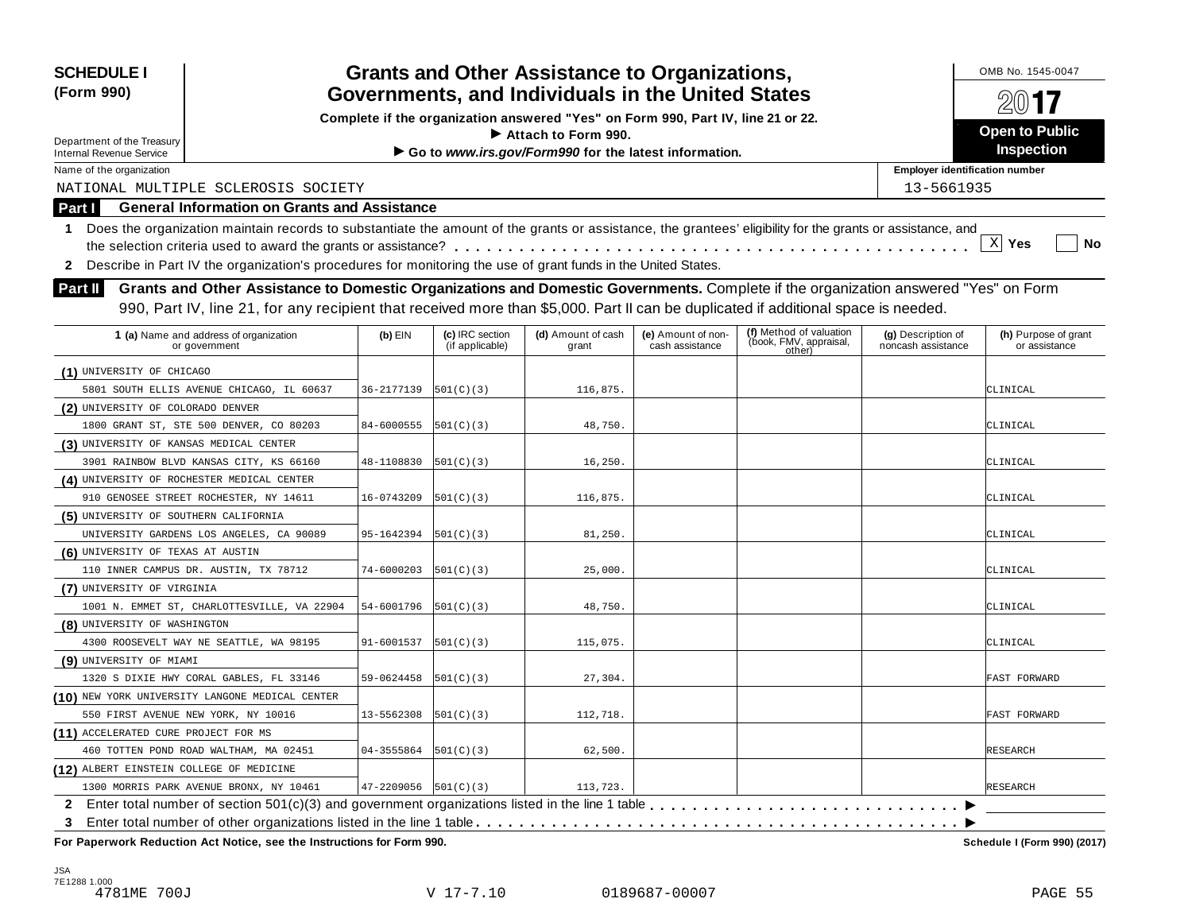**SCHEDULE I (Form 990)**

Department of the Treasury
Internal Revenue Service

# Grants and Other Assistance to Organizations, Governments, and Individuals in the United States

**Complete if the organization answered "Yes" on Form 990, Part IV, line 21 or 22.**
**► Attach to Form 990.**
**► Go to *www.irs.gov/Form990* for the latest information.**

OMB No. 1545-0047

**2017**

**Open to Public Inspection**

Name of the organization: NATIONAL MULTIPLE SCLEROSIS SOCIETY

Employer identification number: 13-5661935

## Part I General Information on Grants and Assistance

1 Does the organization maintain records to substantiate the amount of the grants or assistance, the grantees' eligibility for the grants or assistance, and the selection criteria used to award the grants or assistance? . . . [X] Yes [ ] No

2 Describe in Part IV the organization's procedures for monitoring the use of grant funds in the United States.

## Part II Grants and Other Assistance to Domestic Organizations and Domestic Governments.

Complete if the organization answered "Yes" on Form 990, Part IV, line 21, for any recipient that received more than $5,000. Part II can be duplicated if additional space is needed.

| 1 (a) Name and address of organization or government | (b) EIN | (c) IRC section (if applicable) | (d) Amount of cash grant | (e) Amount of non-cash assistance | (f) Method of valuation (book, FMV, appraisal, other) | (g) Description of noncash assistance | (h) Purpose of grant or assistance |
|---|---|---|---|---|---|---|---|
| (1) UNIVERSITY OF CHICAGO 5801 SOUTH ELLIS AVENUE CHICAGO, IL 60637 | 36-2177139 | 501(C)(3) | 116,875. | | | | CLINICAL |
| (2) UNIVERSITY OF COLORADO DENVER 1800 GRANT ST, STE 500 DENVER, CO 80203 | 84-6000555 | 501(C)(3) | 48,750. | | | | CLINICAL |
| (3) UNIVERSITY OF KANSAS MEDICAL CENTER 3901 RAINBOW BLVD KANSAS CITY, KS 66160 | 48-1108830 | 501(C)(3) | 16,250. | | | | CLINICAL |
| (4) UNIVERSITY OF ROCHESTER MEDICAL CENTER 910 GENOSEE STREET ROCHESTER, NY 14611 | 16-0743209 | 501(C)(3) | 116,875. | | | | CLINICAL |
| (5) UNIVERSITY OF SOUTHERN CALIFORNIA UNIVERSITY GARDENS LOS ANGELES, CA 90089 | 95-1642394 | 501(C)(3) | 81,250. | | | | CLINICAL |
| (6) UNIVERSITY OF TEXAS AT AUSTIN 110 INNER CAMPUS DR. AUSTIN, TX 78712 | 74-6000203 | 501(C)(3) | 25,000. | | | | CLINICAL |
| (7) UNIVERSITY OF VIRGINIA 1001 N. EMMET ST, CHARLOTTESVILLE, VA 22904 | 54-6001796 | 501(C)(3) | 48,750. | | | | CLINICAL |
| (8) UNIVERSITY OF WASHINGTON 4300 ROOSEVELT WAY NE SEATTLE, WA 98195 | 91-6001537 | 501(C)(3) | 115,075. | | | | CLINICAL |
| (9) UNIVERSITY OF MIAMI 1320 S DIXIE HWY CORAL GABLES, FL 33146 | 59-0624458 | 501(C)(3) | 27,304. | | | | FAST FORWARD |
| (10) NEW YORK UNIVERSITY LANGONE MEDICAL CENTER 550 FIRST AVENUE NEW YORK, NY 10016 | 13-5562308 | 501(C)(3) | 112,718. | | | | FAST FORWARD |
| (11) ACCELERATED CURE PROJECT FOR MS 460 TOTTEN POND ROAD WALTHAM, MA 02451 | 04-3555864 | 501(C)(3) | 62,500. | | | | RESEARCH |
| (12) ALBERT EINSTEIN COLLEGE OF MEDICINE 1300 MORRIS PARK AVENUE BRONX, NY 10461 | 47-2209056 | 501(C)(3) | 113,723. | | | | RESEARCH |

2 Enter total number of section 501(c)(3) and government organizations listed in the line 1 table . . . ►

3 Enter total number of other organizations listed in the line 1 table . . . ►

**For Paperwork Reduction Act Notice, see the Instructions for Form 990.** **Schedule I (Form 990) (2017)**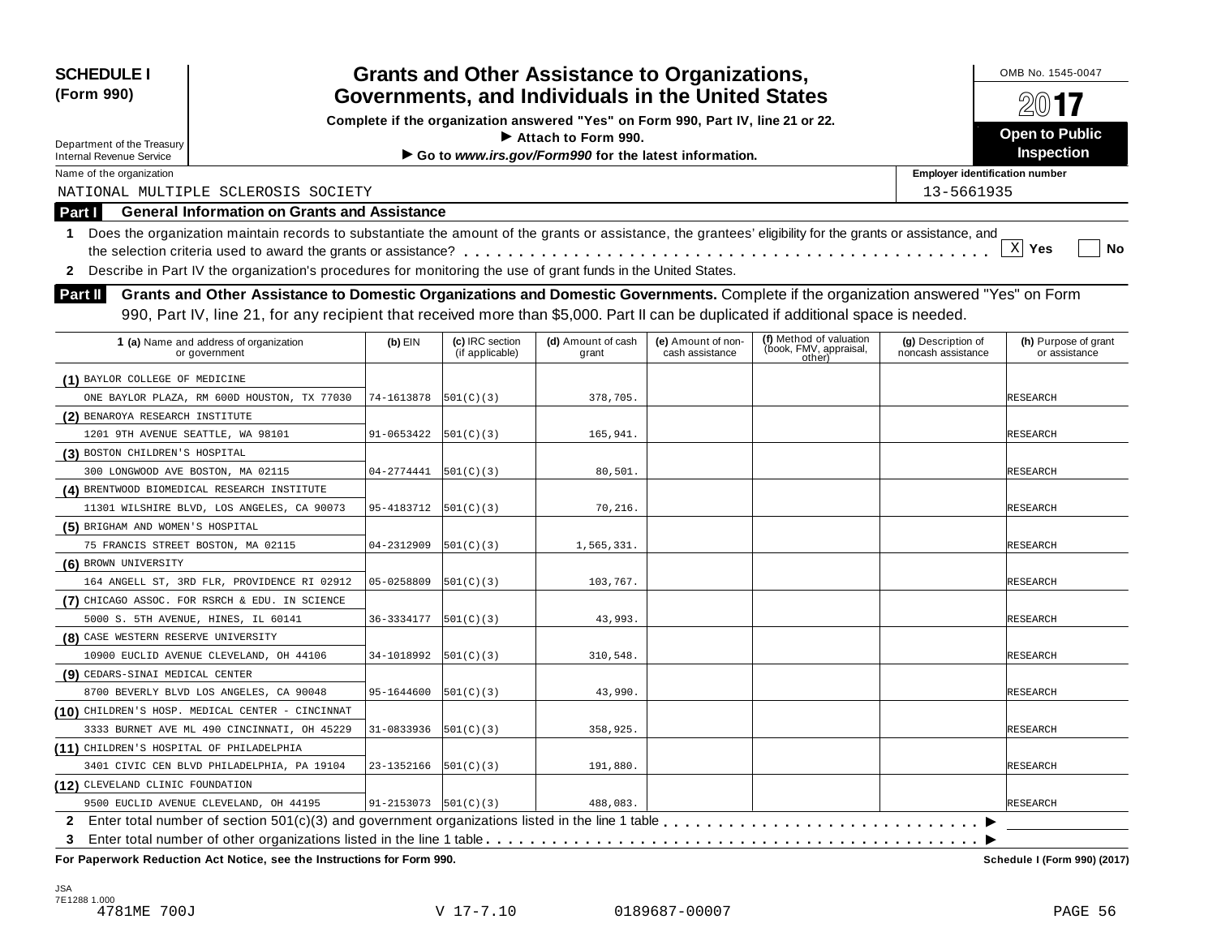**SCHEDULE I**
**(Form 990)**

Department of the Treasury
Internal Revenue Service

# Grants and Other Assistance to Organizations, Governments, and Individuals in the United States

**Complete if the organization answered "Yes" on Form 990, Part IV, line 21 or 22.**
**▶ Attach to Form 990.**
**▶ Go to *www.irs.gov/Form990* for the latest information.**

OMB No. 1545-0047

**2017**

**Open to Public Inspection**

Name of the organization: NATIONAL MULTIPLE SCLEROSIS SOCIETY

Employer identification number: 13-5661935

## Part I General Information on Grants and Assistance

**1** Does the organization maintain records to substantiate the amount of the grants or assistance, the grantees' eligibility for the grants or assistance, and the selection criteria used to award the grants or assistance? . . . . . . . . . . . . . . . . . . . . . [X] **Yes** [ ] **No**

**2** Describe in Part IV the organization's procedures for monitoring the use of grant funds in the United States.

## Part II Grants and Other Assistance to Domestic Organizations and Domestic Governments.

Complete if the organization answered "Yes" on Form 990, Part IV, line 21, for any recipient that received more than $5,000. Part II can be duplicated if additional space is needed.

| **1 (a)** Name and address of organization or government | **(b)** EIN | **(c)** IRC section (if applicable) | **(d)** Amount of cash grant | **(e)** Amount of non-cash assistance | **(f)** Method of valuation (book, FMV, appraisal, other) | **(g)** Description of noncash assistance | **(h)** Purpose of grant or assistance |
|---|---|---|---|---|---|---|---|
| **(1)** BAYLOR COLLEGE OF MEDICINE<br>ONE BAYLOR PLAZA, RM 600D HOUSTON, TX 77030 | 74-1613878 | 501(C)(3) | 378,705. | | | | RESEARCH |
| **(2)** BENAROYA RESEARCH INSTITUTE<br>1201 9TH AVENUE SEATTLE, WA 98101 | 91-0653422 | 501(C)(3) | 165,941. | | | | RESEARCH |
| **(3)** BOSTON CHILDREN'S HOSPITAL<br>300 LONGWOOD AVE BOSTON, MA 02115 | 04-2774441 | 501(C)(3) | 80,501. | | | | RESEARCH |
| **(4)** BRENTWOOD BIOMEDICAL RESEARCH INSTITUTE<br>11301 WILSHIRE BLVD, LOS ANGELES, CA 90073 | 95-4183712 | 501(C)(3) | 70,216. | | | | RESEARCH |
| **(5)** BRIGHAM AND WOMEN'S HOSPITAL<br>75 FRANCIS STREET BOSTON, MA 02115 | 04-2312909 | 501(C)(3) | 1,565,331. | | | | RESEARCH |
| **(6)** BROWN UNIVERSITY<br>164 ANGELL ST, 3RD FLR, PROVIDENCE RI 02912 | 05-0258809 | 501(C)(3) | 103,767. | | | | RESEARCH |
| **(7)** CHICAGO ASSOC. FOR RSRCH & EDU. IN SCIENCE<br>5000 S. 5TH AVENUE, HINES, IL 60141 | 36-3334177 | 501(C)(3) | 43,993. | | | | RESEARCH |
| **(8)** CASE WESTERN RESERVE UNIVERSITY<br>10900 EUCLID AVENUE CLEVELAND, OH 44106 | 34-1018992 | 501(C)(3) | 310,548. | | | | RESEARCH |
| **(9)** CEDARS-SINAI MEDICAL CENTER<br>8700 BEVERLY BLVD LOS ANGELES, CA 90048 | 95-1644600 | 501(C)(3) | 43,990. | | | | RESEARCH |
| **(10)** CHILDREN'S HOSP. MEDICAL CENTER - CINCINNAT<br>3333 BURNET AVE ML 490 CINCINNATI, OH 45229 | 31-0833936 | 501(C)(3) | 358,925. | | | | RESEARCH |
| **(11)** CHILDREN'S HOSPITAL OF PHILADELPHIA<br>3401 CIVIC CEN BLVD PHILADELPHIA, PA 19104 | 23-1352166 | 501(C)(3) | 191,880. | | | | RESEARCH |
| **(12)** CLEVELAND CLINIC FOUNDATION<br>9500 EUCLID AVENUE CLEVELAND, OH 44195 | 91-2153073 | 501(C)(3) | 488,083. | | | | RESEARCH |

**2** Enter total number of section 501(c)(3) and government organizations listed in the line 1 table . . . . . . . . . . . . . . . ▶

**3** Enter total number of other organizations listed in the line 1 table . . . . . . . . . . . . . . . ▶

**For Paperwork Reduction Act Notice, see the Instructions for Form 990.** **Schedule I (Form 990) (2017)**

JSA
7E1288 1.000
4781ME 700J V 17-7.10 0189687-00007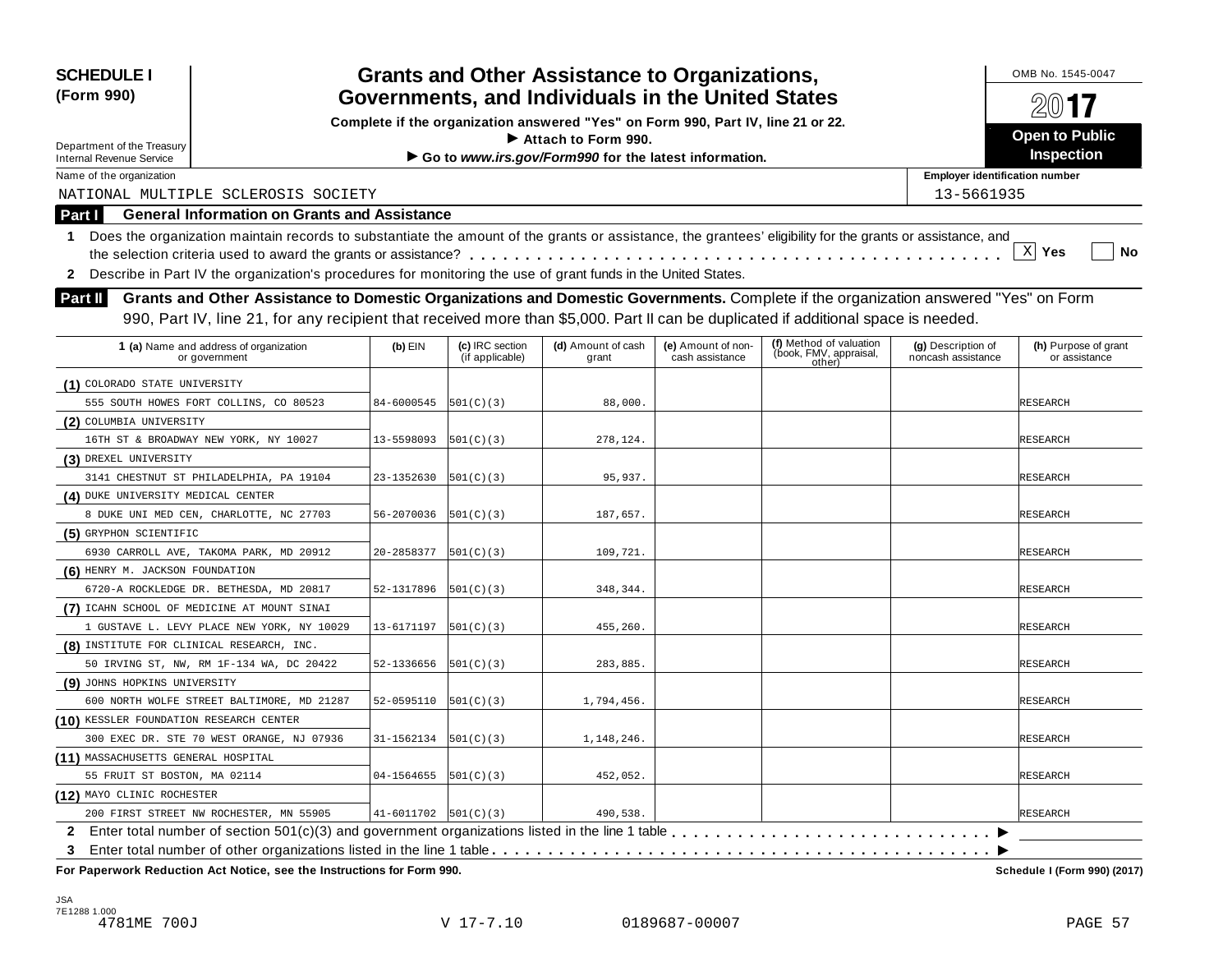**SCHEDULE I**
**(Form 990)**

Department of the Treasury
Internal Revenue Service

# Grants and Other Assistance to Organizations, Governments, and Individuals in the United States

**Complete if the organization answered "Yes" on Form 990, Part IV, line 21 or 22.**
**▶ Attach to Form 990.**
**▶ Go to *www.irs.gov/Form990* for the latest information.**

OMB No. 1545-0047

**2017**

**Open to Public Inspection**

Name of the organization: NATIONAL MULTIPLE SCLEROSIS SOCIETY

Employer identification number: 13-5661935

## Part I General Information on Grants and Assistance

**1** Does the organization maintain records to substantiate the amount of the grants or assistance, the grantees' eligibility for the grants or assistance, and the selection criteria used to award the grants or assistance? . . . . . [X] **Yes** [ ] **No**

**2** Describe in Part IV the organization's procedures for monitoring the use of grant funds in the United States.

## Part II Grants and Other Assistance to Domestic Organizations and Domestic Governments.

Complete if the organization answered "Yes" on Form 990, Part IV, line 21, for any recipient that received more than $5,000. Part II can be duplicated if additional space is needed.

| 1 (a) Name and address of organization or government | (b) EIN | (c) IRC section (if applicable) | (d) Amount of cash grant | (e) Amount of non-cash assistance | (f) Method of valuation (book, FMV, appraisal, other) | (g) Description of noncash assistance | (h) Purpose of grant or assistance |
|---|---|---|---|---|---|---|---|
| (1) COLORADO STATE UNIVERSITY<br>555 SOUTH HOWES FORT COLLINS, CO 80523 | 84-6000545 | 501(C)(3) | 88,000. | | | | RESEARCH |
| (2) COLUMBIA UNIVERSITY<br>16TH ST & BROADWAY NEW YORK, NY 10027 | 13-5598093 | 501(C)(3) | 278,124. | | | | RESEARCH |
| (3) DREXEL UNIVERSITY<br>3141 CHESTNUT ST PHILADELPHIA, PA 19104 | 23-1352630 | 501(C)(3) | 95,937. | | | | RESEARCH |
| (4) DUKE UNIVERSITY MEDICAL CENTER<br>8 DUKE UNI MED CEN, CHARLOTTE, NC 27703 | 56-2070036 | 501(C)(3) | 187,657. | | | | RESEARCH |
| (5) GRYPHON SCIENTIFIC<br>6930 CARROLL AVE, TAKOMA PARK, MD 20912 | 20-2858377 | 501(C)(3) | 109,721. | | | | RESEARCH |
| (6) HENRY M. JACKSON FOUNDATION<br>6720-A ROCKLEDGE DR. BETHESDA, MD 20817 | 52-1317896 | 501(C)(3) | 348,344. | | | | RESEARCH |
| (7) ICAHN SCHOOL OF MEDICINE AT MOUNT SINAI<br>1 GUSTAVE L. LEVY PLACE NEW YORK, NY 10029 | 13-6171197 | 501(C)(3) | 455,260. | | | | RESEARCH |
| (8) INSTITUTE FOR CLINICAL RESEARCH, INC.<br>50 IRVING ST, NW, RM 1F-134 WA, DC 20422 | 52-1336656 | 501(C)(3) | 283,885. | | | | RESEARCH |
| (9) JOHNS HOPKINS UNIVERSITY<br>600 NORTH WOLFE STREET BALTIMORE, MD 21287 | 52-0595110 | 501(C)(3) | 1,794,456. | | | | RESEARCH |
| (10) KESSLER FOUNDATION RESEARCH CENTER<br>300 EXEC DR. STE 70 WEST ORANGE, NJ 07936 | 31-1562134 | 501(C)(3) | 1,148,246. | | | | RESEARCH |
| (11) MASSACHUSETTS GENERAL HOSPITAL<br>55 FRUIT ST BOSTON, MA 02114 | 04-1564655 | 501(C)(3) | 452,052. | | | | RESEARCH |
| (12) MAYO CLINIC ROCHESTER<br>200 FIRST STREET NW ROCHESTER, MN 55905 | 41-6011702 | 501(C)(3) | 490,538. | | | | RESEARCH |

**2** Enter total number of section 501(c)(3) and government organizations listed in the line 1 table . . . . . ▶

**3** Enter total number of other organizations listed in the line 1 table . . . . . ▶

**For Paperwork Reduction Act Notice, see the Instructions for Form 990.** **Schedule I (Form 990) (2017)**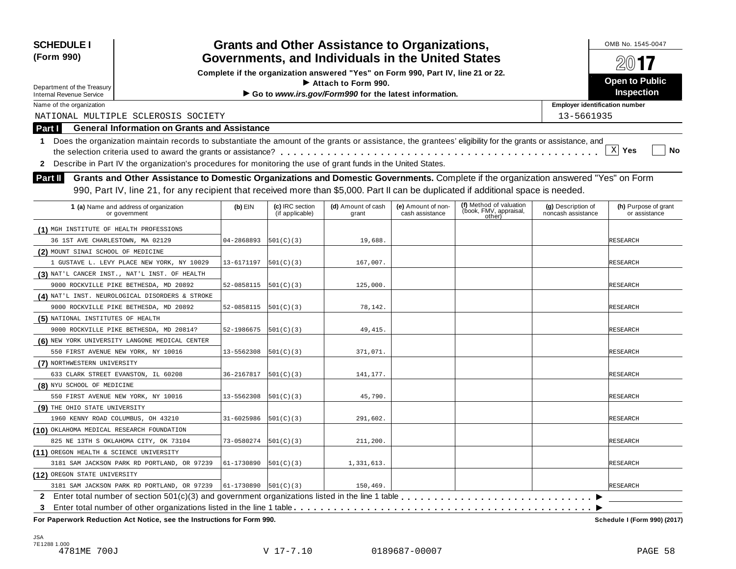**SCHEDULE I (Form 990)**

Department of the Treasury
Internal Revenue Service

# Grants and Other Assistance to Organizations, Governments, and Individuals in the United States

**Complete if the organization answered "Yes" on Form 990, Part IV, line 21 or 22.**
► **Attach to Form 990.**
► **Go to *www.irs.gov/Form990* for the latest information.**

OMB No. 1545-0047

**2017**

**Open to Public Inspection**

Name of the organization: NATIONAL MULTIPLE SCLEROSIS SOCIETY

Employer identification number: 13-5661935

## Part I General Information on Grants and Assistance

**1** Does the organization maintain records to substantiate the amount of the grants or assistance, the grantees' eligibility for the grants or assistance, and the selection criteria used to award the grants or assistance? . . . . . . . . . . . . . . . . . . . . [X] **Yes** [ ] **No**

**2** Describe in Part IV the organization's procedures for monitoring the use of grant funds in the United States.

## Part II Grants and Other Assistance to Domestic Organizations and Domestic Governments.

Complete if the organization answered "Yes" on Form 990, Part IV, line 21, for any recipient that received more than $5,000. Part II can be duplicated if additional space is needed.

| **1 (a)** Name and address of organization or government | **(b)** EIN | **(c)** IRC section (if applicable) | **(d)** Amount of cash grant | **(e)** Amount of non-cash assistance | **(f)** Method of valuation (book, FMV, appraisal, other) | **(g)** Description of noncash assistance | **(h)** Purpose of grant or assistance |
|---|---|---|---|---|---|---|---|
| **(1)** MGH INSTITUTE OF HEALTH PROFESSIONS<br>36 1ST AVE CHARLESTOWN, MA 02129 | 04-2868893 | 501(C)(3) | 19,688. | | | | RESEARCH |
| **(2)** MOUNT SINAI SCHOOL OF MEDICINE<br>1 GUSTAVE L. LEVY PLACE NEW YORK, NY 10029 | 13-6171197 | 501(C)(3) | 167,007. | | | | RESEARCH |
| **(3)** NAT'L CANCER INST., NAT'L INST. OF HEALTH<br>9000 ROCKVILLE PIKE BETHESDA, MD 20892 | 52-0858115 | 501(C)(3) | 125,000. | | | | RESEARCH |
| **(4)** NAT'L INST. NEUROLOGICAL DISORDERS & STROKE<br>9000 ROCKVILLE PIKE BETHESDA, MD 20892 | 52-0858115 | 501(C)(3) | 78,142. | | | | RESEARCH |
| **(5)** NATIONAL INSTITUTES OF HEALTH<br>9000 ROCKVILLE PIKE BETHESDA, MD 20814? | 52-1986675 | 501(C)(3) | 49,415. | | | | RESEARCH |
| **(6)** NEW YORK UNIVERSITY LANGONE MEDICAL CENTER<br>550 FIRST AVENUE NEW YORK, NY 10016 | 13-5562308 | 501(C)(3) | 371,071. | | | | RESEARCH |
| **(7)** NORTHWESTERN UNIVERSITY<br>633 CLARK STREET EVANSTON, IL 60208 | 36-2167817 | 501(C)(3) | 141,177. | | | | RESEARCH |
| **(8)** NYU SCHOOL OF MEDICINE<br>550 FIRST AVENUE NEW YORK, NY 10016 | 13-5562308 | 501(C)(3) | 45,790. | | | | RESEARCH |
| **(9)** THE OHIO STATE UNIVERSITY<br>1960 KENNY ROAD COLUMBUS, OH 43210 | 31-6025986 | 501(C)(3) | 291,602. | | | | RESEARCH |
| **(10)** OKLAHOMA MEDICAL RESEARCH FOUNDATION<br>825 NE 13TH S OKLAHOMA CITY, OK 73104 | 73-0580274 | 501(C)(3) | 211,200. | | | | RESEARCH |
| **(11)** OREGON HEALTH & SCIENCE UNIVERSITY<br>3181 SAM JACKSON PARK RD PORTLAND, OR 97239 | 61-1730890 | 501(C)(3) | 1,331,613. | | | | RESEARCH |
| **(12)** OREGON STATE UNIVERSITY<br>3181 SAM JACKSON PARK RD PORTLAND, OR 97239 | 61-1730890 | 501(C)(3) | 150,469. | | | | RESEARCH |

**2** Enter total number of section 501(c)(3) and government organizations listed in the line 1 table . . . . . . . . . . . . ►

**3** Enter total number of other organizations listed in the line 1 table . . . . . . . . . . . . ►

**For Paperwork Reduction Act Notice, see the Instructions for Form 990.** **Schedule I (Form 990) (2017)**

JSA
7E1288 1.000
4781ME 700J V 17-7.10 0189687-00007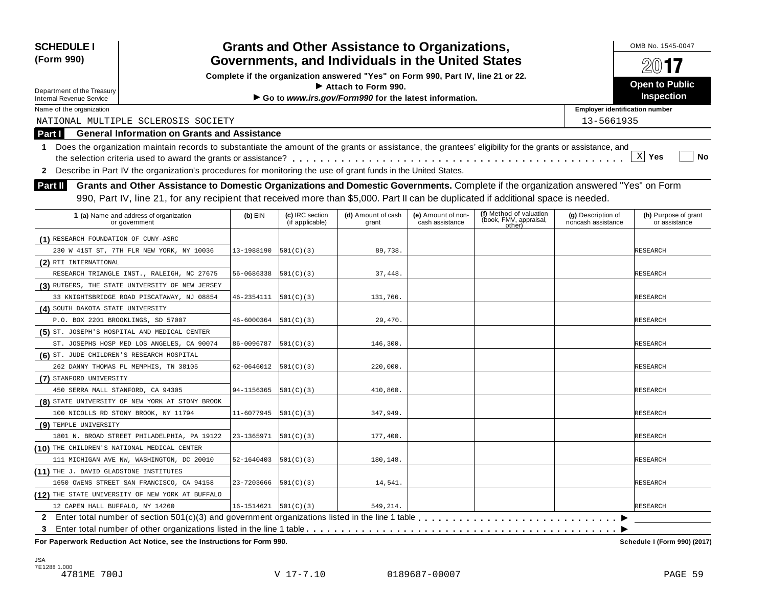**SCHEDULE I (Form 990)**

Department of the Treasury
Internal Revenue Service

# Grants and Other Assistance to Organizations, Governments, and Individuals in the United States

**Complete if the organization answered "Yes" on Form 990, Part IV, line 21 or 22.**
**▶ Attach to Form 990.**
**▶ Go to *www.irs.gov/Form990* for the latest information.**

OMB No. 1545-0047

**2017**

**Open to Public Inspection**

Name of the organization: NATIONAL MULTIPLE SCLEROSIS SOCIETY

Employer identification number: 13-5661935

## Part I General Information on Grants and Assistance

**1** Does the organization maintain records to substantiate the amount of the grants or assistance, the grantees' eligibility for the grants or assistance, and the selection criteria used to award the grants or assistance? . . . . . . [X] Yes [ ] No

**2** Describe in Part IV the organization's procedures for monitoring the use of grant funds in the United States.

## Part II Grants and Other Assistance to Domestic Organizations and Domestic Governments.

Complete if the organization answered "Yes" on Form 990, Part IV, line 21, for any recipient that received more than $5,000. Part II can be duplicated if additional space is needed.

| 1 (a) Name and address of organization or government | (b) EIN | (c) IRC section (if applicable) | (d) Amount of cash grant | (e) Amount of non-cash assistance | (f) Method of valuation (book, FMV, appraisal, other) | (g) Description of noncash assistance | (h) Purpose of grant or assistance |
|---|---|---|---|---|---|---|---|
| (1) RESEARCH FOUNDATION OF CUNY-ASRC<br>230 W 41ST ST, 7TH FLR NEW YORK, NY 10036 | 13-1988190 | 501(C)(3) | 89,738. | | | | RESEARCH |
| (2) RTI INTERNATIONAL<br>RESEARCH TRIANGLE INST., RALEIGH, NC 27675 | 56-0686338 | 501(C)(3) | 37,448. | | | | RESEARCH |
| (3) RUTGERS, THE STATE UNIVERSITY OF NEW JERSEY<br>33 KNIGHTSBRIDGE ROAD PISCATAWAY, NJ 08854 | 46-2354111 | 501(C)(3) | 131,766. | | | | RESEARCH |
| (4) SOUTH DAKOTA STATE UNIVERSITY<br>P.O. BOX 2201 BROOKLINGS, SD 57007 | 46-6000364 | 501(C)(3) | 29,470. | | | | RESEARCH |
| (5) ST. JOSEPH'S HOSPITAL AND MEDICAL CENTER<br>ST. JOSEPHS HOSP MED LOS ANGELES, CA 90074 | 86-0096787 | 501(C)(3) | 146,300. | | | | RESEARCH |
| (6) ST. JUDE CHILDREN'S RESEARCH HOSPITAL<br>262 DANNY THOMAS PL MEMPHIS, TN 38105 | 62-0646012 | 501(C)(3) | 220,000. | | | | RESEARCH |
| (7) STANFORD UNIVERSITY<br>450 SERRA MALL STANFORD, CA 94305 | 94-1156365 | 501(C)(3) | 410,860. | | | | RESEARCH |
| (8) STATE UNIVERSITY OF NEW YORK AT STONY BROOK<br>100 NICOLLS RD STONY BROOK, NY 11794 | 11-6077945 | 501(C)(3) | 347,949. | | | | RESEARCH |
| (9) TEMPLE UNIVERSITY<br>1801 N. BROAD STREET PHILADELPHIA, PA 19122 | 23-1365971 | 501(C)(3) | 177,400. | | | | RESEARCH |
| (10) THE CHILDREN'S NATIONAL MEDICAL CENTER<br>111 MICHIGAN AVE NW, WASHINGTON, DC 20010 | 52-1640403 | 501(C)(3) | 180,148. | | | | RESEARCH |
| (11) THE J. DAVID GLADSTONE INSTITUTES<br>1650 OWENS STREET SAN FRANCISCO, CA 94158 | 23-7203666 | 501(C)(3) | 14,541. | | | | RESEARCH |
| (12) THE STATE UNIVERSITY OF NEW YORK AT BUFFALO<br>12 CAPEN HALL BUFFALO, NY 14260 | 16-1514621 | 501(C)(3) | 549,214. | | | | RESEARCH |

**2** Enter total number of section 501(c)(3) and government organizations listed in the line 1 table . . . . . . ▶

**3** Enter total number of other organizations listed in the line 1 table . . . . . . ▶

**For Paperwork Reduction Act Notice, see the Instructions for Form 990.** **Schedule I (Form 990) (2017)**

JSA
7E1288 1.000
4781ME 700J V 17-7.10 0189687-00007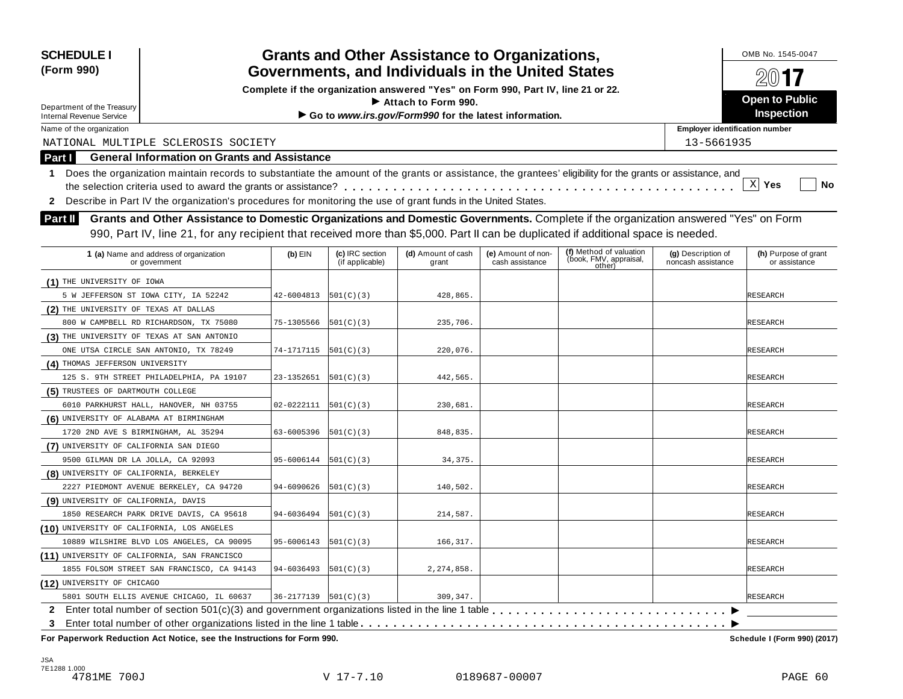**SCHEDULE I (Form 990)**

Department of the Treasury
Internal Revenue Service

# Grants and Other Assistance to Organizations, Governments, and Individuals in the United States

**Complete if the organization answered "Yes" on Form 990, Part IV, line 21 or 22.**
**► Attach to Form 990.**
**► Go to *www.irs.gov/Form990* for the latest information.**

OMB No. 1545-0047

**2017**

**Open to Public Inspection**

Name of the organization: NATIONAL MULTIPLE SCLEROSIS SOCIETY

Employer identification number: 13-5661935

## Part I General Information on Grants and Assistance

1 Does the organization maintain records to substantiate the amount of the grants or assistance, the grantees' eligibility for the grants or assistance, and the selection criteria used to award the grants or assistance? . . . . . . [X] Yes [ ] No

2 Describe in Part IV the organization's procedures for monitoring the use of grant funds in the United States.

## Part II Grants and Other Assistance to Domestic Organizations and Domestic Governments.

Complete if the organization answered "Yes" on Form 990, Part IV, line 21, for any recipient that received more than $5,000. Part II can be duplicated if additional space is needed.

| 1 (a) Name and address of organization or government | (b) EIN | (c) IRC section (if applicable) | (d) Amount of cash grant | (e) Amount of non-cash assistance | (f) Method of valuation (book, FMV, appraisal, other) | (g) Description of noncash assistance | (h) Purpose of grant or assistance |
|---|---|---|---|---|---|---|---|
| (1) THE UNIVERSITY OF IOWA<br>5 W JEFFERSON ST IOWA CITY, IA 52242 | 42-6004813 | 501(C)(3) | 428,865. | | | | RESEARCH |
| (2) THE UNIVERSITY OF TEXAS AT DALLAS<br>800 W CAMPBELL RD RICHARDSON, TX 75080 | 75-1305566 | 501(C)(3) | 235,706. | | | | RESEARCH |
| (3) THE UNIVERSITY OF TEXAS AT SAN ANTONIO<br>ONE UTSA CIRCLE SAN ANTONIO, TX 78249 | 74-1717115 | 501(C)(3) | 220,076. | | | | RESEARCH |
| (4) THOMAS JEFFERSON UNIVERSITY<br>125 S. 9TH STREET PHILADELPHIA, PA 19107 | 23-1352651 | 501(C)(3) | 442,565. | | | | RESEARCH |
| (5) TRUSTEES OF DARTMOUTH COLLEGE<br>6010 PARKHURST HALL, HANOVER, NH 03755 | 02-0222111 | 501(C)(3) | 230,681. | | | | RESEARCH |
| (6) UNIVERSITY OF ALABAMA AT BIRMINGHAM<br>1720 2ND AVE S BIRMINGHAM, AL 35294 | 63-6005396 | 501(C)(3) | 848,835. | | | | RESEARCH |
| (7) UNIVERSITY OF CALIFORNIA SAN DIEGO<br>9500 GILMAN DR LA JOLLA, CA 92093 | 95-6006144 | 501(C)(3) | 34,375. | | | | RESEARCH |
| (8) UNIVERSITY OF CALIFORNIA, BERKELEY<br>2227 PIEDMONT AVENUE BERKELEY, CA 94720 | 94-6090626 | 501(C)(3) | 140,502. | | | | RESEARCH |
| (9) UNIVERSITY OF CALIFORNIA, DAVIS<br>1850 RESEARCH PARK DRIVE DAVIS, CA 95618 | 94-6036494 | 501(C)(3) | 214,587. | | | | RESEARCH |
| (10) UNIVERSITY OF CALIFORNIA, LOS ANGELES<br>10889 WILSHIRE BLVD LOS ANGELES, CA 90095 | 95-6006143 | 501(C)(3) | 166,317. | | | | RESEARCH |
| (11) UNIVERSITY OF CALIFORNIA, SAN FRANCISCO<br>1855 FOLSOM STREET SAN FRANCISCO, CA 94143 | 94-6036493 | 501(C)(3) | 2,274,858. | | | | RESEARCH |
| (12) UNIVERSITY OF CHICAGO<br>5801 SOUTH ELLIS AVENUE CHICAGO, IL 60637 | 36-2177139 | 501(C)(3) | 309,347. | | | | RESEARCH |

2 Enter total number of section 501(c)(3) and government organizations listed in the line 1 table . . . . . . ►

3 Enter total number of other organizations listed in the line 1 table . . . . . . ►

**For Paperwork Reduction Act Notice, see the Instructions for Form 990.** **Schedule I (Form 990) (2017)**

JSA
7E1288 1.000
4781ME 700J V 17-7.10 0189687-00007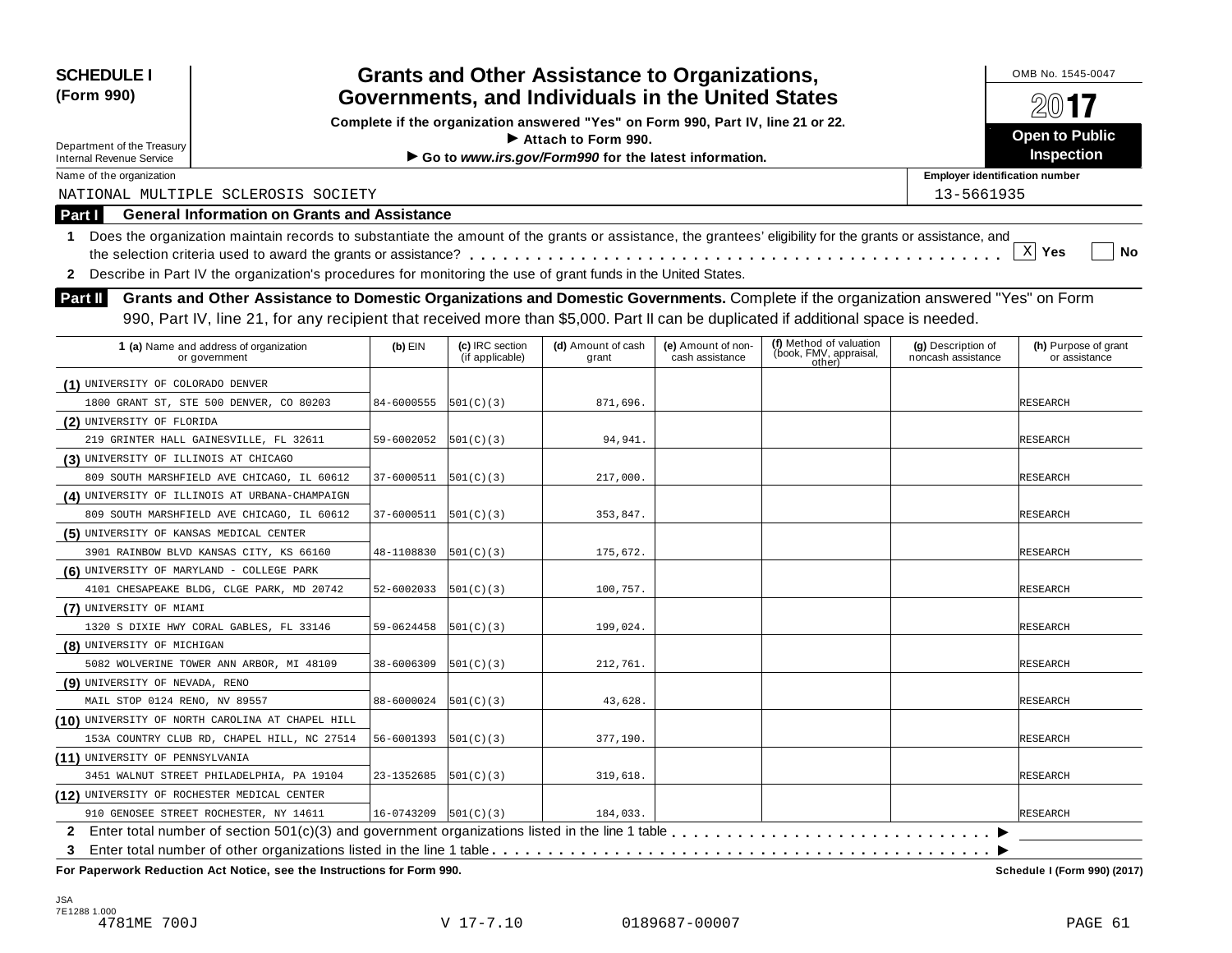**SCHEDULE I (Form 990)**

Department of the Treasury
Internal Revenue Service

# Grants and Other Assistance to Organizations, Governments, and Individuals in the United States

**Complete if the organization answered "Yes" on Form 990, Part IV, line 21 or 22.**
**► Attach to Form 990.**
**► Go to *www.irs.gov/Form990* for the latest information.**

OMB No. 1545-0047

**2017**

**Open to Public Inspection**

Name of the organization: NATIONAL MULTIPLE SCLEROSIS SOCIETY

Employer identification number: 13-5661935

## Part I General Information on Grants and Assistance

**1** Does the organization maintain records to substantiate the amount of the grants or assistance, the grantees' eligibility for the grants or assistance, and the selection criteria used to award the grants or assistance? . . . . . . . . . . [X] Yes [ ] No

**2** Describe in Part IV the organization's procedures for monitoring the use of grant funds in the United States.

## Part II Grants and Other Assistance to Domestic Organizations and Domestic Governments.

Complete if the organization answered "Yes" on Form 990, Part IV, line 21, for any recipient that received more than $5,000. Part II can be duplicated if additional space is needed.

| 1 (a) Name and address of organization or government | (b) EIN | (c) IRC section (if applicable) | (d) Amount of cash grant | (e) Amount of non-cash assistance | (f) Method of valuation (book, FMV, appraisal, other) | (g) Description of noncash assistance | (h) Purpose of grant or assistance |
|---|---|---|---|---|---|---|---|
| (1) UNIVERSITY OF COLORADO DENVER<br>1800 GRANT ST, STE 500 DENVER, CO 80203 | 84-6000555 | 501(C)(3) | 871,696. | | | | RESEARCH |
| (2) UNIVERSITY OF FLORIDA<br>219 GRINTER HALL GAINESVILLE, FL 32611 | 59-6002052 | 501(C)(3) | 94,941. | | | | RESEARCH |
| (3) UNIVERSITY OF ILLINOIS AT CHICAGO<br>809 SOUTH MARSHFIELD AVE CHICAGO, IL 60612 | 37-6000511 | 501(C)(3) | 217,000. | | | | RESEARCH |
| (4) UNIVERSITY OF ILLINOIS AT URBANA-CHAMPAIGN<br>809 SOUTH MARSHFIELD AVE CHICAGO, IL 60612 | 37-6000511 | 501(C)(3) | 353,847. | | | | RESEARCH |
| (5) UNIVERSITY OF KANSAS MEDICAL CENTER<br>3901 RAINBOW BLVD KANSAS CITY, KS 66160 | 48-1108830 | 501(C)(3) | 175,672. | | | | RESEARCH |
| (6) UNIVERSITY OF MARYLAND - COLLEGE PARK<br>4101 CHESAPEAKE BLDG, CLGE PARK, MD 20742 | 52-6002033 | 501(C)(3) | 100,757. | | | | RESEARCH |
| (7) UNIVERSITY OF MIAMI<br>1320 S DIXIE HWY CORAL GABLES, FL 33146 | 59-0624458 | 501(C)(3) | 199,024. | | | | RESEARCH |
| (8) UNIVERSITY OF MICHIGAN<br>5082 WOLVERINE TOWER ANN ARBOR, MI 48109 | 38-6006309 | 501(C)(3) | 212,761. | | | | RESEARCH |
| (9) UNIVERSITY OF NEVADA, RENO<br>MAIL STOP 0124 RENO, NV 89557 | 88-6000024 | 501(C)(3) | 43,628. | | | | RESEARCH |
| (10) UNIVERSITY OF NORTH CAROLINA AT CHAPEL HILL<br>153A COUNTRY CLUB RD, CHAPEL HILL, NC 27514 | 56-6001393 | 501(C)(3) | 377,190. | | | | RESEARCH |
| (11) UNIVERSITY OF PENNSYLVANIA<br>3451 WALNUT STREET PHILADELPHIA, PA 19104 | 23-1352685 | 501(C)(3) | 319,618. | | | | RESEARCH |
| (12) UNIVERSITY OF ROCHESTER MEDICAL CENTER<br>910 GENOSEE STREET ROCHESTER, NY 14611 | 16-0743209 | 501(C)(3) | 184,033. | | | | RESEARCH |

**2** Enter total number of section 501(c)(3) and government organizations listed in the line 1 table . . . . . . . . . . ►

**3** Enter total number of other organizations listed in the line 1 table . . . . . . . . . . ►

**For Paperwork Reduction Act Notice, see the Instructions for Form 990.** **Schedule I (Form 990) (2017)**

JSA
7E1288 1.000
4781ME 700J V 17-7.10 0189687-00007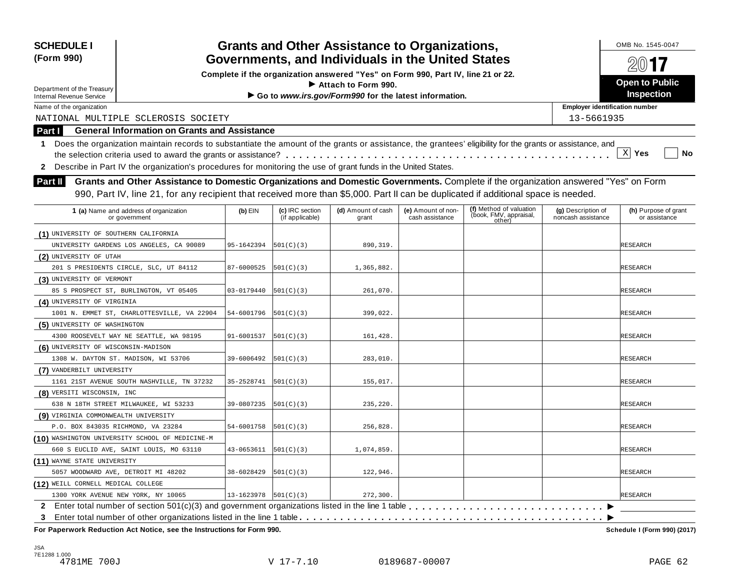**SCHEDULE I**
**(Form 990)**

Department of the Treasury
Internal Revenue Service

# Grants and Other Assistance to Organizations, Governments, and Individuals in the United States

**Complete if the organization answered "Yes" on Form 990, Part IV, line 21 or 22.**
**► Attach to Form 990.**
**► Go to *www.irs.gov/Form990* for the latest information.**

OMB No. 1545-0047

**2017**

**Open to Public Inspection**

Name of the organization: NATIONAL MULTIPLE SCLEROSIS SOCIETY

Employer identification number: 13-5661935

## Part I General Information on Grants and Assistance

**1** Does the organization maintain records to substantiate the amount of the grants or assistance, the grantees' eligibility for the grants or assistance, and the selection criteria used to award the grants or assistance? . . . . . . [X] **Yes** [ ] **No**

**2** Describe in Part IV the organization's procedures for monitoring the use of grant funds in the United States.

## Part II Grants and Other Assistance to Domestic Organizations and Domestic Governments.

Complete if the organization answered "Yes" on Form 990, Part IV, line 21, for any recipient that received more than $5,000. Part II can be duplicated if additional space is needed.

| 1 (a) Name and address of organization or government | (b) EIN | (c) IRC section (if applicable) | (d) Amount of cash grant | (e) Amount of non-cash assistance | (f) Method of valuation (book, FMV, appraisal, other) | (g) Description of noncash assistance | (h) Purpose of grant or assistance |
|---|---|---|---|---|---|---|---|
| (1) UNIVERSITY OF SOUTHERN CALIFORNIA<br>UNIVERSITY GARDENS LOS ANGELES, CA 90089 | 95-1642394 | 501(C)(3) | 890,319. | | | | RESEARCH |
| (2) UNIVERSITY OF UTAH<br>201 S PRESIDENTS CIRCLE, SLC, UT 84112 | 87-6000525 | 501(C)(3) | 1,365,882. | | | | RESEARCH |
| (3) UNIVERSITY OF VERMONT<br>85 S PROSPECT ST, BURLINGTON, VT 05405 | 03-0179440 | 501(C)(3) | 261,070. | | | | RESEARCH |
| (4) UNIVERSITY OF VIRGINIA<br>1001 N. EMMET ST, CHARLOTTESVILLE, VA 22904 | 54-6001796 | 501(C)(3) | 399,022. | | | | RESEARCH |
| (5) UNIVERSITY OF WASHINGTON<br>4300 ROOSEVELT WAY NE SEATTLE, WA 98195 | 91-6001537 | 501(C)(3) | 161,428. | | | | RESEARCH |
| (6) UNIVERSITY OF WISCONSIN-MADISON<br>1308 W. DAYTON ST. MADISON, WI 53706 | 39-6006492 | 501(C)(3) | 283,010. | | | | RESEARCH |
| (7) VANDERBILT UNIVERSITY<br>1161 21ST AVENUE SOUTH NASHVILLE, TN 37232 | 35-2528741 | 501(C)(3) | 155,017. | | | | RESEARCH |
| (8) VERSITI WISCONSIN, INC<br>638 N 18TH STREET MILWAUKEE, WI 53233 | 39-0807235 | 501(C)(3) | 235,220. | | | | RESEARCH |
| (9) VIRGINIA COMMONWEALTH UNIVERSITY<br>P.O. BOX 843035 RICHMOND, VA 23284 | 54-6001758 | 501(C)(3) | 256,828. | | | | RESEARCH |
| (10) WASHINGTON UNIVERSITY SCHOOL OF MEDICINE-M<br>660 S EUCLID AVE, SAINT LOUIS, MO 63110 | 43-0653611 | 501(C)(3) | 1,074,859. | | | | RESEARCH |
| (11) WAYNE STATE UNIVERSITY<br>5057 WOODWARD AVE, DETROIT MI 48202 | 38-6028429 | 501(C)(3) | 122,946. | | | | RESEARCH |
| (12) WEILL CORNELL MEDICAL COLLEGE<br>1300 YORK AVENUE NEW YORK, NY 10065 | 13-1623978 | 501(C)(3) | 272,300. | | | | RESEARCH |

**2** Enter total number of section 501(c)(3) and government organizations listed in the line 1 table . . . . . . ►

**3** Enter total number of other organizations listed in the line 1 table . . . . . . ►

**For Paperwork Reduction Act Notice, see the Instructions for Form 990.** **Schedule I (Form 990) (2017)**

JSA
7E1288 1.000
4781ME 700J V 17-7.10 0189687-00007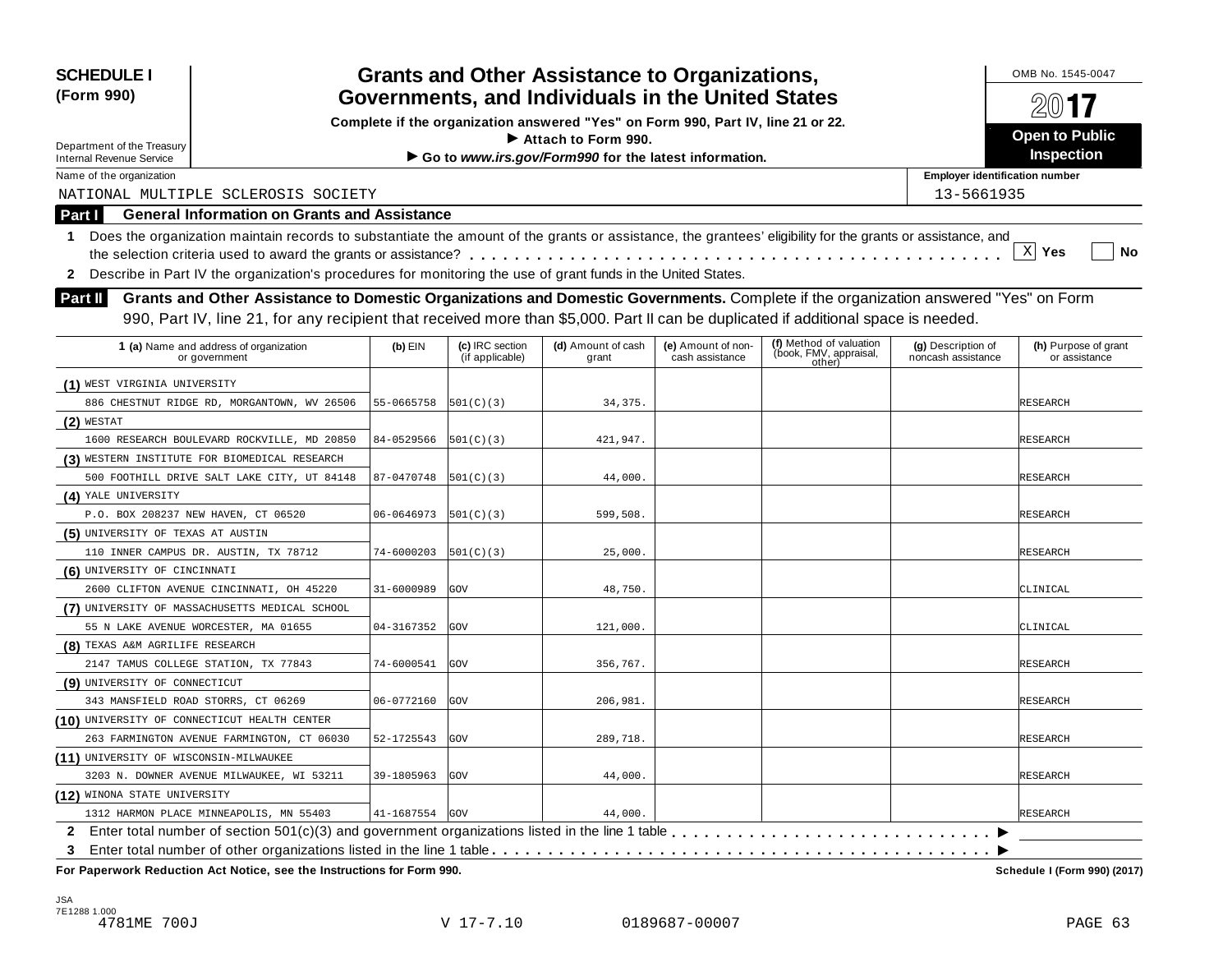**SCHEDULE I**
**(Form 990)**

Department of the Treasury
Internal Revenue Service

# Grants and Other Assistance to Organizations, Governments, and Individuals in the United States

**Complete if the organization answered "Yes" on Form 990, Part IV, line 21 or 22.**
**▶ Attach to Form 990.**
**▶ Go to *www.irs.gov/Form990* for the latest information.**

OMB No. 1545-0047

**2017**

**Open to Public Inspection**

Name of the organization: NATIONAL MULTIPLE SCLEROSIS SOCIETY

Employer identification number: 13-5661935

## Part I General Information on Grants and Assistance

**1** Does the organization maintain records to substantiate the amount of the grants or assistance, the grantees' eligibility for the grants or assistance, and the selection criteria used to award the grants or assistance? . . . . . . . . . . [X] **Yes** [ ] **No**

**2** Describe in Part IV the organization's procedures for monitoring the use of grant funds in the United States.

## Part II Grants and Other Assistance to Domestic Organizations and Domestic Governments.

Complete if the organization answered "Yes" on Form 990, Part IV, line 21, for any recipient that received more than $5,000. Part II can be duplicated if additional space is needed.

| 1 (a) Name and address of organization or government | (b) EIN | (c) IRC section (if applicable) | (d) Amount of cash grant | (e) Amount of non-cash assistance | (f) Method of valuation (book, FMV, appraisal, other) | (g) Description of noncash assistance | (h) Purpose of grant or assistance |
|---|---|---|---|---|---|---|---|
| (1) WEST VIRGINIA UNIVERSITY<br>886 CHESTNUT RIDGE RD, MORGANTOWN, WV 26506 | 55-0665758 | 501(C)(3) | 34,375. | | | | RESEARCH |
| (2) WESTAT<br>1600 RESEARCH BOULEVARD ROCKVILLE, MD 20850 | 84-0529566 | 501(C)(3) | 421,947. | | | | RESEARCH |
| (3) WESTERN INSTITUTE FOR BIOMEDICAL RESEARCH<br>500 FOOTHILL DRIVE SALT LAKE CITY, UT 84148 | 87-0470748 | 501(C)(3) | 44,000. | | | | RESEARCH |
| (4) YALE UNIVERSITY<br>P.O. BOX 208237 NEW HAVEN, CT 06520 | 06-0646973 | 501(C)(3) | 599,508. | | | | RESEARCH |
| (5) UNIVERSITY OF TEXAS AT AUSTIN<br>110 INNER CAMPUS DR. AUSTIN, TX 78712 | 74-6000203 | 501(C)(3) | 25,000. | | | | RESEARCH |
| (6) UNIVERSITY OF CINCINNATI<br>2600 CLIFTON AVENUE CINCINNATI, OH 45220 | 31-6000989 | GOV | 48,750. | | | | CLINICAL |
| (7) UNIVERSITY OF MASSACHUSETTS MEDICAL SCHOOL<br>55 N LAKE AVENUE WORCESTER, MA 01655 | 04-3167352 | GOV | 121,000. | | | | CLINICAL |
| (8) TEXAS A&M AGRILIFE RESEARCH<br>2147 TAMUS COLLEGE STATION, TX 77843 | 74-6000541 | GOV | 356,767. | | | | RESEARCH |
| (9) UNIVERSITY OF CONNECTICUT<br>343 MANSFIELD ROAD STORRS, CT 06269 | 06-0772160 | GOV | 206,981. | | | | RESEARCH |
| (10) UNIVERSITY OF CONNECTICUT HEALTH CENTER<br>263 FARMINGTON AVENUE FARMINGTON, CT 06030 | 52-1725543 | GOV | 289,718. | | | | RESEARCH |
| (11) UNIVERSITY OF WISCONSIN-MILWAUKEE<br>3203 N. DOWNER AVENUE MILWAUKEE, WI 53211 | 39-1805963 | GOV | 44,000. | | | | RESEARCH |
| (12) WINONA STATE UNIVERSITY<br>1312 HARMON PLACE MINNEAPOLIS, MN 55403 | 41-1687554 | GOV | 44,000. | | | | RESEARCH |

**2** Enter total number of section 501(c)(3) and government organizations listed in the line 1 table . . . . . . ▶

**3** Enter total number of other organizations listed in the line 1 table . . . . . . ▶

**For Paperwork Reduction Act Notice, see the Instructions for Form 990.** **Schedule I (Form 990) (2017)**

JSA
7E1288 1.000
4781ME 700J V 17-7.10 0189687-00007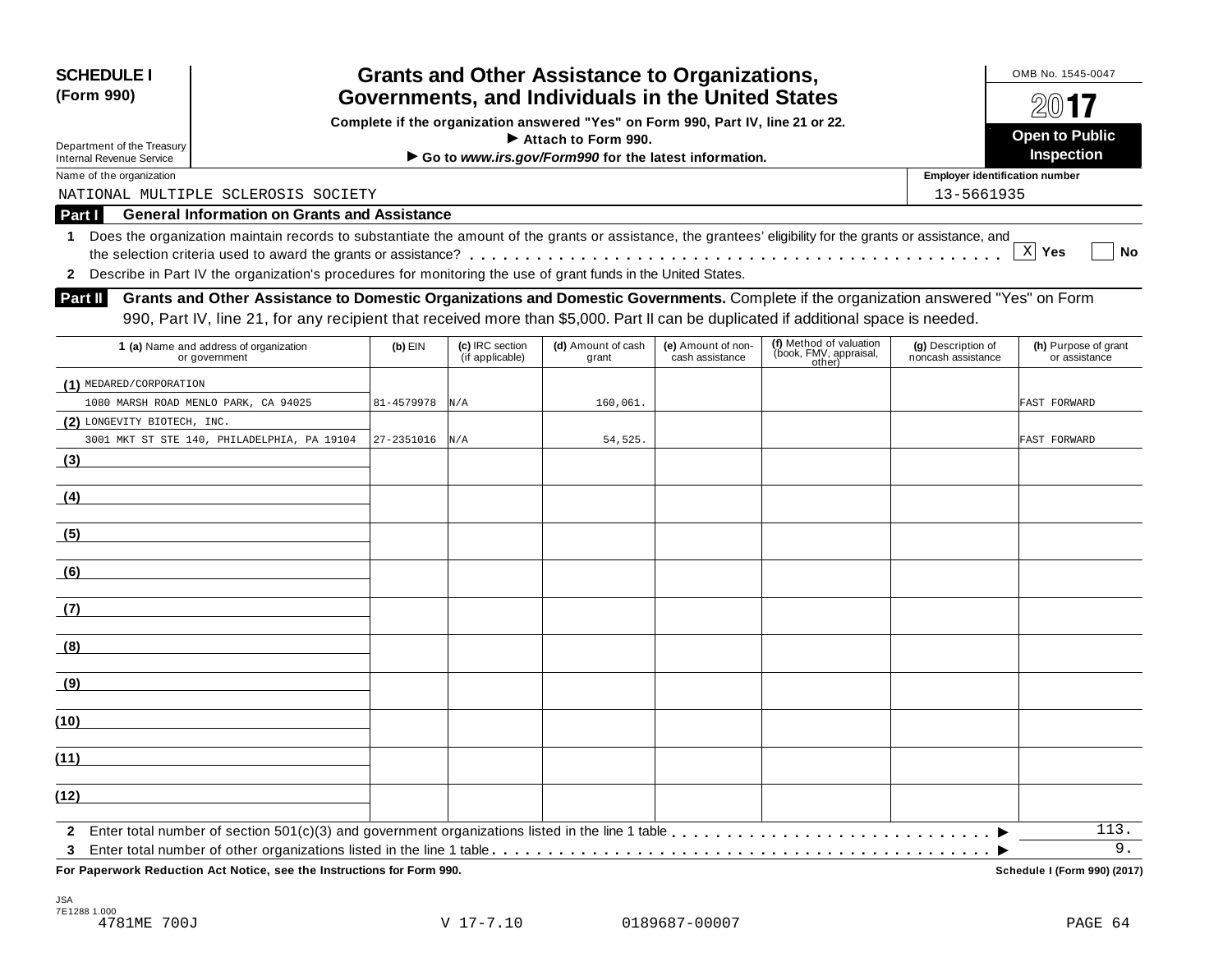**SCHEDULE I (Form 990)**

Department of the Treasury
Internal Revenue Service

# Grants and Other Assistance to Organizations, Governments, and Individuals in the United States

**Complete if the organization answered "Yes" on Form 990, Part IV, line 21 or 22.**
**▶ Attach to Form 990.**
**▶ Go to *www.irs.gov/Form990* for the latest information.**

OMB No. 1545-0047

**2017**

**Open to Public Inspection**

Name of the organization: NATIONAL MULTIPLE SCLEROSIS SOCIETY

Employer identification number: 13-5661935

## Part I General Information on Grants and Assistance

1 Does the organization maintain records to substantiate the amount of the grants or assistance, the grantees' eligibility for the grants or assistance, and the selection criteria used to award the grants or assistance? [X] Yes [ ] No

2 Describe in Part IV the organization's procedures for monitoring the use of grant funds in the United States.

## Part II Grants and Other Assistance to Domestic Organizations and Domestic Governments.

Complete if the organization answered "Yes" on Form 990, Part IV, line 21, for any recipient that received more than $5,000. Part II can be duplicated if additional space is needed.

| 1 (a) Name and address of organization or government | (b) EIN | (c) IRC section (if applicable) | (d) Amount of cash grant | (e) Amount of non-cash assistance | (f) Method of valuation (book, FMV, appraisal, other) | (g) Description of noncash assistance | (h) Purpose of grant or assistance |
|---|---|---|---|---|---|---|---|
| (1) MEDARED/CORPORATION<br>1080 MARSH ROAD MENLO PARK, CA 94025 | 81-4579978 | N/A | 160,061. | | | | FAST FORWARD |
| (2) LONGEVITY BIOTECH, INC.<br>3001 MKT ST STE 140, PHILADELPHIA, PA 19104 | 27-2351016 | N/A | 54,525. | | | | FAST FORWARD |
| (3) | | | | | | | |
| (4) | | | | | | | |
| (5) | | | | | | | |
| (6) | | | | | | | |
| (7) | | | | | | | |
| (8) | | | | | | | |
| (9) | | | | | | | |
| (10) | | | | | | | |
| (11) | | | | | | | |
| (12) | | | | | | | |

2 Enter total number of section 501(c)(3) and government organizations listed in the line 1 table ▶ 113.

3 Enter total number of other organizations listed in the line 1 table ▶ 9.

**For Paperwork Reduction Act Notice, see the Instructions for Form 990.** **Schedule I (Form 990) (2017)**

JSA
7E1288 1.000
4781ME 700J V 17-7.10 0189687-00007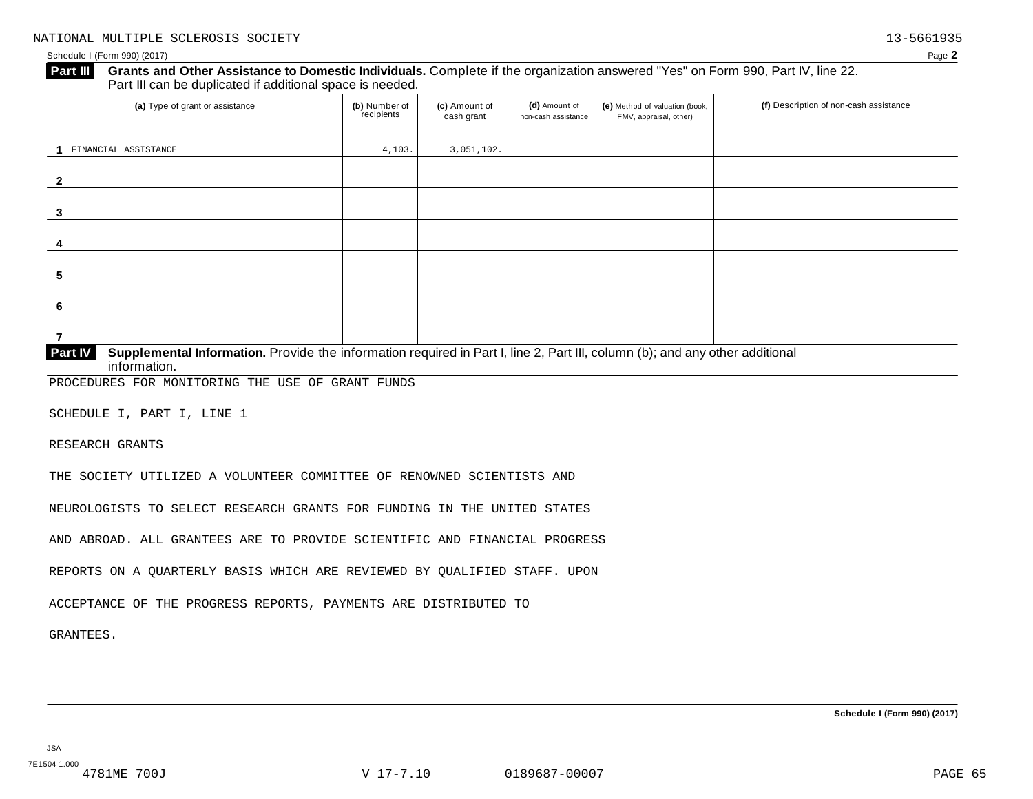NATIONAL MULTIPLE SCLEROSIS SOCIETY 13-5661935

Schedule I (Form 990) (2017) Page 2

**Part III** **Grants and Other Assistance to Domestic Individuals.** Complete if the organization answered "Yes" on Form 990, Part IV, line 22. Part III can be duplicated if additional space is needed.

| (a) Type of grant or assistance | (b) Number of recipients | (c) Amount of cash grant | (d) Amount of non-cash assistance | (e) Method of valuation (book, FMV, appraisal, other) | (f) Description of non-cash assistance |
|---|---|---|---|---|---|
| 1 FINANCIAL ASSISTANCE | 4,103. | 3,051,102. | | | |
| 2 | | | | | |
| 3 | | | | | |
| 4 | | | | | |
| 5 | | | | | |
| 6 | | | | | |
| 7 | | | | | |

**Part IV** **Supplemental Information.** Provide the information required in Part I, line 2, Part III, column (b); and any other additional information.

PROCEDURES FOR MONITORING THE USE OF GRANT FUNDS

SCHEDULE I, PART I, LINE 1

RESEARCH GRANTS

THE SOCIETY UTILIZED A VOLUNTEER COMMITTEE OF RENOWNED SCIENTISTS AND NEUROLOGISTS TO SELECT RESEARCH GRANTS FOR FUNDING IN THE UNITED STATES AND ABROAD. ALL GRANTEES ARE TO PROVIDE SCIENTIFIC AND FINANCIAL PROGRESS REPORTS ON A QUARTERLY BASIS WHICH ARE REVIEWED BY QUALIFIED STAFF. UPON ACCEPTANCE OF THE PROGRESS REPORTS, PAYMENTS ARE DISTRIBUTED TO GRANTEES.

Schedule I (Form 990) (2017)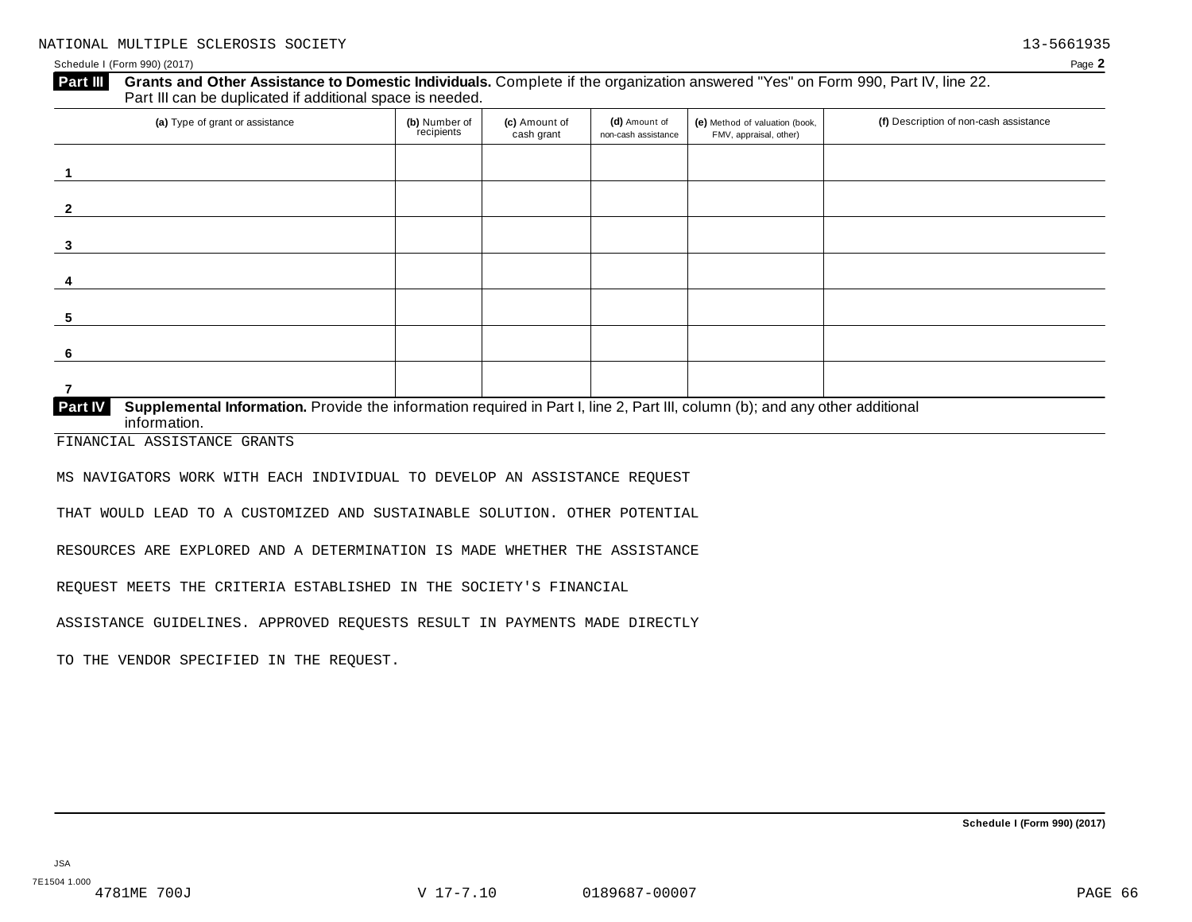NATIONAL MULTIPLE SCLEROSIS SOCIETY 13-5661935

Schedule I (Form 990) (2017) Page **2**

**Part III** **Grants and Other Assistance to Domestic Individuals.** Complete if the organization answered "Yes" on Form 990, Part IV, line 22. Part III can be duplicated if additional space is needed.

| (a) Type of grant or assistance | (b) Number of recipients | (c) Amount of cash grant | (d) Amount of non-cash assistance | (e) Method of valuation (book, FMV, appraisal, other) | (f) Description of non-cash assistance |
|---|---|---|---|---|---|
| 1 | | | | | |
| 2 | | | | | |
| 3 | | | | | |
| 4 | | | | | |
| 5 | | | | | |
| 6 | | | | | |
| 7 | | | | | |

**Part IV** **Supplemental Information.** Provide the information required in Part I, line 2, Part III, column (b); and any other additional information.

FINANCIAL ASSISTANCE GRANTS

MS NAVIGATORS WORK WITH EACH INDIVIDUAL TO DEVELOP AN ASSISTANCE REQUEST THAT WOULD LEAD TO A CUSTOMIZED AND SUSTAINABLE SOLUTION. OTHER POTENTIAL RESOURCES ARE EXPLORED AND A DETERMINATION IS MADE WHETHER THE ASSISTANCE REQUEST MEETS THE CRITERIA ESTABLISHED IN THE SOCIETY'S FINANCIAL ASSISTANCE GUIDELINES. APPROVED REQUESTS RESULT IN PAYMENTS MADE DIRECTLY TO THE VENDOR SPECIFIED IN THE REQUEST.

**Schedule I (Form 990) (2017)**

JSA
7E1504 1.000
4781ME 700J V 17-7.10 0189687-00007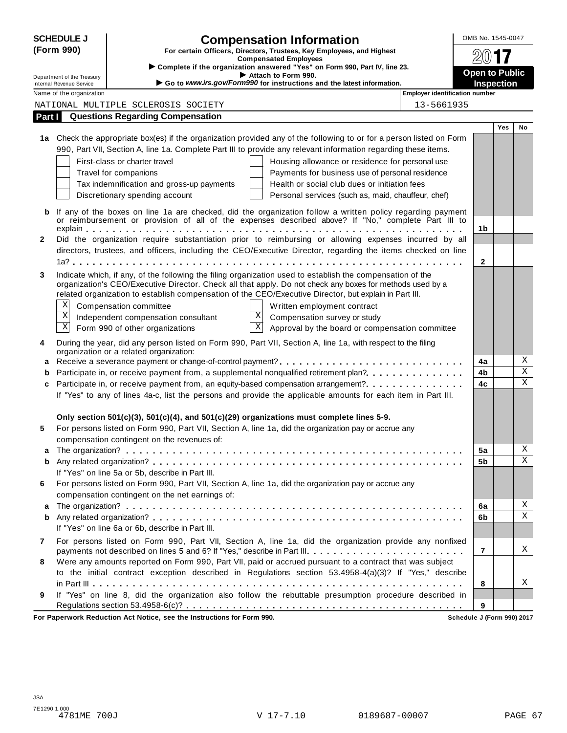**SCHEDULE J (Form 990)**

Department of the Treasury
Internal Revenue Service

# Compensation Information

**For certain Officers, Directors, Trustees, Key Employees, and Highest Compensated Employees**

► Complete if the organization answered "Yes" on Form 990, Part IV, line 23.
► Attach to Form 990.
► Go to *www.irs.gov/Form990* for instructions and the latest information.

OMB No. 1545-0047

**2017**

**Open to Public Inspection**

Name of the organization: NATIONAL MULTIPLE SCLEROSIS SOCIETY

Employer identification number: 13-5661935

## Part I Questions Regarding Compensation

| | | | Yes | No |
|---|---|---|---|---|
| **1a** | Check the appropriate box(es) if the organization provided any of the following to or for a person listed on Form 990, Part VII, Section A, line 1a. Complete Part III to provide any relevant information regarding these items.<br>☐ First-class or charter travel ☐ Housing allowance or residence for personal use<br>☐ Travel for companions ☐ Payments for business use of personal residence<br>☐ Tax indemnification and gross-up payments ☐ Health or social club dues or initiation fees<br>☐ Discretionary spending account ☐ Personal services (such as, maid, chauffeur, chef) | | | |
| **b** | If any of the boxes on line 1a are checked, did the organization follow a written policy regarding payment or reimbursement or provision of all of the expenses described above? If "No," complete Part III to explain | 1b | | |
| **2** | Did the organization require substantiation prior to reimbursing or allowing expenses incurred by all directors, trustees, and officers, including the CEO/Executive Director, regarding the items checked on line 1a? | 2 | | |
| **3** | Indicate which, if any, of the following the filing organization used to establish the compensation of the organization's CEO/Executive Director. Check all that apply. Do not check any boxes for methods used by a related organization to establish compensation of the CEO/Executive Director, but explain in Part III.<br>☒ Compensation committee ☐ Written employment contract<br>☒ Independent compensation consultant ☒ Compensation survey or study<br>☒ Form 990 of other organizations ☒ Approval by the board or compensation committee | | | |
| **4** | During the year, did any person listed on Form 990, Part VII, Section A, line 1a, with respect to the filing organization or a related organization: | | | |
| **a** | Receive a severance payment or change-of-control payment? | 4a | | X |
| **b** | Participate in, or receive payment from, a supplemental nonqualified retirement plan? | 4b | | X |
| **c** | Participate in, or receive payment from, an equity-based compensation arrangement? | 4c | | X |
| | If "Yes" to any of lines 4a-c, list the persons and provide the applicable amounts for each item in Part III. | | | |
| | **Only section 501(c)(3), 501(c)(4), and 501(c)(29) organizations must complete lines 5-9.** | | | |
| **5** | For persons listed on Form 990, Part VII, Section A, line 1a, did the organization pay or accrue any compensation contingent on the revenues of: | | | |
| **a** | The organization? | 5a | | X |
| **b** | Any related organization? | 5b | | X |
| | If "Yes" on line 5a or 5b, describe in Part III. | | | |
| **6** | For persons listed on Form 990, Part VII, Section A, line 1a, did the organization pay or accrue any compensation contingent on the net earnings of: | | | |
| **a** | The organization? | 6a | | X |
| **b** | Any related organization? | 6b | | X |
| | If "Yes" on line 6a or 6b, describe in Part III. | | | |
| **7** | For persons listed on Form 990, Part VII, Section A, line 1a, did the organization provide any nonfixed payments not described on lines 5 and 6? If "Yes," describe in Part III | 7 | | X |
| **8** | Were any amounts reported on Form 990, Part VII, paid or accrued pursuant to a contract that was subject to the initial contract exception described in Regulations section 53.4958-4(a)(3)? If "Yes," describe in Part III | 8 | | X |
| **9** | If "Yes" on line 8, did the organization also follow the rebuttable presumption procedure described in Regulations section 53.4958-6(c)? | 9 | | |

**For Paperwork Reduction Act Notice, see the Instructions for Form 990.** **Schedule J (Form 990) 2017**

JSA
7E1290 1.000
4781ME 700J V 17-7.10 0189687-00007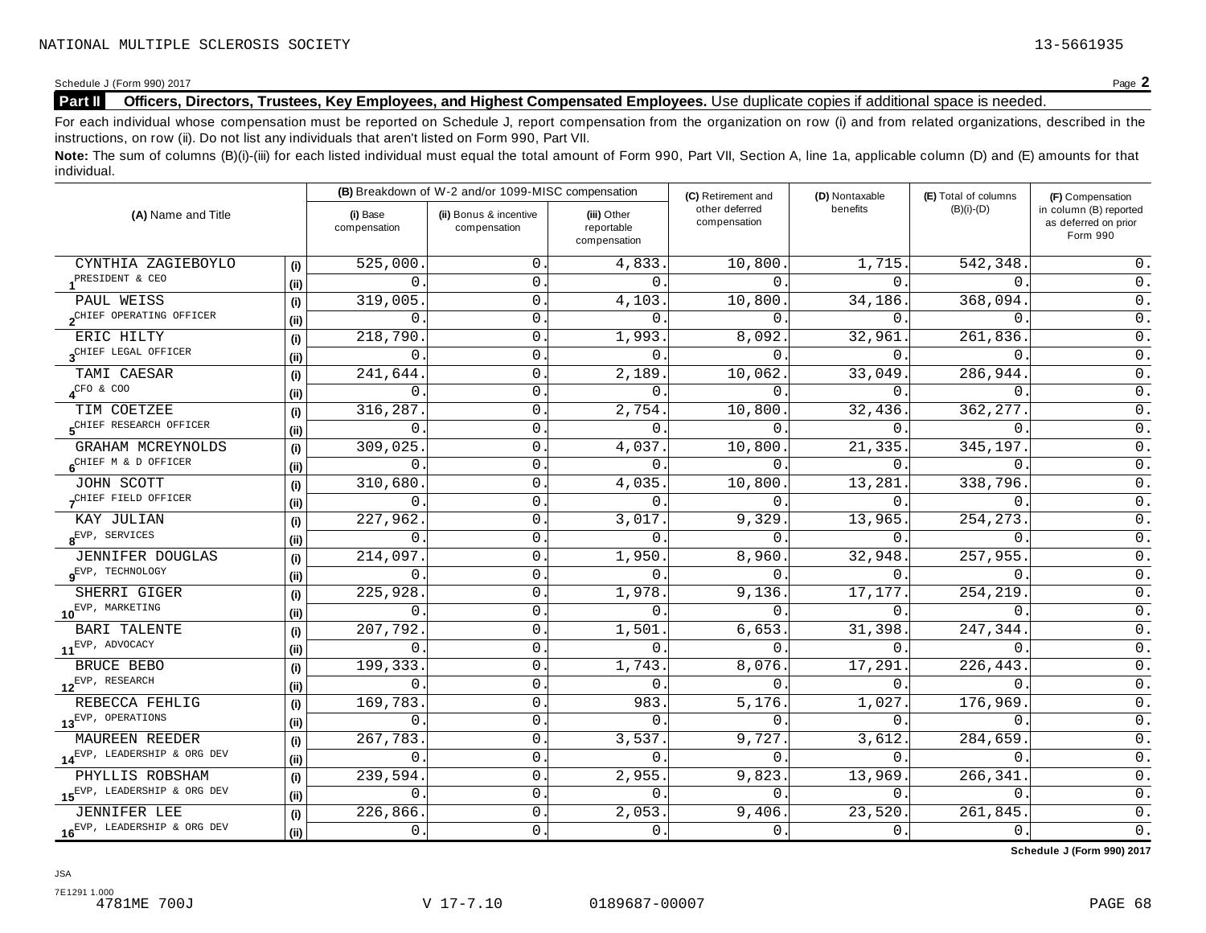NATIONAL MULTIPLE SCLEROSIS SOCIETY 13-5661935

Schedule J (Form 990) 2017 Page **2**

**Part II Officers, Directors, Trustees, Key Employees, and Highest Compensated Employees.** Use duplicate copies if additional space is needed.

For each individual whose compensation must be reported on Schedule J, report compensation from the organization on row (i) and from related organizations, described in the instructions, on row (ii). Do not list any individuals that aren't listed on Form 990, Part VII.

**Note:** The sum of columns (B)(i)-(iii) for each listed individual must equal the total amount of Form 990, Part VII, Section A, line 1a, applicable column (D) and (E) amounts for that individual.

| (A) Name and Title | | (B) Breakdown of W-2 and/or 1099-MISC compensation | | | (C) Retirement and other deferred compensation | (D) Nontaxable benefits | (E) Total of columns (B)(i)-(D) | (F) Compensation in column (B) reported as deferred on prior Form 990 |
|---|---|---|---|---|---|---|---|---|
| | | (i) Base compensation | (ii) Bonus & incentive compensation | (iii) Other reportable compensation | | | | |
| 1 CYNTHIA ZAGIEBOYLO | (i) | 525,000. | 0. | 4,833. | 10,800. | 1,715. | 542,348. | 0. |
| PRESIDENT & CEO | (ii) | 0. | 0. | 0. | 0. | 0. | 0. | 0. |
| 2 PAUL WEISS | (i) | 319,005. | 0. | 4,103. | 10,800. | 34,186. | 368,094. | 0. |
| CHIEF OPERATING OFFICER | (ii) | 0. | 0. | 0. | 0. | 0. | 0. | 0. |
| 3 ERIC HILTY | (i) | 218,790. | 0. | 1,993. | 8,092. | 32,961. | 261,836. | 0. |
| CHIEF LEGAL OFFICER | (ii) | 0. | 0. | 0. | 0. | 0. | 0. | 0. |
| 4 TAMI CAESAR | (i) | 241,644. | 0. | 2,189. | 10,062. | 33,049. | 286,944. | 0. |
| CFO & COO | (ii) | 0. | 0. | 0. | 0. | 0. | 0. | 0. |
| 5 TIM COETZEE | (i) | 316,287. | 0. | 2,754. | 10,800. | 32,436. | 362,277. | 0. |
| CHIEF RESEARCH OFFICER | (ii) | 0. | 0. | 0. | 0. | 0. | 0. | 0. |
| 6 GRAHAM MCREYNOLDS | (i) | 309,025. | 0. | 4,037. | 10,800. | 21,335. | 345,197. | 0. |
| CHIEF M & D OFFICER | (ii) | 0. | 0. | 0. | 0. | 0. | 0. | 0. |
| 7 JOHN SCOTT | (i) | 310,680. | 0. | 4,035. | 10,800. | 13,281. | 338,796. | 0. |
| CHIEF FIELD OFFICER | (ii) | 0. | 0. | 0. | 0. | 0. | 0. | 0. |
| 8 KAY JULIAN | (i) | 227,962. | 0. | 3,017. | 9,329. | 13,965. | 254,273. | 0. |
| EVP, SERVICES | (ii) | 0. | 0. | 0. | 0. | 0. | 0. | 0. |
| 9 JENNIFER DOUGLAS | (i) | 214,097. | 0. | 1,950. | 8,960. | 32,948. | 257,955. | 0. |
| EVP, TECHNOLOGY | (ii) | 0. | 0. | 0. | 0. | 0. | 0. | 0. |
| 10 SHERRI GIGER | (i) | 225,928. | 0. | 1,978. | 9,136. | 17,177. | 254,219. | 0. |
| EVP, MARKETING | (ii) | 0. | 0. | 0. | 0. | 0. | 0. | 0. |
| 11 BARI TALENTE | (i) | 207,792. | 0. | 1,501. | 6,653. | 31,398. | 247,344. | 0. |
| EVP, ADVOCACY | (ii) | 0. | 0. | 0. | 0. | 0. | 0. | 0. |
| 12 BRUCE BEBO | (i) | 199,333. | 0. | 1,743. | 8,076. | 17,291. | 226,443. | 0. |
| EVP, RESEARCH | (ii) | 0. | 0. | 0. | 0. | 0. | 0. | 0. |
| 13 REBECCA FEHLIG | (i) | 169,783. | 0. | 983. | 5,176. | 1,027. | 176,969. | 0. |
| EVP, OPERATIONS | (ii) | 0. | 0. | 0. | 0. | 0. | 0. | 0. |
| 14 MAUREEN REEDER | (i) | 267,783. | 0. | 3,537. | 9,727. | 3,612. | 284,659. | 0. |
| EVP, LEADERSHIP & ORG DEV | (ii) | 0. | 0. | 0. | 0. | 0. | 0. | 0. |
| 15 PHYLLIS ROBSHAM | (i) | 239,594. | 0. | 2,955. | 9,823. | 13,969. | 266,341. | 0. |
| EVP, LEADERSHIP & ORG DEV | (ii) | 0. | 0. | 0. | 0. | 0. | 0. | 0. |
| 16 JENNIFER LEE | (i) | 226,866. | 0. | 2,053. | 9,406. | 23,520. | 261,845. | 0. |
| EVP, LEADERSHIP & ORG DEV | (ii) | 0. | 0. | 0. | 0. | 0. | 0. | 0. |

**Schedule J (Form 990) 2017**

JSA
7E1291 1.000
4781ME 700J V 17-7.10 0189687-00007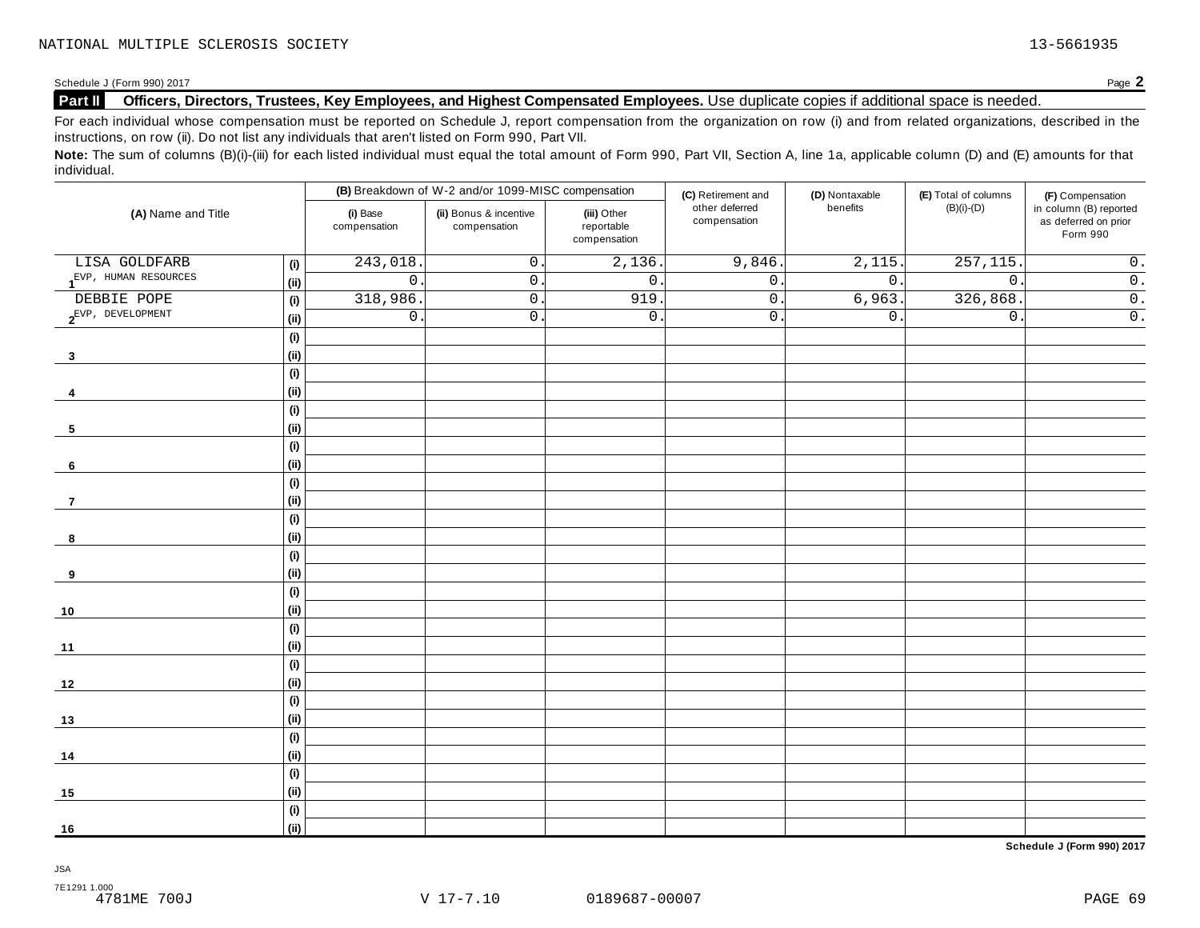NATIONAL MULTIPLE SCLEROSIS SOCIETY 13-5661935

Schedule J (Form 990) 2017 Page **2**

## Part II Officers, Directors, Trustees, Key Employees, and Highest Compensated Employees. Use duplicate copies if additional space is needed.

For each individual whose compensation must be reported on Schedule J, report compensation from the organization on row (i) and from related organizations, described in the instructions, on row (ii). Do not list any individuals that aren't listed on Form 990, Part VII.

**Note:** The sum of columns (B)(i)-(iii) for each listed individual must equal the total amount of Form 990, Part VII, Section A, line 1a, applicable column (D) and (E) amounts for that individual.

| (A) Name and Title | | (B) Breakdown of W-2 and/or 1099-MISC compensation | | | (C) Retirement and other deferred compensation | (D) Nontaxable benefits | (E) Total of columns (B)(i)-(D) | (F) Compensation in column (B) reported as deferred on prior Form 990 |
|---|---|---|---|---|---|---|---|---|
| | | (i) Base compensation | (ii) Bonus & incentive compensation | (iii) Other reportable compensation | | | | |
| 1 LISA GOLDFARB | (i) | 243,018. | 0. | 2,136. | 9,846. | 2,115. | 257,115. | 0. |
| EVP, HUMAN RESOURCES | (ii) | 0. | 0. | 0. | 0. | 0. | 0. | 0. |
| 2 DEBBIE POPE | (i) | 318,986. | 0. | 919. | 0. | 6,963. | 326,868. | 0. |
| EVP, DEVELOPMENT | (ii) | 0. | 0. | 0. | 0. | 0. | 0. | 0. |
| 3 | (i) | | | | | | | |
| | (ii) | | | | | | | |
| 4 | (i) | | | | | | | |
| | (ii) | | | | | | | |
| 5 | (i) | | | | | | | |
| | (ii) | | | | | | | |
| 6 | (i) | | | | | | | |
| | (ii) | | | | | | | |
| 7 | (i) | | | | | | | |
| | (ii) | | | | | | | |
| 8 | (i) | | | | | | | |
| | (ii) | | | | | | | |
| 9 | (i) | | | | | | | |
| | (ii) | | | | | | | |
| 10 | (i) | | | | | | | |
| | (ii) | | | | | | | |
| 11 | (i) | | | | | | | |
| | (ii) | | | | | | | |
| 12 | (i) | | | | | | | |
| | (ii) | | | | | | | |
| 13 | (i) | | | | | | | |
| | (ii) | | | | | | | |
| 14 | (i) | | | | | | | |
| | (ii) | | | | | | | |
| 15 | (i) | | | | | | | |
| | (ii) | | | | | | | |
| 16 | (i) | | | | | | | |
| | (ii) | | | | | | | |

**Schedule J (Form 990) 2017**

JSA
7E1291 1.000
4781ME 700J V 17-7.10 0189687-00007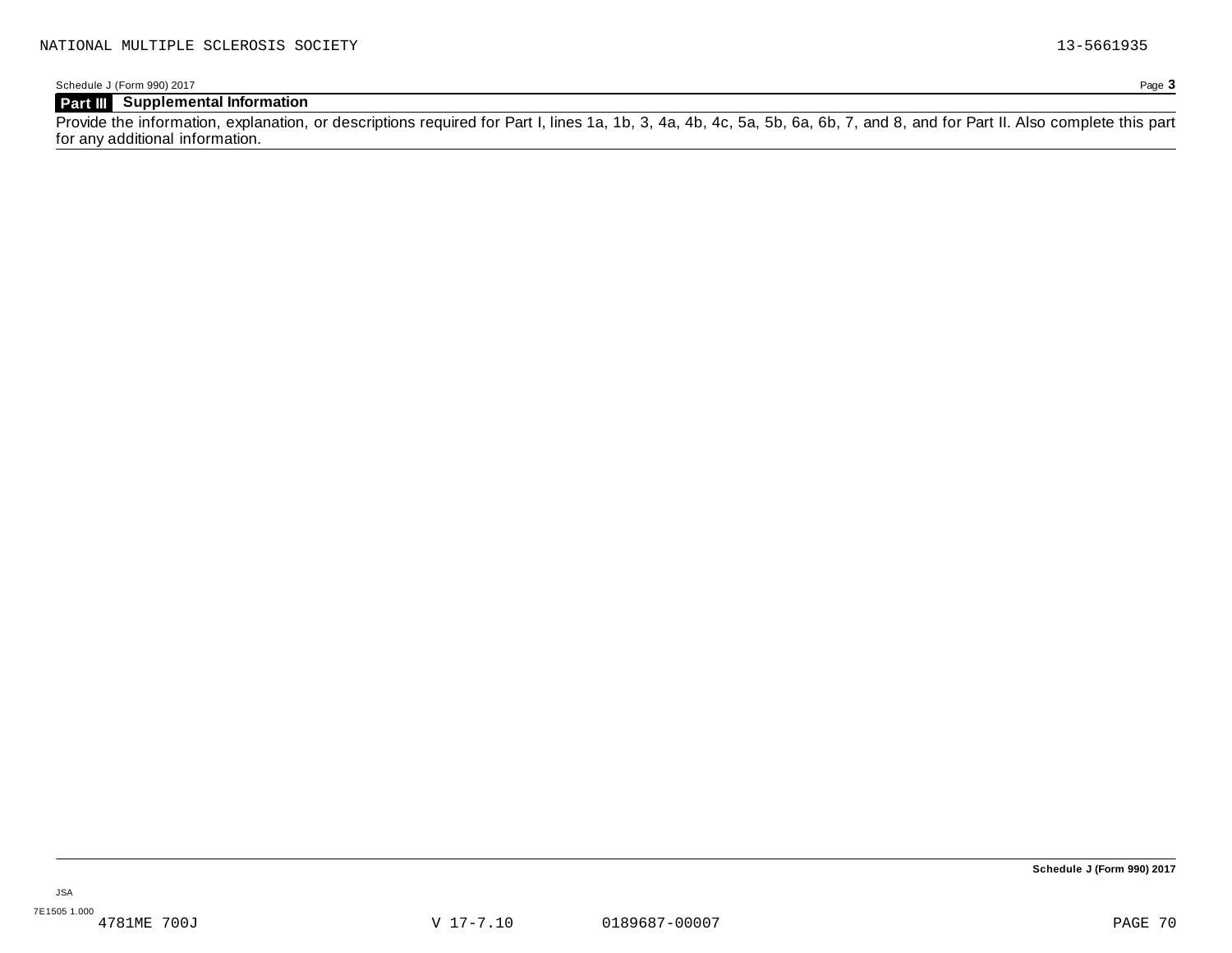## Part III Supplemental Information

Provide the information, explanation, or descriptions required for Part I, lines 1a, 1b, 3, 4a, 4b, 4c, 5a, 5b, 6a, 6b, 7, and 8, and for Part II. Also complete this part for any additional information.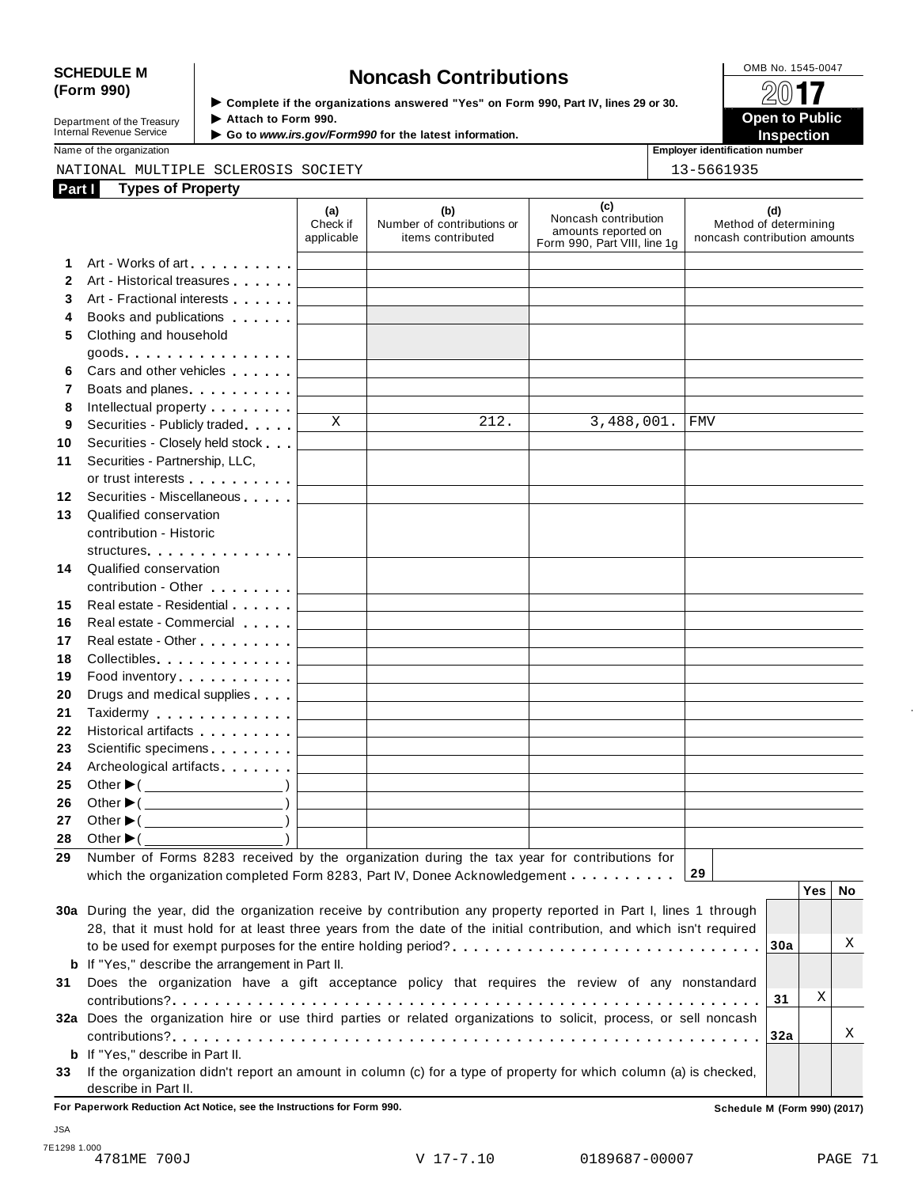**SCHEDULE M (Form 990)**

Department of the Treasury
Internal Revenue Service

# Noncash Contributions

▶ Complete if the organizations answered "Yes" on Form 990, Part IV, lines 29 or 30.
▶ Attach to Form 990.
▶ Go to *www.irs.gov/Form990* for the latest information.

OMB No. 1545-0047

**2017**

**Open to Public Inspection**

Name of the organization: NATIONAL MULTIPLE SCLEROSIS SOCIETY

Employer identification number: 13-5661935

## Part I Types of Property

| | | (a) Check if applicable | (b) Number of contributions or items contributed | (c) Noncash contribution amounts reported on Form 990, Part VIII, line 1g | (d) Method of determining noncash contribution amounts |
|---|---|---|---|---|---|
| 1 | Art - Works of art | | | | |
| 2 | Art - Historical treasures | | | | |
| 3 | Art - Fractional interests | | | | |
| 4 | Books and publications | | | | |
| 5 | Clothing and household goods | | | | |
| 6 | Cars and other vehicles | | | | |
| 7 | Boats and planes | | | | |
| 8 | Intellectual property | | | | |
| 9 | Securities - Publicly traded | X | 212. | 3,488,001. | FMV |
| 10 | Securities - Closely held stock | | | | |
| 11 | Securities - Partnership, LLC, or trust interests | | | | |
| 12 | Securities - Miscellaneous | | | | |
| 13 | Qualified conservation contribution - Historic structures | | | | |
| 14 | Qualified conservation contribution - Other | | | | |
| 15 | Real estate - Residential | | | | |
| 16 | Real estate - Commercial | | | | |
| 17 | Real estate - Other | | | | |
| 18 | Collectibles | | | | |
| 19 | Food inventory | | | | |
| 20 | Drugs and medical supplies | | | | |
| 21 | Taxidermy | | | | |
| 22 | Historical artifacts | | | | |
| 23 | Scientific specimens | | | | |
| 24 | Archeological artifacts | | | | |
| 25 | Other ▶( ) | | | | |
| 26 | Other ▶( ) | | | | |
| 27 | Other ▶( ) | | | | |
| 28 | Other ▶( ) | | | | |

**29** Number of Forms 8283 received by the organization during the tax year for contributions for which the organization completed Form 8283, Part IV, Donee Acknowledgement . . . . . . . . . . **29**

| | | | Yes | No |
|---|---|---|---|---|
| **30a** | During the year, did the organization receive by contribution any property reported in Part I, lines 1 through 28, that it must hold for at least three years from the date of the initial contribution, and which isn't required to be used for exempt purposes for the entire holding period? | 30a | | X |
| **b** | If "Yes," describe the arrangement in Part II. | | | |
| **31** | Does the organization have a gift acceptance policy that requires the review of any nonstandard contributions? | 31 | X | |
| **32a** | Does the organization hire or use third parties or related organizations to solicit, process, or sell noncash contributions? | 32a | | X |
| **b** | If "Yes," describe in Part II. | | | |
| **33** | If the organization didn't report an amount in column (c) for a type of property for which column (a) is checked, describe in Part II. | | | |

**For Paperwork Reduction Act Notice, see the Instructions for Form 990.** **Schedule M (Form 990) (2017)**

JSA
7E1298 1.000
4781ME 700J V 17-7.10 0189687-00007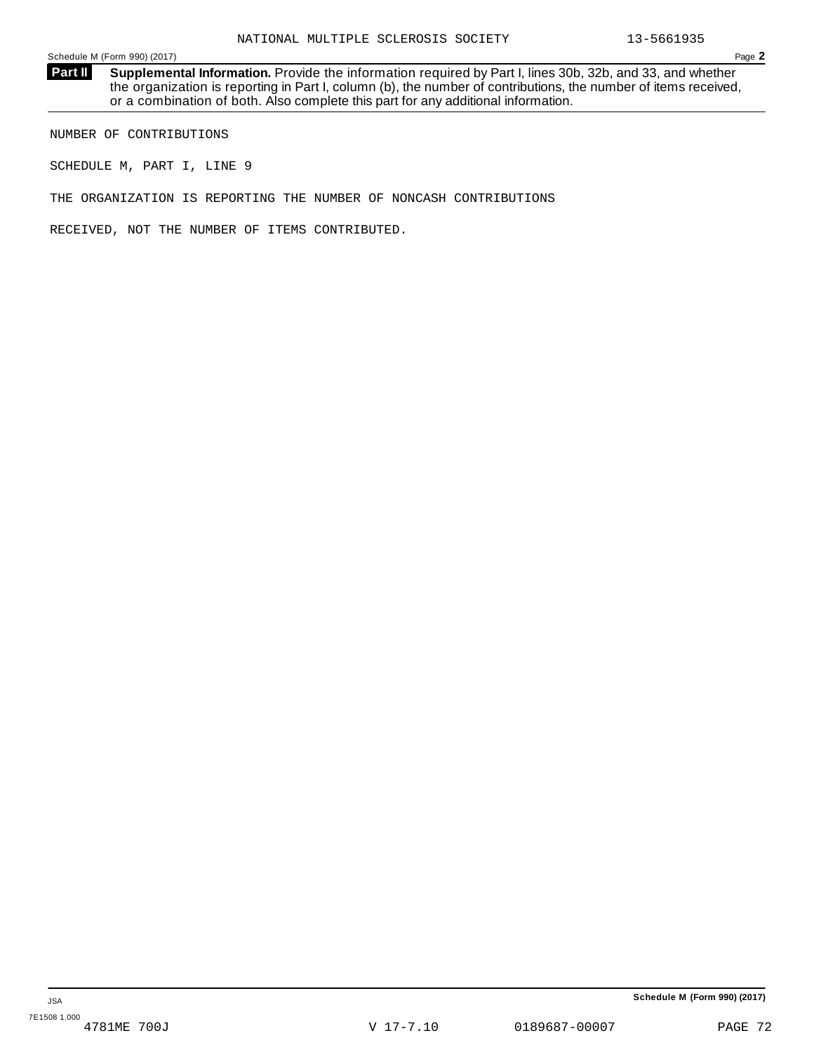NATIONAL MULTIPLE SCLEROSIS SOCIETY 13-5661935

Schedule M (Form 990) (2017) Page **2**

**Part II** **Supplemental Information.** Provide the information required by Part I, lines 30b, 32b, and 33, and whether the organization is reporting in Part I, column (b), the number of contributions, the number of items received, or a combination of both. Also complete this part for any additional information.

NUMBER OF CONTRIBUTIONS

SCHEDULE M, PART I, LINE 9

THE ORGANIZATION IS REPORTING THE NUMBER OF NONCASH CONTRIBUTIONS

RECEIVED, NOT THE NUMBER OF ITEMS CONTRIBUTED.

**Schedule M (Form 990) (2017)**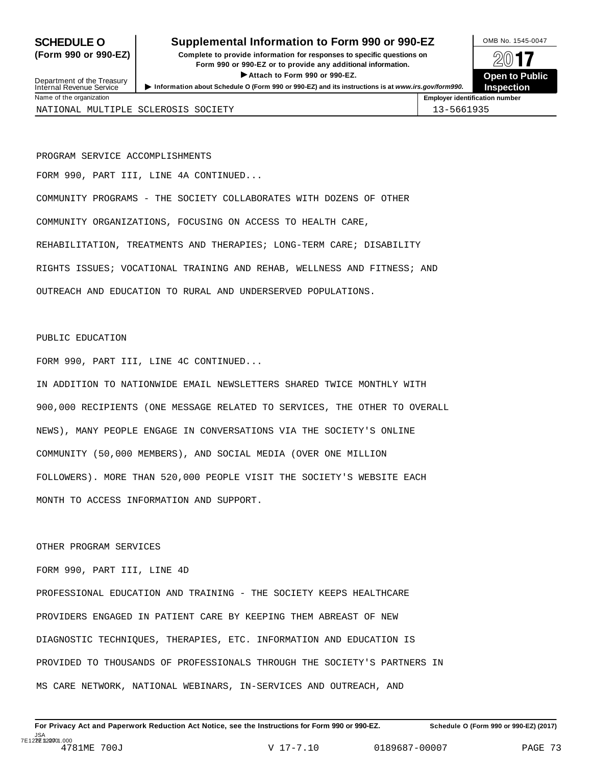# SCHEDULE O (Form 990 or 990-EZ)

## Supplemental Information to Form 990 or 990-EZ

**Complete to provide information for responses to specific questions on Form 990 or 990-EZ or to provide any additional information.**

▶ Attach to Form 990 or 990-EZ.

▶ Information about Schedule O (Form 990 or 990-EZ) and its instructions is at *www.irs.gov/form990.*

Department of the Treasury
Internal Revenue Service

OMB No. 1545-0047

2017

**Open to Public Inspection**

| Name of the organization | Employer identification number |
|---|---|
| NATIONAL MULTIPLE SCLEROSIS SOCIETY | 13-5661935 |

PROGRAM SERVICE ACCOMPLISHMENTS

FORM 990, PART III, LINE 4A CONTINUED...

COMMUNITY PROGRAMS - THE SOCIETY COLLABORATES WITH DOZENS OF OTHER COMMUNITY ORGANIZATIONS, FOCUSING ON ACCESS TO HEALTH CARE, REHABILITATION, TREATMENTS AND THERAPIES; LONG-TERM CARE; DISABILITY RIGHTS ISSUES; VOCATIONAL TRAINING AND REHAB, WELLNESS AND FITNESS; AND OUTREACH AND EDUCATION TO RURAL AND UNDERSERVED POPULATIONS.

PUBLIC EDUCATION

FORM 990, PART III, LINE 4C CONTINUED...

IN ADDITION TO NATIONWIDE EMAIL NEWSLETTERS SHARED TWICE MONTHLY WITH 900,000 RECIPIENTS (ONE MESSAGE RELATED TO SERVICES, THE OTHER TO OVERALL NEWS), MANY PEOPLE ENGAGE IN CONVERSATIONS VIA THE SOCIETY'S ONLINE COMMUNITY (50,000 MEMBERS), AND SOCIAL MEDIA (OVER ONE MILLION FOLLOWERS). MORE THAN 520,000 PEOPLE VISIT THE SOCIETY'S WEBSITE EACH MONTH TO ACCESS INFORMATION AND SUPPORT.

OTHER PROGRAM SERVICES

FORM 990, PART III, LINE 4D

PROFESSIONAL EDUCATION AND TRAINING - THE SOCIETY KEEPS HEALTHCARE PROVIDERS ENGAGED IN PATIENT CARE BY KEEPING THEM ABREAST OF NEW DIAGNOSTIC TECHNIQUES, THERAPIES, ETC. INFORMATION AND EDUCATION IS PROVIDED TO THOUSANDS OF PROFESSIONALS THROUGH THE SOCIETY'S PARTNERS IN MS CARE NETWORK, NATIONAL WEBINARS, IN-SERVICES AND OUTREACH, AND

**For Privacy Act and Paperwork Reduction Act Notice, see the Instructions for Form 990 or 990-EZ.** **Schedule O (Form 990 or 990-EZ) (2017)**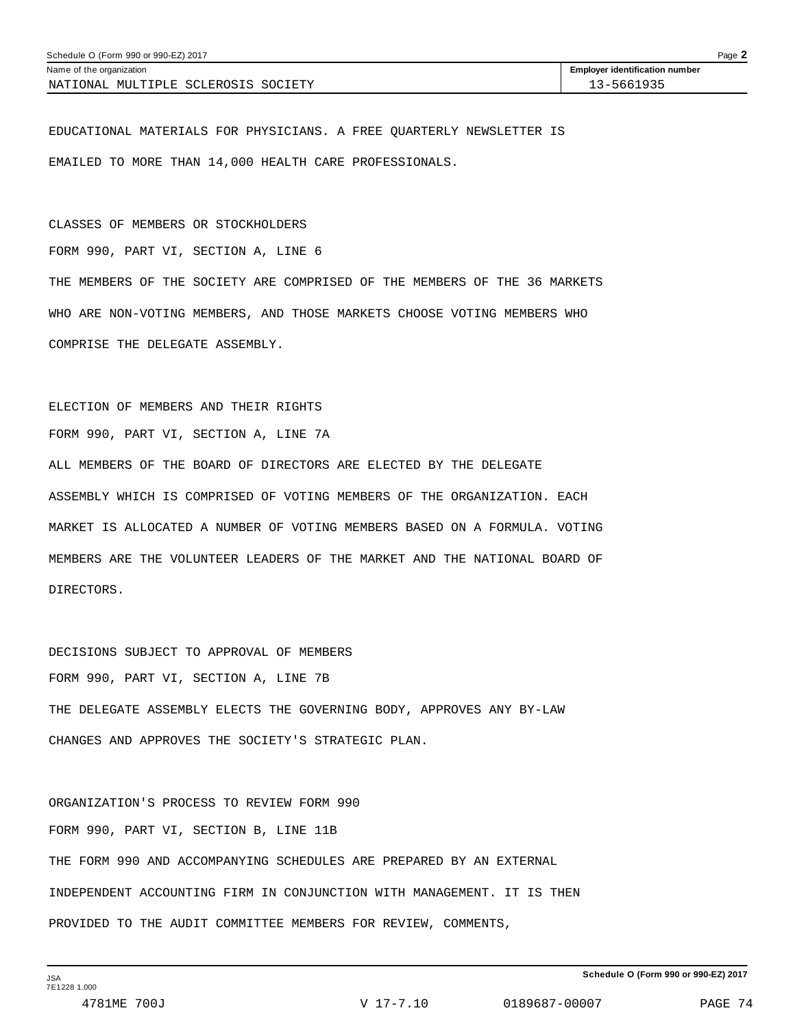Name of the organization: NATIONAL MULTIPLE SCLEROSIS SOCIETY

Employer identification number: 13-5661935

EDUCATIONAL MATERIALS FOR PHYSICIANS. A FREE QUARTERLY NEWSLETTER IS EMAILED TO MORE THAN 14,000 HEALTH CARE PROFESSIONALS.

CLASSES OF MEMBERS OR STOCKHOLDERS

FORM 990, PART VI, SECTION A, LINE 6

THE MEMBERS OF THE SOCIETY ARE COMPRISED OF THE MEMBERS OF THE 36 MARKETS WHO ARE NON-VOTING MEMBERS, AND THOSE MARKETS CHOOSE VOTING MEMBERS WHO COMPRISE THE DELEGATE ASSEMBLY.

ELECTION OF MEMBERS AND THEIR RIGHTS

FORM 990, PART VI, SECTION A, LINE 7A

ALL MEMBERS OF THE BOARD OF DIRECTORS ARE ELECTED BY THE DELEGATE ASSEMBLY WHICH IS COMPRISED OF VOTING MEMBERS OF THE ORGANIZATION. EACH MARKET IS ALLOCATED A NUMBER OF VOTING MEMBERS BASED ON A FORMULA. VOTING MEMBERS ARE THE VOLUNTEER LEADERS OF THE MARKET AND THE NATIONAL BOARD OF DIRECTORS.

DECISIONS SUBJECT TO APPROVAL OF MEMBERS

FORM 990, PART VI, SECTION A, LINE 7B

THE DELEGATE ASSEMBLY ELECTS THE GOVERNING BODY, APPROVES ANY BY-LAW CHANGES AND APPROVES THE SOCIETY'S STRATEGIC PLAN.

ORGANIZATION'S PROCESS TO REVIEW FORM 990

FORM 990, PART VI, SECTION B, LINE 11B

THE FORM 990 AND ACCOMPANYING SCHEDULES ARE PREPARED BY AN EXTERNAL INDEPENDENT ACCOUNTING FIRM IN CONJUNCTION WITH MANAGEMENT. IT IS THEN PROVIDED TO THE AUDIT COMMITTEE MEMBERS FOR REVIEW, COMMENTS,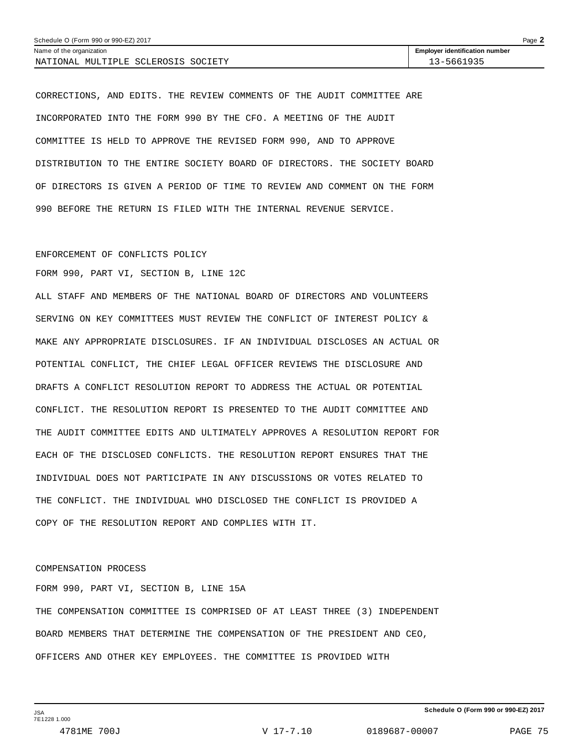CORRECTIONS, AND EDITS. THE REVIEW COMMENTS OF THE AUDIT COMMITTEE ARE INCORPORATED INTO THE FORM 990 BY THE CFO. A MEETING OF THE AUDIT COMMITTEE IS HELD TO APPROVE THE REVISED FORM 990, AND TO APPROVE DISTRIBUTION TO THE ENTIRE SOCIETY BOARD OF DIRECTORS. THE SOCIETY BOARD OF DIRECTORS IS GIVEN A PERIOD OF TIME TO REVIEW AND COMMENT ON THE FORM 990 BEFORE THE RETURN IS FILED WITH THE INTERNAL REVENUE SERVICE.

ENFORCEMENT OF CONFLICTS POLICY

FORM 990, PART VI, SECTION B, LINE 12C

ALL STAFF AND MEMBERS OF THE NATIONAL BOARD OF DIRECTORS AND VOLUNTEERS SERVING ON KEY COMMITTEES MUST REVIEW THE CONFLICT OF INTEREST POLICY & MAKE ANY APPROPRIATE DISCLOSURES. IF AN INDIVIDUAL DISCLOSES AN ACTUAL OR POTENTIAL CONFLICT, THE CHIEF LEGAL OFFICER REVIEWS THE DISCLOSURE AND DRAFTS A CONFLICT RESOLUTION REPORT TO ADDRESS THE ACTUAL OR POTENTIAL CONFLICT. THE RESOLUTION REPORT IS PRESENTED TO THE AUDIT COMMITTEE AND THE AUDIT COMMITTEE EDITS AND ULTIMATELY APPROVES A RESOLUTION REPORT FOR EACH OF THE DISCLOSED CONFLICTS. THE RESOLUTION REPORT ENSURES THAT THE INDIVIDUAL DOES NOT PARTICIPATE IN ANY DISCUSSIONS OR VOTES RELATED TO THE CONFLICT. THE INDIVIDUAL WHO DISCLOSED THE CONFLICT IS PROVIDED A COPY OF THE RESOLUTION REPORT AND COMPLIES WITH IT.

COMPENSATION PROCESS

FORM 990, PART VI, SECTION B, LINE 15A

THE COMPENSATION COMMITTEE IS COMPRISED OF AT LEAST THREE (3) INDEPENDENT BOARD MEMBERS THAT DETERMINE THE COMPENSATION OF THE PRESIDENT AND CEO, OFFICERS AND OTHER KEY EMPLOYEES. THE COMMITTEE IS PROVIDED WITH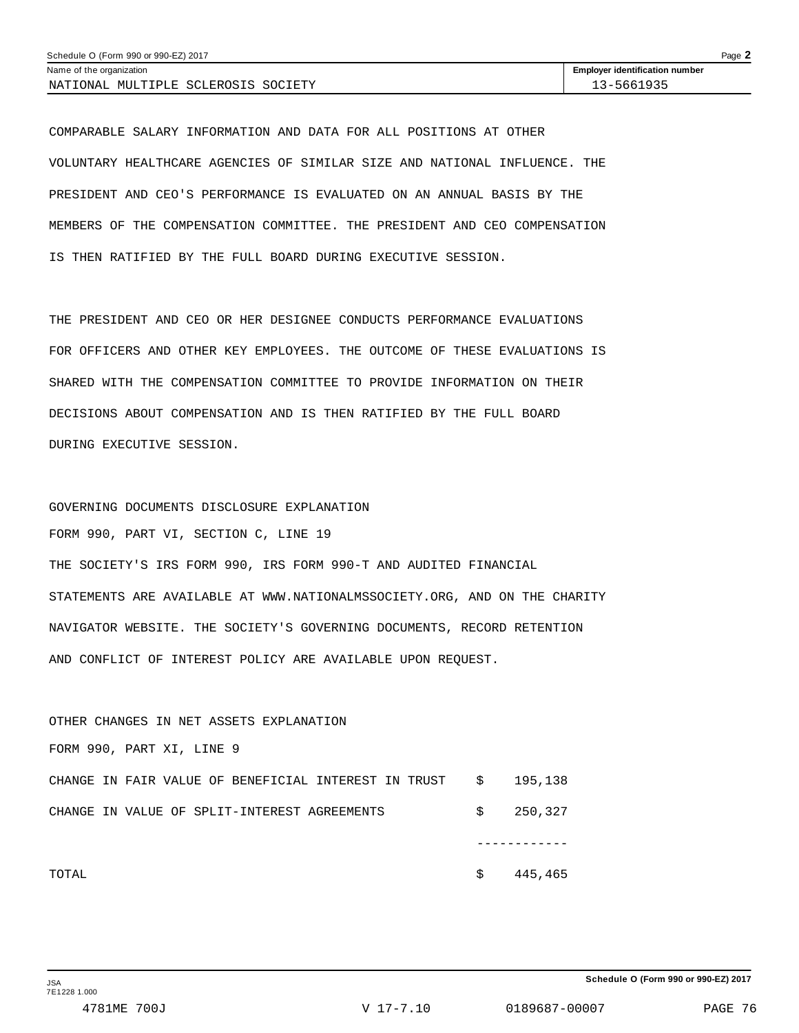Schedule O (Form 990 or 990-EZ) 2017

Name of the organization: NATIONAL MULTIPLE SCLEROSIS SOCIETY

Employer identification number: 13-5661935

COMPARABLE SALARY INFORMATION AND DATA FOR ALL POSITIONS AT OTHER VOLUNTARY HEALTHCARE AGENCIES OF SIMILAR SIZE AND NATIONAL INFLUENCE. THE PRESIDENT AND CEO'S PERFORMANCE IS EVALUATED ON AN ANNUAL BASIS BY THE MEMBERS OF THE COMPENSATION COMMITTEE. THE PRESIDENT AND CEO COMPENSATION IS THEN RATIFIED BY THE FULL BOARD DURING EXECUTIVE SESSION.

THE PRESIDENT AND CEO OR HER DESIGNEE CONDUCTS PERFORMANCE EVALUATIONS FOR OFFICERS AND OTHER KEY EMPLOYEES. THE OUTCOME OF THESE EVALUATIONS IS SHARED WITH THE COMPENSATION COMMITTEE TO PROVIDE INFORMATION ON THEIR DECISIONS ABOUT COMPENSATION AND IS THEN RATIFIED BY THE FULL BOARD DURING EXECUTIVE SESSION.

GOVERNING DOCUMENTS DISCLOSURE EXPLANATION

FORM 990, PART VI, SECTION C, LINE 19

THE SOCIETY'S IRS FORM 990, IRS FORM 990-T AND AUDITED FINANCIAL STATEMENTS ARE AVAILABLE AT WWW.NATIONALMSSOCIETY.ORG, AND ON THE CHARITY NAVIGATOR WEBSITE. THE SOCIETY'S GOVERNING DOCUMENTS, RECORD RETENTION AND CONFLICT OF INTEREST POLICY ARE AVAILABLE UPON REQUEST.

OTHER CHANGES IN NET ASSETS EXPLANATION

FORM 990, PART XI, LINE 9

| | | |
|---|---|---|
| CHANGE IN FAIR VALUE OF BENEFICIAL INTEREST IN TRUST | $ | 195,138 |
| CHANGE IN VALUE OF SPLIT-INTEREST AGREEMENTS | $ | 250,327 |
| TOTAL | $ | 445,465 |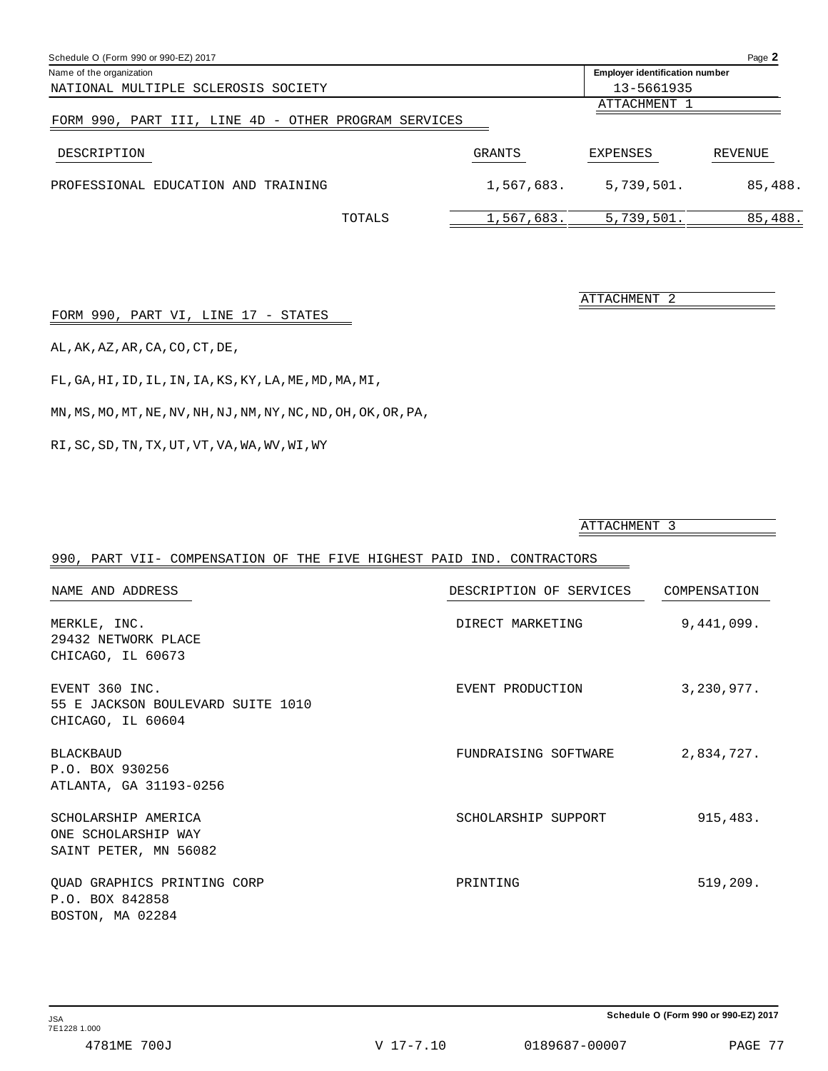Schedule O (Form 990 or 990-EZ) 2017

Name of the organization: NATIONAL MULTIPLE SCLEROSIS SOCIETY

Employer identification number: 13-5661935

ATTACHMENT 1

## FORM 990, PART III, LINE 4D - OTHER PROGRAM SERVICES

| DESCRIPTION | GRANTS | EXPENSES | REVENUE |
|---|---|---|---|
| PROFESSIONAL EDUCATION AND TRAINING | 1,567,683. | 5,739,501. | 85,488. |
| TOTALS | 1,567,683. | 5,739,501. | 85,488. |

ATTACHMENT 2

## FORM 990, PART VI, LINE 17 - STATES

AL,AK,AZ,AR,CA,CO,CT,DE,

FL,GA,HI,ID,IL,IN,IA,KS,KY,LA,ME,MD,MA,MI,

MN,MS,MO,MT,NE,NV,NH,NJ,NM,NY,NC,ND,OH,OK,OR,PA,

RI,SC,SD,TN,TX,UT,VT,VA,WA,WV,WI,WY

ATTACHMENT 3

## 990, PART VII- COMPENSATION OF THE FIVE HIGHEST PAID IND. CONTRACTORS

| NAME AND ADDRESS | DESCRIPTION OF SERVICES | COMPENSATION |
|---|---|---|
| MERKLE, INC.<br>29432 NETWORK PLACE<br>CHICAGO, IL 60673 | DIRECT MARKETING | 9,441,099. |
| EVENT 360 INC.<br>55 E JACKSON BOULEVARD SUITE 1010<br>CHICAGO, IL 60604 | EVENT PRODUCTION | 3,230,977. |
| BLACKBAUD<br>P.O. BOX 930256<br>ATLANTA, GA 31193-0256 | FUNDRAISING SOFTWARE | 2,834,727. |
| SCHOLARSHIP AMERICA<br>ONE SCHOLARSHIP WAY<br>SAINT PETER, MN 56082 | SCHOLARSHIP SUPPORT | 915,483. |
| QUAD GRAPHICS PRINTING CORP<br>P.O. BOX 842858<br>BOSTON, MA 02284 | PRINTING | 519,209. |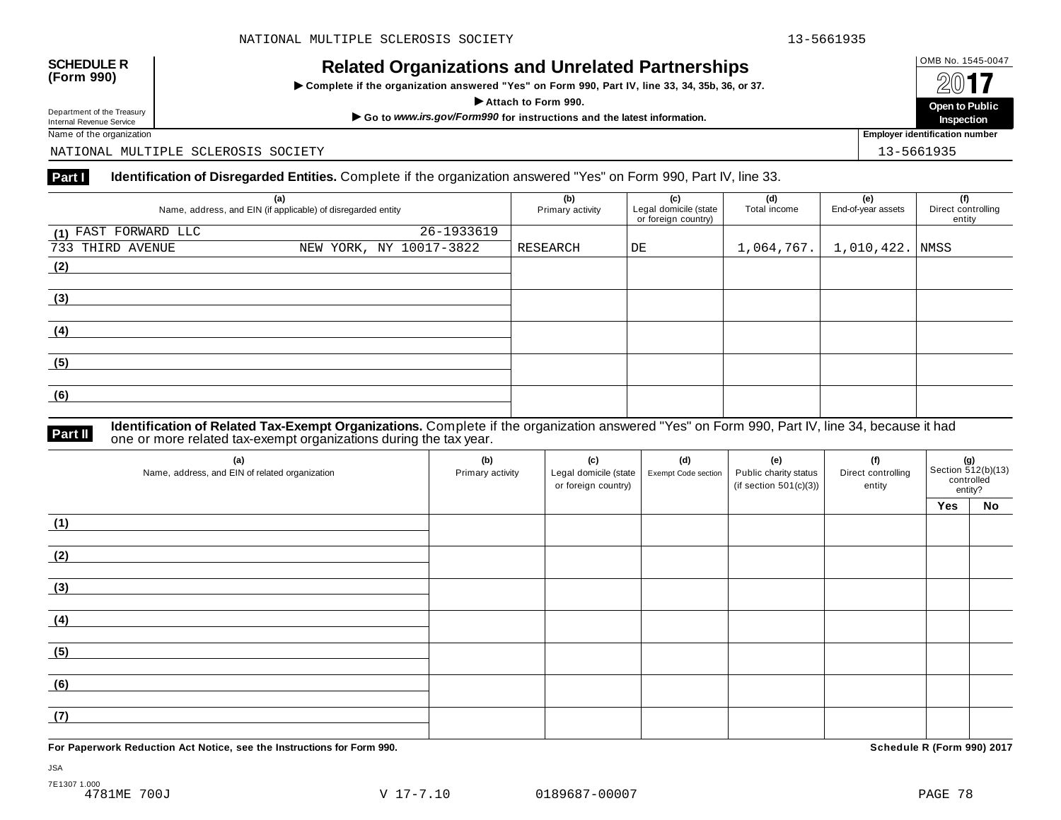NATIONAL MULTIPLE SCLEROSIS SOCIETY 13-5661935

**SCHEDULE R (Form 990)**

Department of the Treasury
Internal Revenue Service

# Related Organizations and Unrelated Partnerships

▶ **Complete if the organization answered "Yes" on Form 990, Part IV, line 33, 34, 35b, 36, or 37.**

▶ **Attach to Form 990.**

▶ **Go to *www.irs.gov/Form990* for instructions and the latest information.**

OMB No. 1545-0047

**2017**

**Open to Public Inspection**

Name of the organization: NATIONAL MULTIPLE SCLEROSIS SOCIETY

Employer identification number: 13-5661935

**Part I** **Identification of Disregarded Entities.** Complete if the organization answered "Yes" on Form 990, Part IV, line 33.

| (a) Name, address, and EIN (if applicable) of disregarded entity | (b) Primary activity | (c) Legal domicile (state or foreign country) | (d) Total income | (e) End-of-year assets | (f) Direct controlling entity |
|---|---|---|---|---|---|
| (1) FAST FORWARD LLC 26-1933619<br>733 THIRD AVENUE NEW YORK, NY 10017-3822 | RESEARCH | DE | 1,064,767. | 1,010,422. | NMSS |
| (2) | | | | | |
| (3) | | | | | |
| (4) | | | | | |
| (5) | | | | | |
| (6) | | | | | |

**Part II** **Identification of Related Tax-Exempt Organizations.** Complete if the organization answered "Yes" on Form 990, Part IV, line 34, because it had one or more related tax-exempt organizations during the tax year.

| (a) Name, address, and EIN of related organization | (b) Primary activity | (c) Legal domicile (state or foreign country) | (d) Exempt Code section | (e) Public charity status (if section 501(c)(3)) | (f) Direct controlling entity | (g) Section 512(b)(13) controlled entity? Yes | No |
|---|---|---|---|---|---|---|---|
| (1) | | | | | | | |
| (2) | | | | | | | |
| (3) | | | | | | | |
| (4) | | | | | | | |
| (5) | | | | | | | |
| (6) | | | | | | | |
| (7) | | | | | | | |

**For Paperwork Reduction Act Notice, see the Instructions for Form 990.** **Schedule R (Form 990) 2017**

JSA
7E1307 1.000
4781ME 700J V 17-7.10 0189687-00007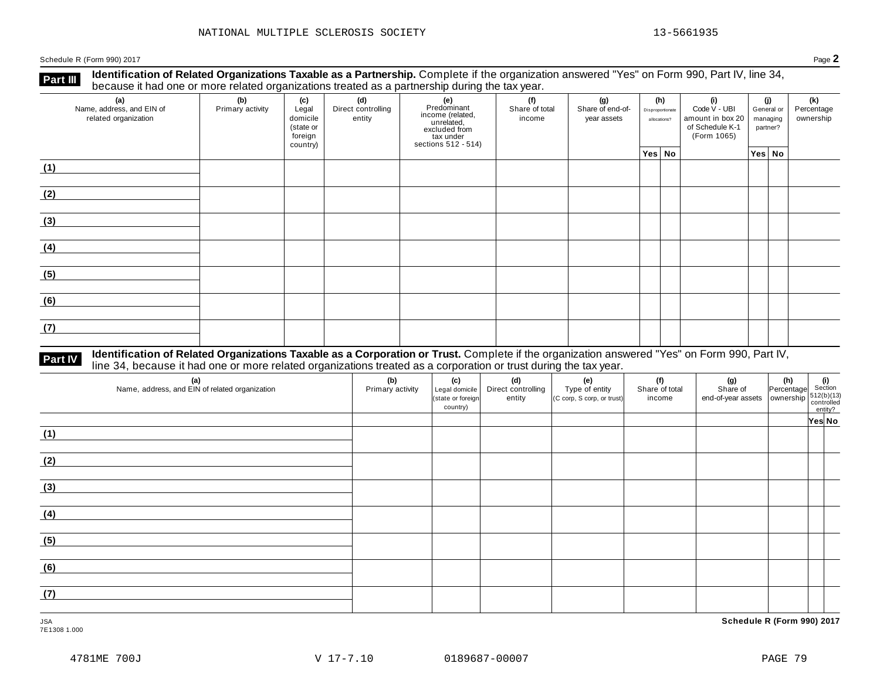NATIONAL MULTIPLE SCLEROSIS SOCIETY 13-5661935

Schedule R (Form 990) 2017 Page **2**

**Part III** **Identification of Related Organizations Taxable as a Partnership.** Complete if the organization answered "Yes" on Form 990, Part IV, line 34, because it had one or more related organizations treated as a partnership during the tax year.

| (a) Name, address, and EIN of related organization | (b) Primary activity | (c) Legal domicile (state or foreign country) | (d) Direct controlling entity | (e) Predominant income (related, unrelated, excluded from tax under sections 512 - 514) | (f) Share of total income | (g) Share of end-of-year assets | (h) Disproportionate allocations? | | (i) Code V - UBI amount in box 20 of Schedule K-1 (Form 1065) | (j) General or managing partner? | | (k) Percentage ownership |
|---|---|---|---|---|---|---|---|---|---|---|---|---|
| | | | | | | | Yes | No | | Yes | No | |
| (1) | | | | | | | | | | | | |
| (2) | | | | | | | | | | | | |
| (3) | | | | | | | | | | | | |
| (4) | | | | | | | | | | | | |
| (5) | | | | | | | | | | | | |
| (6) | | | | | | | | | | | | |
| (7) | | | | | | | | | | | | |

**Part IV** **Identification of Related Organizations Taxable as a Corporation or Trust.** Complete if the organization answered "Yes" on Form 990, Part IV, line 34, because it had one or more related organizations treated as a corporation or trust during the tax year.

| (a) Name, address, and EIN of related organization | (b) Primary activity | (c) Legal domicile (state or foreign country) | (d) Direct controlling entity | (e) Type of entity (C corp, S corp, or trust) | (f) Share of total income | (g) Share of end-of-year assets | (h) Percentage ownership | (i) Section 512(b)(13) controlled entity? | |
|---|---|---|---|---|---|---|---|---|---|
| | | | | | | | | Yes | No |
| (1) | | | | | | | | | |
| (2) | | | | | | | | | |
| (3) | | | | | | | | | |
| (4) | | | | | | | | | |
| (5) | | | | | | | | | |
| (6) | | | | | | | | | |
| (7) | | | | | | | | | |

JSA
7E1308 1.000

**Schedule R (Form 990) 2017**

4781ME 700J V 17-7.10 0189687-00007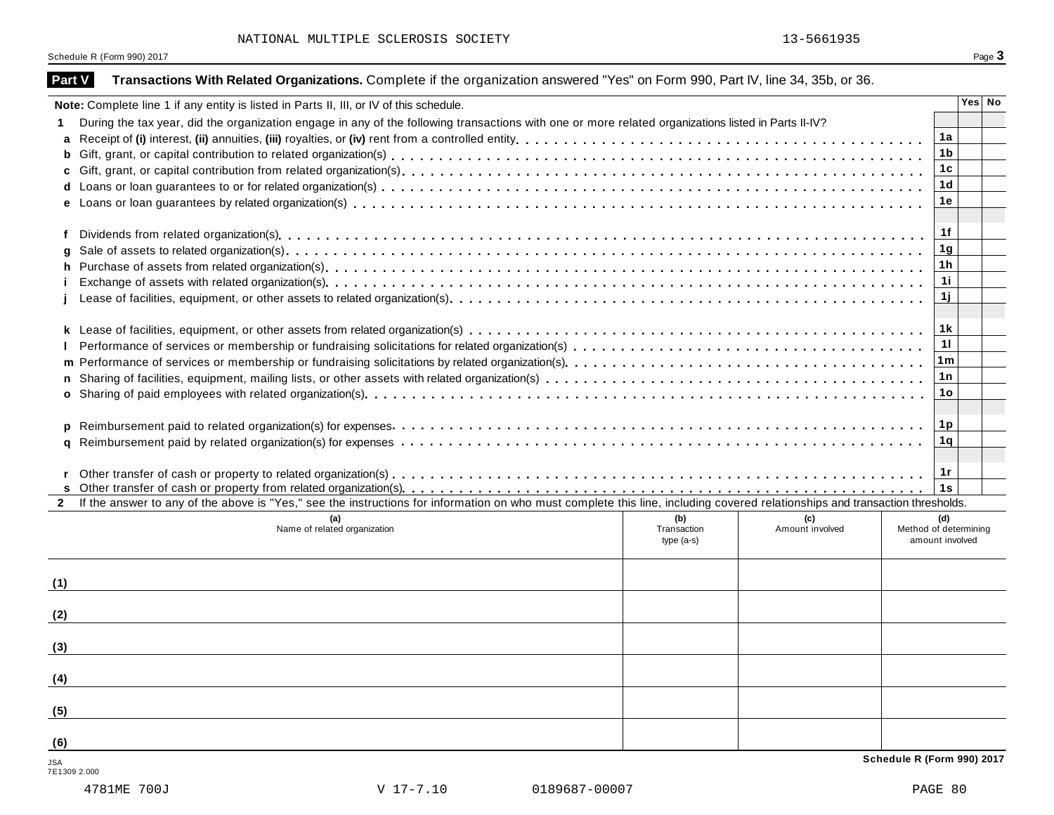NATIONAL MULTIPLE SCLEROSIS SOCIETY 13-5661935

## Part V Transactions With Related Organizations. Complete if the organization answered "Yes" on Form 990, Part IV, line 34, 35b, or 36.

| **Note:** Complete line 1 if any entity is listed in Parts II, III, or IV of this schedule. | | Yes | No |
|---|---|---|---|
| **1** During the tax year, did the organization engage in any of the following transactions with one or more related organizations listed in Parts II-IV? | | | |
| **a** Receipt of **(i)** interest, **(ii)** annuities, **(iii)** royalties, or **(iv)** rent from a controlled entity | 1a | | |
| **b** Gift, grant, or capital contribution to related organization(s) | 1b | | |
| **c** Gift, grant, or capital contribution from related organization(s) | 1c | | |
| **d** Loans or loan guarantees to or for related organization(s) | 1d | | |
| **e** Loans or loan guarantees by related organization(s) | 1e | | |
| **f** Dividends from related organization(s) | 1f | | |
| **g** Sale of assets to related organization(s) | 1g | | |
| **h** Purchase of assets from related organization(s) | 1h | | |
| **i** Exchange of assets with related organization(s) | 1i | | |
| **j** Lease of facilities, equipment, or other assets to related organization(s) | 1j | | |
| **k** Lease of facilities, equipment, or other assets from related organization(s) | 1k | | |
| **l** Performance of services or membership or fundraising solicitations for related organization(s) | 1l | | |
| **m** Performance of services or membership or fundraising solicitations by related organization(s) | 1m | | |
| **n** Sharing of facilities, equipment, mailing lists, or other assets with related organization(s) | 1n | | |
| **o** Sharing of paid employees with related organization(s) | 1o | | |
| **p** Reimbursement paid to related organization(s) for expenses | 1p | | |
| **q** Reimbursement paid by related organization(s) for expenses | 1q | | |
| **r** Other transfer of cash or property to related organization(s) | 1r | | |
| **s** Other transfer of cash or property from related organization(s) | 1s | | |

**2** If the answer to any of the above is "Yes," see the instructions for information on who must complete this line, including covered relationships and transaction thresholds.

| | (a) Name of related organization | (b) Transaction type (a-s) | (c) Amount involved | (d) Method of determining amount involved |
|---|---|---|---|---|
| (1) | | | | |
| (2) | | | | |
| (3) | | | | |
| (4) | | | | |
| (5) | | | | |
| (6) | | | | |

**Schedule R (Form 990) 2017**

JSA
7E1309 2.000

4781ME 700J V 17-7.10 0189687-00007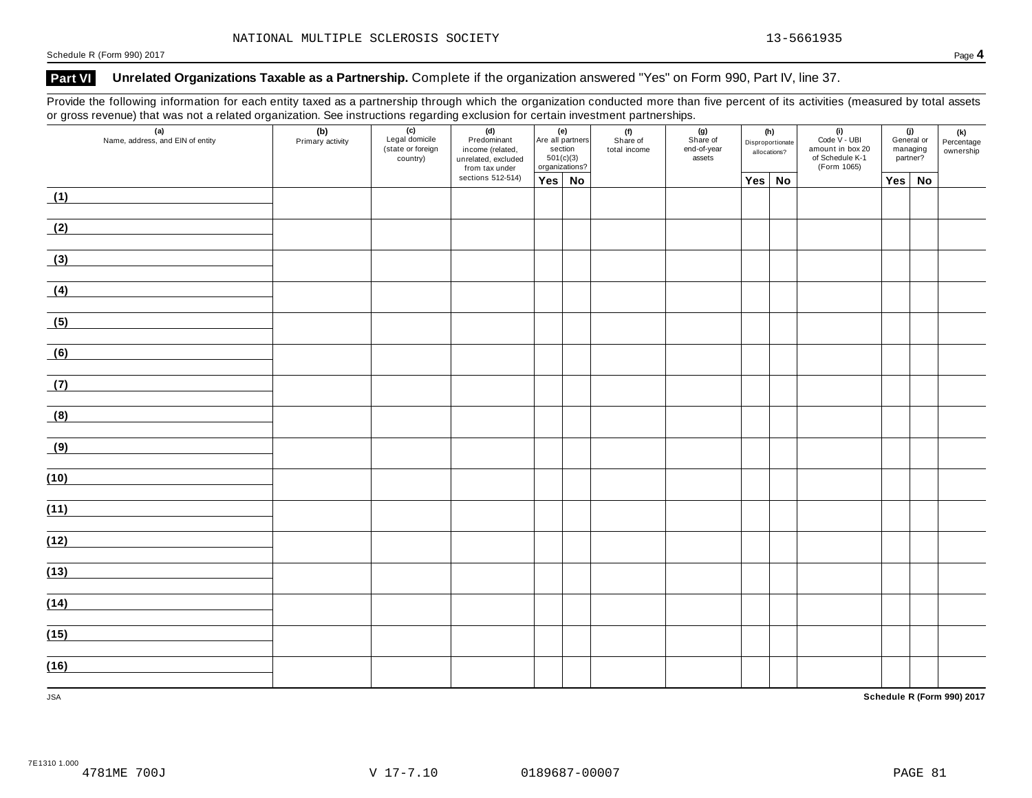NATIONAL MULTIPLE SCLEROSIS SOCIETY 13-5661935

Schedule R (Form 990) 2017

## Part VI Unrelated Organizations Taxable as a Partnership. Complete if the organization answered "Yes" on Form 990, Part IV, line 37.

Provide the following information for each entity taxed as a partnership through which the organization conducted more than five percent of its activities (measured by total assets or gross revenue) that was not a related organization. See instructions regarding exclusion for certain investment partnerships.

| (a) Name, address, and EIN of entity | (b) Primary activity | (c) Legal domicile (state or foreign country) | (d) Predominant income (related, unrelated, excluded from tax under sections 512-514) | (e) Are all partners section 501(c)(3) organizations? | | (f) Share of total income | (g) Share of end-of-year assets | (h) Disproportionate allocations? | | (i) Code V - UBI amount in box 20 of Schedule K-1 (Form 1065) | (j) General or managing partner? | | (k) Percentage ownership |
|---|---|---|---|---|---|---|---|---|---|---|---|---|---|
| | | | | Yes | No | | | Yes | No | | Yes | No | |
| (1) | | | | | | | | | | | | | |
| (2) | | | | | | | | | | | | | |
| (3) | | | | | | | | | | | | | |
| (4) | | | | | | | | | | | | | |
| (5) | | | | | | | | | | | | | |
| (6) | | | | | | | | | | | | | |
| (7) | | | | | | | | | | | | | |
| (8) | | | | | | | | | | | | | |
| (9) | | | | | | | | | | | | | |
| (10) | | | | | | | | | | | | | |
| (11) | | | | | | | | | | | | | |
| (12) | | | | | | | | | | | | | |
| (13) | | | | | | | | | | | | | |
| (14) | | | | | | | | | | | | | |
| (15) | | | | | | | | | | | | | |
| (16) | | | | | | | | | | | | | |

JSA

Schedule R (Form 990) 2017

7E1310 1.000
4781ME 700J V 17-7.10 0189687-00007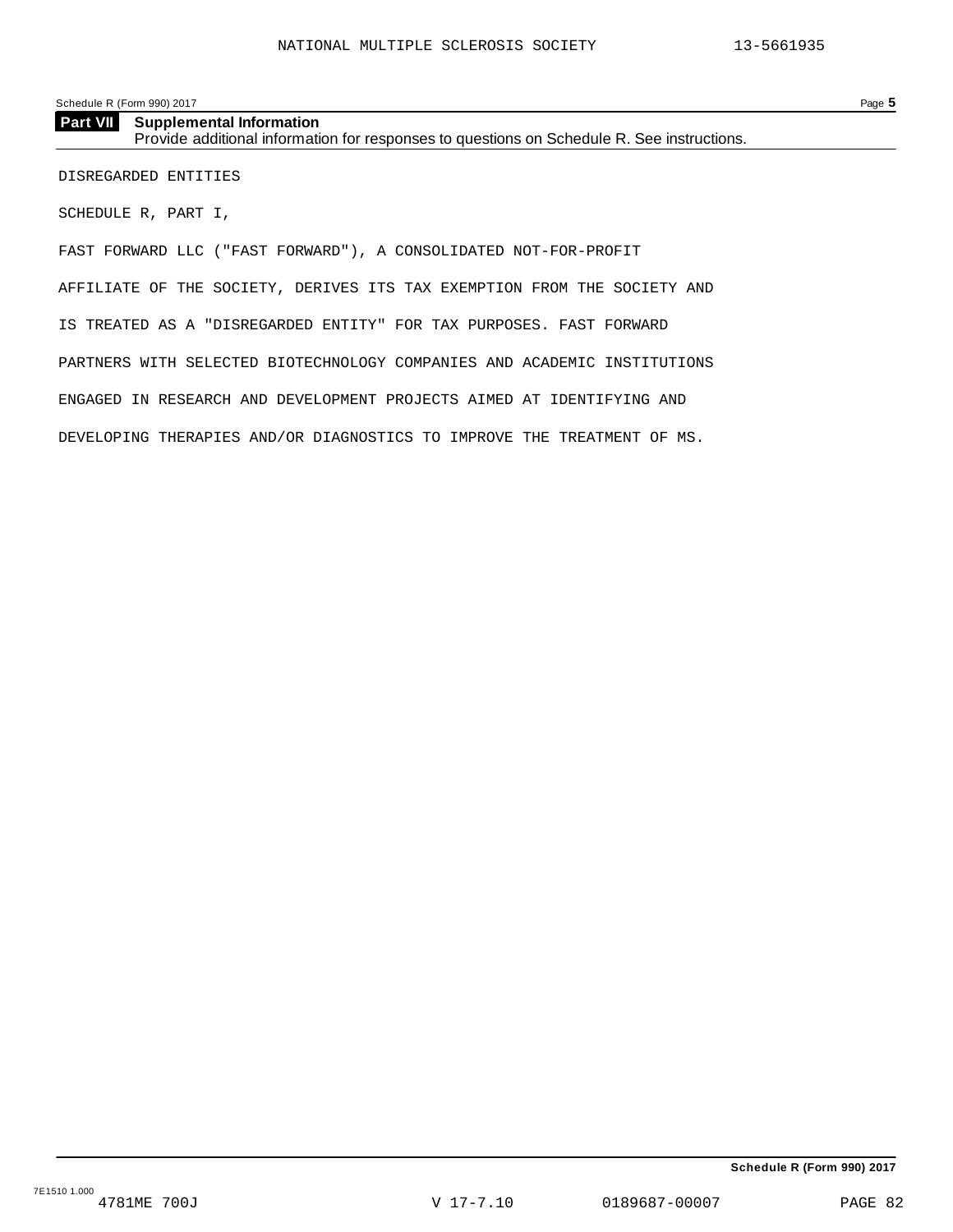## Part VII Supplemental Information

Provide additional information for responses to questions on Schedule R. See instructions.

DISREGARDED ENTITIES

SCHEDULE R, PART I,

FAST FORWARD LLC ("FAST FORWARD"), A CONSOLIDATED NOT-FOR-PROFIT AFFILIATE OF THE SOCIETY, DERIVES ITS TAX EXEMPTION FROM THE SOCIETY AND IS TREATED AS A "DISREGARDED ENTITY" FOR TAX PURPOSES. FAST FORWARD PARTNERS WITH SELECTED BIOTECHNOLOGY COMPANIES AND ACADEMIC INSTITUTIONS ENGAGED IN RESEARCH AND DEVELOPMENT PROJECTS AIMED AT IDENTIFYING AND DEVELOPING THERAPIES AND/OR DIAGNOSTICS TO IMPROVE THE TREATMENT OF MS.